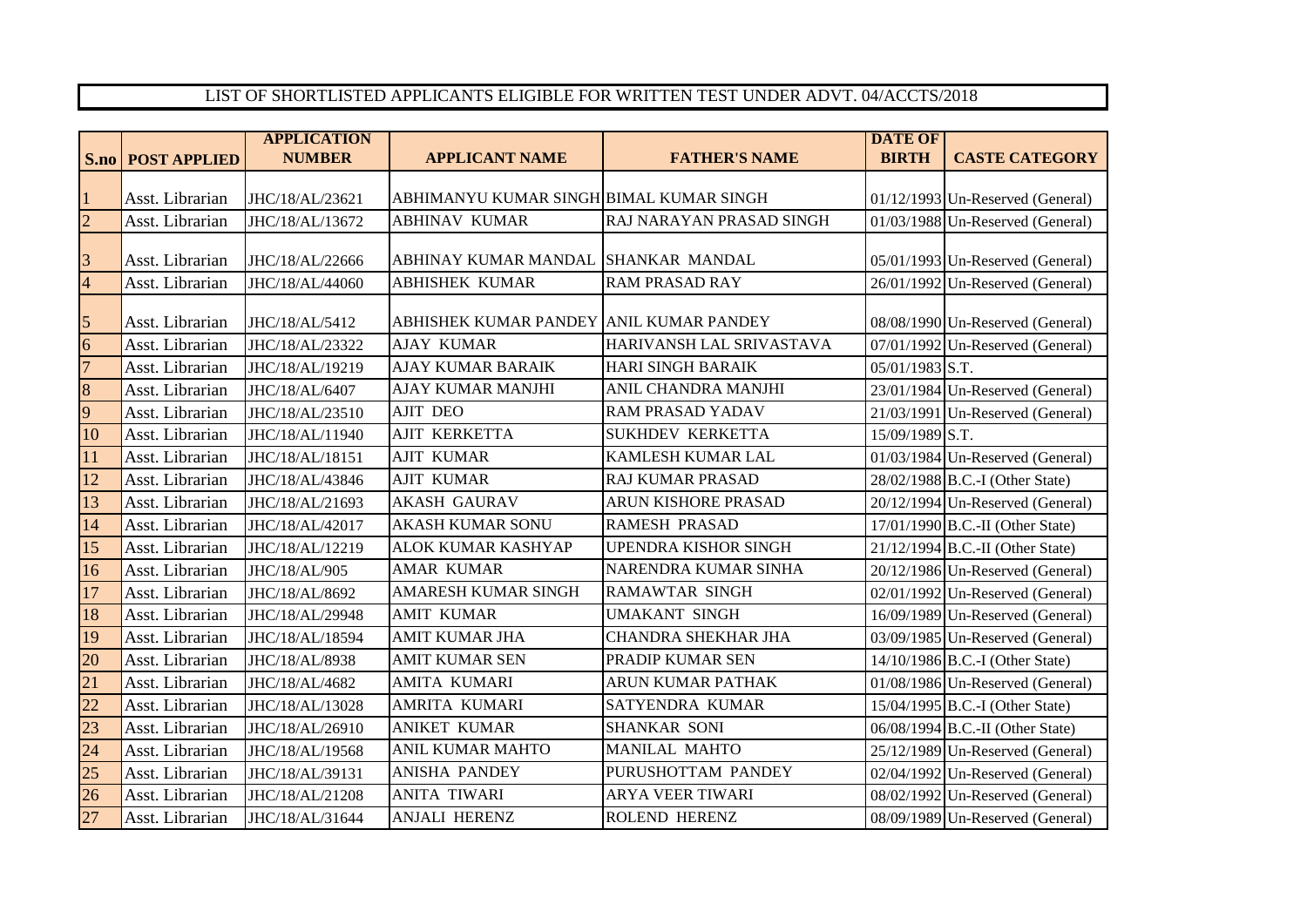# LIST OF SHORTLISTED APPLICANTS ELIGIBLE FOR WRITTEN TEST UNDER ADVT. 04/ACCTS/2018

| S.no | POST APPLIED | APPLICATION NUMBER | APPLICANT NAME | FATHER'S NAME | DATE OF BIRTH | CASTE CATEGORY |
|---|---|---|---|---|---|---|
| 1 | Asst. Librarian | JHC/18/AL/23621 | ABHIMANYU KUMAR SINGH | BIMAL KUMAR SINGH | 01/12/1993 | Un-Reserved (General) |
| 2 | Asst. Librarian | JHC/18/AL/13672 | ABHINAV KUMAR | RAJ NARAYAN PRASAD SINGH | 01/03/1988 | Un-Reserved (General) |
| 3 | Asst. Librarian | JHC/18/AL/22666 | ABHINAY KUMAR MANDAL | SHANKAR MANDAL | 05/01/1993 | Un-Reserved (General) |
| 4 | Asst. Librarian | JHC/18/AL/44060 | ABHISHEK KUMAR | RAM PRASAD RAY | 26/01/1992 | Un-Reserved (General) |
| 5 | Asst. Librarian | JHC/18/AL/5412 | ABHISHEK KUMAR PANDEY | ANIL KUMAR PANDEY | 08/08/1990 | Un-Reserved (General) |
| 6 | Asst. Librarian | JHC/18/AL/23322 | AJAY KUMAR | HARIVANSH LAL SRIVASTAVA | 07/01/1992 | Un-Reserved (General) |
| 7 | Asst. Librarian | JHC/18/AL/19219 | AJAY KUMAR BARAIK | HARI SINGH BARAIK | 05/01/1983 | S.T. |
| 8 | Asst. Librarian | JHC/18/AL/6407 | AJAY KUMAR MANJHI | ANIL CHANDRA MANJHI | 23/01/1984 | Un-Reserved (General) |
| 9 | Asst. Librarian | JHC/18/AL/23510 | AJIT DEO | RAM PRASAD YADAV | 21/03/1991 | Un-Reserved (General) |
| 10 | Asst. Librarian | JHC/18/AL/11940 | AJIT KERKETTA | SUKHDEV KERKETTA | 15/09/1989 | S.T. |
| 11 | Asst. Librarian | JHC/18/AL/18151 | AJIT KUMAR | KAMLESH KUMAR LAL | 01/03/1984 | Un-Reserved (General) |
| 12 | Asst. Librarian | JHC/18/AL/43846 | AJIT KUMAR | RAJ KUMAR PRASAD | 28/02/1988 | B.C.-I (Other State) |
| 13 | Asst. Librarian | JHC/18/AL/21693 | AKASH GAURAV | ARUN KISHORE PRASAD | 20/12/1994 | Un-Reserved (General) |
| 14 | Asst. Librarian | JHC/18/AL/42017 | AKASH KUMAR SONU | RAMESH PRASAD | 17/01/1990 | B.C.-II (Other State) |
| 15 | Asst. Librarian | JHC/18/AL/12219 | ALOK KUMAR KASHYAP | UPENDRA KISHOR SINGH | 21/12/1994 | B.C.-II (Other State) |
| 16 | Asst. Librarian | JHC/18/AL/905 | AMAR KUMAR | NARENDRA KUMAR SINHA | 20/12/1986 | Un-Reserved (General) |
| 17 | Asst. Librarian | JHC/18/AL/8692 | AMARESH KUMAR SINGH | RAMAWTAR SINGH | 02/01/1992 | Un-Reserved (General) |
| 18 | Asst. Librarian | JHC/18/AL/29948 | AMIT KUMAR | UMAKANT SINGH | 16/09/1989 | Un-Reserved (General) |
| 19 | Asst. Librarian | JHC/18/AL/18594 | AMIT KUMAR JHA | CHANDRA SHEKHAR JHA | 03/09/1985 | Un-Reserved (General) |
| 20 | Asst. Librarian | JHC/18/AL/8938 | AMIT KUMAR SEN | PRADIP KUMAR SEN | 14/10/1986 | B.C.-I (Other State) |
| 21 | Asst. Librarian | JHC/18/AL/4682 | AMITA KUMARI | ARUN KUMAR PATHAK | 01/08/1986 | Un-Reserved (General) |
| 22 | Asst. Librarian | JHC/18/AL/13028 | AMRITA KUMARI | SATYENDRA KUMAR | 15/04/1995 | B.C.-I (Other State) |
| 23 | Asst. Librarian | JHC/18/AL/26910 | ANIKET KUMAR | SHANKAR SONI | 06/08/1994 | B.C.-II (Other State) |
| 24 | Asst. Librarian | JHC/18/AL/19568 | ANIL KUMAR MAHTO | MANILAL MAHTO | 25/12/1989 | Un-Reserved (General) |
| 25 | Asst. Librarian | JHC/18/AL/39131 | ANISHA PANDEY | PURUSHOTTAM PANDEY | 02/04/1992 | Un-Reserved (General) |
| 26 | Asst. Librarian | JHC/18/AL/21208 | ANITA TIWARI | ARYA VEER TIWARI | 08/02/1992 | Un-Reserved (General) |
| 27 | Asst. Librarian | JHC/18/AL/31644 | ANJALI HERENZ | ROLEND HERENZ | 08/09/1989 | Un-Reserved (General) |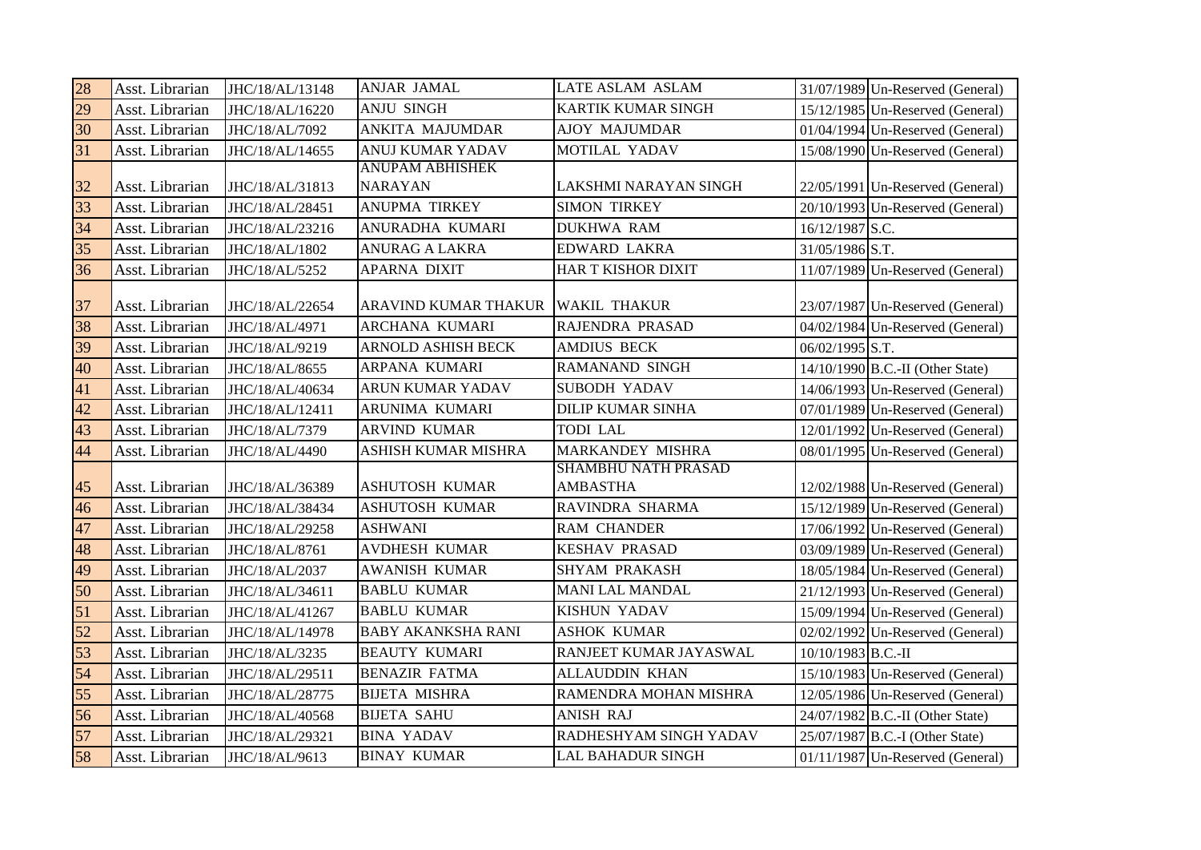| 28 | Asst. Librarian | JHC/18/AL/13148 | ANJAR JAMAL | LATE ASLAM ASLAM | 31/07/1989 | Un-Reserved (General) |
|---|---|---|---|---|---|---|
| 29 | Asst. Librarian | JHC/18/AL/16220 | ANJU SINGH | KARTIK KUMAR SINGH | 15/12/1985 | Un-Reserved (General) |
| 30 | Asst. Librarian | JHC/18/AL/7092 | ANKITA MAJUMDAR | AJOY MAJUMDAR | 01/04/1994 | Un-Reserved (General) |
| 31 | Asst. Librarian | JHC/18/AL/14655 | ANUJ KUMAR YADAV | MOTILAL YADAV | 15/08/1990 | Un-Reserved (General) |
| 32 | Asst. Librarian | JHC/18/AL/31813 | ANUPAM ABHISHEK NARAYAN | LAKSHMI NARAYAN SINGH | 22/05/1991 | Un-Reserved (General) |
| 33 | Asst. Librarian | JHC/18/AL/28451 | ANUPMA TIRKEY | SIMON TIRKEY | 20/10/1993 | Un-Reserved (General) |
| 34 | Asst. Librarian | JHC/18/AL/23216 | ANURADHA KUMARI | DUKHWA RAM | 16/12/1987 | S.C. |
| 35 | Asst. Librarian | JHC/18/AL/1802 | ANURAG A LAKRA | EDWARD LAKRA | 31/05/1986 | S.T. |
| 36 | Asst. Librarian | JHC/18/AL/5252 | APARNA DIXIT | HAR T KISHOR DIXIT | 11/07/1989 | Un-Reserved (General) |
| 37 | Asst. Librarian | JHC/18/AL/22654 | ARAVIND KUMAR THAKUR | WAKIL THAKUR | 23/07/1987 | Un-Reserved (General) |
| 38 | Asst. Librarian | JHC/18/AL/4971 | ARCHANA KUMARI | RAJENDRA PRASAD | 04/02/1984 | Un-Reserved (General) |
| 39 | Asst. Librarian | JHC/18/AL/9219 | ARNOLD ASHISH BECK | AMDIUS BECK | 06/02/1995 | S.T. |
| 40 | Asst. Librarian | JHC/18/AL/8655 | ARPANA KUMARI | RAMANAND SINGH | 14/10/1990 | B.C.-II (Other State) |
| 41 | Asst. Librarian | JHC/18/AL/40634 | ARUN KUMAR YADAV | SUBODH YADAV | 14/06/1993 | Un-Reserved (General) |
| 42 | Asst. Librarian | JHC/18/AL/12411 | ARUNIMA KUMARI | DILIP KUMAR SINHA | 07/01/1989 | Un-Reserved (General) |
| 43 | Asst. Librarian | JHC/18/AL/7379 | ARVIND KUMAR | TODI LAL | 12/01/1992 | Un-Reserved (General) |
| 44 | Asst. Librarian | JHC/18/AL/4490 | ASHISH KUMAR MISHRA | MARKANDEY MISHRA | 08/01/1995 | Un-Reserved (General) |
| 45 | Asst. Librarian | JHC/18/AL/36389 | ASHUTOSH KUMAR | SHAMBHU NATH PRASAD AMBASTHA | 12/02/1988 | Un-Reserved (General) |
| 46 | Asst. Librarian | JHC/18/AL/38434 | ASHUTOSH KUMAR | RAVINDRA SHARMA | 15/12/1989 | Un-Reserved (General) |
| 47 | Asst. Librarian | JHC/18/AL/29258 | ASHWANI | RAM CHANDER | 17/06/1992 | Un-Reserved (General) |
| 48 | Asst. Librarian | JHC/18/AL/8761 | AVDHESH KUMAR | KESHAV PRASAD | 03/09/1989 | Un-Reserved (General) |
| 49 | Asst. Librarian | JHC/18/AL/2037 | AWANISH KUMAR | SHYAM PRAKASH | 18/05/1984 | Un-Reserved (General) |
| 50 | Asst. Librarian | JHC/18/AL/34611 | BABLU KUMAR | MANI LAL MANDAL | 21/12/1993 | Un-Reserved (General) |
| 51 | Asst. Librarian | JHC/18/AL/41267 | BABLU KUMAR | KISHUN YADAV | 15/09/1994 | Un-Reserved (General) |
| 52 | Asst. Librarian | JHC/18/AL/14978 | BABY AKANKSHA RANI | ASHOK KUMAR | 02/02/1992 | Un-Reserved (General) |
| 53 | Asst. Librarian | JHC/18/AL/3235 | BEAUTY KUMARI | RANJEET KUMAR JAYASWAL | 10/10/1983 | B.C.-II |
| 54 | Asst. Librarian | JHC/18/AL/29511 | BENAZIR FATMA | ALLAUDDIN KHAN | 15/10/1983 | Un-Reserved (General) |
| 55 | Asst. Librarian | JHC/18/AL/28775 | BIJETA MISHRA | RAMENDRA MOHAN MISHRA | 12/05/1986 | Un-Reserved (General) |
| 56 | Asst. Librarian | JHC/18/AL/40568 | BIJETA SAHU | ANISH RAJ | 24/07/1982 | B.C.-II (Other State) |
| 57 | Asst. Librarian | JHC/18/AL/29321 | BINA YADAV | RADHESHYAM SINGH YADAV | 25/07/1987 | B.C.-I (Other State) |
| 58 | Asst. Librarian | JHC/18/AL/9613 | BINAY KUMAR | LAL BAHADUR SINGH | 01/11/1987 | Un-Reserved (General) |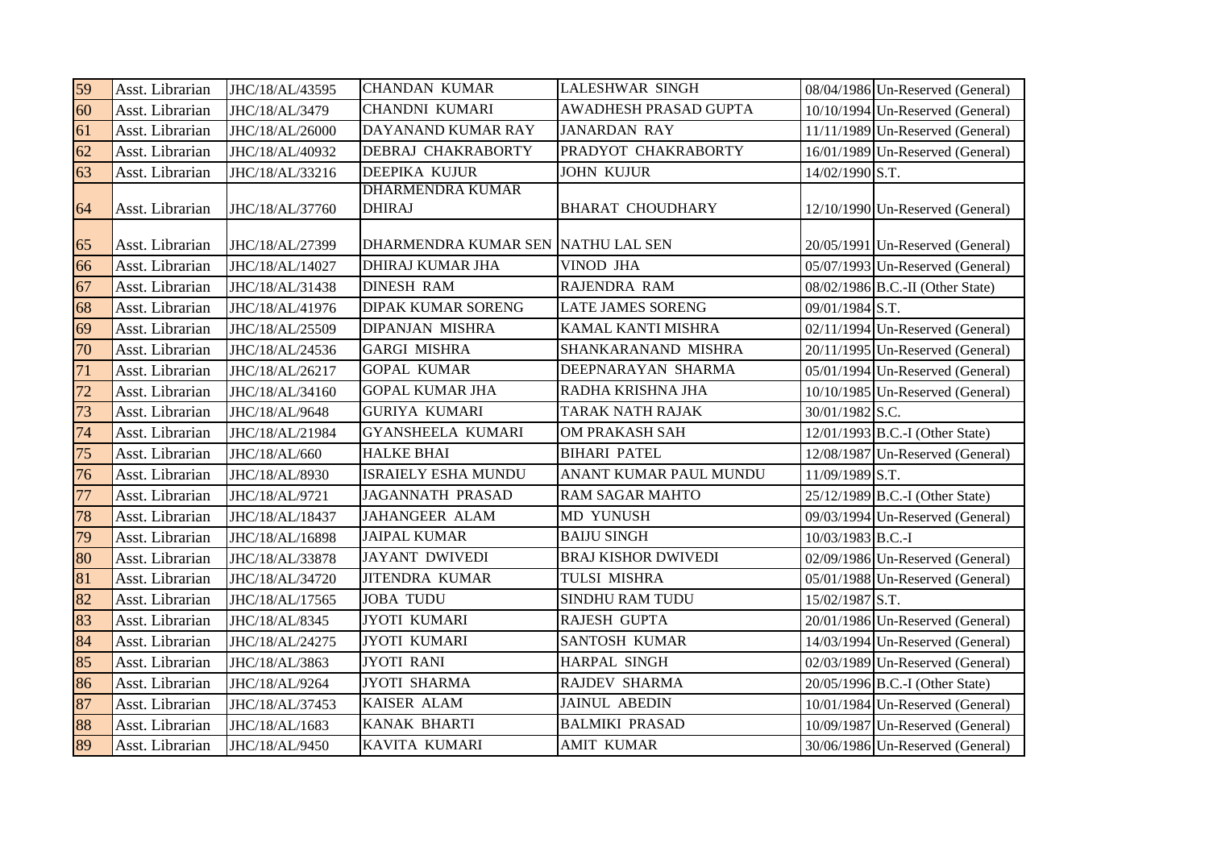| | | | | | | |
|---|---|---|---|---|---|---|
| 59 | Asst. Librarian | JHC/18/AL/43595 | CHANDAN KUMAR | LALESHWAR SINGH | 08/04/1986 | Un-Reserved (General) |
| 60 | Asst. Librarian | JHC/18/AL/3479 | CHANDNI KUMARI | AWADHESH PRASAD GUPTA | 10/10/1994 | Un-Reserved (General) |
| 61 | Asst. Librarian | JHC/18/AL/26000 | DAYANAND KUMAR RAY | JANARDAN RAY | 11/11/1989 | Un-Reserved (General) |
| 62 | Asst. Librarian | JHC/18/AL/40932 | DEBRAJ CHAKRABORTY | PRADYOT CHAKRABORTY | 16/01/1989 | Un-Reserved (General) |
| 63 | Asst. Librarian | JHC/18/AL/33216 | DEEPIKA KUJUR | JOHN KUJUR | 14/02/1990 | S.T. |
| 64 | Asst. Librarian | JHC/18/AL/37760 | DHARMENDRA KUMAR DHIRAJ | BHARAT CHOUDHARY | 12/10/1990 | Un-Reserved (General) |
| 65 | Asst. Librarian | JHC/18/AL/27399 | DHARMENDRA KUMAR SEN | NATHU LAL SEN | 20/05/1991 | Un-Reserved (General) |
| 66 | Asst. Librarian | JHC/18/AL/14027 | DHIRAJ KUMAR JHA | VINOD JHA | 05/07/1993 | Un-Reserved (General) |
| 67 | Asst. Librarian | JHC/18/AL/31438 | DINESH RAM | RAJENDRA RAM | 08/02/1986 | B.C.-II (Other State) |
| 68 | Asst. Librarian | JHC/18/AL/41976 | DIPAK KUMAR SORENG | LATE JAMES SORENG | 09/01/1984 | S.T. |
| 69 | Asst. Librarian | JHC/18/AL/25509 | DIPANJAN MISHRA | KAMAL KANTI MISHRA | 02/11/1994 | Un-Reserved (General) |
| 70 | Asst. Librarian | JHC/18/AL/24536 | GARGI MISHRA | SHANKARANAND MISHRA | 20/11/1995 | Un-Reserved (General) |
| 71 | Asst. Librarian | JHC/18/AL/26217 | GOPAL KUMAR | DEEPNARAYAN SHARMA | 05/01/1994 | Un-Reserved (General) |
| 72 | Asst. Librarian | JHC/18/AL/34160 | GOPAL KUMAR JHA | RADHA KRISHNA JHA | 10/10/1985 | Un-Reserved (General) |
| 73 | Asst. Librarian | JHC/18/AL/9648 | GURIYA KUMARI | TARAK NATH RAJAK | 30/01/1982 | S.C. |
| 74 | Asst. Librarian | JHC/18/AL/21984 | GYANSHEELA KUMARI | OM PRAKASH SAH | 12/01/1993 | B.C.-I (Other State) |
| 75 | Asst. Librarian | JHC/18/AL/660 | HALKE BHAI | BIHARI PATEL | 12/08/1987 | Un-Reserved (General) |
| 76 | Asst. Librarian | JHC/18/AL/8930 | ISRAIELY ESHA MUNDU | ANANT KUMAR PAUL MUNDU | 11/09/1989 | S.T. |
| 77 | Asst. Librarian | JHC/18/AL/9721 | JAGANNATH PRASAD | RAM SAGAR MAHTO | 25/12/1989 | B.C.-I (Other State) |
| 78 | Asst. Librarian | JHC/18/AL/18437 | JAHANGEER ALAM | MD YUNUSH | 09/03/1994 | Un-Reserved (General) |
| 79 | Asst. Librarian | JHC/18/AL/16898 | JAIPAL KUMAR | BAIJU SINGH | 10/03/1983 | B.C.-I |
| 80 | Asst. Librarian | JHC/18/AL/33878 | JAYANT DWIVEDI | BRAJ KISHOR DWIVEDI | 02/09/1986 | Un-Reserved (General) |
| 81 | Asst. Librarian | JHC/18/AL/34720 | JITENDRA KUMAR | TULSI MISHRA | 05/01/1988 | Un-Reserved (General) |
| 82 | Asst. Librarian | JHC/18/AL/17565 | JOBA TUDU | SINDHU RAM TUDU | 15/02/1987 | S.T. |
| 83 | Asst. Librarian | JHC/18/AL/8345 | JYOTI KUMARI | RAJESH GUPTA | 20/01/1986 | Un-Reserved (General) |
| 84 | Asst. Librarian | JHC/18/AL/24275 | JYOTI KUMARI | SANTOSH KUMAR | 14/03/1994 | Un-Reserved (General) |
| 85 | Asst. Librarian | JHC/18/AL/3863 | JYOTI RANI | HARPAL SINGH | 02/03/1989 | Un-Reserved (General) |
| 86 | Asst. Librarian | JHC/18/AL/9264 | JYOTI SHARMA | RAJDEV SHARMA | 20/05/1996 | B.C.-I (Other State) |
| 87 | Asst. Librarian | JHC/18/AL/37453 | KAISER ALAM | JAINUL ABEDIN | 10/01/1984 | Un-Reserved (General) |
| 88 | Asst. Librarian | JHC/18/AL/1683 | KANAK BHARTI | BALMIKI PRASAD | 10/09/1987 | Un-Reserved (General) |
| 89 | Asst. Librarian | JHC/18/AL/9450 | KAVITA KUMARI | AMIT KUMAR | 30/06/1986 | Un-Reserved (General) |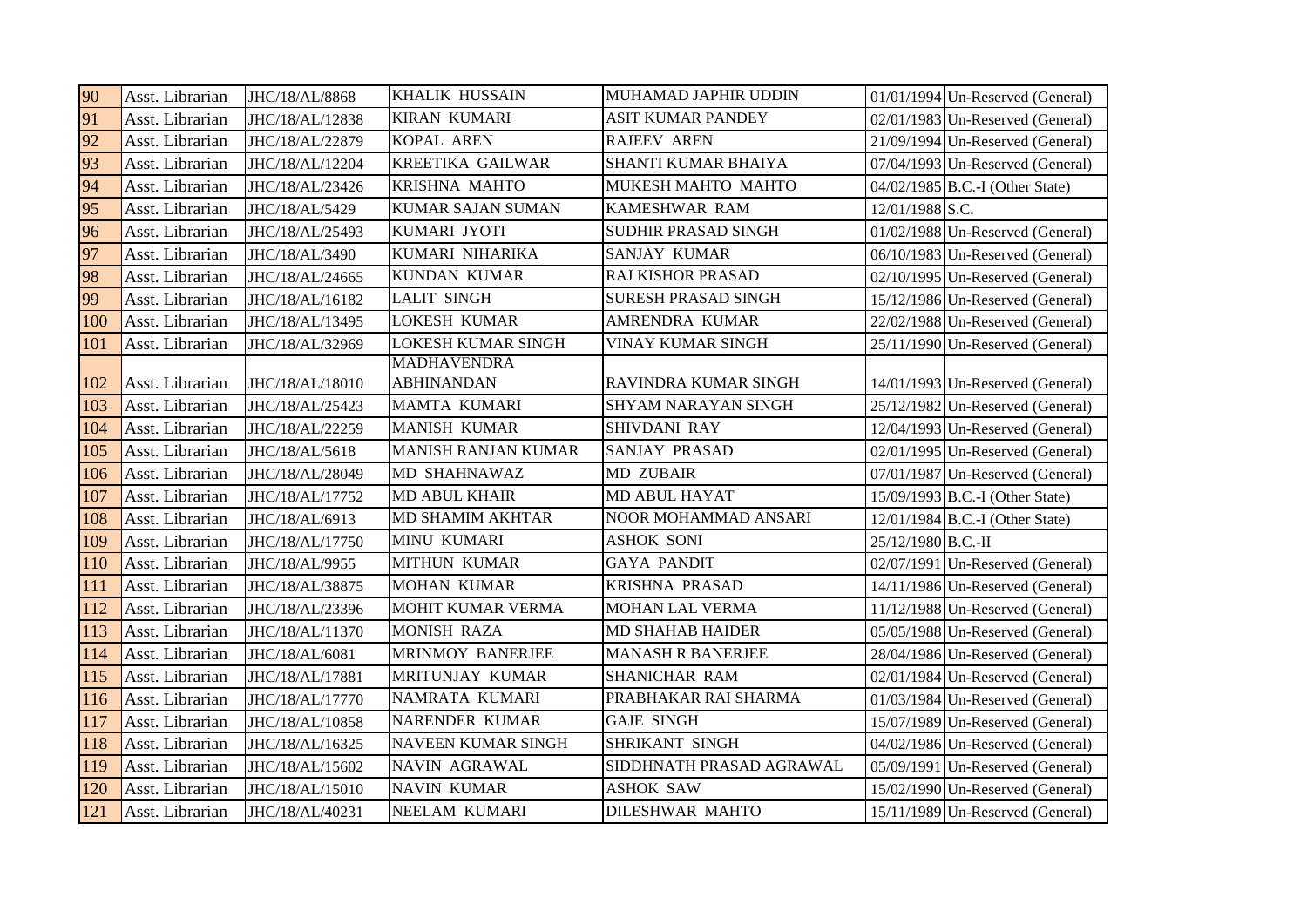| 90 | Asst. Librarian | JHC/18/AL/8868 | KHALIK HUSSAIN | MUHAMAD JAPHIR UDDIN | 01/01/1994 | Un-Reserved (General) |
|---|---|---|---|---|---|---|
| 91 | Asst. Librarian | JHC/18/AL/12838 | KIRAN KUMARI | ASIT KUMAR PANDEY | 02/01/1983 | Un-Reserved (General) |
| 92 | Asst. Librarian | JHC/18/AL/22879 | KOPAL AREN | RAJEEV AREN | 21/09/1994 | Un-Reserved (General) |
| 93 | Asst. Librarian | JHC/18/AL/12204 | KREETIKA GAILWAR | SHANTI KUMAR BHAIYA | 07/04/1993 | Un-Reserved (General) |
| 94 | Asst. Librarian | JHC/18/AL/23426 | KRISHNA MAHTO | MUKESH MAHTO MAHTO | 04/02/1985 | B.C.-I (Other State) |
| 95 | Asst. Librarian | JHC/18/AL/5429 | KUMAR SAJAN SUMAN | KAMESHWAR RAM | 12/01/1988 | S.C. |
| 96 | Asst. Librarian | JHC/18/AL/25493 | KUMARI JYOTI | SUDHIR PRASAD SINGH | 01/02/1988 | Un-Reserved (General) |
| 97 | Asst. Librarian | JHC/18/AL/3490 | KUMARI NIHARIKA | SANJAY KUMAR | 06/10/1983 | Un-Reserved (General) |
| 98 | Asst. Librarian | JHC/18/AL/24665 | KUNDAN KUMAR | RAJ KISHOR PRASAD | 02/10/1995 | Un-Reserved (General) |
| 99 | Asst. Librarian | JHC/18/AL/16182 | LALIT SINGH | SURESH PRASAD SINGH | 15/12/1986 | Un-Reserved (General) |
| 100 | Asst. Librarian | JHC/18/AL/13495 | LOKESH KUMAR | AMRENDRA KUMAR | 22/02/1988 | Un-Reserved (General) |
| 101 | Asst. Librarian | JHC/18/AL/32969 | LOKESH KUMAR SINGH | VINAY KUMAR SINGH | 25/11/1990 | Un-Reserved (General) |
| 102 | Asst. Librarian | JHC/18/AL/18010 | MADHAVENDRA ABHINANDAN | RAVINDRA KUMAR SINGH | 14/01/1993 | Un-Reserved (General) |
| 103 | Asst. Librarian | JHC/18/AL/25423 | MAMTA KUMARI | SHYAM NARAYAN SINGH | 25/12/1982 | Un-Reserved (General) |
| 104 | Asst. Librarian | JHC/18/AL/22259 | MANISH KUMAR | SHIVDANI RAY | 12/04/1993 | Un-Reserved (General) |
| 105 | Asst. Librarian | JHC/18/AL/5618 | MANISH RANJAN KUMAR | SANJAY PRASAD | 02/01/1995 | Un-Reserved (General) |
| 106 | Asst. Librarian | JHC/18/AL/28049 | MD SHAHNAWAZ | MD ZUBAIR | 07/01/1987 | Un-Reserved (General) |
| 107 | Asst. Librarian | JHC/18/AL/17752 | MD ABUL KHAIR | MD ABUL HAYAT | 15/09/1993 | B.C.-I (Other State) |
| 108 | Asst. Librarian | JHC/18/AL/6913 | MD SHAMIM AKHTAR | NOOR MOHAMMAD ANSARI | 12/01/1984 | B.C.-I (Other State) |
| 109 | Asst. Librarian | JHC/18/AL/17750 | MINU KUMARI | ASHOK SONI | 25/12/1980 | B.C.-II |
| 110 | Asst. Librarian | JHC/18/AL/9955 | MITHUN KUMAR | GAYA PANDIT | 02/07/1991 | Un-Reserved (General) |
| 111 | Asst. Librarian | JHC/18/AL/38875 | MOHAN KUMAR | KRISHNA PRASAD | 14/11/1986 | Un-Reserved (General) |
| 112 | Asst. Librarian | JHC/18/AL/23396 | MOHIT KUMAR VERMA | MOHAN LAL VERMA | 11/12/1988 | Un-Reserved (General) |
| 113 | Asst. Librarian | JHC/18/AL/11370 | MONISH RAZA | MD SHAHAB HAIDER | 05/05/1988 | Un-Reserved (General) |
| 114 | Asst. Librarian | JHC/18/AL/6081 | MRINMOY BANERJEE | MANASH R BANERJEE | 28/04/1986 | Un-Reserved (General) |
| 115 | Asst. Librarian | JHC/18/AL/17881 | MRITUNJAY KUMAR | SHANICHAR RAM | 02/01/1984 | Un-Reserved (General) |
| 116 | Asst. Librarian | JHC/18/AL/17770 | NAMRATA KUMARI | PRABHAKAR RAI SHARMA | 01/03/1984 | Un-Reserved (General) |
| 117 | Asst. Librarian | JHC/18/AL/10858 | NARENDER KUMAR | GAJE SINGH | 15/07/1989 | Un-Reserved (General) |
| 118 | Asst. Librarian | JHC/18/AL/16325 | NAVEEN KUMAR SINGH | SHRIKANT SINGH | 04/02/1986 | Un-Reserved (General) |
| 119 | Asst. Librarian | JHC/18/AL/15602 | NAVIN AGRAWAL | SIDDHNATH PRASAD AGRAWAL | 05/09/1991 | Un-Reserved (General) |
| 120 | Asst. Librarian | JHC/18/AL/15010 | NAVIN KUMAR | ASHOK SAW | 15/02/1990 | Un-Reserved (General) |
| 121 | Asst. Librarian | JHC/18/AL/40231 | NEELAM KUMARI | DILESHWAR MAHTO | 15/11/1989 | Un-Reserved (General) |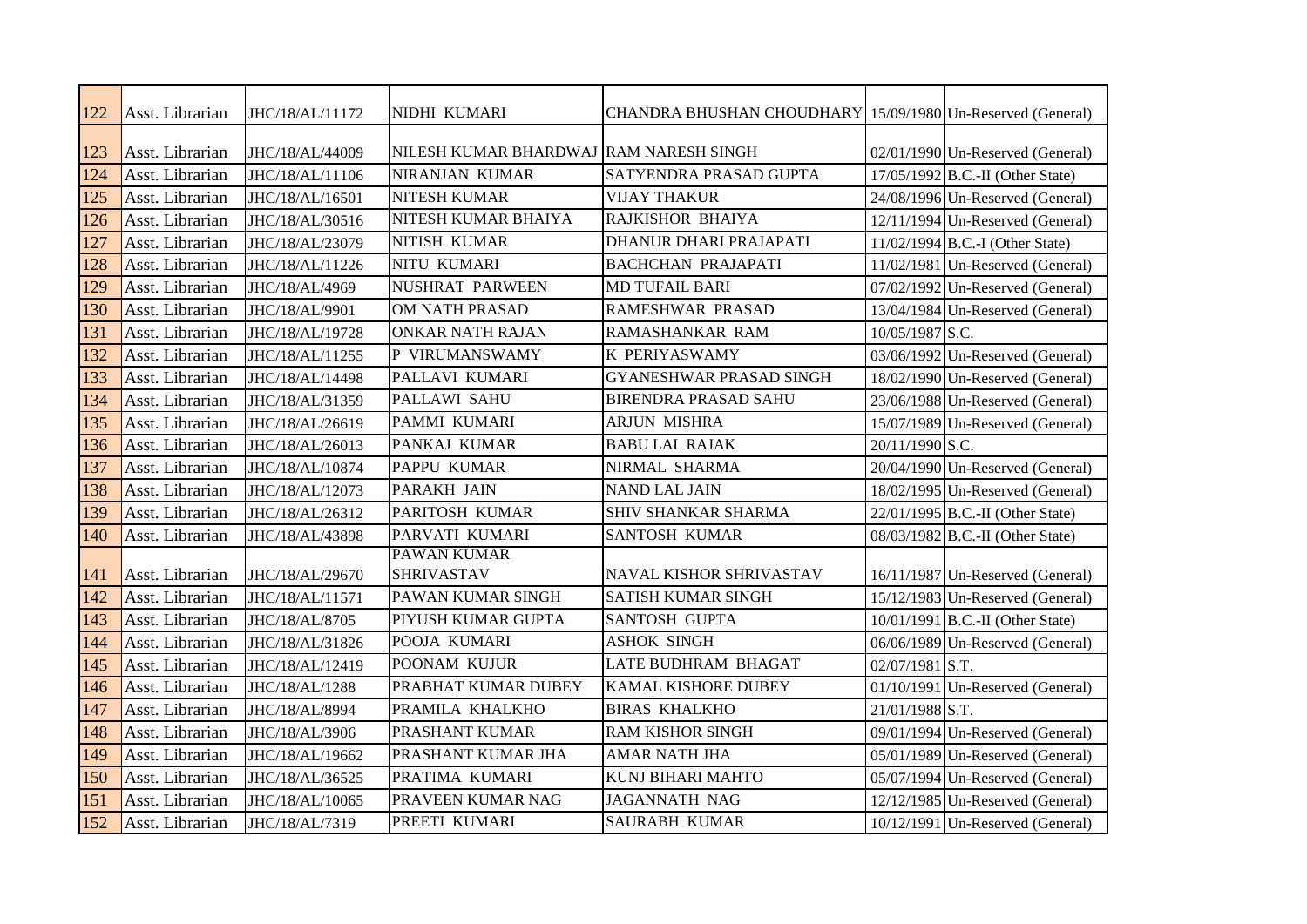| 122 | Asst. Librarian | JHC/18/AL/11172 | NIDHI KUMARI | CHANDRA BHUSHAN CHOUDHARY | 15/09/1980 | Un-Reserved (General) |
|---|---|---|---|---|---|---|
| 123 | Asst. Librarian | JHC/18/AL/44009 | NILESH KUMAR BHARDWAJ | RAM NARESH SINGH | 02/01/1990 | Un-Reserved (General) |
| 124 | Asst. Librarian | JHC/18/AL/11106 | NIRANJAN KUMAR | SATYENDRA PRASAD GUPTA | 17/05/1992 | B.C.-II (Other State) |
| 125 | Asst. Librarian | JHC/18/AL/16501 | NITESH KUMAR | VIJAY THAKUR | 24/08/1996 | Un-Reserved (General) |
| 126 | Asst. Librarian | JHC/18/AL/30516 | NITESH KUMAR BHAIYA | RAJKISHOR BHAIYA | 12/11/1994 | Un-Reserved (General) |
| 127 | Asst. Librarian | JHC/18/AL/23079 | NITISH KUMAR | DHANUR DHARI PRAJAPATI | 11/02/1994 | B.C.-I (Other State) |
| 128 | Asst. Librarian | JHC/18/AL/11226 | NITU KUMARI | BACHCHAN PRAJAPATI | 11/02/1981 | Un-Reserved (General) |
| 129 | Asst. Librarian | JHC/18/AL/4969 | NUSHRAT PARWEEN | MD TUFAIL BARI | 07/02/1992 | Un-Reserved (General) |
| 130 | Asst. Librarian | JHC/18/AL/9901 | OM NATH PRASAD | RAMESHWAR PRASAD | 13/04/1984 | Un-Reserved (General) |
| 131 | Asst. Librarian | JHC/18/AL/19728 | ONKAR NATH RAJAN | RAMASHANKAR RAM | 10/05/1987 | S.C. |
| 132 | Asst. Librarian | JHC/18/AL/11255 | P VIRUMANSWAMY | K PERIYASWAMY | 03/06/1992 | Un-Reserved (General) |
| 133 | Asst. Librarian | JHC/18/AL/14498 | PALLAVI KUMARI | GYANESHWAR PRASAD SINGH | 18/02/1990 | Un-Reserved (General) |
| 134 | Asst. Librarian | JHC/18/AL/31359 | PALLAWI SAHU | BIRENDRA PRASAD SAHU | 23/06/1988 | Un-Reserved (General) |
| 135 | Asst. Librarian | JHC/18/AL/26619 | PAMMI KUMARI | ARJUN MISHRA | 15/07/1989 | Un-Reserved (General) |
| 136 | Asst. Librarian | JHC/18/AL/26013 | PANKAJ KUMAR | BABU LAL RAJAK | 20/11/1990 | S.C. |
| 137 | Asst. Librarian | JHC/18/AL/10874 | PAPPU KUMAR | NIRMAL SHARMA | 20/04/1990 | Un-Reserved (General) |
| 138 | Asst. Librarian | JHC/18/AL/12073 | PARAKH JAIN | NAND LAL JAIN | 18/02/1995 | Un-Reserved (General) |
| 139 | Asst. Librarian | JHC/18/AL/26312 | PARITOSH KUMAR | SHIV SHANKAR SHARMA | 22/01/1995 | B.C.-II (Other State) |
| 140 | Asst. Librarian | JHC/18/AL/43898 | PARVATI KUMARI | SANTOSH KUMAR | 08/03/1982 | B.C.-II (Other State) |
| 141 | Asst. Librarian | JHC/18/AL/29670 | PAWAN KUMAR SHRIVASTAV | NAVAL KISHOR SHRIVASTAV | 16/11/1987 | Un-Reserved (General) |
| 142 | Asst. Librarian | JHC/18/AL/11571 | PAWAN KUMAR SINGH | SATISH KUMAR SINGH | 15/12/1983 | Un-Reserved (General) |
| 143 | Asst. Librarian | JHC/18/AL/8705 | PIYUSH KUMAR GUPTA | SANTOSH GUPTA | 10/01/1991 | B.C.-II (Other State) |
| 144 | Asst. Librarian | JHC/18/AL/31826 | POOJA KUMARI | ASHOK SINGH | 06/06/1989 | Un-Reserved (General) |
| 145 | Asst. Librarian | JHC/18/AL/12419 | POONAM KUJUR | LATE BUDHRAM BHAGAT | 02/07/1981 | S.T. |
| 146 | Asst. Librarian | JHC/18/AL/1288 | PRABHAT KUMAR DUBEY | KAMAL KISHORE DUBEY | 01/10/1991 | Un-Reserved (General) |
| 147 | Asst. Librarian | JHC/18/AL/8994 | PRAMILA KHALKHO | BIRAS KHALKHO | 21/01/1988 | S.T. |
| 148 | Asst. Librarian | JHC/18/AL/3906 | PRASHANT KUMAR | RAM KISHOR SINGH | 09/01/1994 | Un-Reserved (General) |
| 149 | Asst. Librarian | JHC/18/AL/19662 | PRASHANT KUMAR JHA | AMAR NATH JHA | 05/01/1989 | Un-Reserved (General) |
| 150 | Asst. Librarian | JHC/18/AL/36525 | PRATIMA KUMARI | KUNJ BIHARI MAHTO | 05/07/1994 | Un-Reserved (General) |
| 151 | Asst. Librarian | JHC/18/AL/10065 | PRAVEEN KUMAR NAG | JAGANNATH NAG | 12/12/1985 | Un-Reserved (General) |
| 152 | Asst. Librarian | JHC/18/AL/7319 | PREETI KUMARI | SAURABH KUMAR | 10/12/1991 | Un-Reserved (General) |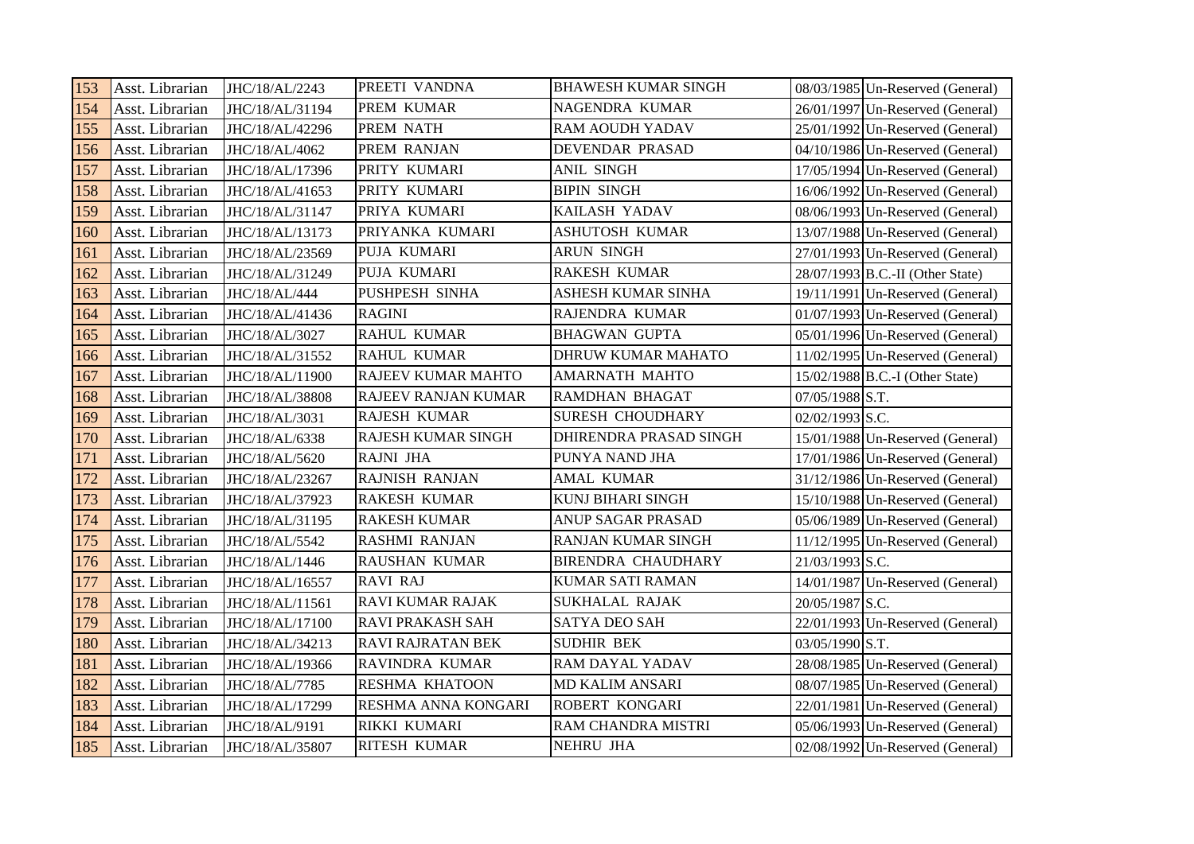| 153 | Asst. Librarian | JHC/18/AL/2243 | PREETI VANDNA | BHAWESH KUMAR SINGH | 08/03/1985 | Un-Reserved (General) |
|---|---|---|---|---|---|---|
| 154 | Asst. Librarian | JHC/18/AL/31194 | PREM KUMAR | NAGENDRA KUMAR | 26/01/1997 | Un-Reserved (General) |
| 155 | Asst. Librarian | JHC/18/AL/42296 | PREM NATH | RAM AOUDH YADAV | 25/01/1992 | Un-Reserved (General) |
| 156 | Asst. Librarian | JHC/18/AL/4062 | PREM RANJAN | DEVENDAR PRASAD | 04/10/1986 | Un-Reserved (General) |
| 157 | Asst. Librarian | JHC/18/AL/17396 | PRITY KUMARI | ANIL SINGH | 17/05/1994 | Un-Reserved (General) |
| 158 | Asst. Librarian | JHC/18/AL/41653 | PRITY KUMARI | BIPIN SINGH | 16/06/1992 | Un-Reserved (General) |
| 159 | Asst. Librarian | JHC/18/AL/31147 | PRIYA KUMARI | KAILASH YADAV | 08/06/1993 | Un-Reserved (General) |
| 160 | Asst. Librarian | JHC/18/AL/13173 | PRIYANKA KUMARI | ASHUTOSH KUMAR | 13/07/1988 | Un-Reserved (General) |
| 161 | Asst. Librarian | JHC/18/AL/23569 | PUJA KUMARI | ARUN SINGH | 27/01/1993 | Un-Reserved (General) |
| 162 | Asst. Librarian | JHC/18/AL/31249 | PUJA KUMARI | RAKESH KUMAR | 28/07/1993 | B.C.-II (Other State) |
| 163 | Asst. Librarian | JHC/18/AL/444 | PUSHPESH SINHA | ASHESH KUMAR SINHA | 19/11/1991 | Un-Reserved (General) |
| 164 | Asst. Librarian | JHC/18/AL/41436 | RAGINI | RAJENDRA KUMAR | 01/07/1993 | Un-Reserved (General) |
| 165 | Asst. Librarian | JHC/18/AL/3027 | RAHUL KUMAR | BHAGWAN GUPTA | 05/01/1996 | Un-Reserved (General) |
| 166 | Asst. Librarian | JHC/18/AL/31552 | RAHUL KUMAR | DHRUW KUMAR MAHATO | 11/02/1995 | Un-Reserved (General) |
| 167 | Asst. Librarian | JHC/18/AL/11900 | RAJEEV KUMAR MAHTO | AMARNATH MAHTO | 15/02/1988 | B.C.-I (Other State) |
| 168 | Asst. Librarian | JHC/18/AL/38808 | RAJEEV RANJAN KUMAR | RAMDHAN BHAGAT | 07/05/1988 | S.T. |
| 169 | Asst. Librarian | JHC/18/AL/3031 | RAJESH KUMAR | SURESH CHOUDHARY | 02/02/1993 | S.C. |
| 170 | Asst. Librarian | JHC/18/AL/6338 | RAJESH KUMAR SINGH | DHIRENDRA PRASAD SINGH | 15/01/1988 | Un-Reserved (General) |
| 171 | Asst. Librarian | JHC/18/AL/5620 | RAJNI JHA | PUNYA NAND JHA | 17/01/1986 | Un-Reserved (General) |
| 172 | Asst. Librarian | JHC/18/AL/23267 | RAJNISH RANJAN | AMAL KUMAR | 31/12/1986 | Un-Reserved (General) |
| 173 | Asst. Librarian | JHC/18/AL/37923 | RAKESH KUMAR | KUNJ BIHARI SINGH | 15/10/1988 | Un-Reserved (General) |
| 174 | Asst. Librarian | JHC/18/AL/31195 | RAKESH KUMAR | ANUP SAGAR PRASAD | 05/06/1989 | Un-Reserved (General) |
| 175 | Asst. Librarian | JHC/18/AL/5542 | RASHMI RANJAN | RANJAN KUMAR SINGH | 11/12/1995 | Un-Reserved (General) |
| 176 | Asst. Librarian | JHC/18/AL/1446 | RAUSHAN KUMAR | BIRENDRA CHAUDHARY | 21/03/1993 | S.C. |
| 177 | Asst. Librarian | JHC/18/AL/16557 | RAVI RAJ | KUMAR SATI RAMAN | 14/01/1987 | Un-Reserved (General) |
| 178 | Asst. Librarian | JHC/18/AL/11561 | RAVI KUMAR RAJAK | SUKHALAL RAJAK | 20/05/1987 | S.C. |
| 179 | Asst. Librarian | JHC/18/AL/17100 | RAVI PRAKASH SAH | SATYA DEO SAH | 22/01/1993 | Un-Reserved (General) |
| 180 | Asst. Librarian | JHC/18/AL/34213 | RAVI RAJRATAN BEK | SUDHIR BEK | 03/05/1990 | S.T. |
| 181 | Asst. Librarian | JHC/18/AL/19366 | RAVINDRA KUMAR | RAM DAYAL YADAV | 28/08/1985 | Un-Reserved (General) |
| 182 | Asst. Librarian | JHC/18/AL/7785 | RESHMA KHATOON | MD KALIM ANSARI | 08/07/1985 | Un-Reserved (General) |
| 183 | Asst. Librarian | JHC/18/AL/17299 | RESHMA ANNA KONGARI | ROBERT KONGARI | 22/01/1981 | Un-Reserved (General) |
| 184 | Asst. Librarian | JHC/18/AL/9191 | RIKKI KUMARI | RAM CHANDRA MISTRI | 05/06/1993 | Un-Reserved (General) |
| 185 | Asst. Librarian | JHC/18/AL/35807 | RITESH KUMAR | NEHRU JHA | 02/08/1992 | Un-Reserved (General) |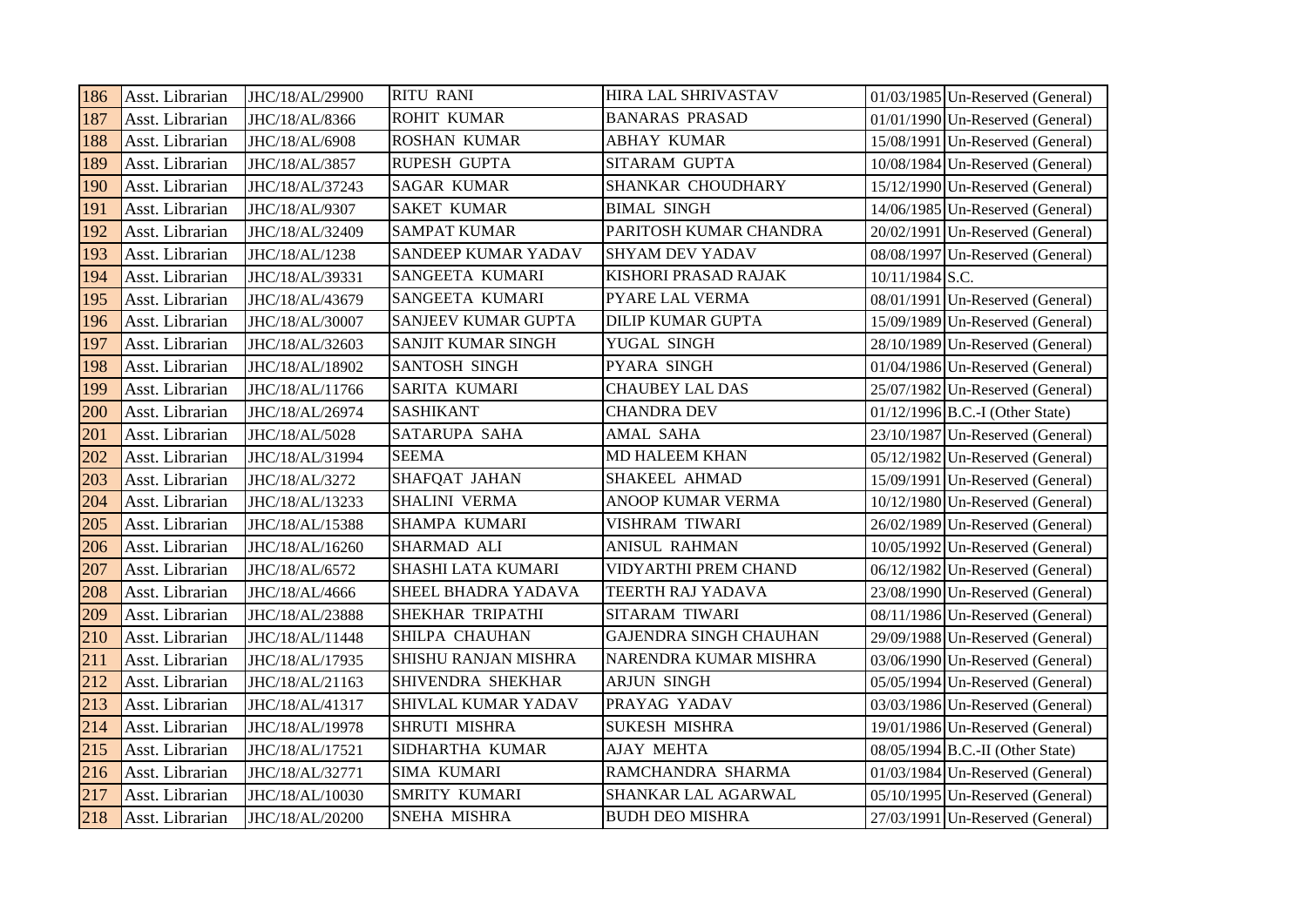| 186 | Asst. Librarian | JHC/18/AL/29900 | RITU RANI | HIRA LAL SHRIVASTAV | 01/03/1985 | Un-Reserved (General) |
|---|---|---|---|---|---|---|
| 187 | Asst. Librarian | JHC/18/AL/8366 | ROHIT KUMAR | BANARAS PRASAD | 01/01/1990 | Un-Reserved (General) |
| 188 | Asst. Librarian | JHC/18/AL/6908 | ROSHAN KUMAR | ABHAY KUMAR | 15/08/1991 | Un-Reserved (General) |
| 189 | Asst. Librarian | JHC/18/AL/3857 | RUPESH GUPTA | SITARAM GUPTA | 10/08/1984 | Un-Reserved (General) |
| 190 | Asst. Librarian | JHC/18/AL/37243 | SAGAR KUMAR | SHANKAR CHOUDHARY | 15/12/1990 | Un-Reserved (General) |
| 191 | Asst. Librarian | JHC/18/AL/9307 | SAKET KUMAR | BIMAL SINGH | 14/06/1985 | Un-Reserved (General) |
| 192 | Asst. Librarian | JHC/18/AL/32409 | SAMPAT KUMAR | PARITOSH KUMAR CHANDRA | 20/02/1991 | Un-Reserved (General) |
| 193 | Asst. Librarian | JHC/18/AL/1238 | SANDEEP KUMAR YADAV | SHYAM DEV YADAV | 08/08/1997 | Un-Reserved (General) |
| 194 | Asst. Librarian | JHC/18/AL/39331 | SANGEETA KUMARI | KISHORI PRASAD RAJAK | 10/11/1984 | S.C. |
| 195 | Asst. Librarian | JHC/18/AL/43679 | SANGEETA KUMARI | PYARE LAL VERMA | 08/01/1991 | Un-Reserved (General) |
| 196 | Asst. Librarian | JHC/18/AL/30007 | SANJEEV KUMAR GUPTA | DILIP KUMAR GUPTA | 15/09/1989 | Un-Reserved (General) |
| 197 | Asst. Librarian | JHC/18/AL/32603 | SANJIT KUMAR SINGH | YUGAL SINGH | 28/10/1989 | Un-Reserved (General) |
| 198 | Asst. Librarian | JHC/18/AL/18902 | SANTOSH SINGH | PYARA SINGH | 01/04/1986 | Un-Reserved (General) |
| 199 | Asst. Librarian | JHC/18/AL/11766 | SARITA KUMARI | CHAUBEY LAL DAS | 25/07/1982 | Un-Reserved (General) |
| 200 | Asst. Librarian | JHC/18/AL/26974 | SASHIKANT | CHANDRA DEV | 01/12/1996 | B.C.-I (Other State) |
| 201 | Asst. Librarian | JHC/18/AL/5028 | SATARUPA SAHA | AMAL SAHA | 23/10/1987 | Un-Reserved (General) |
| 202 | Asst. Librarian | JHC/18/AL/31994 | SEEMA | MD HALEEM KHAN | 05/12/1982 | Un-Reserved (General) |
| 203 | Asst. Librarian | JHC/18/AL/3272 | SHAFQAT JAHAN | SHAKEEL AHMAD | 15/09/1991 | Un-Reserved (General) |
| 204 | Asst. Librarian | JHC/18/AL/13233 | SHALINI VERMA | ANOOP KUMAR VERMA | 10/12/1980 | Un-Reserved (General) |
| 205 | Asst. Librarian | JHC/18/AL/15388 | SHAMPA KUMARI | VISHRAM TIWARI | 26/02/1989 | Un-Reserved (General) |
| 206 | Asst. Librarian | JHC/18/AL/16260 | SHARMAD ALI | ANISUL RAHMAN | 10/05/1992 | Un-Reserved (General) |
| 207 | Asst. Librarian | JHC/18/AL/6572 | SHASHI LATA KUMARI | VIDYARTHI PREM CHAND | 06/12/1982 | Un-Reserved (General) |
| 208 | Asst. Librarian | JHC/18/AL/4666 | SHEEL BHADRA YADAVA | TEERTH RAJ YADAVA | 23/08/1990 | Un-Reserved (General) |
| 209 | Asst. Librarian | JHC/18/AL/23888 | SHEKHAR TRIPATHI | SITARAM TIWARI | 08/11/1986 | Un-Reserved (General) |
| 210 | Asst. Librarian | JHC/18/AL/11448 | SHILPA CHAUHAN | GAJENDRA SINGH CHAUHAN | 29/09/1988 | Un-Reserved (General) |
| 211 | Asst. Librarian | JHC/18/AL/17935 | SHISHU RANJAN MISHRA | NARENDRA KUMAR MISHRA | 03/06/1990 | Un-Reserved (General) |
| 212 | Asst. Librarian | JHC/18/AL/21163 | SHIVENDRA SHEKHAR | ARJUN SINGH | 05/05/1994 | Un-Reserved (General) |
| 213 | Asst. Librarian | JHC/18/AL/41317 | SHIVLAL KUMAR YADAV | PRAYAG YADAV | 03/03/1986 | Un-Reserved (General) |
| 214 | Asst. Librarian | JHC/18/AL/19978 | SHRUTI MISHRA | SUKESH MISHRA | 19/01/1986 | Un-Reserved (General) |
| 215 | Asst. Librarian | JHC/18/AL/17521 | SIDHARTHA KUMAR | AJAY MEHTA | 08/05/1994 | B.C.-II (Other State) |
| 216 | Asst. Librarian | JHC/18/AL/32771 | SIMA KUMARI | RAMCHANDRA SHARMA | 01/03/1984 | Un-Reserved (General) |
| 217 | Asst. Librarian | JHC/18/AL/10030 | SMRITY KUMARI | SHANKAR LAL AGARWAL | 05/10/1995 | Un-Reserved (General) |
| 218 | Asst. Librarian | JHC/18/AL/20200 | SNEHA MISHRA | BUDH DEO MISHRA | 27/03/1991 | Un-Reserved (General) |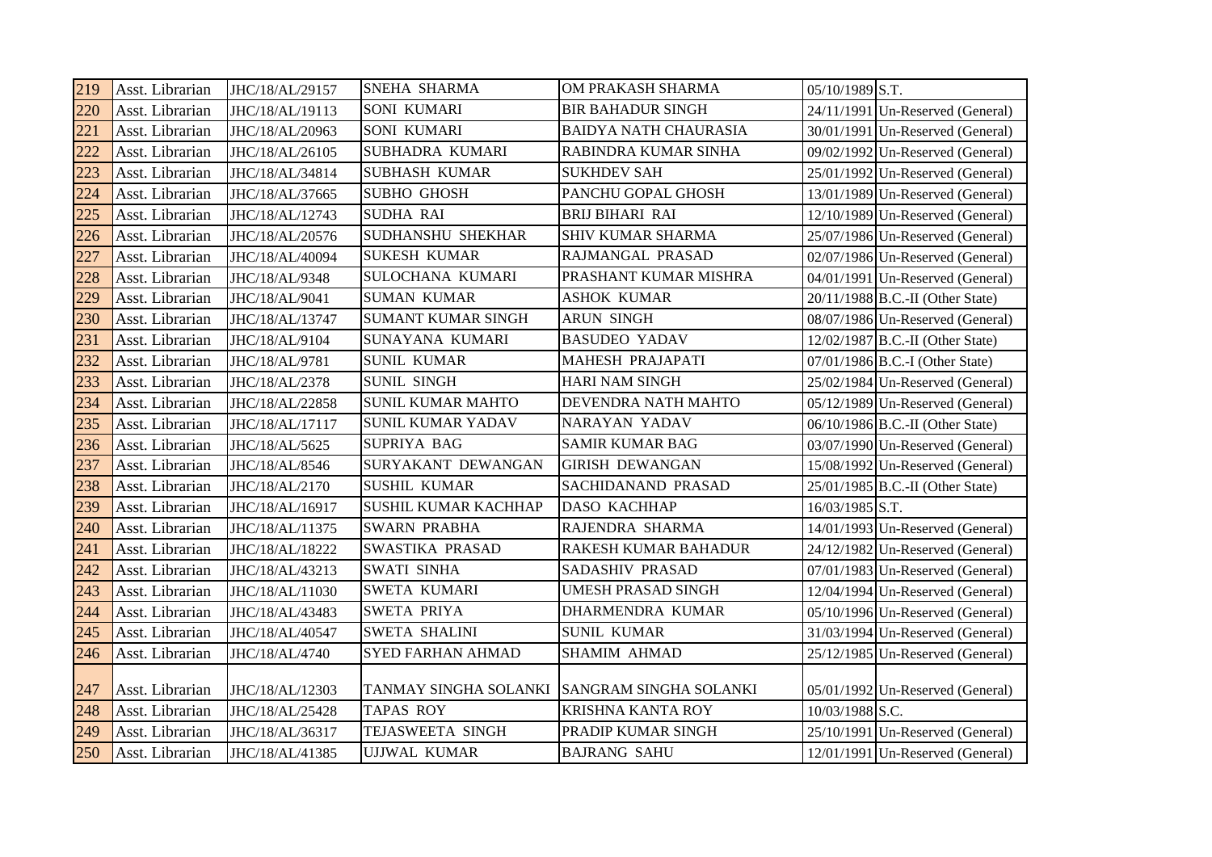| 219 | Asst. Librarian | JHC/18/AL/29157 | SNEHA SHARMA | OM PRAKASH SHARMA | 05/10/1989 | S.T. |
|---|---|---|---|---|---|---|
| 220 | Asst. Librarian | JHC/18/AL/19113 | SONI KUMARI | BIR BAHADUR SINGH | 24/11/1991 | Un-Reserved (General) |
| 221 | Asst. Librarian | JHC/18/AL/20963 | SONI KUMARI | BAIDYA NATH CHAURASIA | 30/01/1991 | Un-Reserved (General) |
| 222 | Asst. Librarian | JHC/18/AL/26105 | SUBHADRA KUMARI | RABINDRA KUMAR SINHA | 09/02/1992 | Un-Reserved (General) |
| 223 | Asst. Librarian | JHC/18/AL/34814 | SUBHASH KUMAR | SUKHDEV SAH | 25/01/1992 | Un-Reserved (General) |
| 224 | Asst. Librarian | JHC/18/AL/37665 | SUBHO GHOSH | PANCHU GOPAL GHOSH | 13/01/1989 | Un-Reserved (General) |
| 225 | Asst. Librarian | JHC/18/AL/12743 | SUDHA RAI | BRIJ BIHARI RAI | 12/10/1989 | Un-Reserved (General) |
| 226 | Asst. Librarian | JHC/18/AL/20576 | SUDHANSHU SHEKHAR | SHIV KUMAR SHARMA | 25/07/1986 | Un-Reserved (General) |
| 227 | Asst. Librarian | JHC/18/AL/40094 | SUKESH KUMAR | RAJMANGAL PRASAD | 02/07/1986 | Un-Reserved (General) |
| 228 | Asst. Librarian | JHC/18/AL/9348 | SULOCHANA KUMARI | PRASHANT KUMAR MISHRA | 04/01/1991 | Un-Reserved (General) |
| 229 | Asst. Librarian | JHC/18/AL/9041 | SUMAN KUMAR | ASHOK KUMAR | 20/11/1988 | B.C.-II (Other State) |
| 230 | Asst. Librarian | JHC/18/AL/13747 | SUMANT KUMAR SINGH | ARUN SINGH | 08/07/1986 | Un-Reserved (General) |
| 231 | Asst. Librarian | JHC/18/AL/9104 | SUNAYANA KUMARI | BASUDEO YADAV | 12/02/1987 | B.C.-II (Other State) |
| 232 | Asst. Librarian | JHC/18/AL/9781 | SUNIL KUMAR | MAHESH PRAJAPATI | 07/01/1986 | B.C.-I (Other State) |
| 233 | Asst. Librarian | JHC/18/AL/2378 | SUNIL SINGH | HARI NAM SINGH | 25/02/1984 | Un-Reserved (General) |
| 234 | Asst. Librarian | JHC/18/AL/22858 | SUNIL KUMAR MAHTO | DEVENDRA NATH MAHTO | 05/12/1989 | Un-Reserved (General) |
| 235 | Asst. Librarian | JHC/18/AL/17117 | SUNIL KUMAR YADAV | NARAYAN YADAV | 06/10/1986 | B.C.-II (Other State) |
| 236 | Asst. Librarian | JHC/18/AL/5625 | SUPRIYA BAG | SAMIR KUMAR BAG | 03/07/1990 | Un-Reserved (General) |
| 237 | Asst. Librarian | JHC/18/AL/8546 | SURYAKANT DEWANGAN | GIRISH DEWANGAN | 15/08/1992 | Un-Reserved (General) |
| 238 | Asst. Librarian | JHC/18/AL/2170 | SUSHIL KUMAR | SACHIDANAND PRASAD | 25/01/1985 | B.C.-II (Other State) |
| 239 | Asst. Librarian | JHC/18/AL/16917 | SUSHIL KUMAR KACHHAP | DASO KACHHAP | 16/03/1985 | S.T. |
| 240 | Asst. Librarian | JHC/18/AL/11375 | SWARN PRABHA | RAJENDRA SHARMA | 14/01/1993 | Un-Reserved (General) |
| 241 | Asst. Librarian | JHC/18/AL/18222 | SWASTIKA PRASAD | RAKESH KUMAR BAHADUR | 24/12/1982 | Un-Reserved (General) |
| 242 | Asst. Librarian | JHC/18/AL/43213 | SWATI SINHA | SADASHIV PRASAD | 07/01/1983 | Un-Reserved (General) |
| 243 | Asst. Librarian | JHC/18/AL/11030 | SWETA KUMARI | UMESH PRASAD SINGH | 12/04/1994 | Un-Reserved (General) |
| 244 | Asst. Librarian | JHC/18/AL/43483 | SWETA PRIYA | DHARMENDRA KUMAR | 05/10/1996 | Un-Reserved (General) |
| 245 | Asst. Librarian | JHC/18/AL/40547 | SWETA SHALINI | SUNIL KUMAR | 31/03/1994 | Un-Reserved (General) |
| 246 | Asst. Librarian | JHC/18/AL/4740 | SYED FARHAN AHMAD | SHAMIM AHMAD | 25/12/1985 | Un-Reserved (General) |
| 247 | Asst. Librarian | JHC/18/AL/12303 | TANMAY SINGHA SOLANKI | SANGRAM SINGHA SOLANKI | 05/01/1992 | Un-Reserved (General) |
| 248 | Asst. Librarian | JHC/18/AL/25428 | TAPAS ROY | KRISHNA KANTA ROY | 10/03/1988 | S.C. |
| 249 | Asst. Librarian | JHC/18/AL/36317 | TEJASWEETA SINGH | PRADIP KUMAR SINGH | 25/10/1991 | Un-Reserved (General) |
| 250 | Asst. Librarian | JHC/18/AL/41385 | UJJWAL KUMAR | BAJRANG SAHU | 12/01/1991 | Un-Reserved (General) |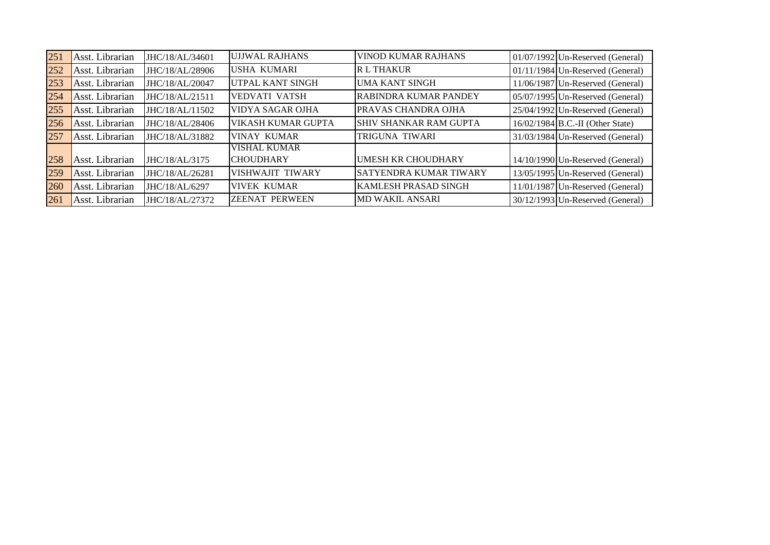| 251 | Asst. Librarian | JHC/18/AL/34601 | UJJWAL RAJHANS | VINOD KUMAR RAJHANS | 01/07/1992 | Un-Reserved (General) |
|---|---|---|---|---|---|---|
| 252 | Asst. Librarian | JHC/18/AL/28906 | USHA KUMARI | R L THAKUR | 01/11/1984 | Un-Reserved (General) |
| 253 | Asst. Librarian | JHC/18/AL/20047 | UTPAL KANT SINGH | UMA KANT SINGH | 11/06/1987 | Un-Reserved (General) |
| 254 | Asst. Librarian | JHC/18/AL/21511 | VEDVATI VATSH | RABINDRA KUMAR PANDEY | 05/07/1995 | Un-Reserved (General) |
| 255 | Asst. Librarian | JHC/18/AL/11502 | VIDYA SAGAR OJHA | PRAVAS CHANDRA OJHA | 25/04/1992 | Un-Reserved (General) |
| 256 | Asst. Librarian | JHC/18/AL/28406 | VIKASH KUMAR GUPTA | SHIV SHANKAR RAM GUPTA | 16/02/1984 | B.C.-II (Other State) |
| 257 | Asst. Librarian | JHC/18/AL/31882 | VINAY KUMAR | TRIGUNA TIWARI | 31/03/1984 | Un-Reserved (General) |
| 258 | Asst. Librarian | JHC/18/AL/3175 | VISHAL KUMAR CHOUDHARY | UMESH KR CHOUDHARY | 14/10/1990 | Un-Reserved (General) |
| 259 | Asst. Librarian | JHC/18/AL/26281 | VISHWAJIT TIWARY | SATYENDRA KUMAR TIWARY | 13/05/1995 | Un-Reserved (General) |
| 260 | Asst. Librarian | JHC/18/AL/6297 | VIVEK KUMAR | KAMLESH PRASAD SINGH | 11/01/1987 | Un-Reserved (General) |
| 261 | Asst. Librarian | JHC/18/AL/27372 | ZEENAT PERWEEN | MD WAKIL ANSARI | 30/12/1993 | Un-Reserved (General) |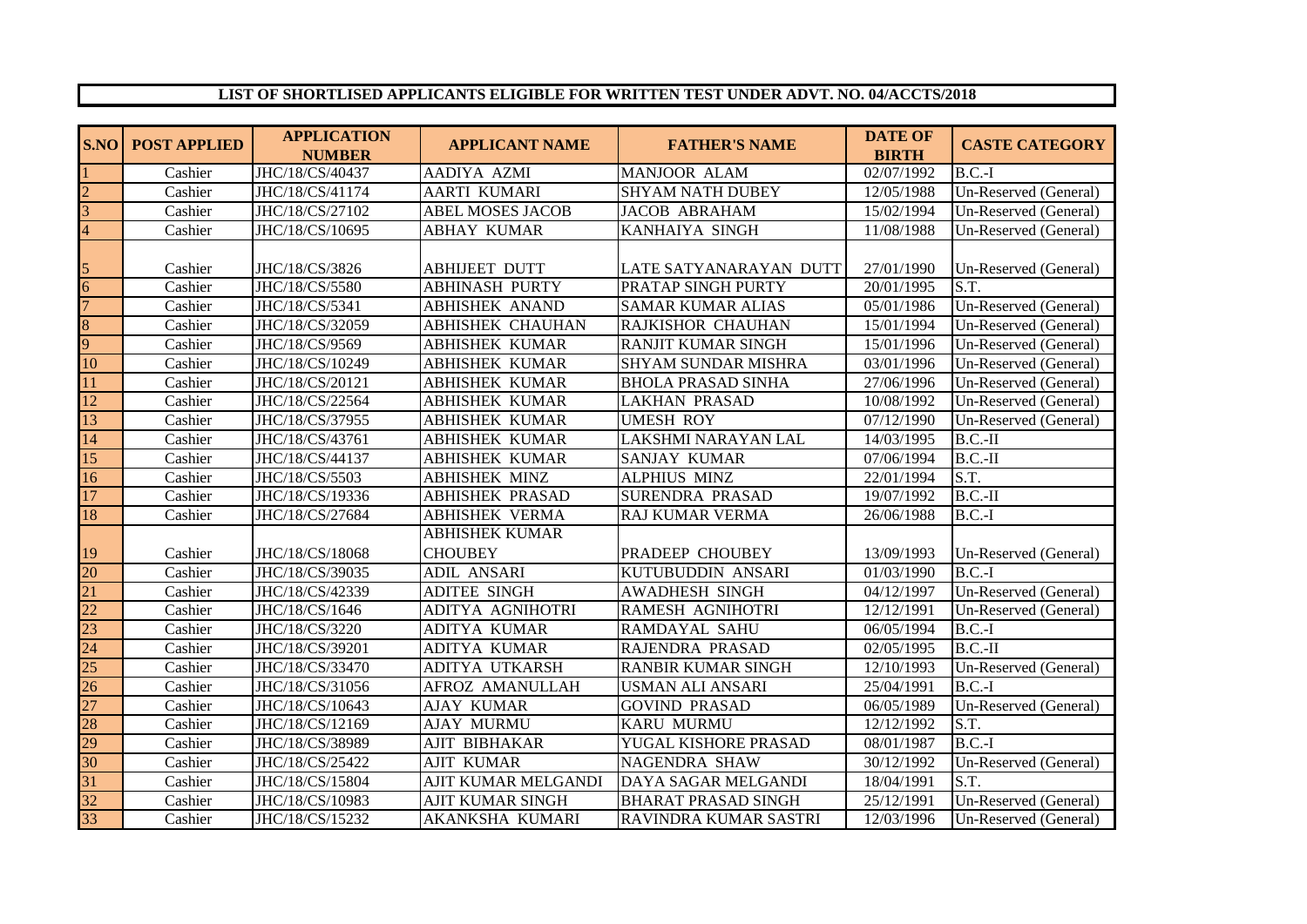**LIST OF SHORTLISED APPLICANTS ELIGIBLE FOR WRITTEN TEST UNDER ADVT. NO. 04/ACCTS/2018**

| S.NO | POST APPLIED | APPLICATION NUMBER | APPLICANT NAME | FATHER'S NAME | DATE OF BIRTH | CASTE CATEGORY |
|---|---|---|---|---|---|---|
| 1 | Cashier | JHC/18/CS/40437 | AADIYA AZMI | MANJOOR ALAM | 02/07/1992 | B.C.-I |
| 2 | Cashier | JHC/18/CS/41174 | AARTI KUMARI | SHYAM NATH DUBEY | 12/05/1988 | Un-Reserved (General) |
| 3 | Cashier | JHC/18/CS/27102 | ABEL MOSES JACOB | JACOB ABRAHAM | 15/02/1994 | Un-Reserved (General) |
| 4 | Cashier | JHC/18/CS/10695 | ABHAY KUMAR | KANHAIYA SINGH | 11/08/1988 | Un-Reserved (General) |
| 5 | Cashier | JHC/18/CS/3826 | ABHIJEET DUTT | LATE SATYANARAYAN DUTT | 27/01/1990 | Un-Reserved (General) |
| 6 | Cashier | JHC/18/CS/5580 | ABHINASH PURTY | PRATAP SINGH PURTY | 20/01/1995 | S.T. |
| 7 | Cashier | JHC/18/CS/5341 | ABHISHEK ANAND | SAMAR KUMAR ALIAS | 05/01/1986 | Un-Reserved (General) |
| 8 | Cashier | JHC/18/CS/32059 | ABHISHEK CHAUHAN | RAJKISHOR CHAUHAN | 15/01/1994 | Un-Reserved (General) |
| 9 | Cashier | JHC/18/CS/9569 | ABHISHEK KUMAR | RANJIT KUMAR SINGH | 15/01/1996 | Un-Reserved (General) |
| 10 | Cashier | JHC/18/CS/10249 | ABHISHEK KUMAR | SHYAM SUNDAR MISHRA | 03/01/1996 | Un-Reserved (General) |
| 11 | Cashier | JHC/18/CS/20121 | ABHISHEK KUMAR | BHOLA PRASAD SINHA | 27/06/1996 | Un-Reserved (General) |
| 12 | Cashier | JHC/18/CS/22564 | ABHISHEK KUMAR | LAKHAN PRASAD | 10/08/1992 | Un-Reserved (General) |
| 13 | Cashier | JHC/18/CS/37955 | ABHISHEK KUMAR | UMESH ROY | 07/12/1990 | Un-Reserved (General) |
| 14 | Cashier | JHC/18/CS/43761 | ABHISHEK KUMAR | LAKSHMI NARAYAN LAL | 14/03/1995 | B.C.-II |
| 15 | Cashier | JHC/18/CS/44137 | ABHISHEK KUMAR | SANJAY KUMAR | 07/06/1994 | B.C.-II |
| 16 | Cashier | JHC/18/CS/5503 | ABHISHEK MINZ | ALPHIUS MINZ | 22/01/1994 | S.T. |
| 17 | Cashier | JHC/18/CS/19336 | ABHISHEK PRASAD | SURENDRA PRASAD | 19/07/1992 | B.C.-II |
| 18 | Cashier | JHC/18/CS/27684 | ABHISHEK VERMA | RAJ KUMAR VERMA | 26/06/1988 | B.C.-I |
| 19 | Cashier | JHC/18/CS/18068 | ABHISHEK KUMAR CHOUBEY | PRADEEP CHOUBEY | 13/09/1993 | Un-Reserved (General) |
| 20 | Cashier | JHC/18/CS/39035 | ADIL ANSARI | KUTUBUDDIN ANSARI | 01/03/1990 | B.C.-I |
| 21 | Cashier | JHC/18/CS/42339 | ADITEE SINGH | AWADHESH SINGH | 04/12/1997 | Un-Reserved (General) |
| 22 | Cashier | JHC/18/CS/1646 | ADITYA AGNIHOTRI | RAMESH AGNIHOTRI | 12/12/1991 | Un-Reserved (General) |
| 23 | Cashier | JHC/18/CS/3220 | ADITYA KUMAR | RAMDAYAL SAHU | 06/05/1994 | B.C.-I |
| 24 | Cashier | JHC/18/CS/39201 | ADITYA KUMAR | RAJENDRA PRASAD | 02/05/1995 | B.C.-II |
| 25 | Cashier | JHC/18/CS/33470 | ADITYA UTKARSH | RANBIR KUMAR SINGH | 12/10/1993 | Un-Reserved (General) |
| 26 | Cashier | JHC/18/CS/31056 | AFROZ AMANULLAH | USMAN ALI ANSARI | 25/04/1991 | B.C.-I |
| 27 | Cashier | JHC/18/CS/10643 | AJAY KUMAR | GOVIND PRASAD | 06/05/1989 | Un-Reserved (General) |
| 28 | Cashier | JHC/18/CS/12169 | AJAY MURMU | KARU MURMU | 12/12/1992 | S.T. |
| 29 | Cashier | JHC/18/CS/38989 | AJIT BIBHAKAR | YUGAL KISHORE PRASAD | 08/01/1987 | B.C.-I |
| 30 | Cashier | JHC/18/CS/25422 | AJIT KUMAR | NAGENDRA SHAW | 30/12/1992 | Un-Reserved (General) |
| 31 | Cashier | JHC/18/CS/15804 | AJIT KUMAR MELGANDI | DAYA SAGAR MELGANDI | 18/04/1991 | S.T. |
| 32 | Cashier | JHC/18/CS/10983 | AJIT KUMAR SINGH | BHARAT PRASAD SINGH | 25/12/1991 | Un-Reserved (General) |
| 33 | Cashier | JHC/18/CS/15232 | AKANKSHA KUMARI | RAVINDRA KUMAR SASTRI | 12/03/1996 | Un-Reserved (General) |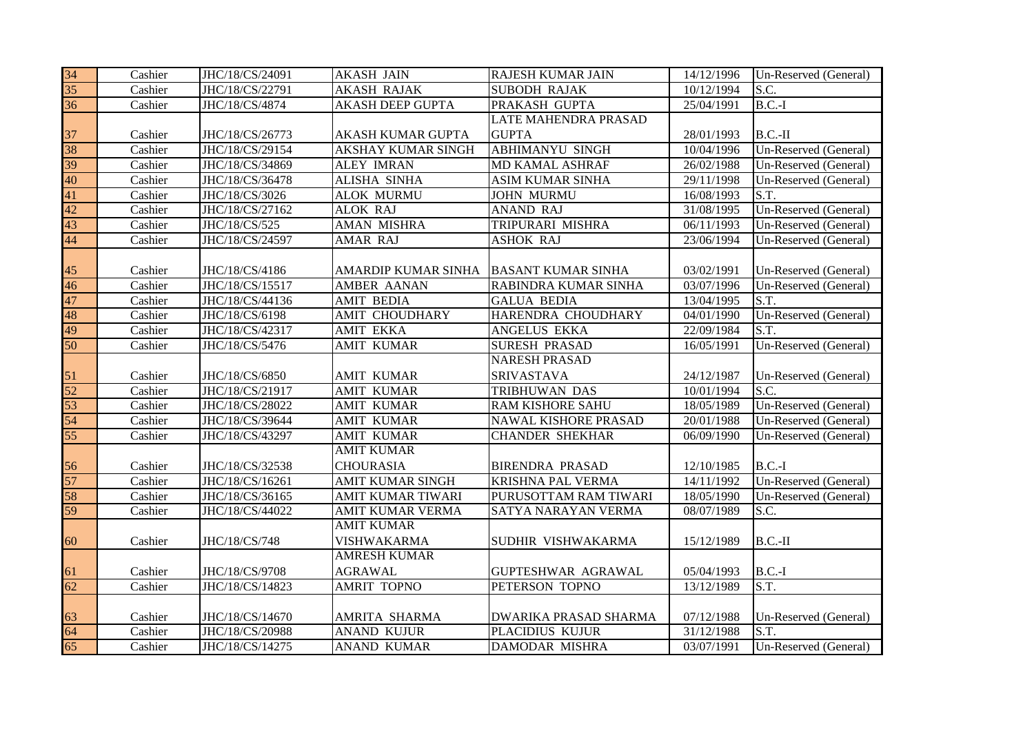| 34 | Cashier | JHC/18/CS/24091 | AKASH JAIN | RAJESH KUMAR JAIN | 14/12/1996 | Un-Reserved (General) |
|---|---|---|---|---|---|---|
| 35 | Cashier | JHC/18/CS/22791 | AKASH RAJAK | SUBODH RAJAK | 10/12/1994 | S.C. |
| 36 | Cashier | JHC/18/CS/4874 | AKASH DEEP GUPTA | PRAKASH GUPTA | 25/04/1991 | B.C.-I |
| 37 | Cashier | JHC/18/CS/26773 | AKASH KUMAR GUPTA | LATE MAHENDRA PRASAD GUPTA | 28/01/1993 | B.C.-II |
| 38 | Cashier | JHC/18/CS/29154 | AKSHAY KUMAR SINGH | ABHIMANYU SINGH | 10/04/1996 | Un-Reserved (General) |
| 39 | Cashier | JHC/18/CS/34869 | ALEY IMRAN | MD KAMAL ASHRAF | 26/02/1988 | Un-Reserved (General) |
| 40 | Cashier | JHC/18/CS/36478 | ALISHA SINHA | ASIM KUMAR SINHA | 29/11/1998 | Un-Reserved (General) |
| 41 | Cashier | JHC/18/CS/3026 | ALOK MURMU | JOHN MURMU | 16/08/1993 | S.T. |
| 42 | Cashier | JHC/18/CS/27162 | ALOK RAJ | ANAND RAJ | 31/08/1995 | Un-Reserved (General) |
| 43 | Cashier | JHC/18/CS/525 | AMAN MISHRA | TRIPURARI MISHRA | 06/11/1993 | Un-Reserved (General) |
| 44 | Cashier | JHC/18/CS/24597 | AMAR RAJ | ASHOK RAJ | 23/06/1994 | Un-Reserved (General) |
| 45 | Cashier | JHC/18/CS/4186 | AMARDIP KUMAR SINHA | BASANT KUMAR SINHA | 03/02/1991 | Un-Reserved (General) |
| 46 | Cashier | JHC/18/CS/15517 | AMBER AANAN | RABINDRA KUMAR SINHA | 03/07/1996 | Un-Reserved (General) |
| 47 | Cashier | JHC/18/CS/44136 | AMIT BEDIA | GALUA BEDIA | 13/04/1995 | S.T. |
| 48 | Cashier | JHC/18/CS/6198 | AMIT CHOUDHARY | HARENDRA CHOUDHARY | 04/01/1990 | Un-Reserved (General) |
| 49 | Cashier | JHC/18/CS/42317 | AMIT EKKA | ANGELUS EKKA | 22/09/1984 | S.T. |
| 50 | Cashier | JHC/18/CS/5476 | AMIT KUMAR | SURESH PRASAD | 16/05/1991 | Un-Reserved (General) |
| 51 | Cashier | JHC/18/CS/6850 | AMIT KUMAR | NARESH PRASAD SRIVASTAVA | 24/12/1987 | Un-Reserved (General) |
| 52 | Cashier | JHC/18/CS/21917 | AMIT KUMAR | TRIBHUWAN DAS | 10/01/1994 | S.C. |
| 53 | Cashier | JHC/18/CS/28022 | AMIT KUMAR | RAM KISHORE SAHU | 18/05/1989 | Un-Reserved (General) |
| 54 | Cashier | JHC/18/CS/39644 | AMIT KUMAR | NAWAL KISHORE PRASAD | 20/01/1988 | Un-Reserved (General) |
| 55 | Cashier | JHC/18/CS/43297 | AMIT KUMAR | CHANDER SHEKHAR | 06/09/1990 | Un-Reserved (General) |
| 56 | Cashier | JHC/18/CS/32538 | AMIT KUMAR CHOURASIA | BIRENDRA PRASAD | 12/10/1985 | B.C.-I |
| 57 | Cashier | JHC/18/CS/16261 | AMIT KUMAR SINGH | KRISHNA PAL VERMA | 14/11/1992 | Un-Reserved (General) |
| 58 | Cashier | JHC/18/CS/36165 | AMIT KUMAR TIWARI | PURUSOTTAM RAM TIWARI | 18/05/1990 | Un-Reserved (General) |
| 59 | Cashier | JHC/18/CS/44022 | AMIT KUMAR VERMA | SATYA NARAYAN VERMA | 08/07/1989 | S.C. |
| 60 | Cashier | JHC/18/CS/748 | AMIT KUMAR VISHWAKARMA | SUDHIR VISHWAKARMA | 15/12/1989 | B.C.-II |
| 61 | Cashier | JHC/18/CS/9708 | AMRESH KUMAR AGRAWAL | GUPTESHWAR AGRAWAL | 05/04/1993 | B.C.-I |
| 62 | Cashier | JHC/18/CS/14823 | AMRIT TOPNO | PETERSON TOPNO | 13/12/1989 | S.T. |
| 63 | Cashier | JHC/18/CS/14670 | AMRITA SHARMA | DWARIKA PRASAD SHARMA | 07/12/1988 | Un-Reserved (General) |
| 64 | Cashier | JHC/18/CS/20988 | ANAND KUJUR | PLACIDIUS KUJUR | 31/12/1988 | S.T. |
| 65 | Cashier | JHC/18/CS/14275 | ANAND KUMAR | DAMODAR MISHRA | 03/07/1991 | Un-Reserved (General) |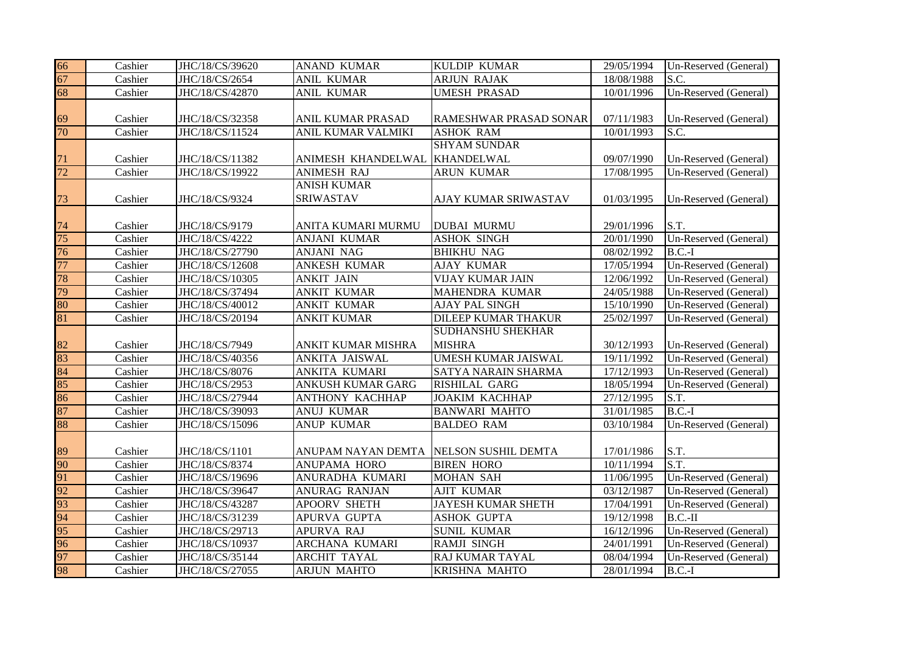| 66 | Cashier | JHC/18/CS/39620 | ANAND KUMAR | KULDIP KUMAR | 29/05/1994 | Un-Reserved (General) |
|---|---|---|---|---|---|---|
| 67 | Cashier | JHC/18/CS/2654 | ANIL KUMAR | ARJUN RAJAK | 18/08/1988 | S.C. |
| 68 | Cashier | JHC/18/CS/42870 | ANIL KUMAR | UMESH PRASAD | 10/01/1996 | Un-Reserved (General) |
| 69 | Cashier | JHC/18/CS/32358 | ANIL KUMAR PRASAD | RAMESHWAR PRASAD SONAR | 07/11/1983 | Un-Reserved (General) |
| 70 | Cashier | JHC/18/CS/11524 | ANIL KUMAR VALMIKI | ASHOK RAM | 10/01/1993 | S.C. |
| 71 | Cashier | JHC/18/CS/11382 | ANIMESH KHANDELWAL | SHYAM SUNDAR KHANDELWAL | 09/07/1990 | Un-Reserved (General) |
| 72 | Cashier | JHC/18/CS/19922 | ANIMESH RAJ | ARUN KUMAR | 17/08/1995 | Un-Reserved (General) |
| 73 | Cashier | JHC/18/CS/9324 | ANISH KUMAR SRIWASTAV | AJAY KUMAR SRIWASTAV | 01/03/1995 | Un-Reserved (General) |
| 74 | Cashier | JHC/18/CS/9179 | ANITA KUMARI MURMU | DUBAI MURMU | 29/01/1996 | S.T. |
| 75 | Cashier | JHC/18/CS/4222 | ANJANI KUMAR | ASHOK SINGH | 20/01/1990 | Un-Reserved (General) |
| 76 | Cashier | JHC/18/CS/27790 | ANJANI NAG | BHIKHU NAG | 08/02/1992 | B.C.-I |
| 77 | Cashier | JHC/18/CS/12608 | ANKESH KUMAR | AJAY KUMAR | 17/05/1994 | Un-Reserved (General) |
| 78 | Cashier | JHC/18/CS/10305 | ANKIT JAIN | VIJAY KUMAR JAIN | 12/06/1992 | Un-Reserved (General) |
| 79 | Cashier | JHC/18/CS/37494 | ANKIT KUMAR | MAHENDRA KUMAR | 24/05/1988 | Un-Reserved (General) |
| 80 | Cashier | JHC/18/CS/40012 | ANKIT KUMAR | AJAY PAL SINGH | 15/10/1990 | Un-Reserved (General) |
| 81 | Cashier | JHC/18/CS/20194 | ANKIT KUMAR | DILEEP KUMAR THAKUR | 25/02/1997 | Un-Reserved (General) |
| 82 | Cashier | JHC/18/CS/7949 | ANKIT KUMAR MISHRA | SUDHANSHU SHEKHAR MISHRA | 30/12/1993 | Un-Reserved (General) |
| 83 | Cashier | JHC/18/CS/40356 | ANKITA JAISWAL | UMESH KUMAR JAISWAL | 19/11/1992 | Un-Reserved (General) |
| 84 | Cashier | JHC/18/CS/8076 | ANKITA KUMARI | SATYA NARAIN SHARMA | 17/12/1993 | Un-Reserved (General) |
| 85 | Cashier | JHC/18/CS/2953 | ANKUSH KUMAR GARG | RISHILAL GARG | 18/05/1994 | Un-Reserved (General) |
| 86 | Cashier | JHC/18/CS/27944 | ANTHONY KACHHAP | JOAKIM KACHHAP | 27/12/1995 | S.T. |
| 87 | Cashier | JHC/18/CS/39093 | ANUJ KUMAR | BANWARI MAHTO | 31/01/1985 | B.C.-I |
| 88 | Cashier | JHC/18/CS/15096 | ANUP KUMAR | BALDEO RAM | 03/10/1984 | Un-Reserved (General) |
| 89 | Cashier | JHC/18/CS/1101 | ANUPAM NAYAN DEMTA | NELSON SUSHIL DEMTA | 17/01/1986 | S.T. |
| 90 | Cashier | JHC/18/CS/8374 | ANUPAMA HORO | BIREN HORO | 10/11/1994 | S.T. |
| 91 | Cashier | JHC/18/CS/19696 | ANURADHA KUMARI | MOHAN SAH | 11/06/1995 | Un-Reserved (General) |
| 92 | Cashier | JHC/18/CS/39647 | ANURAG RANJAN | AJIT KUMAR | 03/12/1987 | Un-Reserved (General) |
| 93 | Cashier | JHC/18/CS/43287 | APOORV SHETH | JAYESH KUMAR SHETH | 17/04/1991 | Un-Reserved (General) |
| 94 | Cashier | JHC/18/CS/31239 | APURVA GUPTA | ASHOK GUPTA | 19/12/1998 | B.C.-II |
| 95 | Cashier | JHC/18/CS/29713 | APURVA RAJ | SUNIL KUMAR | 16/12/1996 | Un-Reserved (General) |
| 96 | Cashier | JHC/18/CS/10937 | ARCHANA KUMARI | RAMJI SINGH | 24/01/1991 | Un-Reserved (General) |
| 97 | Cashier | JHC/18/CS/35144 | ARCHIT TAYAL | RAJ KUMAR TAYAL | 08/04/1994 | Un-Reserved (General) |
| 98 | Cashier | JHC/18/CS/27055 | ARJUN MAHTO | KRISHNA MAHTO | 28/01/1994 | B.C.-I |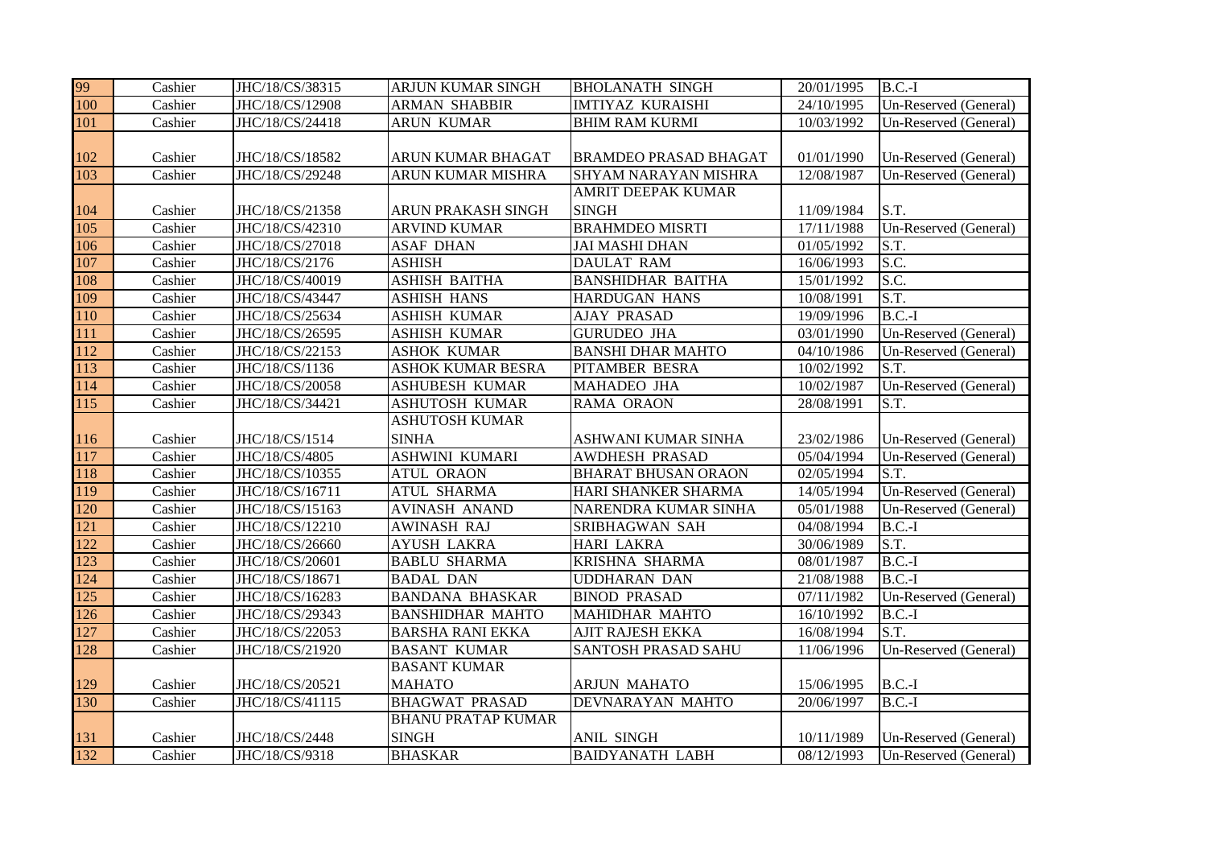| 99 | Cashier | JHC/18/CS/38315 | ARJUN KUMAR SINGH | BHOLANATH SINGH | 20/01/1995 | B.C.-I |
|---|---|---|---|---|---|---|
| 100 | Cashier | JHC/18/CS/12908 | ARMAN SHABBIR | IMTIYAZ KURAISHI | 24/10/1995 | Un-Reserved (General) |
| 101 | Cashier | JHC/18/CS/24418 | ARUN KUMAR | BHIM RAM KURMI | 10/03/1992 | Un-Reserved (General) |
| 102 | Cashier | JHC/18/CS/18582 | ARUN KUMAR BHAGAT | BRAMDEO PRASAD BHAGAT | 01/01/1990 | Un-Reserved (General) |
| 103 | Cashier | JHC/18/CS/29248 | ARUN KUMAR MISHRA | SHYAM NARAYAN MISHRA | 12/08/1987 | Un-Reserved (General) |
| 104 | Cashier | JHC/18/CS/21358 | ARUN PRAKASH SINGH | AMRIT DEEPAK KUMAR SINGH | 11/09/1984 | S.T. |
| 105 | Cashier | JHC/18/CS/42310 | ARVIND KUMAR | BRAHMDEO MISRTI | 17/11/1988 | Un-Reserved (General) |
| 106 | Cashier | JHC/18/CS/27018 | ASAF DHAN | JAI MASHI DHAN | 01/05/1992 | S.T. |
| 107 | Cashier | JHC/18/CS/2176 | ASHISH | DAULAT RAM | 16/06/1993 | S.C. |
| 108 | Cashier | JHC/18/CS/40019 | ASHISH BAITHA | BANSHIDHAR BAITHA | 15/01/1992 | S.C. |
| 109 | Cashier | JHC/18/CS/43447 | ASHISH HANS | HARDUGAN HANS | 10/08/1991 | S.T. |
| 110 | Cashier | JHC/18/CS/25634 | ASHISH KUMAR | AJAY PRASAD | 19/09/1996 | B.C.-I |
| 111 | Cashier | JHC/18/CS/26595 | ASHISH KUMAR | GURUDEO JHA | 03/01/1990 | Un-Reserved (General) |
| 112 | Cashier | JHC/18/CS/22153 | ASHOK KUMAR | BANSHI DHAR MAHTO | 04/10/1986 | Un-Reserved (General) |
| 113 | Cashier | JHC/18/CS/1136 | ASHOK KUMAR BESRA | PITAMBER BESRA | 10/02/1992 | S.T. |
| 114 | Cashier | JHC/18/CS/20058 | ASHUBESH KUMAR | MAHADEO JHA | 10/02/1987 | Un-Reserved (General) |
| 115 | Cashier | JHC/18/CS/34421 | ASHUTOSH KUMAR | RAMA ORAON | 28/08/1991 | S.T. |
| 116 | Cashier | JHC/18/CS/1514 | ASHUTOSH KUMAR SINHA | ASHWANI KUMAR SINHA | 23/02/1986 | Un-Reserved (General) |
| 117 | Cashier | JHC/18/CS/4805 | ASHWINI KUMARI | AWDHESH PRASAD | 05/04/1994 | Un-Reserved (General) |
| 118 | Cashier | JHC/18/CS/10355 | ATUL ORAON | BHARAT BHUSAN ORAON | 02/05/1994 | S.T. |
| 119 | Cashier | JHC/18/CS/16711 | ATUL SHARMA | HARI SHANKER SHARMA | 14/05/1994 | Un-Reserved (General) |
| 120 | Cashier | JHC/18/CS/15163 | AVINASH ANAND | NARENDRA KUMAR SINHA | 05/01/1988 | Un-Reserved (General) |
| 121 | Cashier | JHC/18/CS/12210 | AWINASH RAJ | SRIBHAGWAN SAH | 04/08/1994 | B.C.-I |
| 122 | Cashier | JHC/18/CS/26660 | AYUSH LAKRA | HARI LAKRA | 30/06/1989 | S.T. |
| 123 | Cashier | JHC/18/CS/20601 | BABLU SHARMA | KRISHNA SHARMA | 08/01/1987 | B.C.-I |
| 124 | Cashier | JHC/18/CS/18671 | BADAL DAN | UDDHARAN DAN | 21/08/1988 | B.C.-I |
| 125 | Cashier | JHC/18/CS/16283 | BANDANA BHASKAR | BINOD PRASAD | 07/11/1982 | Un-Reserved (General) |
| 126 | Cashier | JHC/18/CS/29343 | BANSHIDHAR MAHTO | MAHIDHAR MAHTO | 16/10/1992 | B.C.-I |
| 127 | Cashier | JHC/18/CS/22053 | BARSHA RANI EKKA | AJIT RAJESH EKKA | 16/08/1994 | S.T. |
| 128 | Cashier | JHC/18/CS/21920 | BASANT KUMAR | SANTOSH PRASAD SAHU | 11/06/1996 | Un-Reserved (General) |
| 129 | Cashier | JHC/18/CS/20521 | BASANT KUMAR MAHATO | ARJUN MAHATO | 15/06/1995 | B.C.-I |
| 130 | Cashier | JHC/18/CS/41115 | BHAGWAT PRASAD | DEVNARAYAN MAHTO | 20/06/1997 | B.C.-I |
| 131 | Cashier | JHC/18/CS/2448 | BHANU PRATAP KUMAR SINGH | ANIL SINGH | 10/11/1989 | Un-Reserved (General) |
| 132 | Cashier | JHC/18/CS/9318 | BHASKAR | BAIDYANATH LABH | 08/12/1993 | Un-Reserved (General) |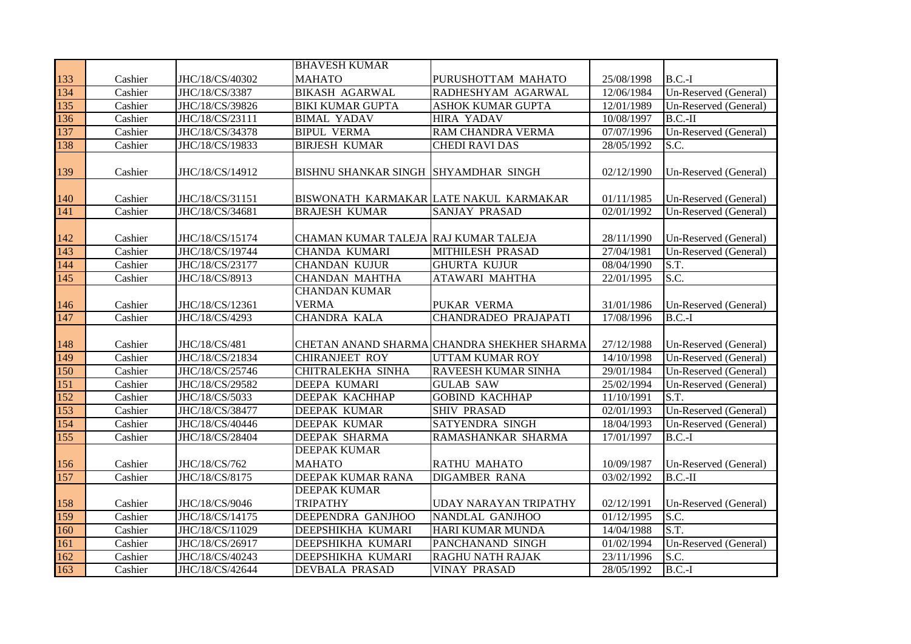| 133 | Cashier | JHC/18/CS/40302 | BHAVESH KUMAR MAHATO | PURUSHOTTAM MAHATO | 25/08/1998 | B.C.-I |
|---|---|---|---|---|---|---|
| 134 | Cashier | JHC/18/CS/3387 | BIKASH AGARWAL | RADHESHYAM AGARWAL | 12/06/1984 | Un-Reserved (General) |
| 135 | Cashier | JHC/18/CS/39826 | BIKI KUMAR GUPTA | ASHOK KUMAR GUPTA | 12/01/1989 | Un-Reserved (General) |
| 136 | Cashier | JHC/18/CS/23111 | BIMAL YADAV | HIRA YADAV | 10/08/1997 | B.C.-II |
| 137 | Cashier | JHC/18/CS/34378 | BIPUL VERMA | RAM CHANDRA VERMA | 07/07/1996 | Un-Reserved (General) |
| 138 | Cashier | JHC/18/CS/19833 | BIRJESH KUMAR | CHEDI RAVI DAS | 28/05/1992 | S.C. |
| 139 | Cashier | JHC/18/CS/14912 | BISHNU SHANKAR SINGH | SHYAMDHAR SINGH | 02/12/1990 | Un-Reserved (General) |
| 140 | Cashier | JHC/18/CS/31151 | BISWONATH KARMAKAR | LATE NAKUL KARMAKAR | 01/11/1985 | Un-Reserved (General) |
| 141 | Cashier | JHC/18/CS/34681 | BRAJESH KUMAR | SANJAY PRASAD | 02/01/1992 | Un-Reserved (General) |
| 142 | Cashier | JHC/18/CS/15174 | CHAMAN KUMAR TALEJA | RAJ KUMAR TALEJA | 28/11/1990 | Un-Reserved (General) |
| 143 | Cashier | JHC/18/CS/19744 | CHANDA KUMARI | MITHILESH PRASAD | 27/04/1981 | Un-Reserved (General) |
| 144 | Cashier | JHC/18/CS/23177 | CHANDAN KUJUR | GHURTA KUJUR | 08/04/1990 | S.T. |
| 145 | Cashier | JHC/18/CS/8913 | CHANDAN MAHTHA | ATAWARI MAHTHA | 22/01/1995 | S.C. |
| 146 | Cashier | JHC/18/CS/12361 | CHANDAN KUMAR VERMA | PUKAR VERMA | 31/01/1986 | Un-Reserved (General) |
| 147 | Cashier | JHC/18/CS/4293 | CHANDRA KALA | CHANDRADEO PRAJAPATI | 17/08/1996 | B.C.-I |
| 148 | Cashier | JHC/18/CS/481 | CHETAN ANAND SHARMA | CHANDRA SHEKHER SHARMA | 27/12/1988 | Un-Reserved (General) |
| 149 | Cashier | JHC/18/CS/21834 | CHIRANJEET ROY | UTTAM KUMAR ROY | 14/10/1998 | Un-Reserved (General) |
| 150 | Cashier | JHC/18/CS/25746 | CHITRALEKHA SINHA | RAVEESH KUMAR SINHA | 29/01/1984 | Un-Reserved (General) |
| 151 | Cashier | JHC/18/CS/29582 | DEEPA KUMARI | GULAB SAW | 25/02/1994 | Un-Reserved (General) |
| 152 | Cashier | JHC/18/CS/5033 | DEEPAK KACHHAP | GOBIND KACHHAP | 11/10/1991 | S.T. |
| 153 | Cashier | JHC/18/CS/38477 | DEEPAK KUMAR | SHIV PRASAD | 02/01/1993 | Un-Reserved (General) |
| 154 | Cashier | JHC/18/CS/40446 | DEEPAK KUMAR | SATYENDRA SINGH | 18/04/1993 | Un-Reserved (General) |
| 155 | Cashier | JHC/18/CS/28404 | DEEPAK SHARMA | RAMASHANKAR SHARMA | 17/01/1997 | B.C.-I |
| 156 | Cashier | JHC/18/CS/762 | DEEPAK KUMAR MAHATO | RATHU MAHATO | 10/09/1987 | Un-Reserved (General) |
| 157 | Cashier | JHC/18/CS/8175 | DEEPAK KUMAR RANA | DIGAMBER RANA | 03/02/1992 | B.C.-II |
| 158 | Cashier | JHC/18/CS/9046 | DEEPAK KUMAR TRIPATHY | UDAY NARAYAN TRIPATHY | 02/12/1991 | Un-Reserved (General) |
| 159 | Cashier | JHC/18/CS/14175 | DEEPENDRA GANJHOO | NANDLAL GANJHOO | 01/12/1995 | S.C. |
| 160 | Cashier | JHC/18/CS/11029 | DEEPSHIKHA KUMARI | HARI KUMAR MUNDA | 14/04/1988 | S.T. |
| 161 | Cashier | JHC/18/CS/26917 | DEEPSHIKHA KUMARI | PANCHANAND SINGH | 01/02/1994 | Un-Reserved (General) |
| 162 | Cashier | JHC/18/CS/40243 | DEEPSHIKHA KUMARI | RAGHU NATH RAJAK | 23/11/1996 | S.C. |
| 163 | Cashier | JHC/18/CS/42644 | DEVBALA PRASAD | VINAY PRASAD | 28/05/1992 | B.C.-I |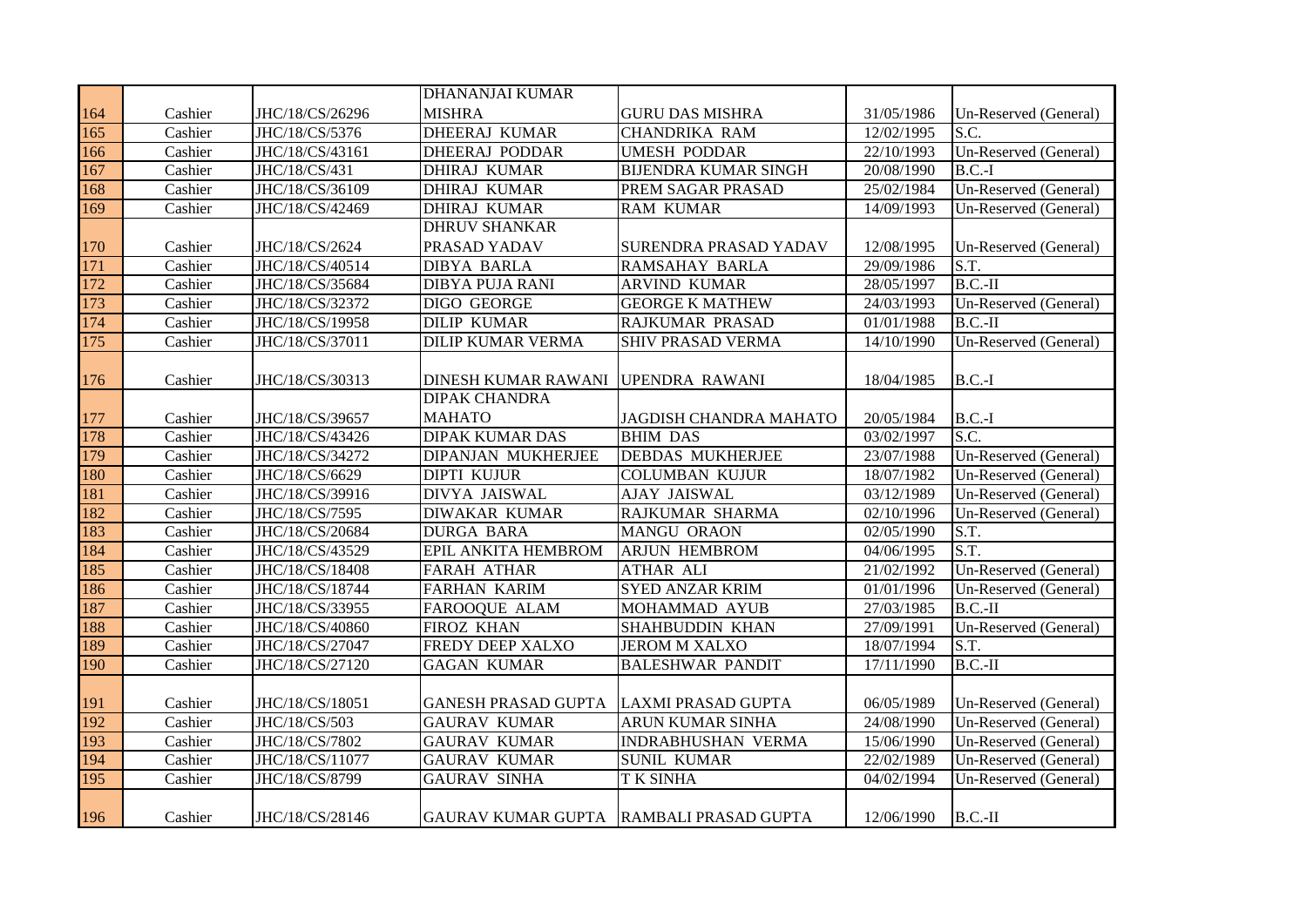| 164 | Cashier | JHC/18/CS/26296 | DHANANJAI KUMAR MISHRA | GURU DAS MISHRA | 31/05/1986 | Un-Reserved (General) |
|---|---|---|---|---|---|---|
| 165 | Cashier | JHC/18/CS/5376 | DHEERAJ KUMAR | CHANDRIKA RAM | 12/02/1995 | S.C. |
| 166 | Cashier | JHC/18/CS/43161 | DHEERAJ PODDAR | UMESH PODDAR | 22/10/1993 | Un-Reserved (General) |
| 167 | Cashier | JHC/18/CS/431 | DHIRAJ KUMAR | BIJENDRA KUMAR SINGH | 20/08/1990 | B.C.-I |
| 168 | Cashier | JHC/18/CS/36109 | DHIRAJ KUMAR | PREM SAGAR PRASAD | 25/02/1984 | Un-Reserved (General) |
| 169 | Cashier | JHC/18/CS/42469 | DHIRAJ KUMAR | RAM KUMAR | 14/09/1993 | Un-Reserved (General) |
| 170 | Cashier | JHC/18/CS/2624 | DHRUV SHANKAR PRASAD YADAV | SURENDRA PRASAD YADAV | 12/08/1995 | Un-Reserved (General) |
| 171 | Cashier | JHC/18/CS/40514 | DIBYA BARLA | RAMSAHAY BARLA | 29/09/1986 | S.T. |
| 172 | Cashier | JHC/18/CS/35684 | DIBYA PUJA RANI | ARVIND KUMAR | 28/05/1997 | B.C.-II |
| 173 | Cashier | JHC/18/CS/32372 | DIGO GEORGE | GEORGE K MATHEW | 24/03/1993 | Un-Reserved (General) |
| 174 | Cashier | JHC/18/CS/19958 | DILIP KUMAR | RAJKUMAR PRASAD | 01/01/1988 | B.C.-II |
| 175 | Cashier | JHC/18/CS/37011 | DILIP KUMAR VERMA | SHIV PRASAD VERMA | 14/10/1990 | Un-Reserved (General) |
| 176 | Cashier | JHC/18/CS/30313 | DINESH KUMAR RAWANI | UPENDRA RAWANI | 18/04/1985 | B.C.-I |
| 177 | Cashier | JHC/18/CS/39657 | DIPAK CHANDRA MAHATO | JAGDISH CHANDRA MAHATO | 20/05/1984 | B.C.-I |
| 178 | Cashier | JHC/18/CS/43426 | DIPAK KUMAR DAS | BHIM DAS | 03/02/1997 | S.C. |
| 179 | Cashier | JHC/18/CS/34272 | DIPANJAN MUKHERJEE | DEBDAS MUKHERJEE | 23/07/1988 | Un-Reserved (General) |
| 180 | Cashier | JHC/18/CS/6629 | DIPTI KUJUR | COLUMBAN KUJUR | 18/07/1982 | Un-Reserved (General) |
| 181 | Cashier | JHC/18/CS/39916 | DIVYA JAISWAL | AJAY JAISWAL | 03/12/1989 | Un-Reserved (General) |
| 182 | Cashier | JHC/18/CS/7595 | DIWAKAR KUMAR | RAJKUMAR SHARMA | 02/10/1996 | Un-Reserved (General) |
| 183 | Cashier | JHC/18/CS/20684 | DURGA BARA | MANGU ORAON | 02/05/1990 | S.T. |
| 184 | Cashier | JHC/18/CS/43529 | EPIL ANKITA HEMBROM | ARJUN HEMBROM | 04/06/1995 | S.T. |
| 185 | Cashier | JHC/18/CS/18408 | FARAH ATHAR | ATHAR ALI | 21/02/1992 | Un-Reserved (General) |
| 186 | Cashier | JHC/18/CS/18744 | FARHAN KARIM | SYED ANZAR KRIM | 01/01/1996 | Un-Reserved (General) |
| 187 | Cashier | JHC/18/CS/33955 | FAROOQUE ALAM | MOHAMMAD AYUB | 27/03/1985 | B.C.-II |
| 188 | Cashier | JHC/18/CS/40860 | FIROZ KHAN | SHAHBUDDIN KHAN | 27/09/1991 | Un-Reserved (General) |
| 189 | Cashier | JHC/18/CS/27047 | FREDY DEEP XALXO | JEROM M XALXO | 18/07/1994 | S.T. |
| 190 | Cashier | JHC/18/CS/27120 | GAGAN KUMAR | BALESHWAR PANDIT | 17/11/1990 | B.C.-II |
| 191 | Cashier | JHC/18/CS/18051 | GANESH PRASAD GUPTA | LAXMI PRASAD GUPTA | 06/05/1989 | Un-Reserved (General) |
| 192 | Cashier | JHC/18/CS/503 | GAURAV KUMAR | ARUN KUMAR SINHA | 24/08/1990 | Un-Reserved (General) |
| 193 | Cashier | JHC/18/CS/7802 | GAURAV KUMAR | INDRABHUSHAN VERMA | 15/06/1990 | Un-Reserved (General) |
| 194 | Cashier | JHC/18/CS/11077 | GAURAV KUMAR | SUNIL KUMAR | 22/02/1989 | Un-Reserved (General) |
| 195 | Cashier | JHC/18/CS/8799 | GAURAV SINHA | T K SINHA | 04/02/1994 | Un-Reserved (General) |
| 196 | Cashier | JHC/18/CS/28146 | GAURAV KUMAR GUPTA | RAMBALI PRASAD GUPTA | 12/06/1990 | B.C.-II |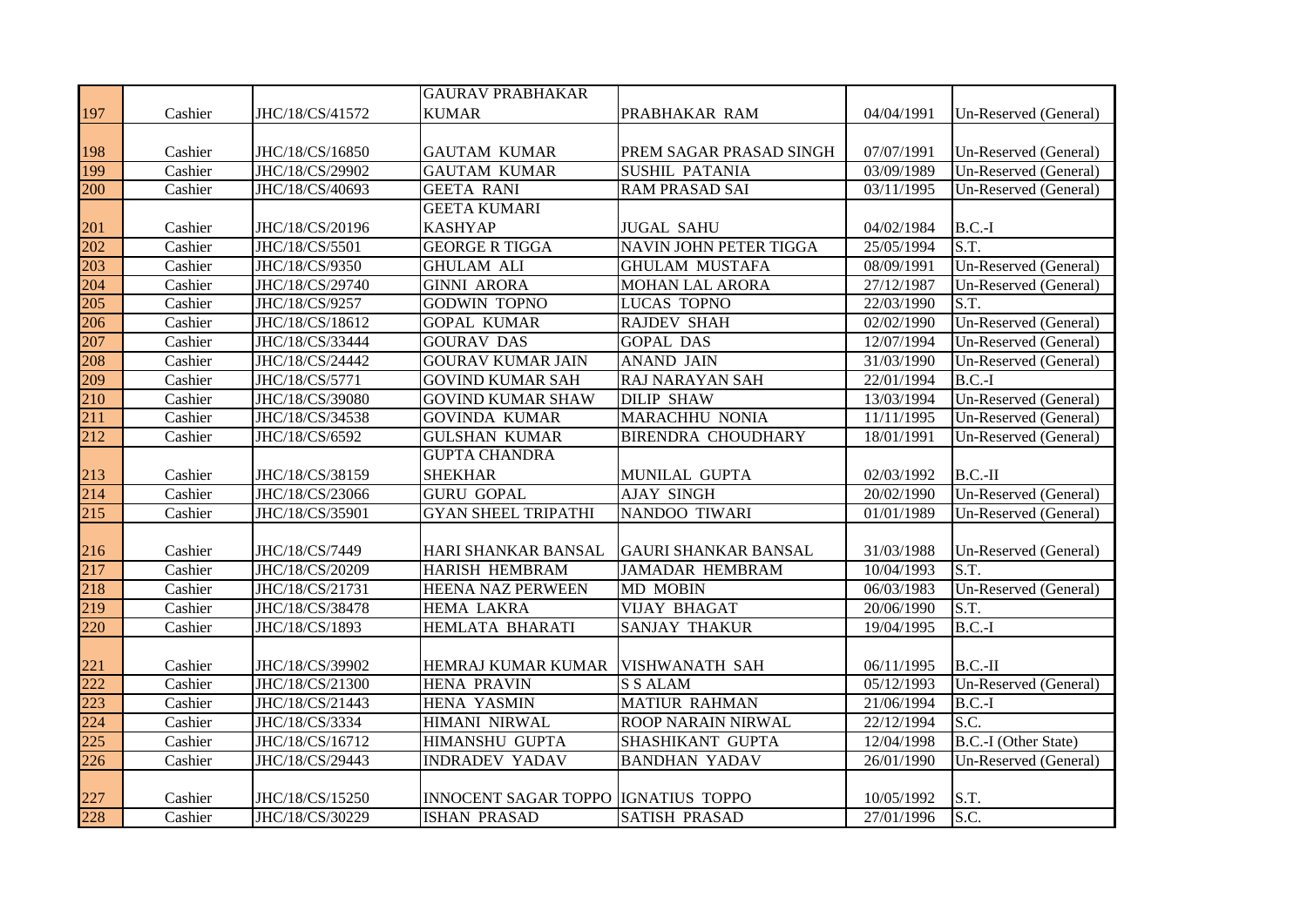| 197 | Cashier | JHC/18/CS/41572 | GAURAV PRABHAKAR KUMAR | PRABHAKAR RAM | 04/04/1991 | Un-Reserved (General) |
|---|---|---|---|---|---|---|
| 198 | Cashier | JHC/18/CS/16850 | GAUTAM KUMAR | PREM SAGAR PRASAD SINGH | 07/07/1991 | Un-Reserved (General) |
| 199 | Cashier | JHC/18/CS/29902 | GAUTAM KUMAR | SUSHIL PATANIA | 03/09/1989 | Un-Reserved (General) |
| 200 | Cashier | JHC/18/CS/40693 | GEETA RANI | RAM PRASAD SAI | 03/11/1995 | Un-Reserved (General) |
| 201 | Cashier | JHC/18/CS/20196 | GEETA KUMARI KASHYAP | JUGAL SAHU | 04/02/1984 | B.C.-I |
| 202 | Cashier | JHC/18/CS/5501 | GEORGE R TIGGA | NAVIN JOHN PETER TIGGA | 25/05/1994 | S.T. |
| 203 | Cashier | JHC/18/CS/9350 | GHULAM ALI | GHULAM MUSTAFA | 08/09/1991 | Un-Reserved (General) |
| 204 | Cashier | JHC/18/CS/29740 | GINNI ARORA | MOHAN LAL ARORA | 27/12/1987 | Un-Reserved (General) |
| 205 | Cashier | JHC/18/CS/9257 | GODWIN TOPNO | LUCAS TOPNO | 22/03/1990 | S.T. |
| 206 | Cashier | JHC/18/CS/18612 | GOPAL KUMAR | RAJDEV SHAH | 02/02/1990 | Un-Reserved (General) |
| 207 | Cashier | JHC/18/CS/33444 | GOURAV DAS | GOPAL DAS | 12/07/1994 | Un-Reserved (General) |
| 208 | Cashier | JHC/18/CS/24442 | GOURAV KUMAR JAIN | ANAND JAIN | 31/03/1990 | Un-Reserved (General) |
| 209 | Cashier | JHC/18/CS/5771 | GOVIND KUMAR SAH | RAJ NARAYAN SAH | 22/01/1994 | B.C.-I |
| 210 | Cashier | JHC/18/CS/39080 | GOVIND KUMAR SHAW | DILIP SHAW | 13/03/1994 | Un-Reserved (General) |
| 211 | Cashier | JHC/18/CS/34538 | GOVINDA KUMAR | MARACHHU NONIA | 11/11/1995 | Un-Reserved (General) |
| 212 | Cashier | JHC/18/CS/6592 | GULSHAN KUMAR | BIRENDRA CHOUDHARY | 18/01/1991 | Un-Reserved (General) |
| 213 | Cashier | JHC/18/CS/38159 | GUPTA CHANDRA SHEKHAR | MUNILAL GUPTA | 02/03/1992 | B.C.-II |
| 214 | Cashier | JHC/18/CS/23066 | GURU GOPAL | AJAY SINGH | 20/02/1990 | Un-Reserved (General) |
| 215 | Cashier | JHC/18/CS/35901 | GYAN SHEEL TRIPATHI | NANDOO TIWARI | 01/01/1989 | Un-Reserved (General) |
| 216 | Cashier | JHC/18/CS/7449 | HARI SHANKAR BANSAL | GAURI SHANKAR BANSAL | 31/03/1988 | Un-Reserved (General) |
| 217 | Cashier | JHC/18/CS/20209 | HARISH HEMBRAM | JAMADAR HEMBRAM | 10/04/1993 | S.T. |
| 218 | Cashier | JHC/18/CS/21731 | HEENA NAZ PERWEEN | MD MOBIN | 06/03/1983 | Un-Reserved (General) |
| 219 | Cashier | JHC/18/CS/38478 | HEMA LAKRA | VIJAY BHAGAT | 20/06/1990 | S.T. |
| 220 | Cashier | JHC/18/CS/1893 | HEMLATA BHARATI | SANJAY THAKUR | 19/04/1995 | B.C.-I |
| 221 | Cashier | JHC/18/CS/39902 | HEMRAJ KUMAR KUMAR | VISHWANATH SAH | 06/11/1995 | B.C.-II |
| 222 | Cashier | JHC/18/CS/21300 | HENA PRAVIN | S S ALAM | 05/12/1993 | Un-Reserved (General) |
| 223 | Cashier | JHC/18/CS/21443 | HENA YASMIN | MATIUR RAHMAN | 21/06/1994 | B.C.-I |
| 224 | Cashier | JHC/18/CS/3334 | HIMANI NIRWAL | ROOP NARAIN NIRWAL | 22/12/1994 | S.C. |
| 225 | Cashier | JHC/18/CS/16712 | HIMANSHU GUPTA | SHASHIKANT GUPTA | 12/04/1998 | B.C.-I (Other State) |
| 226 | Cashier | JHC/18/CS/29443 | INDRADEV YADAV | BANDHAN YADAV | 26/01/1990 | Un-Reserved (General) |
| 227 | Cashier | JHC/18/CS/15250 | INNOCENT SAGAR TOPPO | IGNATIUS TOPPO | 10/05/1992 | S.T. |
| 228 | Cashier | JHC/18/CS/30229 | ISHAN PRASAD | SATISH PRASAD | 27/01/1996 | S.C. |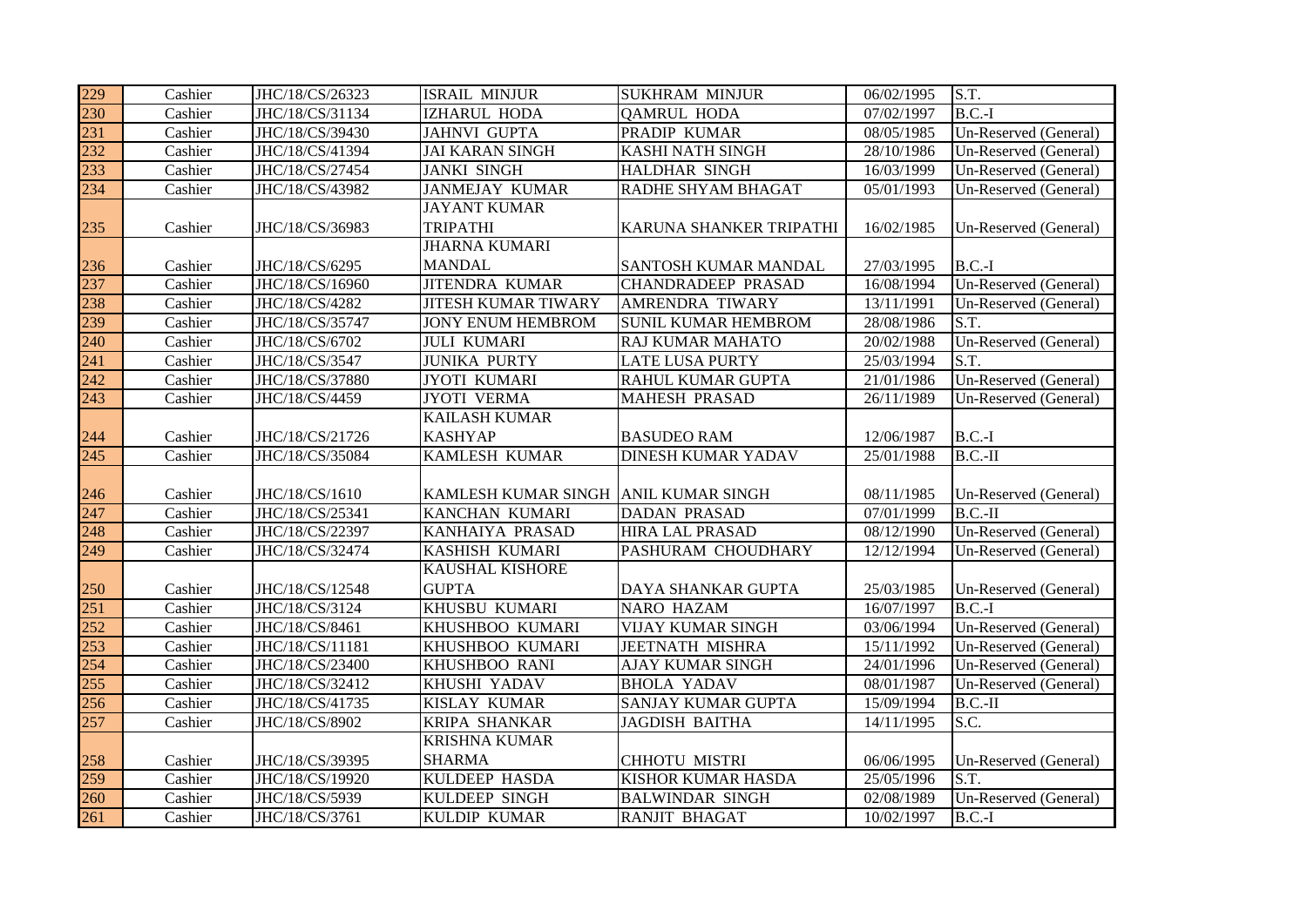| 229 | Cashier | JHC/18/CS/26323 | ISRAIL MINJUR | SUKHRAM MINJUR | 06/02/1995 | S.T. |
|---|---|---|---|---|---|---|
| 230 | Cashier | JHC/18/CS/31134 | IZHARUL HODA | QAMRUL HODA | 07/02/1997 | B.C.-I |
| 231 | Cashier | JHC/18/CS/39430 | JAHNVI GUPTA | PRADIP KUMAR | 08/05/1985 | Un-Reserved (General) |
| 232 | Cashier | JHC/18/CS/41394 | JAI KARAN SINGH | KASHI NATH SINGH | 28/10/1986 | Un-Reserved (General) |
| 233 | Cashier | JHC/18/CS/27454 | JANKI SINGH | HALDHAR SINGH | 16/03/1999 | Un-Reserved (General) |
| 234 | Cashier | JHC/18/CS/43982 | JANMEJAY KUMAR | RADHE SHYAM BHAGAT | 05/01/1993 | Un-Reserved (General) |
| 235 | Cashier | JHC/18/CS/36983 | JAYANT KUMAR TRIPATHI | KARUNA SHANKER TRIPATHI | 16/02/1985 | Un-Reserved (General) |
| 236 | Cashier | JHC/18/CS/6295 | JHARNA KUMARI MANDAL | SANTOSH KUMAR MANDAL | 27/03/1995 | B.C.-I |
| 237 | Cashier | JHC/18/CS/16960 | JITENDRA KUMAR | CHANDRADEEP PRASAD | 16/08/1994 | Un-Reserved (General) |
| 238 | Cashier | JHC/18/CS/4282 | JITESH KUMAR TIWARY | AMRENDRA TIWARY | 13/11/1991 | Un-Reserved (General) |
| 239 | Cashier | JHC/18/CS/35747 | JONY ENUM HEMBROM | SUNIL KUMAR HEMBROM | 28/08/1986 | S.T. |
| 240 | Cashier | JHC/18/CS/6702 | JULI KUMARI | RAJ KUMAR MAHATO | 20/02/1988 | Un-Reserved (General) |
| 241 | Cashier | JHC/18/CS/3547 | JUNIKA PURTY | LATE LUSA PURTY | 25/03/1994 | S.T. |
| 242 | Cashier | JHC/18/CS/37880 | JYOTI KUMARI | RAHUL KUMAR GUPTA | 21/01/1986 | Un-Reserved (General) |
| 243 | Cashier | JHC/18/CS/4459 | JYOTI VERMA | MAHESH PRASAD | 26/11/1989 | Un-Reserved (General) |
| 244 | Cashier | JHC/18/CS/21726 | KAILASH KUMAR KASHYAP | BASUDEO RAM | 12/06/1987 | B.C.-I |
| 245 | Cashier | JHC/18/CS/35084 | KAMLESH KUMAR | DINESH KUMAR YADAV | 25/01/1988 | B.C.-II |
| 246 | Cashier | JHC/18/CS/1610 | KAMLESH KUMAR SINGH | ANIL KUMAR SINGH | 08/11/1985 | Un-Reserved (General) |
| 247 | Cashier | JHC/18/CS/25341 | KANCHAN KUMARI | DADAN PRASAD | 07/01/1999 | B.C.-II |
| 248 | Cashier | JHC/18/CS/22397 | KANHAIYA PRASAD | HIRA LAL PRASAD | 08/12/1990 | Un-Reserved (General) |
| 249 | Cashier | JHC/18/CS/32474 | KASHISH KUMARI | PASHURAM CHOUDHARY | 12/12/1994 | Un-Reserved (General) |
| 250 | Cashier | JHC/18/CS/12548 | KAUSHAL KISHORE GUPTA | DAYA SHANKAR GUPTA | 25/03/1985 | Un-Reserved (General) |
| 251 | Cashier | JHC/18/CS/3124 | KHUSBU KUMARI | NARO HAZAM | 16/07/1997 | B.C.-I |
| 252 | Cashier | JHC/18/CS/8461 | KHUSHBOO KUMARI | VIJAY KUMAR SINGH | 03/06/1994 | Un-Reserved (General) |
| 253 | Cashier | JHC/18/CS/11181 | KHUSHBOO KUMARI | JEETNATH MISHRA | 15/11/1992 | Un-Reserved (General) |
| 254 | Cashier | JHC/18/CS/23400 | KHUSHBOO RANI | AJAY KUMAR SINGH | 24/01/1996 | Un-Reserved (General) |
| 255 | Cashier | JHC/18/CS/32412 | KHUSHI YADAV | BHOLA YADAV | 08/01/1987 | Un-Reserved (General) |
| 256 | Cashier | JHC/18/CS/41735 | KISLAY KUMAR | SANJAY KUMAR GUPTA | 15/09/1994 | B.C.-II |
| 257 | Cashier | JHC/18/CS/8902 | KRIPA SHANKAR | JAGDISH BAITHA | 14/11/1995 | S.C. |
| 258 | Cashier | JHC/18/CS/39395 | KRISHNA KUMAR SHARMA | CHHOTU MISTRI | 06/06/1995 | Un-Reserved (General) |
| 259 | Cashier | JHC/18/CS/19920 | KULDEEP HASDA | KISHOR KUMAR HASDA | 25/05/1996 | S.T. |
| 260 | Cashier | JHC/18/CS/5939 | KULDEEP SINGH | BALWINDAR SINGH | 02/08/1989 | Un-Reserved (General) |
| 261 | Cashier | JHC/18/CS/3761 | KULDIP KUMAR | RANJIT BHAGAT | 10/02/1997 | B.C.-I |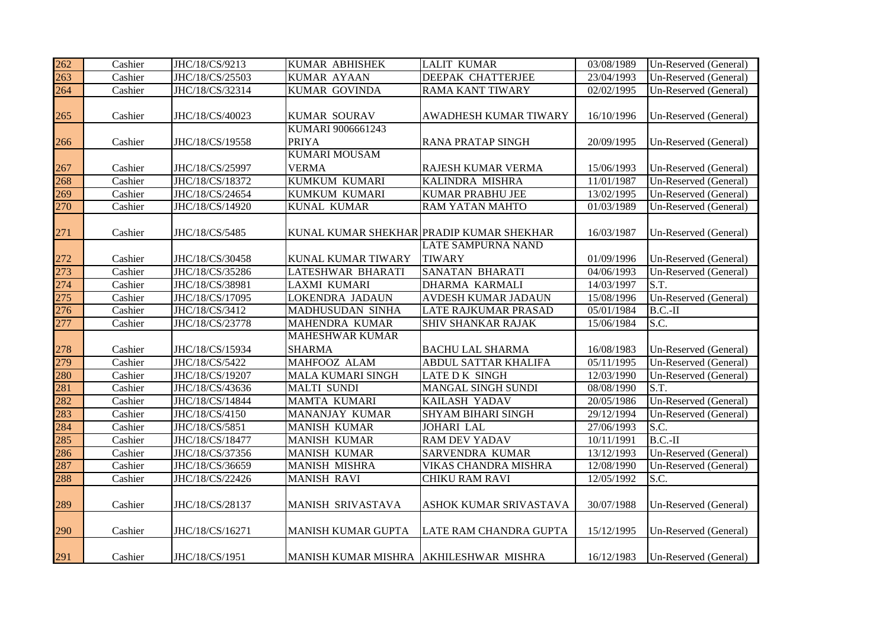| | | | | | | |
|---|---|---|---|---|---|---|
| 262 | Cashier | JHC/18/CS/9213 | KUMAR ABHISHEK | LALIT KUMAR | 03/08/1989 | Un-Reserved (General) |
| 263 | Cashier | JHC/18/CS/25503 | KUMAR AYAAN | DEEPAK CHATTERJEE | 23/04/1993 | Un-Reserved (General) |
| 264 | Cashier | JHC/18/CS/32314 | KUMAR GOVINDA | RAMA KANT TIWARY | 02/02/1995 | Un-Reserved (General) |
| 265 | Cashier | JHC/18/CS/40023 | KUMAR SOURAV | AWADHESH KUMAR TIWARY | 16/10/1996 | Un-Reserved (General) |
| 266 | Cashier | JHC/18/CS/19558 | KUMARI 9006661243 PRIYA | RANA PRATAP SINGH | 20/09/1995 | Un-Reserved (General) |
| 267 | Cashier | JHC/18/CS/25997 | KUMARI MOUSAM VERMA | RAJESH KUMAR VERMA | 15/06/1993 | Un-Reserved (General) |
| 268 | Cashier | JHC/18/CS/18372 | KUMKUM KUMARI | KALINDRA MISHRA | 11/01/1987 | Un-Reserved (General) |
| 269 | Cashier | JHC/18/CS/24654 | KUMKUM KUMARI | KUMAR PRABHU JEE | 13/02/1995 | Un-Reserved (General) |
| 270 | Cashier | JHC/18/CS/14920 | KUNAL KUMAR | RAM YATAN MAHTO | 01/03/1989 | Un-Reserved (General) |
| 271 | Cashier | JHC/18/CS/5485 | KUNAL KUMAR SHEKHAR | PRADIP KUMAR SHEKHAR | 16/03/1987 | Un-Reserved (General) |
| 272 | Cashier | JHC/18/CS/30458 | KUNAL KUMAR TIWARY | LATE SAMPURNA NAND TIWARY | 01/09/1996 | Un-Reserved (General) |
| 273 | Cashier | JHC/18/CS/35286 | LATESHWAR BHARATI | SANATAN BHARATI | 04/06/1993 | Un-Reserved (General) |
| 274 | Cashier | JHC/18/CS/38981 | LAXMI KUMARI | DHARMA KARMALI | 14/03/1997 | S.T. |
| 275 | Cashier | JHC/18/CS/17095 | LOKENDRA JADAUN | AVDESH KUMAR JADAUN | 15/08/1996 | Un-Reserved (General) |
| 276 | Cashier | JHC/18/CS/3412 | MADHUSUDAN SINHA | LATE RAJKUMAR PRASAD | 05/01/1984 | B.C.-II |
| 277 | Cashier | JHC/18/CS/23778 | MAHENDRA KUMAR | SHIV SHANKAR RAJAK | 15/06/1984 | S.C. |
| 278 | Cashier | JHC/18/CS/15934 | MAHESHWAR KUMAR SHARMA | BACHU LAL SHARMA | 16/08/1983 | Un-Reserved (General) |
| 279 | Cashier | JHC/18/CS/5422 | MAHFOOZ ALAM | ABDUL SATTAR KHALIFA | 05/11/1995 | Un-Reserved (General) |
| 280 | Cashier | JHC/18/CS/19207 | MALA KUMARI SINGH | LATE D K SINGH | 12/03/1990 | Un-Reserved (General) |
| 281 | Cashier | JHC/18/CS/43636 | MALTI SUNDI | MANGAL SINGH SUNDI | 08/08/1990 | S.T. |
| 282 | Cashier | JHC/18/CS/14844 | MAMTA KUMARI | KAILASH YADAV | 20/05/1986 | Un-Reserved (General) |
| 283 | Cashier | JHC/18/CS/4150 | MANANJAY KUMAR | SHYAM BIHARI SINGH | 29/12/1994 | Un-Reserved (General) |
| 284 | Cashier | JHC/18/CS/5851 | MANISH KUMAR | JOHARI LAL | 27/06/1993 | S.C. |
| 285 | Cashier | JHC/18/CS/18477 | MANISH KUMAR | RAM DEV YADAV | 10/11/1991 | B.C.-II |
| 286 | Cashier | JHC/18/CS/37356 | MANISH KUMAR | SARVENDRA KUMAR | 13/12/1993 | Un-Reserved (General) |
| 287 | Cashier | JHC/18/CS/36659 | MANISH MISHRA | VIKAS CHANDRA MISHRA | 12/08/1990 | Un-Reserved (General) |
| 288 | Cashier | JHC/18/CS/22426 | MANISH RAVI | CHIKU RAM RAVI | 12/05/1992 | S.C. |
| 289 | Cashier | JHC/18/CS/28137 | MANISH SRIVASTAVA | ASHOK KUMAR SRIVASTAVA | 30/07/1988 | Un-Reserved (General) |
| 290 | Cashier | JHC/18/CS/16271 | MANISH KUMAR GUPTA | LATE RAM CHANDRA GUPTA | 15/12/1995 | Un-Reserved (General) |
| 291 | Cashier | JHC/18/CS/1951 | MANISH KUMAR MISHRA | AKHILESHWAR MISHRA | 16/12/1983 | Un-Reserved (General) |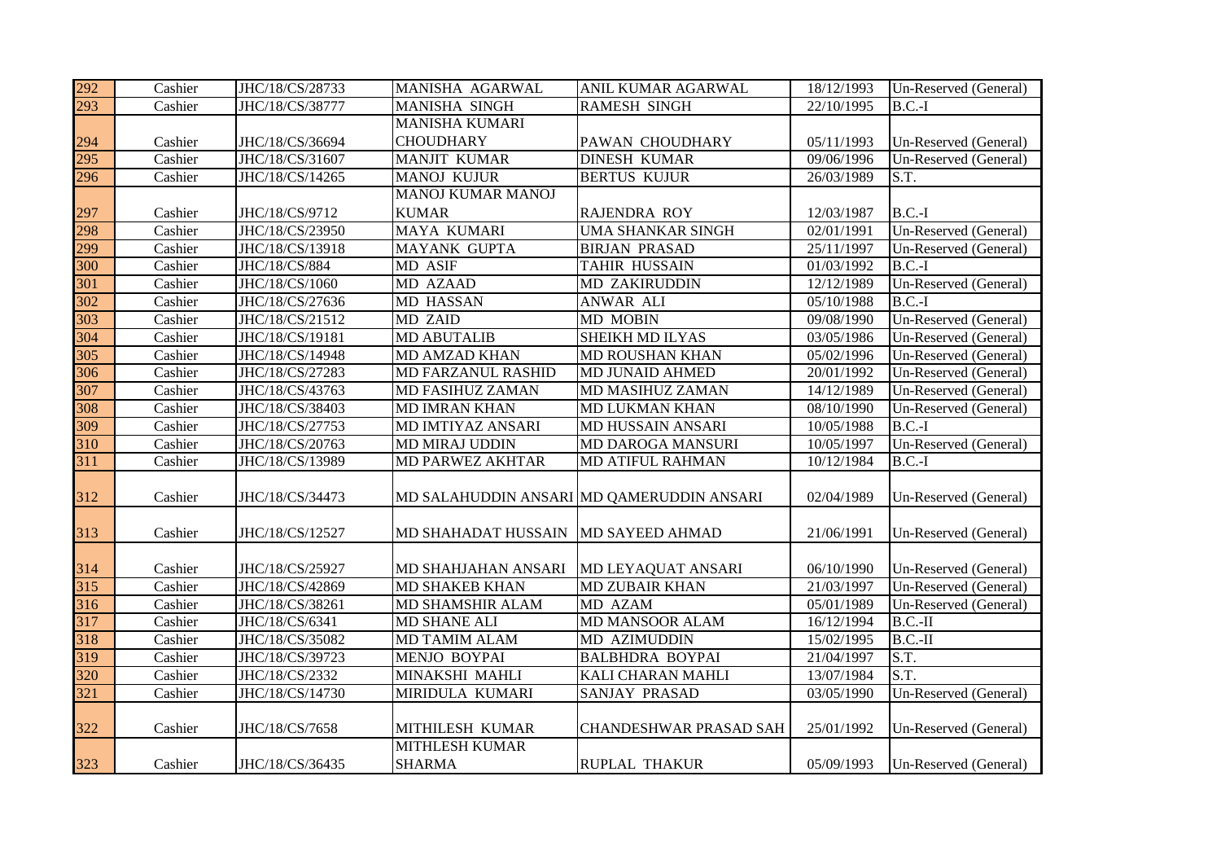| 292 | Cashier | JHC/18/CS/28733 | MANISHA AGARWAL | ANIL KUMAR AGARWAL | 18/12/1993 | Un-Reserved (General) |
|---|---|---|---|---|---|---|
| 293 | Cashier | JHC/18/CS/38777 | MANISHA SINGH | RAMESH SINGH | 22/10/1995 | B.C.-I |
| 294 | Cashier | JHC/18/CS/36694 | MANISHA KUMARI CHOUDHARY | PAWAN CHOUDHARY | 05/11/1993 | Un-Reserved (General) |
| 295 | Cashier | JHC/18/CS/31607 | MANJIT KUMAR | DINESH KUMAR | 09/06/1996 | Un-Reserved (General) |
| 296 | Cashier | JHC/18/CS/14265 | MANOJ KUJUR | BERTUS KUJUR | 26/03/1989 | S.T. |
| 297 | Cashier | JHC/18/CS/9712 | MANOJ KUMAR MANOJ KUMAR | RAJENDRA ROY | 12/03/1987 | B.C.-I |
| 298 | Cashier | JHC/18/CS/23950 | MAYA KUMARI | UMA SHANKAR SINGH | 02/01/1991 | Un-Reserved (General) |
| 299 | Cashier | JHC/18/CS/13918 | MAYANK GUPTA | BIRJAN PRASAD | 25/11/1997 | Un-Reserved (General) |
| 300 | Cashier | JHC/18/CS/884 | MD ASIF | TAHIR HUSSAIN | 01/03/1992 | B.C.-I |
| 301 | Cashier | JHC/18/CS/1060 | MD AZAAD | MD ZAKIRUDDIN | 12/12/1989 | Un-Reserved (General) |
| 302 | Cashier | JHC/18/CS/27636 | MD HASSAN | ANWAR ALI | 05/10/1988 | B.C.-I |
| 303 | Cashier | JHC/18/CS/21512 | MD ZAID | MD MOBIN | 09/08/1990 | Un-Reserved (General) |
| 304 | Cashier | JHC/18/CS/19181 | MD ABUTALIB | SHEIKH MD ILYAS | 03/05/1986 | Un-Reserved (General) |
| 305 | Cashier | JHC/18/CS/14948 | MD AMZAD KHAN | MD ROUSHAN KHAN | 05/02/1996 | Un-Reserved (General) |
| 306 | Cashier | JHC/18/CS/27283 | MD FARZANUL RASHID | MD JUNAID AHMED | 20/01/1992 | Un-Reserved (General) |
| 307 | Cashier | JHC/18/CS/43763 | MD FASIHUZ ZAMAN | MD MASIHUZ ZAMAN | 14/12/1989 | Un-Reserved (General) |
| 308 | Cashier | JHC/18/CS/38403 | MD IMRAN KHAN | MD LUKMAN KHAN | 08/10/1990 | Un-Reserved (General) |
| 309 | Cashier | JHC/18/CS/27753 | MD IMTIYAZ ANSARI | MD HUSSAIN ANSARI | 10/05/1988 | B.C.-I |
| 310 | Cashier | JHC/18/CS/20763 | MD MIRAJ UDDIN | MD DAROGA MANSURI | 10/05/1997 | Un-Reserved (General) |
| 311 | Cashier | JHC/18/CS/13989 | MD PARWEZ AKHTAR | MD ATIFUL RAHMAN | 10/12/1984 | B.C.-I |
| 312 | Cashier | JHC/18/CS/34473 | MD SALAHUDDIN ANSARI | MD QAMERUDDIN ANSARI | 02/04/1989 | Un-Reserved (General) |
| 313 | Cashier | JHC/18/CS/12527 | MD SHAHADAT HUSSAIN | MD SAYEED AHMAD | 21/06/1991 | Un-Reserved (General) |
| 314 | Cashier | JHC/18/CS/25927 | MD SHAHJAHAN ANSARI | MD LEYAQUAT ANSARI | 06/10/1990 | Un-Reserved (General) |
| 315 | Cashier | JHC/18/CS/42869 | MD SHAKEB KHAN | MD ZUBAIR KHAN | 21/03/1997 | Un-Reserved (General) |
| 316 | Cashier | JHC/18/CS/38261 | MD SHAMSHIR ALAM | MD AZAM | 05/01/1989 | Un-Reserved (General) |
| 317 | Cashier | JHC/18/CS/6341 | MD SHANE ALI | MD MANSOOR ALAM | 16/12/1994 | B.C.-II |
| 318 | Cashier | JHC/18/CS/35082 | MD TAMIM ALAM | MD AZIMUDDIN | 15/02/1995 | B.C.-II |
| 319 | Cashier | JHC/18/CS/39723 | MENJO BOYPAI | BALBHDRA BOYPAI | 21/04/1997 | S.T. |
| 320 | Cashier | JHC/18/CS/2332 | MINAKSHI MAHLI | KALI CHARAN MAHLI | 13/07/1984 | S.T. |
| 321 | Cashier | JHC/18/CS/14730 | MIRIDULA KUMARI | SANJAY PRASAD | 03/05/1990 | Un-Reserved (General) |
| 322 | Cashier | JHC/18/CS/7658 | MITHILESH KUMAR | CHANDESHWAR PRASAD SAH | 25/01/1992 | Un-Reserved (General) |
| 323 | Cashier | JHC/18/CS/36435 | MITHLESH KUMAR SHARMA | RUPLAL THAKUR | 05/09/1993 | Un-Reserved (General) |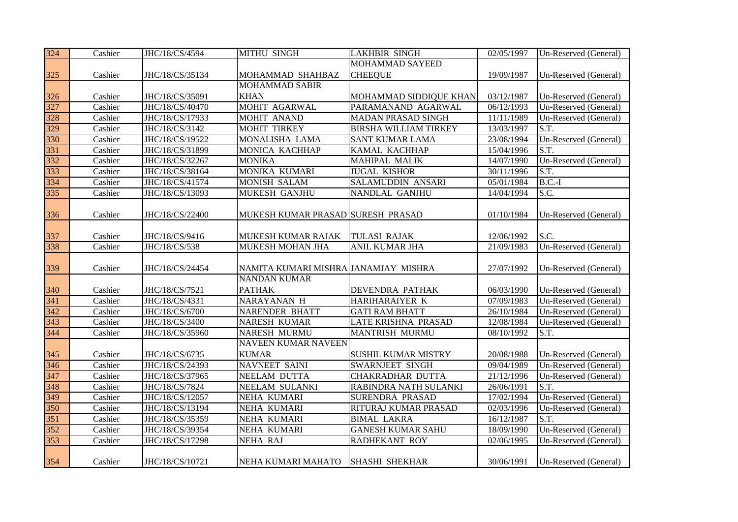| 324 | Cashier | JHC/18/CS/4594 | MITHU SINGH | LAKHBIR SINGH | 02/05/1997 | Un-Reserved (General) |
|---|---|---|---|---|---|---|
| 325 | Cashier | JHC/18/CS/35134 | MOHAMMAD SHAHBAZ | MOHAMMAD SAYEED CHEEQUE | 19/09/1987 | Un-Reserved (General) |
| 326 | Cashier | JHC/18/CS/35091 | MOHAMMAD SABIR KHAN | MOHAMMAD SIDDIQUE KHAN | 03/12/1987 | Un-Reserved (General) |
| 327 | Cashier | JHC/18/CS/40470 | MOHIT AGARWAL | PARAMANAND AGARWAL | 06/12/1993 | Un-Reserved (General) |
| 328 | Cashier | JHC/18/CS/17933 | MOHIT ANAND | MADAN PRASAD SINGH | 11/11/1989 | Un-Reserved (General) |
| 329 | Cashier | JHC/18/CS/3142 | MOHIT TIRKEY | BIRSHA WILLIAM TIRKEY | 13/03/1997 | S.T. |
| 330 | Cashier | JHC/18/CS/19522 | MONALISHA LAMA | SANT KUMAR LAMA | 23/08/1994 | Un-Reserved (General) |
| 331 | Cashier | JHC/18/CS/31899 | MONICA KACHHAP | KAMAL KACHHAP | 15/04/1996 | S.T. |
| 332 | Cashier | JHC/18/CS/32267 | MONIKA | MAHIPAL MALIK | 14/07/1990 | Un-Reserved (General) |
| 333 | Cashier | JHC/18/CS/38164 | MONIKA KUMARI | JUGAL KISHOR | 30/11/1996 | S.T. |
| 334 | Cashier | JHC/18/CS/41574 | MONISH SALAM | SALAMUDDIN ANSARI | 05/01/1984 | B.C.-I |
| 335 | Cashier | JHC/18/CS/13093 | MUKESH GANJHU | NANDLAL GANJHU | 14/04/1994 | S.C. |
| 336 | Cashier | JHC/18/CS/22400 | MUKESH KUMAR PRASAD | SURESH PRASAD | 01/10/1984 | Un-Reserved (General) |
| 337 | Cashier | JHC/18/CS/9416 | MUKESH KUMAR RAJAK | TULASI RAJAK | 12/06/1992 | S.C. |
| 338 | Cashier | JHC/18/CS/538 | MUKESH MOHAN JHA | ANIL KUMAR JHA | 21/09/1983 | Un-Reserved (General) |
| 339 | Cashier | JHC/18/CS/24454 | NAMITA KUMARI MISHRA | JANAMJAY MISHRA | 27/07/1992 | Un-Reserved (General) |
| 340 | Cashier | JHC/18/CS/7521 | NANDAN KUMAR PATHAK | DEVENDRA PATHAK | 06/03/1990 | Un-Reserved (General) |
| 341 | Cashier | JHC/18/CS/4331 | NARAYANAN H | HARIHARAIYER K | 07/09/1983 | Un-Reserved (General) |
| 342 | Cashier | JHC/18/CS/6700 | NARENDER BHATT | GATI RAM BHATT | 26/10/1984 | Un-Reserved (General) |
| 343 | Cashier | JHC/18/CS/3400 | NARESH KUMAR | LATE KRISHNA PRASAD | 12/08/1984 | Un-Reserved (General) |
| 344 | Cashier | JHC/18/CS/35960 | NARESH MURMU | MANTRISH MURMU | 08/10/1992 | S.T. |
| 345 | Cashier | JHC/18/CS/6735 | NAVEEN KUMAR NAVEEN KUMAR | SUSHIL KUMAR MISTRY | 20/08/1988 | Un-Reserved (General) |
| 346 | Cashier | JHC/18/CS/24393 | NAVNEET SAINI | SWARNJEET SINGH | 09/04/1989 | Un-Reserved (General) |
| 347 | Cashier | JHC/18/CS/37965 | NEELAM DUTTA | CHAKRADHAR DUTTA | 21/12/1996 | Un-Reserved (General) |
| 348 | Cashier | JHC/18/CS/7824 | NEELAM SULANKI | RABINDRA NATH SULANKI | 26/06/1991 | S.T. |
| 349 | Cashier | JHC/18/CS/12057 | NEHA KUMARI | SURENDRA PRASAD | 17/02/1994 | Un-Reserved (General) |
| 350 | Cashier | JHC/18/CS/13194 | NEHA KUMARI | RITURAJ KUMAR PRASAD | 02/03/1996 | Un-Reserved (General) |
| 351 | Cashier | JHC/18/CS/35359 | NEHA KUMARI | BIMAL LAKRA | 16/12/1987 | S.T. |
| 352 | Cashier | JHC/18/CS/39354 | NEHA KUMARI | GANESH KUMAR SAHU | 18/09/1990 | Un-Reserved (General) |
| 353 | Cashier | JHC/18/CS/17298 | NEHA RAJ | RADHEKANT ROY | 02/06/1995 | Un-Reserved (General) |
| 354 | Cashier | JHC/18/CS/10721 | NEHA KUMARI MAHATO | SHASHI SHEKHAR | 30/06/1991 | Un-Reserved (General) |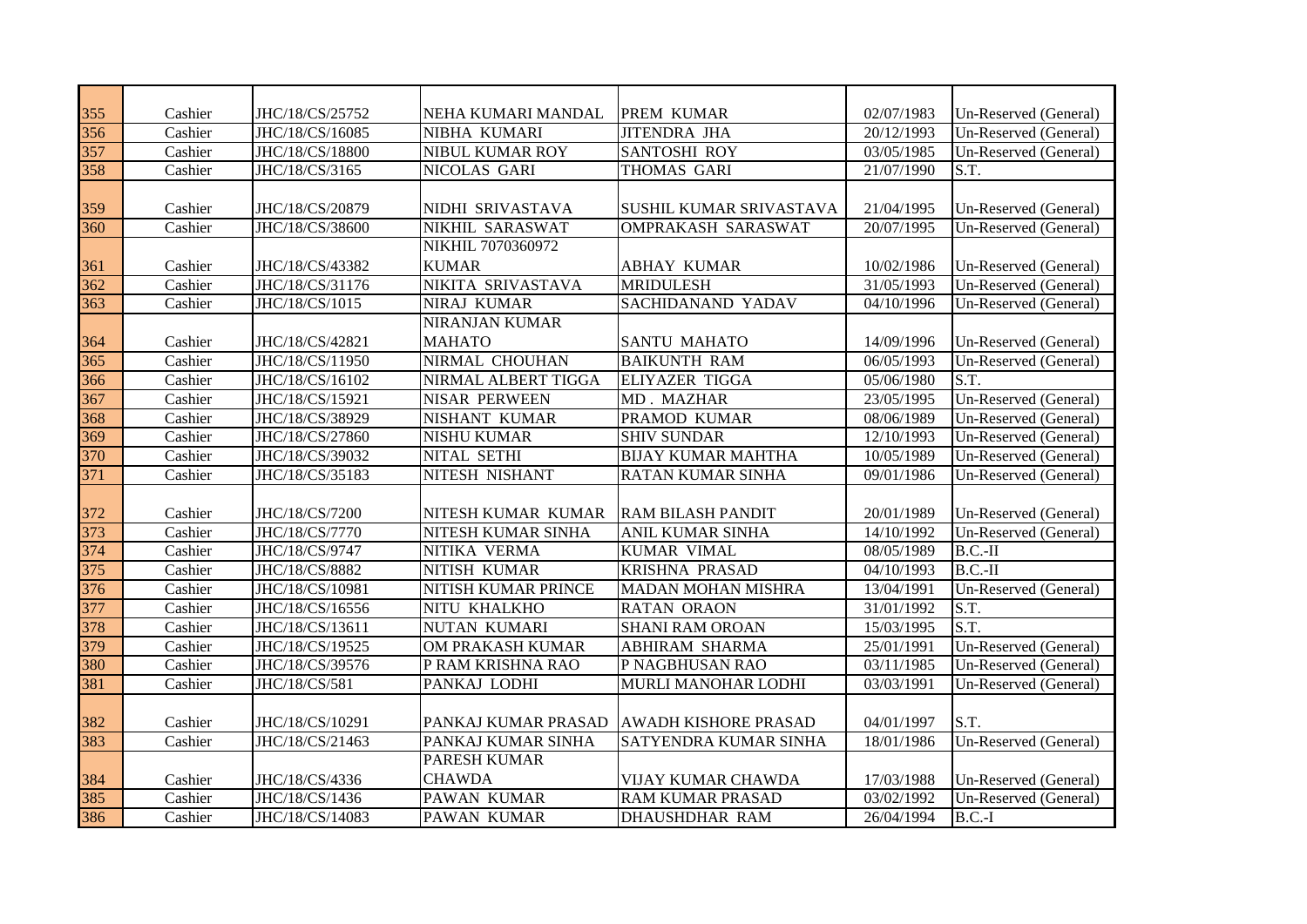| 355 | Cashier | JHC/18/CS/25752 | NEHA KUMARI MANDAL | PREM KUMAR | 02/07/1983 | Un-Reserved (General) |
|---|---|---|---|---|---|---|
| 356 | Cashier | JHC/18/CS/16085 | NIBHA KUMARI | JITENDRA JHA | 20/12/1993 | Un-Reserved (General) |
| 357 | Cashier | JHC/18/CS/18800 | NIBUL KUMAR ROY | SANTOSHI ROY | 03/05/1985 | Un-Reserved (General) |
| 358 | Cashier | JHC/18/CS/3165 | NICOLAS GARI | THOMAS GARI | 21/07/1990 | S.T. |
| 359 | Cashier | JHC/18/CS/20879 | NIDHI SRIVASTAVA | SUSHIL KUMAR SRIVASTAVA | 21/04/1995 | Un-Reserved (General) |
| 360 | Cashier | JHC/18/CS/38600 | NIKHIL SARASWAT | OMPRAKASH SARASWAT | 20/07/1995 | Un-Reserved (General) |
| 361 | Cashier | JHC/18/CS/43382 | NIKHIL 7070360972 KUMAR | ABHAY KUMAR | 10/02/1986 | Un-Reserved (General) |
| 362 | Cashier | JHC/18/CS/31176 | NIKITA SRIVASTAVA | MRIDULESH | 31/05/1993 | Un-Reserved (General) |
| 363 | Cashier | JHC/18/CS/1015 | NIRAJ KUMAR | SACHIDANAND YADAV | 04/10/1996 | Un-Reserved (General) |
| 364 | Cashier | JHC/18/CS/42821 | NIRANJAN KUMAR MAHATO | SANTU MAHATO | 14/09/1996 | Un-Reserved (General) |
| 365 | Cashier | JHC/18/CS/11950 | NIRMAL CHOUHAN | BAIKUNTH RAM | 06/05/1993 | Un-Reserved (General) |
| 366 | Cashier | JHC/18/CS/16102 | NIRMAL ALBERT TIGGA | ELIYAZER TIGGA | 05/06/1980 | S.T. |
| 367 | Cashier | JHC/18/CS/15921 | NISAR PERWEEN | MD . MAZHAR | 23/05/1995 | Un-Reserved (General) |
| 368 | Cashier | JHC/18/CS/38929 | NISHANT KUMAR | PRAMOD KUMAR | 08/06/1989 | Un-Reserved (General) |
| 369 | Cashier | JHC/18/CS/27860 | NISHU KUMAR | SHIV SUNDAR | 12/10/1993 | Un-Reserved (General) |
| 370 | Cashier | JHC/18/CS/39032 | NITAL SETHI | BIJAY KUMAR MAHTHA | 10/05/1989 | Un-Reserved (General) |
| 371 | Cashier | JHC/18/CS/35183 | NITESH NISHANT | RATAN KUMAR SINHA | 09/01/1986 | Un-Reserved (General) |
| 372 | Cashier | JHC/18/CS/7200 | NITESH KUMAR KUMAR | RAM BILASH PANDIT | 20/01/1989 | Un-Reserved (General) |
| 373 | Cashier | JHC/18/CS/7770 | NITESH KUMAR SINHA | ANIL KUMAR SINHA | 14/10/1992 | Un-Reserved (General) |
| 374 | Cashier | JHC/18/CS/9747 | NITIKA VERMA | KUMAR VIMAL | 08/05/1989 | B.C.-II |
| 375 | Cashier | JHC/18/CS/8882 | NITISH KUMAR | KRISHNA PRASAD | 04/10/1993 | B.C.-II |
| 376 | Cashier | JHC/18/CS/10981 | NITISH KUMAR PRINCE | MADAN MOHAN MISHRA | 13/04/1991 | Un-Reserved (General) |
| 377 | Cashier | JHC/18/CS/16556 | NITU KHALKHO | RATAN ORAON | 31/01/1992 | S.T. |
| 378 | Cashier | JHC/18/CS/13611 | NUTAN KUMARI | SHANI RAM OROAN | 15/03/1995 | S.T. |
| 379 | Cashier | JHC/18/CS/19525 | OM PRAKASH KUMAR | ABHIRAM SHARMA | 25/01/1991 | Un-Reserved (General) |
| 380 | Cashier | JHC/18/CS/39576 | P RAM KRISHNA RAO | P NAGBHUSAN RAO | 03/11/1985 | Un-Reserved (General) |
| 381 | Cashier | JHC/18/CS/581 | PANKAJ LODHI | MURLI MANOHAR LODHI | 03/03/1991 | Un-Reserved (General) |
| 382 | Cashier | JHC/18/CS/10291 | PANKAJ KUMAR PRASAD | AWADH KISHORE PRASAD | 04/01/1997 | S.T. |
| 383 | Cashier | JHC/18/CS/21463 | PANKAJ KUMAR SINHA | SATYENDRA KUMAR SINHA | 18/01/1986 | Un-Reserved (General) |
| 384 | Cashier | JHC/18/CS/4336 | PARESH KUMAR CHAWDA | VIJAY KUMAR CHAWDA | 17/03/1988 | Un-Reserved (General) |
| 385 | Cashier | JHC/18/CS/1436 | PAWAN KUMAR | RAM KUMAR PRASAD | 03/02/1992 | Un-Reserved (General) |
| 386 | Cashier | JHC/18/CS/14083 | PAWAN KUMAR | DHAUSHDHAR RAM | 26/04/1994 | B.C.-I |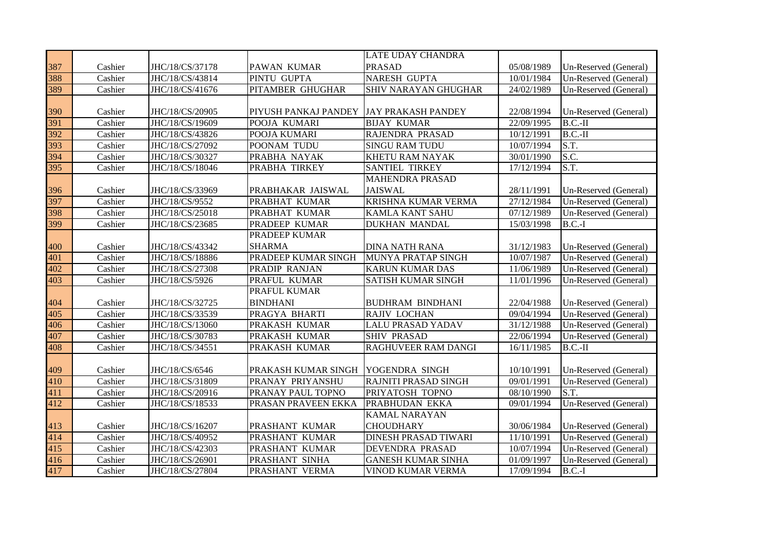| | | | | | | |
|---|---|---|---|---|---|---|
| 387 | Cashier | JHC/18/CS/37178 | PAWAN KUMAR | LATE UDAY CHANDRA PRASAD | 05/08/1989 | Un-Reserved (General) |
| 388 | Cashier | JHC/18/CS/43814 | PINTU GUPTA | NARESH GUPTA | 10/01/1984 | Un-Reserved (General) |
| 389 | Cashier | JHC/18/CS/41676 | PITAMBER GHUGHAR | SHIV NARAYAN GHUGHAR | 24/02/1989 | Un-Reserved (General) |
| 390 | Cashier | JHC/18/CS/20905 | PIYUSH PANKAJ PANDEY | JAY PRAKASH PANDEY | 22/08/1994 | Un-Reserved (General) |
| 391 | Cashier | JHC/18/CS/19609 | POOJA KUMARI | BIJAY KUMAR | 22/09/1995 | B.C.-II |
| 392 | Cashier | JHC/18/CS/43826 | POOJA KUMARI | RAJENDRA PRASAD | 10/12/1991 | B.C.-II |
| 393 | Cashier | JHC/18/CS/27092 | POONAM TUDU | SINGU RAM TUDU | 10/07/1994 | S.T. |
| 394 | Cashier | JHC/18/CS/30327 | PRABHA NAYAK | KHETU RAM NAYAK | 30/01/1990 | S.C. |
| 395 | Cashier | JHC/18/CS/18046 | PRABHA TIRKEY | SANTIEL TIRKEY | 17/12/1994 | S.T. |
| 396 | Cashier | JHC/18/CS/33969 | PRABHAKAR JAISWAL | MAHENDRA PRASAD JAISWAL | 28/11/1991 | Un-Reserved (General) |
| 397 | Cashier | JHC/18/CS/9552 | PRABHAT KUMAR | KRISHNA KUMAR VERMA | 27/12/1984 | Un-Reserved (General) |
| 398 | Cashier | JHC/18/CS/25018 | PRABHAT KUMAR | KAMLA KANT SAHU | 07/12/1989 | Un-Reserved (General) |
| 399 | Cashier | JHC/18/CS/23685 | PRADEEP KUMAR | DUKHAN MANDAL | 15/03/1998 | B.C.-I |
| 400 | Cashier | JHC/18/CS/43342 | PRADEEP KUMAR SHARMA | DINA NATH RANA | 31/12/1983 | Un-Reserved (General) |
| 401 | Cashier | JHC/18/CS/18886 | PRADEEP KUMAR SINGH | MUNYA PRATAP SINGH | 10/07/1987 | Un-Reserved (General) |
| 402 | Cashier | JHC/18/CS/27308 | PRADIP RANJAN | KARUN KUMAR DAS | 11/06/1989 | Un-Reserved (General) |
| 403 | Cashier | JHC/18/CS/5926 | PRAFUL KUMAR | SATISH KUMAR SINGH | 11/01/1996 | Un-Reserved (General) |
| 404 | Cashier | JHC/18/CS/32725 | PRAFUL KUMAR BINDHANI | BUDHRAM BINDHANI | 22/04/1988 | Un-Reserved (General) |
| 405 | Cashier | JHC/18/CS/33539 | PRAGYA BHARTI | RAJIV LOCHAN | 09/04/1994 | Un-Reserved (General) |
| 406 | Cashier | JHC/18/CS/13060 | PRAKASH KUMAR | LALU PRASAD YADAV | 31/12/1988 | Un-Reserved (General) |
| 407 | Cashier | JHC/18/CS/30783 | PRAKASH KUMAR | SHIV PRASAD | 22/06/1994 | Un-Reserved (General) |
| 408 | Cashier | JHC/18/CS/34551 | PRAKASH KUMAR | RAGHUVEER RAM DANGI | 16/11/1985 | B.C.-II |
| 409 | Cashier | JHC/18/CS/6546 | PRAKASH KUMAR SINGH | YOGENDRA SINGH | 10/10/1991 | Un-Reserved (General) |
| 410 | Cashier | JHC/18/CS/31809 | PRANAY PRIYANSHU | RAJNITI PRASAD SINGH | 09/01/1991 | Un-Reserved (General) |
| 411 | Cashier | JHC/18/CS/20916 | PRANAY PAUL TOPNO | PRIYATOSH TOPNO | 08/10/1990 | S.T. |
| 412 | Cashier | JHC/18/CS/18533 | PRASAN PRAVEEN EKKA | PRABHUDAN EKKA | 09/01/1994 | Un-Reserved (General) |
| 413 | Cashier | JHC/18/CS/16207 | PRASHANT KUMAR | KAMAL NARAYAN CHOUDHARY | 30/06/1984 | Un-Reserved (General) |
| 414 | Cashier | JHC/18/CS/40952 | PRASHANT KUMAR | DINESH PRASAD TIWARI | 11/10/1991 | Un-Reserved (General) |
| 415 | Cashier | JHC/18/CS/42303 | PRASHANT KUMAR | DEVENDRA PRASAD | 10/07/1994 | Un-Reserved (General) |
| 416 | Cashier | JHC/18/CS/26901 | PRASHANT SINHA | GANESH KUMAR SINHA | 01/09/1997 | Un-Reserved (General) |
| 417 | Cashier | JHC/18/CS/27804 | PRASHANT VERMA | VINOD KUMAR VERMA | 17/09/1994 | B.C.-I |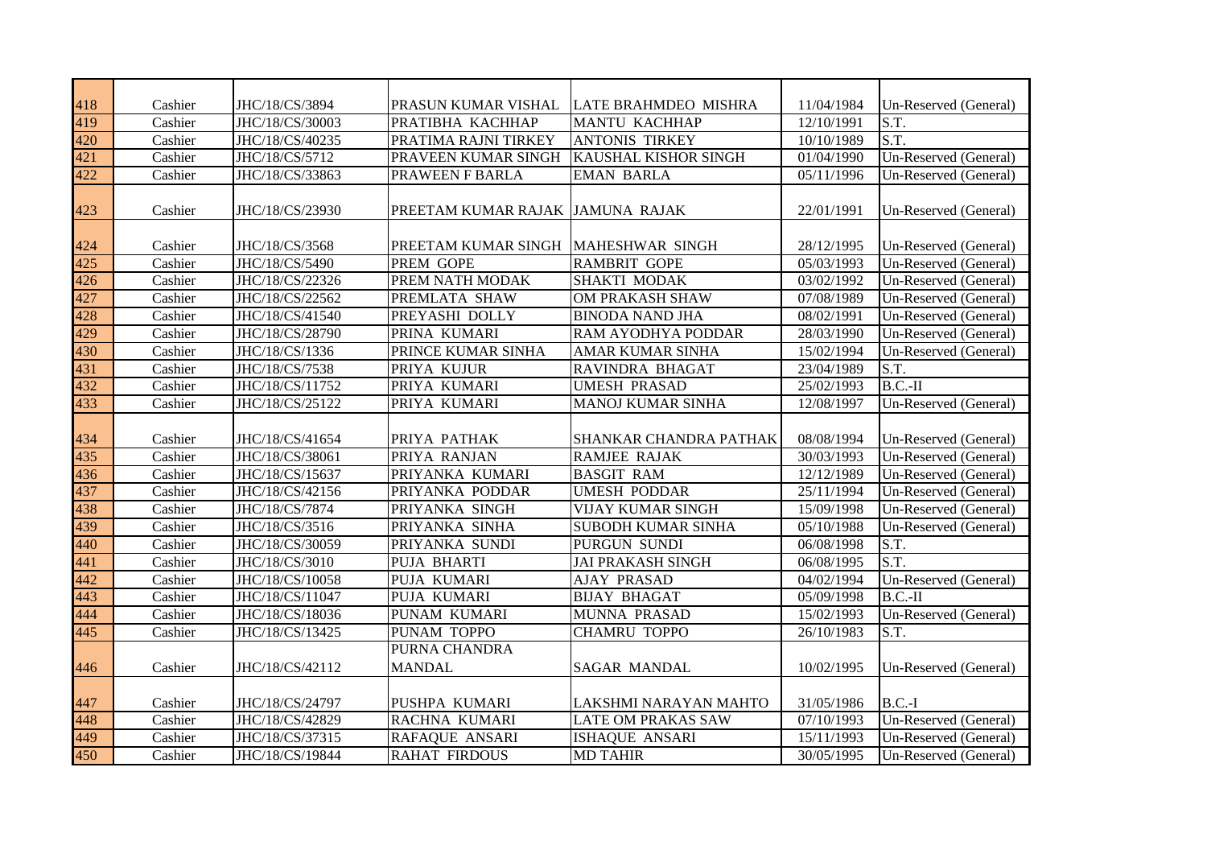| | | | | | | |
|---|---|---|---|---|---|---|
| 418 | Cashier | JHC/18/CS/3894 | PRASUN KUMAR VISHAL | LATE BRAHMDEO MISHRA | 11/04/1984 | Un-Reserved (General) |
| 419 | Cashier | JHC/18/CS/30003 | PRATIBHA KACHHAP | MANTU KACHHAP | 12/10/1991 | S.T. |
| 420 | Cashier | JHC/18/CS/40235 | PRATIMA RAJNI TIRKEY | ANTONIS TIRKEY | 10/10/1989 | S.T. |
| 421 | Cashier | JHC/18/CS/5712 | PRAVEEN KUMAR SINGH | KAUSHAL KISHOR SINGH | 01/04/1990 | Un-Reserved (General) |
| 422 | Cashier | JHC/18/CS/33863 | PRAWEEN F BARLA | EMAN BARLA | 05/11/1996 | Un-Reserved (General) |
| 423 | Cashier | JHC/18/CS/23930 | PREETAM KUMAR RAJAK | JAMUNA RAJAK | 22/01/1991 | Un-Reserved (General) |
| 424 | Cashier | JHC/18/CS/3568 | PREETAM KUMAR SINGH | MAHESHWAR SINGH | 28/12/1995 | Un-Reserved (General) |
| 425 | Cashier | JHC/18/CS/5490 | PREM GOPE | RAMBRIT GOPE | 05/03/1993 | Un-Reserved (General) |
| 426 | Cashier | JHC/18/CS/22326 | PREM NATH MODAK | SHAKTI MODAK | 03/02/1992 | Un-Reserved (General) |
| 427 | Cashier | JHC/18/CS/22562 | PREMLATA SHAW | OM PRAKASH SHAW | 07/08/1989 | Un-Reserved (General) |
| 428 | Cashier | JHC/18/CS/41540 | PREYASHI DOLLY | BINODA NAND JHA | 08/02/1991 | Un-Reserved (General) |
| 429 | Cashier | JHC/18/CS/28790 | PRINA KUMARI | RAM AYODHYA PODDAR | 28/03/1990 | Un-Reserved (General) |
| 430 | Cashier | JHC/18/CS/1336 | PRINCE KUMAR SINHA | AMAR KUMAR SINHA | 15/02/1994 | Un-Reserved (General) |
| 431 | Cashier | JHC/18/CS/7538 | PRIYA KUJUR | RAVINDRA BHAGAT | 23/04/1989 | S.T. |
| 432 | Cashier | JHC/18/CS/11752 | PRIYA KUMARI | UMESH PRASAD | 25/02/1993 | B.C.-II |
| 433 | Cashier | JHC/18/CS/25122 | PRIYA KUMARI | MANOJ KUMAR SINHA | 12/08/1997 | Un-Reserved (General) |
| 434 | Cashier | JHC/18/CS/41654 | PRIYA PATHAK | SHANKAR CHANDRA PATHAK | 08/08/1994 | Un-Reserved (General) |
| 435 | Cashier | JHC/18/CS/38061 | PRIYA RANJAN | RAMJEE RAJAK | 30/03/1993 | Un-Reserved (General) |
| 436 | Cashier | JHC/18/CS/15637 | PRIYANKA KUMARI | BASGIT RAM | 12/12/1989 | Un-Reserved (General) |
| 437 | Cashier | JHC/18/CS/42156 | PRIYANKA PODDAR | UMESH PODDAR | 25/11/1994 | Un-Reserved (General) |
| 438 | Cashier | JHC/18/CS/7874 | PRIYANKA SINGH | VIJAY KUMAR SINGH | 15/09/1998 | Un-Reserved (General) |
| 439 | Cashier | JHC/18/CS/3516 | PRIYANKA SINHA | SUBODH KUMAR SINHA | 05/10/1988 | Un-Reserved (General) |
| 440 | Cashier | JHC/18/CS/30059 | PRIYANKA SUNDI | PURGUN SUNDI | 06/08/1998 | S.T. |
| 441 | Cashier | JHC/18/CS/3010 | PUJA BHARTI | JAI PRAKASH SINGH | 06/08/1995 | S.T. |
| 442 | Cashier | JHC/18/CS/10058 | PUJA KUMARI | AJAY PRASAD | 04/02/1994 | Un-Reserved (General) |
| 443 | Cashier | JHC/18/CS/11047 | PUJA KUMARI | BIJAY BHAGAT | 05/09/1998 | B.C.-II |
| 444 | Cashier | JHC/18/CS/18036 | PUNAM KUMARI | MUNNA PRASAD | 15/02/1993 | Un-Reserved (General) |
| 445 | Cashier | JHC/18/CS/13425 | PUNAM TOPPO | CHAMRU TOPPO | 26/10/1983 | S.T. |
| 446 | Cashier | JHC/18/CS/42112 | PURNA CHANDRA MANDAL | SAGAR MANDAL | 10/02/1995 | Un-Reserved (General) |
| 447 | Cashier | JHC/18/CS/24797 | PUSHPA KUMARI | LAKSHMI NARAYAN MAHTO | 31/05/1986 | B.C.-I |
| 448 | Cashier | JHC/18/CS/42829 | RACHNA KUMARI | LATE OM PRAKAS SAW | 07/10/1993 | Un-Reserved (General) |
| 449 | Cashier | JHC/18/CS/37315 | RAFAQUE ANSARI | ISHAQUE ANSARI | 15/11/1993 | Un-Reserved (General) |
| 450 | Cashier | JHC/18/CS/19844 | RAHAT FIRDOUS | MD TAHIR | 30/05/1995 | Un-Reserved (General) |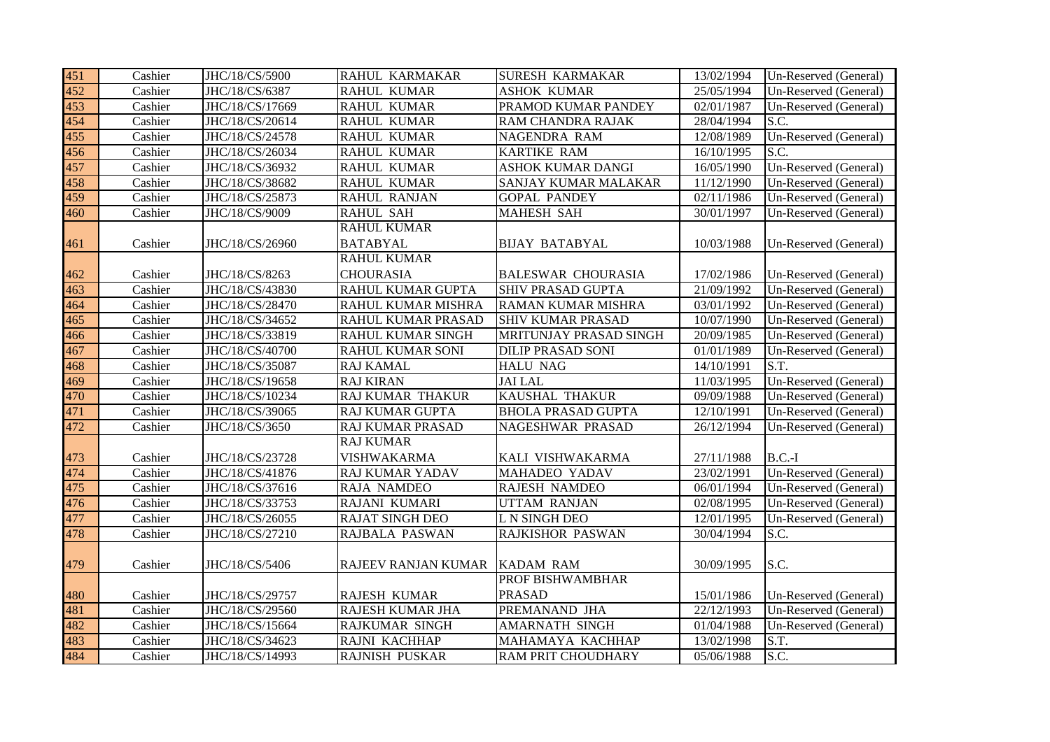| 451 | Cashier | JHC/18/CS/5900 | RAHUL KARMAKAR | SURESH KARMAKAR | 13/02/1994 | Un-Reserved (General) |
|---|---|---|---|---|---|---|
| 452 | Cashier | JHC/18/CS/6387 | RAHUL KUMAR | ASHOK KUMAR | 25/05/1994 | Un-Reserved (General) |
| 453 | Cashier | JHC/18/CS/17669 | RAHUL KUMAR | PRAMOD KUMAR PANDEY | 02/01/1987 | Un-Reserved (General) |
| 454 | Cashier | JHC/18/CS/20614 | RAHUL KUMAR | RAM CHANDRA RAJAK | 28/04/1994 | S.C. |
| 455 | Cashier | JHC/18/CS/24578 | RAHUL KUMAR | NAGENDRA RAM | 12/08/1989 | Un-Reserved (General) |
| 456 | Cashier | JHC/18/CS/26034 | RAHUL KUMAR | KARTIKE RAM | 16/10/1995 | S.C. |
| 457 | Cashier | JHC/18/CS/36932 | RAHUL KUMAR | ASHOK KUMAR DANGI | 16/05/1990 | Un-Reserved (General) |
| 458 | Cashier | JHC/18/CS/38682 | RAHUL KUMAR | SANJAY KUMAR MALAKAR | 11/12/1990 | Un-Reserved (General) |
| 459 | Cashier | JHC/18/CS/25873 | RAHUL RANJAN | GOPAL PANDEY | 02/11/1986 | Un-Reserved (General) |
| 460 | Cashier | JHC/18/CS/9009 | RAHUL SAH | MAHESH SAH | 30/01/1997 | Un-Reserved (General) |
| 461 | Cashier | JHC/18/CS/26960 | RAHUL KUMAR BATABYAL | BIJAY BATABYAL | 10/03/1988 | Un-Reserved (General) |
| 462 | Cashier | JHC/18/CS/8263 | RAHUL KUMAR CHOURASIA | BALESWAR CHOURASIA | 17/02/1986 | Un-Reserved (General) |
| 463 | Cashier | JHC/18/CS/43830 | RAHUL KUMAR GUPTA | SHIV PRASAD GUPTA | 21/09/1992 | Un-Reserved (General) |
| 464 | Cashier | JHC/18/CS/28470 | RAHUL KUMAR MISHRA | RAMAN KUMAR MISHRA | 03/01/1992 | Un-Reserved (General) |
| 465 | Cashier | JHC/18/CS/34652 | RAHUL KUMAR PRASAD | SHIV KUMAR PRASAD | 10/07/1990 | Un-Reserved (General) |
| 466 | Cashier | JHC/18/CS/33819 | RAHUL KUMAR SINGH | MRITUNJAY PRASAD SINGH | 20/09/1985 | Un-Reserved (General) |
| 467 | Cashier | JHC/18/CS/40700 | RAHUL KUMAR SONI | DILIP PRASAD SONI | 01/01/1989 | Un-Reserved (General) |
| 468 | Cashier | JHC/18/CS/35087 | RAJ KAMAL | HALU NAG | 14/10/1991 | S.T. |
| 469 | Cashier | JHC/18/CS/19658 | RAJ KIRAN | JAI LAL | 11/03/1995 | Un-Reserved (General) |
| 470 | Cashier | JHC/18/CS/10234 | RAJ KUMAR THAKUR | KAUSHAL THAKUR | 09/09/1988 | Un-Reserved (General) |
| 471 | Cashier | JHC/18/CS/39065 | RAJ KUMAR GUPTA | BHOLA PRASAD GUPTA | 12/10/1991 | Un-Reserved (General) |
| 472 | Cashier | JHC/18/CS/3650 | RAJ KUMAR PRASAD | NAGESHWAR PRASAD | 26/12/1994 | Un-Reserved (General) |
| 473 | Cashier | JHC/18/CS/23728 | RAJ KUMAR VISHWAKARMA | KALI VISHWAKARMA | 27/11/1988 | B.C.-I |
| 474 | Cashier | JHC/18/CS/41876 | RAJ KUMAR YADAV | MAHADEO YADAV | 23/02/1991 | Un-Reserved (General) |
| 475 | Cashier | JHC/18/CS/37616 | RAJA NAMDEO | RAJESH NAMDEO | 06/01/1994 | Un-Reserved (General) |
| 476 | Cashier | JHC/18/CS/33753 | RAJANI KUMARI | UTTAM RANJAN | 02/08/1995 | Un-Reserved (General) |
| 477 | Cashier | JHC/18/CS/26055 | RAJAT SINGH DEO | L N SINGH DEO | 12/01/1995 | Un-Reserved (General) |
| 478 | Cashier | JHC/18/CS/27210 | RAJBALA PASWAN | RAJKISHOR PASWAN | 30/04/1994 | S.C. |
| 479 | Cashier | JHC/18/CS/5406 | RAJEEV RANJAN KUMAR | KADAM RAM | 30/09/1995 | S.C. |
| 480 | Cashier | JHC/18/CS/29757 | RAJESH KUMAR | PROF BISHWAMBHAR PRASAD | 15/01/1986 | Un-Reserved (General) |
| 481 | Cashier | JHC/18/CS/29560 | RAJESH KUMAR JHA | PREMANAND JHA | 22/12/1993 | Un-Reserved (General) |
| 482 | Cashier | JHC/18/CS/15664 | RAJKUMAR SINGH | AMARNATH SINGH | 01/04/1988 | Un-Reserved (General) |
| 483 | Cashier | JHC/18/CS/34623 | RAJNI KACHHAP | MAHAMAYA KACHHAP | 13/02/1998 | S.T. |
| 484 | Cashier | JHC/18/CS/14993 | RAJNISH PUSKAR | RAM PRIT CHOUDHARY | 05/06/1988 | S.C. |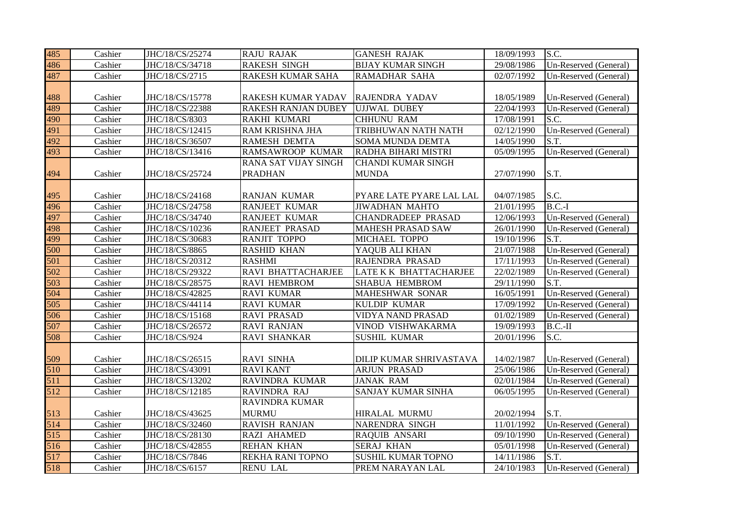| 485 | Cashier | JHC/18/CS/25274 | RAJU RAJAK | GANESH RAJAK | 18/09/1993 | S.C. |
|---|---|---|---|---|---|---|
| 486 | Cashier | JHC/18/CS/34718 | RAKESH SINGH | BIJAY KUMAR SINGH | 29/08/1986 | Un-Reserved (General) |
| 487 | Cashier | JHC/18/CS/2715 | RAKESH KUMAR SAHA | RAMADHAR SAHA | 02/07/1992 | Un-Reserved (General) |
| 488 | Cashier | JHC/18/CS/15778 | RAKESH KUMAR YADAV | RAJENDRA YADAV | 18/05/1989 | Un-Reserved (General) |
| 489 | Cashier | JHC/18/CS/22388 | RAKESH RANJAN DUBEY | UJJWAL DUBEY | 22/04/1993 | Un-Reserved (General) |
| 490 | Cashier | JHC/18/CS/8303 | RAKHI KUMARI | CHHUNU RAM | 17/08/1991 | S.C. |
| 491 | Cashier | JHC/18/CS/12415 | RAM KRISHNA JHA | TRIBHUWAN NATH NATH | 02/12/1990 | Un-Reserved (General) |
| 492 | Cashier | JHC/18/CS/36507 | RAMESH DEMTA | SOMA MUNDA DEMTA | 14/05/1990 | S.T. |
| 493 | Cashier | JHC/18/CS/13416 | RAMSAWROOP KUMAR | RADHA BIHARI MISTRI | 05/09/1995 | Un-Reserved (General) |
| 494 | Cashier | JHC/18/CS/25724 | RANA SAT VIJAY SINGH PRADHAN | CHANDI KUMAR SINGH MUNDA | 27/07/1990 | S.T. |
| 495 | Cashier | JHC/18/CS/24168 | RANJAN KUMAR | PYARE LATE PYARE LAL LAL | 04/07/1985 | S.C. |
| 496 | Cashier | JHC/18/CS/24758 | RANJEET KUMAR | JIWADHAN MAHTO | 21/01/1995 | B.C.-I |
| 497 | Cashier | JHC/18/CS/34740 | RANJEET KUMAR | CHANDRADEEP PRASAD | 12/06/1993 | Un-Reserved (General) |
| 498 | Cashier | JHC/18/CS/10236 | RANJEET PRASAD | MAHESH PRASAD SAW | 26/01/1990 | Un-Reserved (General) |
| 499 | Cashier | JHC/18/CS/30683 | RANJIT TOPPO | MICHAEL TOPPO | 19/10/1996 | S.T. |
| 500 | Cashier | JHC/18/CS/8865 | RASHID KHAN | YAQUB ALI KHAN | 21/07/1988 | Un-Reserved (General) |
| 501 | Cashier | JHC/18/CS/20312 | RASHMI | RAJENDRA PRASAD | 17/11/1993 | Un-Reserved (General) |
| 502 | Cashier | JHC/18/CS/29322 | RAVI BHATTACHARJEE | LATE K K BHATTACHARJEE | 22/02/1989 | Un-Reserved (General) |
| 503 | Cashier | JHC/18/CS/28575 | RAVI HEMBROM | SHABUA HEMBROM | 29/11/1990 | S.T. |
| 504 | Cashier | JHC/18/CS/42825 | RAVI KUMAR | MAHESHWAR SONAR | 16/05/1991 | Un-Reserved (General) |
| 505 | Cashier | JHC/18/CS/44114 | RAVI KUMAR | KULDIP KUMAR | 17/09/1992 | Un-Reserved (General) |
| 506 | Cashier | JHC/18/CS/15168 | RAVI PRASAD | VIDYA NAND PRASAD | 01/02/1989 | Un-Reserved (General) |
| 507 | Cashier | JHC/18/CS/26572 | RAVI RANJAN | VINOD VISHWAKARMA | 19/09/1993 | B.C.-II |
| 508 | Cashier | JHC/18/CS/924 | RAVI SHANKAR | SUSHIL KUMAR | 20/01/1996 | S.C. |
| 509 | Cashier | JHC/18/CS/26515 | RAVI SINHA | DILIP KUMAR SHRIVASTAVA | 14/02/1987 | Un-Reserved (General) |
| 510 | Cashier | JHC/18/CS/43091 | RAVI KANT | ARJUN PRASAD | 25/06/1986 | Un-Reserved (General) |
| 511 | Cashier | JHC/18/CS/13202 | RAVINDRA KUMAR | JANAK RAM | 02/01/1984 | Un-Reserved (General) |
| 512 | Cashier | JHC/18/CS/12185 | RAVINDRA RAJ | SANJAY KUMAR SINHA | 06/05/1995 | Un-Reserved (General) |
| 513 | Cashier | JHC/18/CS/43625 | RAVINDRA KUMAR MURMU | HIRALAL MURMU | 20/02/1994 | S.T. |
| 514 | Cashier | JHC/18/CS/32460 | RAVISH RANJAN | NARENDRA SINGH | 11/01/1992 | Un-Reserved (General) |
| 515 | Cashier | JHC/18/CS/28130 | RAZI AHAMED | RAQUIB ANSARI | 09/10/1990 | Un-Reserved (General) |
| 516 | Cashier | JHC/18/CS/42855 | REHAN KHAN | SERAJ KHAN | 05/01/1998 | Un-Reserved (General) |
| 517 | Cashier | JHC/18/CS/7846 | REKHA RANI TOPNO | SUSHIL KUMAR TOPNO | 14/11/1986 | S.T. |
| 518 | Cashier | JHC/18/CS/6157 | RENU LAL | PREM NARAYAN LAL | 24/10/1983 | Un-Reserved (General) |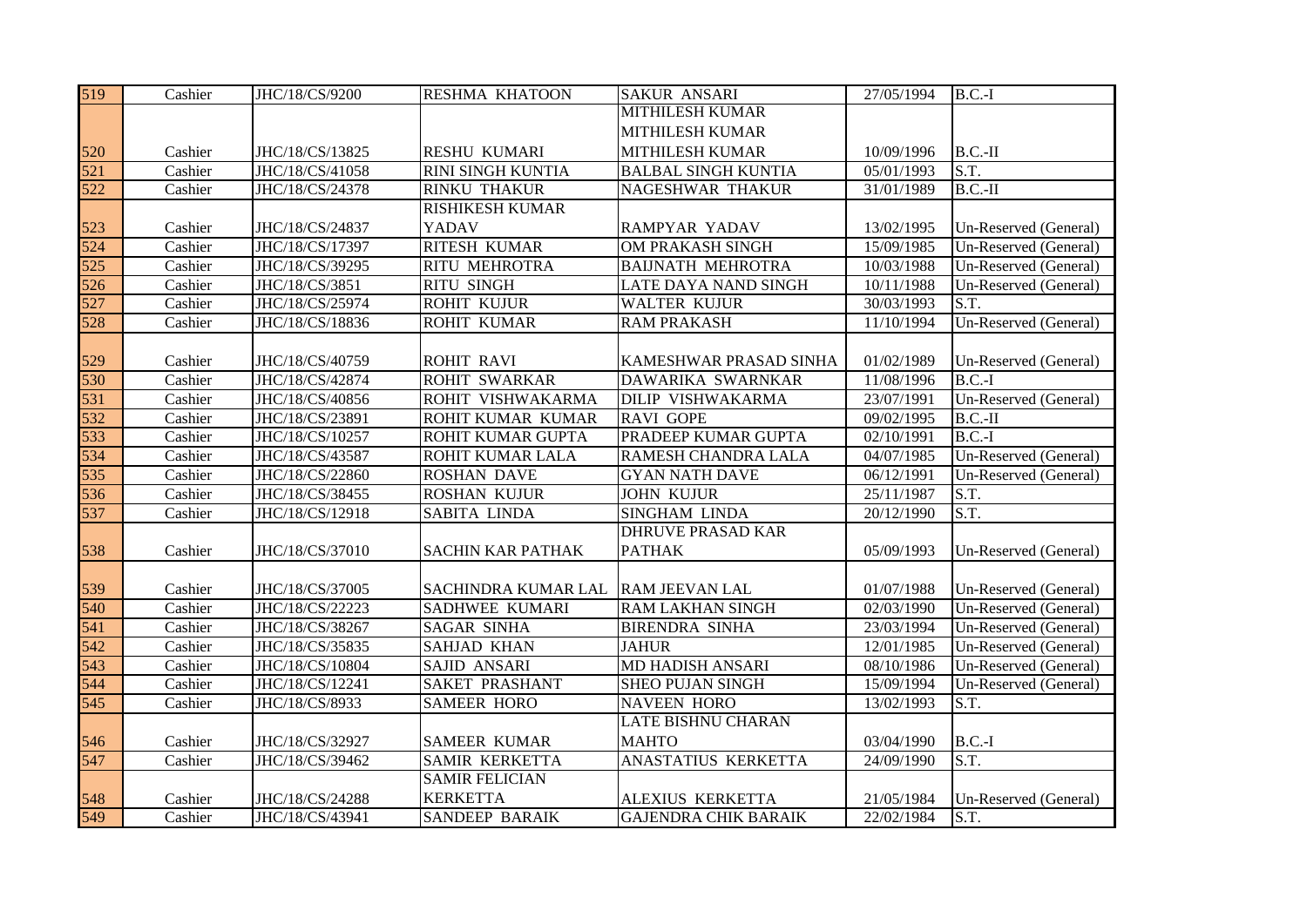| 519 | Cashier | JHC/18/CS/9200 | RESHMA KHATOON | SAKUR ANSARI | 27/05/1994 | B.C.-I |
|---|---|---|---|---|---|---|
| 520 | Cashier | JHC/18/CS/13825 | RESHU KUMARI | MITHILESH KUMAR MITHILESH KUMAR MITHILESH KUMAR | 10/09/1996 | B.C.-II |
| 521 | Cashier | JHC/18/CS/41058 | RINI SINGH KUNTIA | BALBAL SINGH KUNTIA | 05/01/1993 | S.T. |
| 522 | Cashier | JHC/18/CS/24378 | RINKU THAKUR | NAGESHWAR THAKUR | 31/01/1989 | B.C.-II |
| 523 | Cashier | JHC/18/CS/24837 | RISHIKESH KUMAR YADAV | RAMPYAR YADAV | 13/02/1995 | Un-Reserved (General) |
| 524 | Cashier | JHC/18/CS/17397 | RITESH KUMAR | OM PRAKASH SINGH | 15/09/1985 | Un-Reserved (General) |
| 525 | Cashier | JHC/18/CS/39295 | RITU MEHROTRA | BAIJNATH MEHROTRA | 10/03/1988 | Un-Reserved (General) |
| 526 | Cashier | JHC/18/CS/3851 | RITU SINGH | LATE DAYA NAND SINGH | 10/11/1988 | Un-Reserved (General) |
| 527 | Cashier | JHC/18/CS/25974 | ROHIT KUJUR | WALTER KUJUR | 30/03/1993 | S.T. |
| 528 | Cashier | JHC/18/CS/18836 | ROHIT KUMAR | RAM PRAKASH | 11/10/1994 | Un-Reserved (General) |
| 529 | Cashier | JHC/18/CS/40759 | ROHIT RAVI | KAMESHWAR PRASAD SINHA | 01/02/1989 | Un-Reserved (General) |
| 530 | Cashier | JHC/18/CS/42874 | ROHIT SWARKAR | DAWARIKA SWARNKAR | 11/08/1996 | B.C.-I |
| 531 | Cashier | JHC/18/CS/40856 | ROHIT VISHWAKARMA | DILIP VISHWAKARMA | 23/07/1991 | Un-Reserved (General) |
| 532 | Cashier | JHC/18/CS/23891 | ROHIT KUMAR KUMAR | RAVI GOPE | 09/02/1995 | B.C.-II |
| 533 | Cashier | JHC/18/CS/10257 | ROHIT KUMAR GUPTA | PRADEEP KUMAR GUPTA | 02/10/1991 | B.C.-I |
| 534 | Cashier | JHC/18/CS/43587 | ROHIT KUMAR LALA | RAMESH CHANDRA LALA | 04/07/1985 | Un-Reserved (General) |
| 535 | Cashier | JHC/18/CS/22860 | ROSHAN DAVE | GYAN NATH DAVE | 06/12/1991 | Un-Reserved (General) |
| 536 | Cashier | JHC/18/CS/38455 | ROSHAN KUJUR | JOHN KUJUR | 25/11/1987 | S.T. |
| 537 | Cashier | JHC/18/CS/12918 | SABITA LINDA | SINGHAM LINDA | 20/12/1990 | S.T. |
| 538 | Cashier | JHC/18/CS/37010 | SACHIN KAR PATHAK | DHRUVE PRASAD KAR PATHAK | 05/09/1993 | Un-Reserved (General) |
| 539 | Cashier | JHC/18/CS/37005 | SACHINDRA KUMAR LAL | RAM JEEVAN LAL | 01/07/1988 | Un-Reserved (General) |
| 540 | Cashier | JHC/18/CS/22223 | SADHWEE KUMARI | RAM LAKHAN SINGH | 02/03/1990 | Un-Reserved (General) |
| 541 | Cashier | JHC/18/CS/38267 | SAGAR SINHA | BIRENDRA SINHA | 23/03/1994 | Un-Reserved (General) |
| 542 | Cashier | JHC/18/CS/35835 | SAHJAD KHAN | JAHUR | 12/01/1985 | Un-Reserved (General) |
| 543 | Cashier | JHC/18/CS/10804 | SAJID ANSARI | MD HADISH ANSARI | 08/10/1986 | Un-Reserved (General) |
| 544 | Cashier | JHC/18/CS/12241 | SAKET PRASHANT | SHEO PUJAN SINGH | 15/09/1994 | Un-Reserved (General) |
| 545 | Cashier | JHC/18/CS/8933 | SAMEER HORO | NAVEEN HORO | 13/02/1993 | S.T. |
| 546 | Cashier | JHC/18/CS/32927 | SAMEER KUMAR | LATE BISHNU CHARAN MAHTO | 03/04/1990 | B.C.-I |
| 547 | Cashier | JHC/18/CS/39462 | SAMIR KERKETTA | ANASTATIUS KERKETTA | 24/09/1990 | S.T. |
| 548 | Cashier | JHC/18/CS/24288 | SAMIR FELICIAN KERKETTA | ALEXIUS KERKETTA | 21/05/1984 | Un-Reserved (General) |
| 549 | Cashier | JHC/18/CS/43941 | SANDEEP BARAIK | GAJENDRA CHIK BARAIK | 22/02/1984 | S.T. |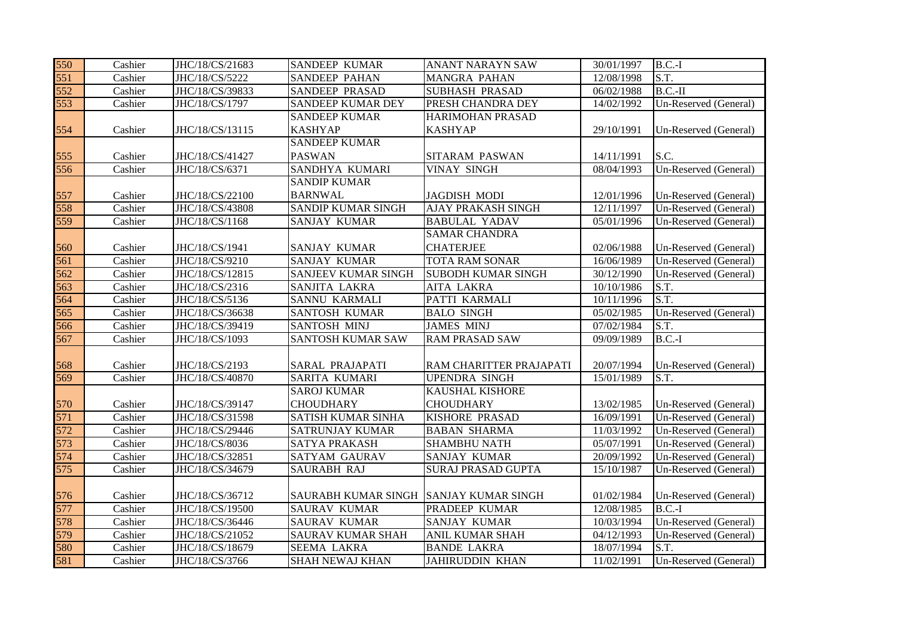| 550 | Cashier | JHC/18/CS/21683 | SANDEEP KUMAR | ANANT NARAYN SAW | 30/01/1997 | B.C.-I |
|---|---|---|---|---|---|---|
| 551 | Cashier | JHC/18/CS/5222 | SANDEEP PAHAN | MANGRA PAHAN | 12/08/1998 | S.T. |
| 552 | Cashier | JHC/18/CS/39833 | SANDEEP PRASAD | SUBHASH PRASAD | 06/02/1988 | B.C.-II |
| 553 | Cashier | JHC/18/CS/1797 | SANDEEP KUMAR DEY | PRESH CHANDRA DEY | 14/02/1992 | Un-Reserved (General) |
| 554 | Cashier | JHC/18/CS/13115 | SANDEEP KUMAR KASHYAP | HARIMOHAN PRASAD KASHYAP | 29/10/1991 | Un-Reserved (General) |
| 555 | Cashier | JHC/18/CS/41427 | SANDEEP KUMAR PASWAN | SITARAM PASWAN | 14/11/1991 | S.C. |
| 556 | Cashier | JHC/18/CS/6371 | SANDHYA KUMARI | VINAY SINGH | 08/04/1993 | Un-Reserved (General) |
| 557 | Cashier | JHC/18/CS/22100 | SANDIP KUMAR BARNWAL | JAGDISH MODI | 12/01/1996 | Un-Reserved (General) |
| 558 | Cashier | JHC/18/CS/43808 | SANDIP KUMAR SINGH | AJAY PRAKASH SINGH | 12/11/1997 | Un-Reserved (General) |
| 559 | Cashier | JHC/18/CS/1168 | SANJAY KUMAR | BABULAL YADAV | 05/01/1996 | Un-Reserved (General) |
| 560 | Cashier | JHC/18/CS/1941 | SANJAY KUMAR | SAMAR CHANDRA CHATERJEE | 02/06/1988 | Un-Reserved (General) |
| 561 | Cashier | JHC/18/CS/9210 | SANJAY KUMAR | TOTA RAM SONAR | 16/06/1989 | Un-Reserved (General) |
| 562 | Cashier | JHC/18/CS/12815 | SANJEEV KUMAR SINGH | SUBODH KUMAR SINGH | 30/12/1990 | Un-Reserved (General) |
| 563 | Cashier | JHC/18/CS/2316 | SANJITA LAKRA | AITA LAKRA | 10/10/1986 | S.T. |
| 564 | Cashier | JHC/18/CS/5136 | SANNU KARMALI | PATTI KARMALI | 10/11/1996 | S.T. |
| 565 | Cashier | JHC/18/CS/36638 | SANTOSH KUMAR | BALO SINGH | 05/02/1985 | Un-Reserved (General) |
| 566 | Cashier | JHC/18/CS/39419 | SANTOSH MINJ | JAMES MINJ | 07/02/1984 | S.T. |
| 567 | Cashier | JHC/18/CS/1093 | SANTOSH KUMAR SAW | RAM PRASAD SAW | 09/09/1989 | B.C.-I |
| 568 | Cashier | JHC/18/CS/2193 | SARAL PRAJAPATI | RAM CHARITTER PRAJAPATI | 20/07/1994 | Un-Reserved (General) |
| 569 | Cashier | JHC/18/CS/40870 | SARITA KUMARI | UPENDRA SINGH | 15/01/1989 | S.T. |
| 570 | Cashier | JHC/18/CS/39147 | SAROJ KUMAR CHOUDHARY | KAUSHAL KISHORE CHOUDHARY | 13/02/1985 | Un-Reserved (General) |
| 571 | Cashier | JHC/18/CS/31598 | SATISH KUMAR SINHA | KISHORE PRASAD | 16/09/1991 | Un-Reserved (General) |
| 572 | Cashier | JHC/18/CS/29446 | SATRUNJAY KUMAR | BABAN SHARMA | 11/03/1992 | Un-Reserved (General) |
| 573 | Cashier | JHC/18/CS/8036 | SATYA PRAKASH | SHAMBHU NATH | 05/07/1991 | Un-Reserved (General) |
| 574 | Cashier | JHC/18/CS/32851 | SATYAM GAURAV | SANJAY KUMAR | 20/09/1992 | Un-Reserved (General) |
| 575 | Cashier | JHC/18/CS/34679 | SAURABH RAJ | SURAJ PRASAD GUPTA | 15/10/1987 | Un-Reserved (General) |
| 576 | Cashier | JHC/18/CS/36712 | SAURABH KUMAR SINGH | SANJAY KUMAR SINGH | 01/02/1984 | Un-Reserved (General) |
| 577 | Cashier | JHC/18/CS/19500 | SAURAV KUMAR | PRADEEP KUMAR | 12/08/1985 | B.C.-I |
| 578 | Cashier | JHC/18/CS/36446 | SAURAV KUMAR | SANJAY KUMAR | 10/03/1994 | Un-Reserved (General) |
| 579 | Cashier | JHC/18/CS/21052 | SAURAV KUMAR SHAH | ANIL KUMAR SHAH | 04/12/1993 | Un-Reserved (General) |
| 580 | Cashier | JHC/18/CS/18679 | SEEMA LAKRA | BANDE LAKRA | 18/07/1994 | S.T. |
| 581 | Cashier | JHC/18/CS/3766 | SHAH NEWAJ KHAN | JAHIRUDDIN KHAN | 11/02/1991 | Un-Reserved (General) |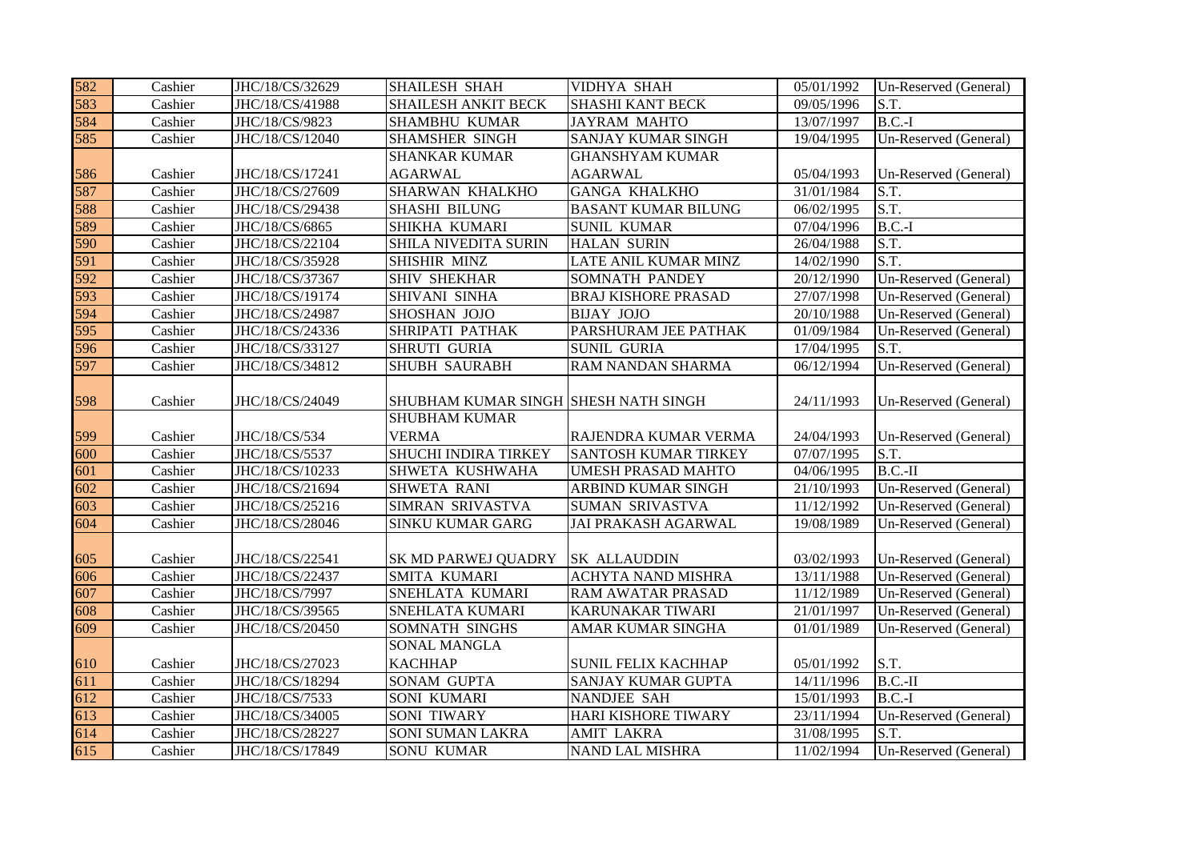| | | | | | | |
|---|---|---|---|---|---|---|
| 582 | Cashier | JHC/18/CS/32629 | SHAILESH SHAH | VIDHYA SHAH | 05/01/1992 | Un-Reserved (General) |
| 583 | Cashier | JHC/18/CS/41988 | SHAILESH ANKIT BECK | SHASHI KANT BECK | 09/05/1996 | S.T. |
| 584 | Cashier | JHC/18/CS/9823 | SHAMBHU KUMAR | JAYRAM MAHTO | 13/07/1997 | B.C.-I |
| 585 | Cashier | JHC/18/CS/12040 | SHAMSHER SINGH | SANJAY KUMAR SINGH | 19/04/1995 | Un-Reserved (General) |
| 586 | Cashier | JHC/18/CS/17241 | SHANKAR KUMAR AGARWAL | GHANSHYAM KUMAR AGARWAL | 05/04/1993 | Un-Reserved (General) |
| 587 | Cashier | JHC/18/CS/27609 | SHARWAN KHALKHO | GANGA KHALKHO | 31/01/1984 | S.T. |
| 588 | Cashier | JHC/18/CS/29438 | SHASHI BILUNG | BASANT KUMAR BILUNG | 06/02/1995 | S.T. |
| 589 | Cashier | JHC/18/CS/6865 | SHIKHA KUMARI | SUNIL KUMAR | 07/04/1996 | B.C.-I |
| 590 | Cashier | JHC/18/CS/22104 | SHILA NIVEDITA SURIN | HALAN SURIN | 26/04/1988 | S.T. |
| 591 | Cashier | JHC/18/CS/35928 | SHISHIR MINZ | LATE ANIL KUMAR MINZ | 14/02/1990 | S.T. |
| 592 | Cashier | JHC/18/CS/37367 | SHIV SHEKHAR | SOMNATH PANDEY | 20/12/1990 | Un-Reserved (General) |
| 593 | Cashier | JHC/18/CS/19174 | SHIVANI SINHA | BRAJ KISHORE PRASAD | 27/07/1998 | Un-Reserved (General) |
| 594 | Cashier | JHC/18/CS/24987 | SHOSHAN JOJO | BIJAY JOJO | 20/10/1988 | Un-Reserved (General) |
| 595 | Cashier | JHC/18/CS/24336 | SHRIPATI PATHAK | PARSHURAM JEE PATHAK | 01/09/1984 | Un-Reserved (General) |
| 596 | Cashier | JHC/18/CS/33127 | SHRUTI GURIA | SUNIL GURIA | 17/04/1995 | S.T. |
| 597 | Cashier | JHC/18/CS/34812 | SHUBH SAURABH | RAM NANDAN SHARMA | 06/12/1994 | Un-Reserved (General) |
| 598 | Cashier | JHC/18/CS/24049 | SHUBHAM KUMAR SINGH | SHESH NATH SINGH | 24/11/1993 | Un-Reserved (General) |
| 599 | Cashier | JHC/18/CS/534 | SHUBHAM KUMAR VERMA | RAJENDRA KUMAR VERMA | 24/04/1993 | Un-Reserved (General) |
| 600 | Cashier | JHC/18/CS/5537 | SHUCHI INDIRA TIRKEY | SANTOSH KUMAR TIRKEY | 07/07/1995 | S.T. |
| 601 | Cashier | JHC/18/CS/10233 | SHWETA KUSHWAHA | UMESH PRASAD MAHTO | 04/06/1995 | B.C.-II |
| 602 | Cashier | JHC/18/CS/21694 | SHWETA RANI | ARBIND KUMAR SINGH | 21/10/1993 | Un-Reserved (General) |
| 603 | Cashier | JHC/18/CS/25216 | SIMRAN SRIVASTVA | SUMAN SRIVASTVA | 11/12/1992 | Un-Reserved (General) |
| 604 | Cashier | JHC/18/CS/28046 | SINKU KUMAR GARG | JAI PRAKASH AGARWAL | 19/08/1989 | Un-Reserved (General) |
| 605 | Cashier | JHC/18/CS/22541 | SK MD PARWEJ QUADRY | SK ALLAUDDIN | 03/02/1993 | Un-Reserved (General) |
| 606 | Cashier | JHC/18/CS/22437 | SMITA KUMARI | ACHYTA NAND MISHRA | 13/11/1988 | Un-Reserved (General) |
| 607 | Cashier | JHC/18/CS/7997 | SNEHLATA KUMARI | RAM AWATAR PRASAD | 11/12/1989 | Un-Reserved (General) |
| 608 | Cashier | JHC/18/CS/39565 | SNEHLATA KUMARI | KARUNAKAR TIWARI | 21/01/1997 | Un-Reserved (General) |
| 609 | Cashier | JHC/18/CS/20450 | SOMNATH SINGHS | AMAR KUMAR SINGHA | 01/01/1989 | Un-Reserved (General) |
| 610 | Cashier | JHC/18/CS/27023 | SONAL MANGLA KACHHAP | SUNIL FELIX KACHHAP | 05/01/1992 | S.T. |
| 611 | Cashier | JHC/18/CS/18294 | SONAM GUPTA | SANJAY KUMAR GUPTA | 14/11/1996 | B.C.-II |
| 612 | Cashier | JHC/18/CS/7533 | SONI KUMARI | NANDJEE SAH | 15/01/1993 | B.C.-I |
| 613 | Cashier | JHC/18/CS/34005 | SONI TIWARY | HARI KISHORE TIWARY | 23/11/1994 | Un-Reserved (General) |
| 614 | Cashier | JHC/18/CS/28227 | SONI SUMAN LAKRA | AMIT LAKRA | 31/08/1995 | S.T. |
| 615 | Cashier | JHC/18/CS/17849 | SONU KUMAR | NAND LAL MISHRA | 11/02/1994 | Un-Reserved (General) |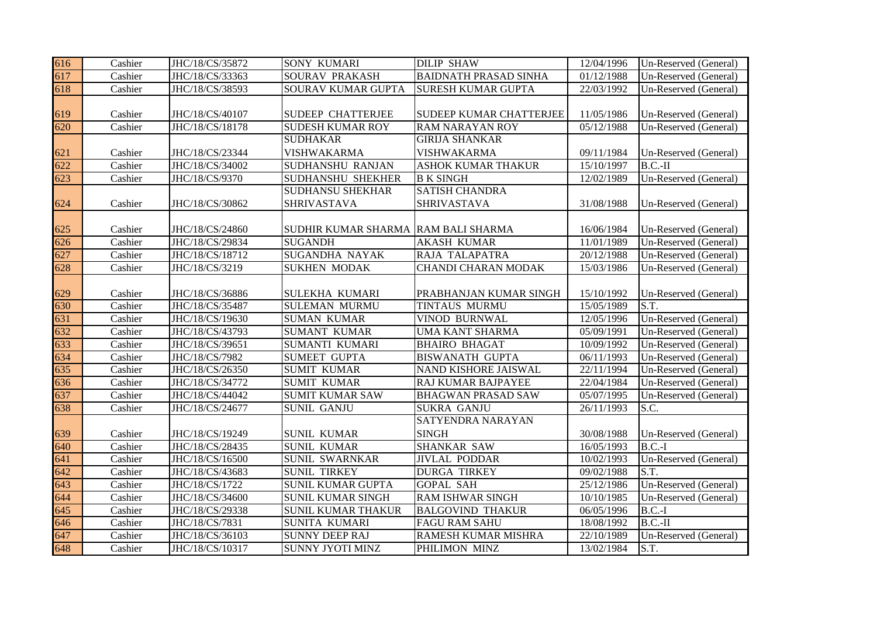| 616 | Cashier | JHC/18/CS/35872 | SONY KUMARI | DILIP SHAW | 12/04/1996 | Un-Reserved (General) |
|---|---|---|---|---|---|---|
| 617 | Cashier | JHC/18/CS/33363 | SOURAV PRAKASH | BAIDNATH PRASAD SINHA | 01/12/1988 | Un-Reserved (General) |
| 618 | Cashier | JHC/18/CS/38593 | SOURAV KUMAR GUPTA | SURESH KUMAR GUPTA | 22/03/1992 | Un-Reserved (General) |
| 619 | Cashier | JHC/18/CS/40107 | SUDEEP CHATTERJEE | SUDEEP KUMAR CHATTERJEE | 11/05/1986 | Un-Reserved (General) |
| 620 | Cashier | JHC/18/CS/18178 | SUDESH KUMAR ROY | RAM NARAYAN ROY | 05/12/1988 | Un-Reserved (General) |
| 621 | Cashier | JHC/18/CS/23344 | SUDHAKAR VISHWAKARMA | GIRIJA SHANKAR VISHWAKARMA | 09/11/1984 | Un-Reserved (General) |
| 622 | Cashier | JHC/18/CS/34002 | SUDHANSHU RANJAN | ASHOK KUMAR THAKUR | 15/10/1997 | B.C.-II |
| 623 | Cashier | JHC/18/CS/9370 | SUDHANSHU SHEKHER | B K SINGH | 12/02/1989 | Un-Reserved (General) |
| 624 | Cashier | JHC/18/CS/30862 | SUDHANSU SHEKHAR SHRIVASTAVA | SATISH CHANDRA SHRIVASTAVA | 31/08/1988 | Un-Reserved (General) |
| 625 | Cashier | JHC/18/CS/24860 | SUDHIR KUMAR SHARMA | RAM BALI SHARMA | 16/06/1984 | Un-Reserved (General) |
| 626 | Cashier | JHC/18/CS/29834 | SUGANDH | AKASH KUMAR | 11/01/1989 | Un-Reserved (General) |
| 627 | Cashier | JHC/18/CS/18712 | SUGANDHA NAYAK | RAJA TALAPATRA | 20/12/1988 | Un-Reserved (General) |
| 628 | Cashier | JHC/18/CS/3219 | SUKHEN MODAK | CHANDI CHARAN MODAK | 15/03/1986 | Un-Reserved (General) |
| 629 | Cashier | JHC/18/CS/36886 | SULEKHA KUMARI | PRABHANJAN KUMAR SINGH | 15/10/1992 | Un-Reserved (General) |
| 630 | Cashier | JHC/18/CS/35487 | SULEMAN MURMU | TINTAUS MURMU | 15/05/1989 | S.T. |
| 631 | Cashier | JHC/18/CS/19630 | SUMAN KUMAR | VINOD BURNWAL | 12/05/1996 | Un-Reserved (General) |
| 632 | Cashier | JHC/18/CS/43793 | SUMANT KUMAR | UMA KANT SHARMA | 05/09/1991 | Un-Reserved (General) |
| 633 | Cashier | JHC/18/CS/39651 | SUMANTI KUMARI | BHAIRO BHAGAT | 10/09/1992 | Un-Reserved (General) |
| 634 | Cashier | JHC/18/CS/7982 | SUMEET GUPTA | BISWANATH GUPTA | 06/11/1993 | Un-Reserved (General) |
| 635 | Cashier | JHC/18/CS/26350 | SUMIT KUMAR | NAND KISHORE JAISWAL | 22/11/1994 | Un-Reserved (General) |
| 636 | Cashier | JHC/18/CS/34772 | SUMIT KUMAR | RAJ KUMAR BAJPAYEE | 22/04/1984 | Un-Reserved (General) |
| 637 | Cashier | JHC/18/CS/44042 | SUMIT KUMAR SAW | BHAGWAN PRASAD SAW | 05/07/1995 | Un-Reserved (General) |
| 638 | Cashier | JHC/18/CS/24677 | SUNIL GANJU | SUKRA GANJU | 26/11/1993 | S.C. |
| 639 | Cashier | JHC/18/CS/19249 | SUNIL KUMAR | SATYENDRA NARAYAN SINGH | 30/08/1988 | Un-Reserved (General) |
| 640 | Cashier | JHC/18/CS/28435 | SUNIL KUMAR | SHANKAR SAW | 16/05/1993 | B.C.-I |
| 641 | Cashier | JHC/18/CS/16500 | SUNIL SWARNKAR | JIVLAL PODDAR | 10/02/1993 | Un-Reserved (General) |
| 642 | Cashier | JHC/18/CS/43683 | SUNIL TIRKEY | DURGA TIRKEY | 09/02/1988 | S.T. |
| 643 | Cashier | JHC/18/CS/1722 | SUNIL KUMAR GUPTA | GOPAL SAH | 25/12/1986 | Un-Reserved (General) |
| 644 | Cashier | JHC/18/CS/34600 | SUNIL KUMAR SINGH | RAM ISHWAR SINGH | 10/10/1985 | Un-Reserved (General) |
| 645 | Cashier | JHC/18/CS/29338 | SUNIL KUMAR THAKUR | BALGOVIND THAKUR | 06/05/1996 | B.C.-I |
| 646 | Cashier | JHC/18/CS/7831 | SUNITA KUMARI | FAGU RAM SAHU | 18/08/1992 | B.C.-II |
| 647 | Cashier | JHC/18/CS/36103 | SUNNY DEEP RAJ | RAMESH KUMAR MISHRA | 22/10/1989 | Un-Reserved (General) |
| 648 | Cashier | JHC/18/CS/10317 | SUNNY JYOTI MINZ | PHILIMON MINZ | 13/02/1984 | S.T. |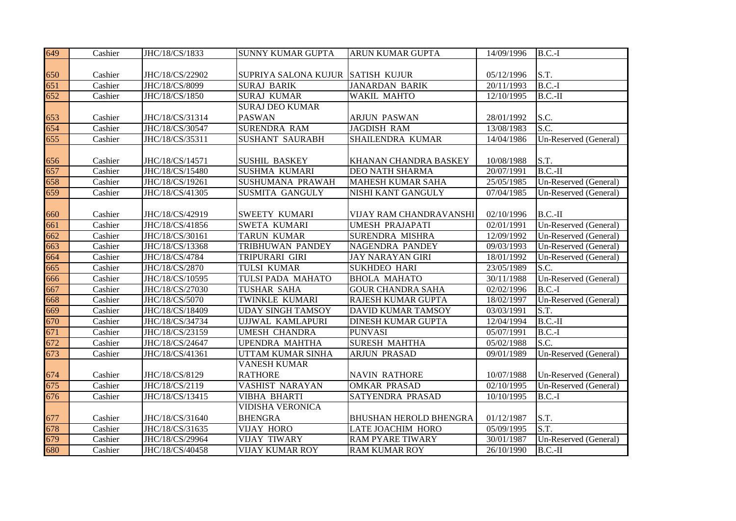| 649 | Cashier | JHC/18/CS/1833 | SUNNY KUMAR GUPTA | ARUN KUMAR GUPTA | 14/09/1996 | B.C.-I |
|---|---|---|---|---|---|---|
| 650 | Cashier | JHC/18/CS/22902 | SUPRIYA SALONA KUJUR | SATISH KUJUR | 05/12/1996 | S.T. |
| 651 | Cashier | JHC/18/CS/8099 | SURAJ BARIK | JANARDAN BARIK | 20/11/1993 | B.C.-I |
| 652 | Cashier | JHC/18/CS/1850 | SURAJ KUMAR | WAKIL MAHTO | 12/10/1995 | B.C.-II |
| 653 | Cashier | JHC/18/CS/31314 | SURAJ DEO KUMAR PASWAN | ARJUN PASWAN | 28/01/1992 | S.C. |
| 654 | Cashier | JHC/18/CS/30547 | SURENDRA RAM | JAGDISH RAM | 13/08/1983 | S.C. |
| 655 | Cashier | JHC/18/CS/35311 | SUSHANT SAURABH | SHAILENDRA KUMAR | 14/04/1986 | Un-Reserved (General) |
| 656 | Cashier | JHC/18/CS/14571 | SUSHIL BASKEY | KHANAN CHANDRA BASKEY | 10/08/1988 | S.T. |
| 657 | Cashier | JHC/18/CS/15480 | SUSHMA KUMARI | DEO NATH SHARMA | 20/07/1991 | B.C.-II |
| 658 | Cashier | JHC/18/CS/19261 | SUSHUMANA PRAWAH | MAHESH KUMAR SAHA | 25/05/1985 | Un-Reserved (General) |
| 659 | Cashier | JHC/18/CS/41305 | SUSMITA GANGULY | NISHI KANT GANGULY | 07/04/1985 | Un-Reserved (General) |
| 660 | Cashier | JHC/18/CS/42919 | SWEETY KUMARI | VIJAY RAM CHANDRAVANSHI | 02/10/1996 | B.C.-II |
| 661 | Cashier | JHC/18/CS/41856 | SWETA KUMARI | UMESH PRAJAPATI | 02/01/1991 | Un-Reserved (General) |
| 662 | Cashier | JHC/18/CS/30161 | TARUN KUMAR | SURENDRA MISHRA | 12/09/1992 | Un-Reserved (General) |
| 663 | Cashier | JHC/18/CS/13368 | TRIBHUWAN PANDEY | NAGENDRA PANDEY | 09/03/1993 | Un-Reserved (General) |
| 664 | Cashier | JHC/18/CS/4784 | TRIPURARI GIRI | JAY NARAYAN GIRI | 18/01/1992 | Un-Reserved (General) |
| 665 | Cashier | JHC/18/CS/2870 | TULSI KUMAR | SUKHDEO HARI | 23/05/1989 | S.C. |
| 666 | Cashier | JHC/18/CS/10595 | TULSI PADA MAHATO | BHOLA MAHATO | 30/11/1988 | Un-Reserved (General) |
| 667 | Cashier | JHC/18/CS/27030 | TUSHAR SAHA | GOUR CHANDRA SAHA | 02/02/1996 | B.C.-I |
| 668 | Cashier | JHC/18/CS/5070 | TWINKLE KUMARI | RAJESH KUMAR GUPTA | 18/02/1997 | Un-Reserved (General) |
| 669 | Cashier | JHC/18/CS/18409 | UDAY SINGH TAMSOY | DAVID KUMAR TAMSOY | 03/03/1991 | S.T. |
| 670 | Cashier | JHC/18/CS/34734 | UJJWAL KAMLAPURI | DINESH KUMAR GUPTA | 12/04/1994 | B.C.-II |
| 671 | Cashier | JHC/18/CS/23159 | UMESH CHANDRA | PUNVASI | 05/07/1991 | B.C.-I |
| 672 | Cashier | JHC/18/CS/24647 | UPENDRA MAHTHA | SURESH MAHTHA | 05/02/1988 | S.C. |
| 673 | Cashier | JHC/18/CS/41361 | UTTAM KUMAR SINHA | ARJUN PRASAD | 09/01/1989 | Un-Reserved (General) |
| 674 | Cashier | JHC/18/CS/8129 | VANESH KUMAR RATHORE | NAVIN RATHORE | 10/07/1988 | Un-Reserved (General) |
| 675 | Cashier | JHC/18/CS/2119 | VASHIST NARAYAN | OMKAR PRASAD | 02/10/1995 | Un-Reserved (General) |
| 676 | Cashier | JHC/18/CS/13415 | VIBHA BHARTI | SATYENDRA PRASAD | 10/10/1995 | B.C.-I |
| 677 | Cashier | JHC/18/CS/31640 | VIDISHA VERONICA BHENGRA | BHUSHAN HEROLD BHENGRA | 01/12/1987 | S.T. |
| 678 | Cashier | JHC/18/CS/31635 | VIJAY HORO | LATE JOACHIM HORO | 05/09/1995 | S.T. |
| 679 | Cashier | JHC/18/CS/29964 | VIJAY TIWARY | RAM PYARE TIWARY | 30/01/1987 | Un-Reserved (General) |
| 680 | Cashier | JHC/18/CS/40458 | VIJAY KUMAR ROY | RAM KUMAR ROY | 26/10/1990 | B.C.-II |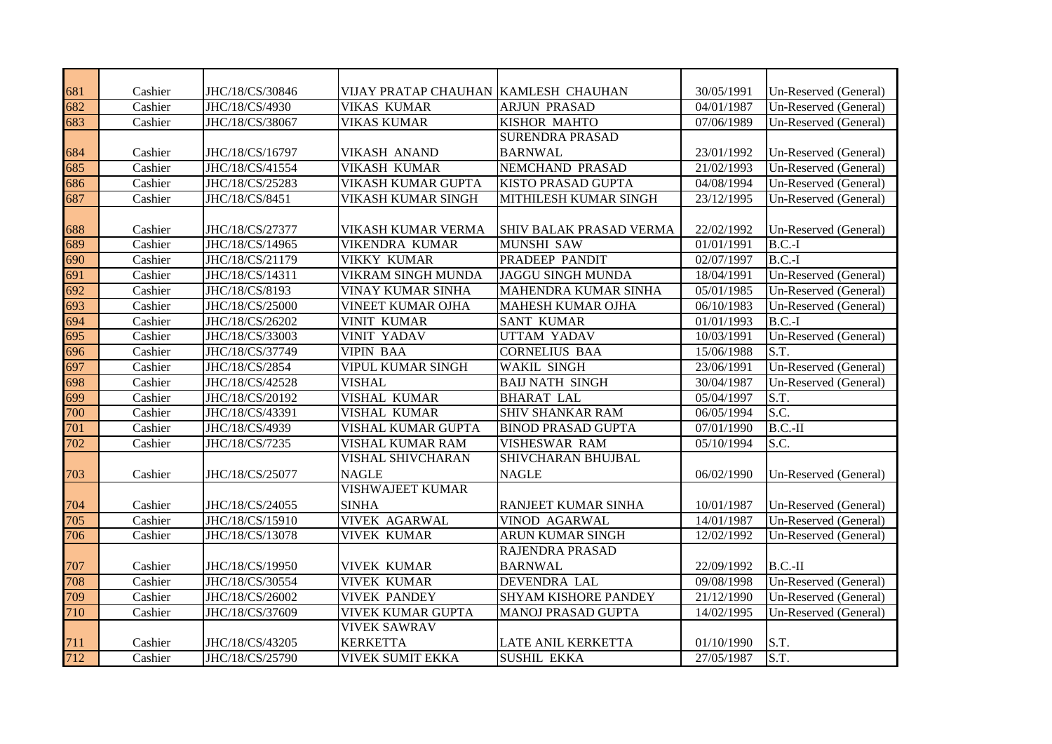| | | | | | | |
|---|---|---|---|---|---|---|
| 681 | Cashier | JHC/18/CS/30846 | VIJAY PRATAP CHAUHAN | KAMLESH CHAUHAN | 30/05/1991 | Un-Reserved (General) |
| 682 | Cashier | JHC/18/CS/4930 | VIKAS KUMAR | ARJUN PRASAD | 04/01/1987 | Un-Reserved (General) |
| 683 | Cashier | JHC/18/CS/38067 | VIKAS KUMAR | KISHOR MAHTO | 07/06/1989 | Un-Reserved (General) |
| 684 | Cashier | JHC/18/CS/16797 | VIKASH ANAND | SURENDRA PRASAD BARNWAL | 23/01/1992 | Un-Reserved (General) |
| 685 | Cashier | JHC/18/CS/41554 | VIKASH KUMAR | NEMCHAND PRASAD | 21/02/1993 | Un-Reserved (General) |
| 686 | Cashier | JHC/18/CS/25283 | VIKASH KUMAR GUPTA | KISTO PRASAD GUPTA | 04/08/1994 | Un-Reserved (General) |
| 687 | Cashier | JHC/18/CS/8451 | VIKASH KUMAR SINGH | MITHILESH KUMAR SINGH | 23/12/1995 | Un-Reserved (General) |
| 688 | Cashier | JHC/18/CS/27377 | VIKASH KUMAR VERMA | SHIV BALAK PRASAD VERMA | 22/02/1992 | Un-Reserved (General) |
| 689 | Cashier | JHC/18/CS/14965 | VIKENDRA KUMAR | MUNSHI SAW | 01/01/1991 | B.C.-I |
| 690 | Cashier | JHC/18/CS/21179 | VIKKY KUMAR | PRADEEP PANDIT | 02/07/1997 | B.C.-I |
| 691 | Cashier | JHC/18/CS/14311 | VIKRAM SINGH MUNDA | JAGGU SINGH MUNDA | 18/04/1991 | Un-Reserved (General) |
| 692 | Cashier | JHC/18/CS/8193 | VINAY KUMAR SINHA | MAHENDRA KUMAR SINHA | 05/01/1985 | Un-Reserved (General) |
| 693 | Cashier | JHC/18/CS/25000 | VINEET KUMAR OJHA | MAHESH KUMAR OJHA | 06/10/1983 | Un-Reserved (General) |
| 694 | Cashier | JHC/18/CS/26202 | VINIT KUMAR | SANT KUMAR | 01/01/1993 | B.C.-I |
| 695 | Cashier | JHC/18/CS/33003 | VINIT YADAV | UTTAM YADAV | 10/03/1991 | Un-Reserved (General) |
| 696 | Cashier | JHC/18/CS/37749 | VIPIN BAA | CORNELIUS BAA | 15/06/1988 | S.T. |
| 697 | Cashier | JHC/18/CS/2854 | VIPUL KUMAR SINGH | WAKIL SINGH | 23/06/1991 | Un-Reserved (General) |
| 698 | Cashier | JHC/18/CS/42528 | VISHAL | BAIJ NATH SINGH | 30/04/1987 | Un-Reserved (General) |
| 699 | Cashier | JHC/18/CS/20192 | VISHAL KUMAR | BHARAT LAL | 05/04/1997 | S.T. |
| 700 | Cashier | JHC/18/CS/43391 | VISHAL KUMAR | SHIV SHANKAR RAM | 06/05/1994 | S.C. |
| 701 | Cashier | JHC/18/CS/4939 | VISHAL KUMAR GUPTA | BINOD PRASAD GUPTA | 07/01/1990 | B.C.-II |
| 702 | Cashier | JHC/18/CS/7235 | VISHAL KUMAR RAM | VISHESWAR RAM | 05/10/1994 | S.C. |
| 703 | Cashier | JHC/18/CS/25077 | VISHAL SHIVCHARAN NAGLE | SHIVCHARAN BHUJBAL NAGLE | 06/02/1990 | Un-Reserved (General) |
| 704 | Cashier | JHC/18/CS/24055 | VISHWAJEET KUMAR SINHA | RANJEET KUMAR SINHA | 10/01/1987 | Un-Reserved (General) |
| 705 | Cashier | JHC/18/CS/15910 | VIVEK AGARWAL | VINOD AGARWAL | 14/01/1987 | Un-Reserved (General) |
| 706 | Cashier | JHC/18/CS/13078 | VIVEK KUMAR | ARUN KUMAR SINGH | 12/02/1992 | Un-Reserved (General) |
| 707 | Cashier | JHC/18/CS/19950 | VIVEK KUMAR | RAJENDRA PRASAD BARNWAL | 22/09/1992 | B.C.-II |
| 708 | Cashier | JHC/18/CS/30554 | VIVEK KUMAR | DEVENDRA LAL | 09/08/1998 | Un-Reserved (General) |
| 709 | Cashier | JHC/18/CS/26002 | VIVEK PANDEY | SHYAM KISHORE PANDEY | 21/12/1990 | Un-Reserved (General) |
| 710 | Cashier | JHC/18/CS/37609 | VIVEK KUMAR GUPTA | MANOJ PRASAD GUPTA | 14/02/1995 | Un-Reserved (General) |
| 711 | Cashier | JHC/18/CS/43205 | VIVEK SAWRAV KERKETTA | LATE ANIL KERKETTA | 01/10/1990 | S.T. |
| 712 | Cashier | JHC/18/CS/25790 | VIVEK SUMIT EKKA | SUSHIL EKKA | 27/05/1987 | S.T. |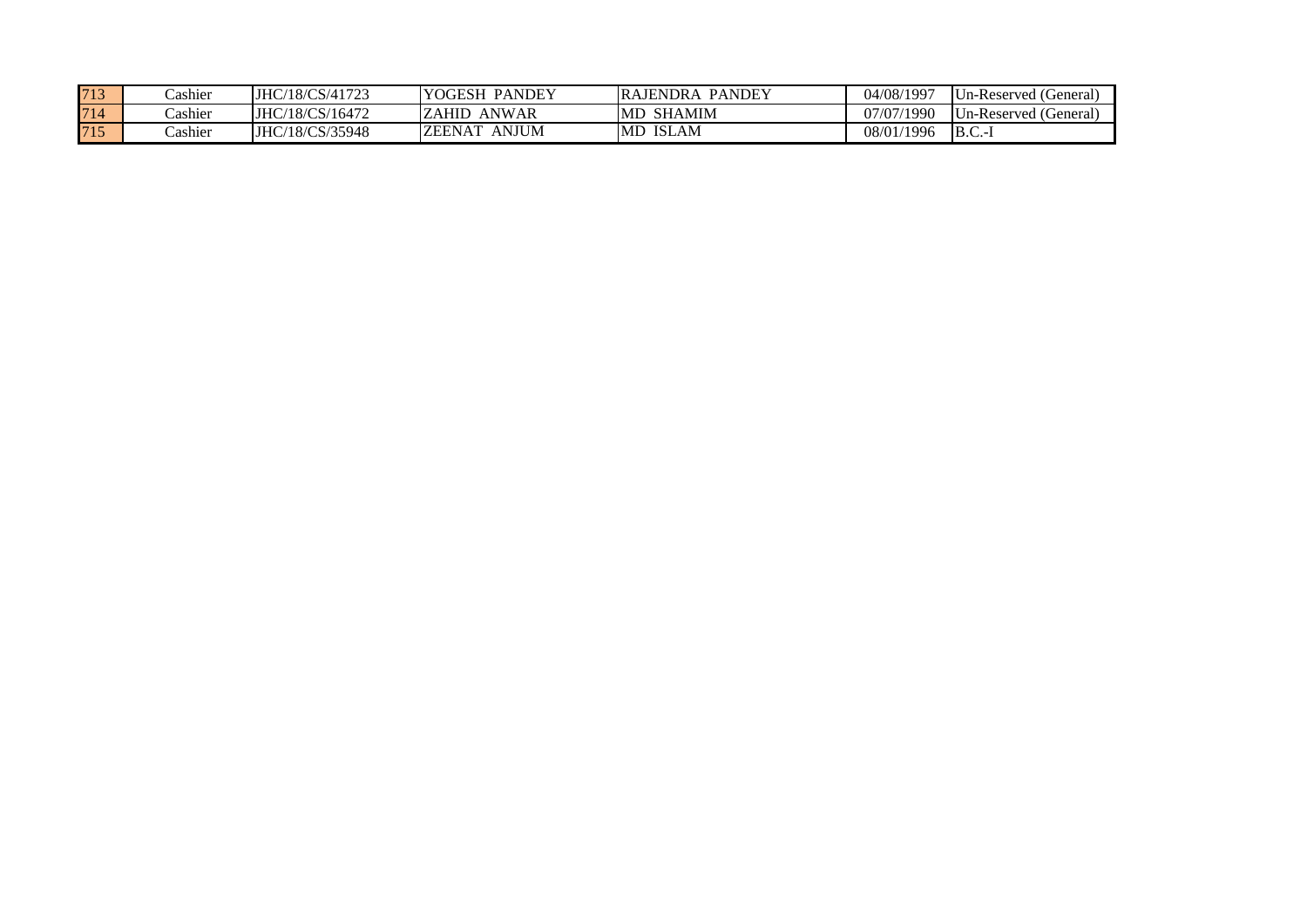| | | | | | | |
|---|---|---|---|---|---|---|
| 713 | Cashier | JHC/18/CS/41723 | YOGESH PANDEY | RAJENDRA PANDEY | 04/08/1997 | Un-Reserved (General) |
| 714 | Cashier | JHC/18/CS/16472 | ZAHID ANWAR | MD SHAMIM | 07/07/1990 | Un-Reserved (General) |
| 715 | Cashier | JHC/18/CS/35948 | ZEENAT ANJUM | MD ISLAM | 08/01/1996 | B.C.-I |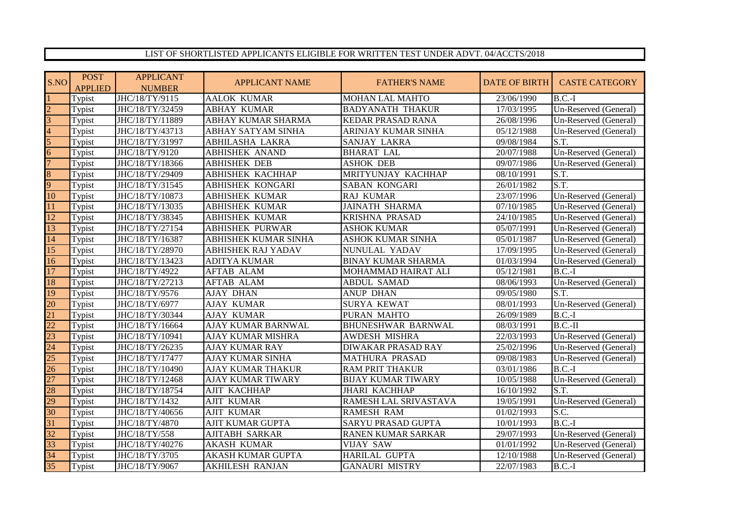LIST OF SHORTLISTED APPLICANTS ELIGIBLE FOR WRITTEN TEST UNDER ADVT. 04/ACCTS/2018

| S.NO | POST APPLIED | APPLICANT NUMBER | APPLICANT NAME | FATHER'S NAME | DATE OF BIRTH | CASTE CATEGORY |
|---|---|---|---|---|---|---|
| 1 | Typist | JHC/18/TY/9115 | AALOK KUMAR | MOHAN LAL MAHTO | 23/06/1990 | B.C.-I |
| 2 | Typist | JHC/18/TY/32459 | ABHAY KUMAR | BADYANATH THAKUR | 17/03/1995 | Un-Reserved (General) |
| 3 | Typist | JHC/18/TY/11889 | ABHAY KUMAR SHARMA | KEDAR PRASAD RANA | 26/08/1996 | Un-Reserved (General) |
| 4 | Typist | JHC/18/TY/43713 | ABHAY SATYAM SINHA | ARINJAY KUMAR SINHA | 05/12/1988 | Un-Reserved (General) |
| 5 | Typist | JHC/18/TY/31997 | ABHILASHA LAKRA | SANJAY LAKRA | 09/08/1984 | S.T. |
| 6 | Typist | JHC/18/TY/9120 | ABHISHEK ANAND | BHARAT LAL | 20/07/1988 | Un-Reserved (General) |
| 7 | Typist | JHC/18/TY/18366 | ABHISHEK DEB | ASHOK DEB | 09/07/1986 | Un-Reserved (General) |
| 8 | Typist | JHC/18/TY/29409 | ABHISHEK KACHHAP | MRITYUNJAY KACHHAP | 08/10/1991 | S.T. |
| 9 | Typist | JHC/18/TY/31545 | ABHISHEK KONGARI | SABAN KONGARI | 26/01/1982 | S.T. |
| 10 | Typist | JHC/18/TY/10873 | ABHISHEK KUMAR | RAJ KUMAR | 23/07/1996 | Un-Reserved (General) |
| 11 | Typist | JHC/18/TY/13035 | ABHISHEK KUMAR | JAINATH SHARMA | 07/10/1985 | Un-Reserved (General) |
| 12 | Typist | JHC/18/TY/38345 | ABHISHEK KUMAR | KRISHNA PRASAD | 24/10/1985 | Un-Reserved (General) |
| 13 | Typist | JHC/18/TY/27154 | ABHISHEK PURWAR | ASHOK KUMAR | 05/07/1991 | Un-Reserved (General) |
| 14 | Typist | JHC/18/TY/16387 | ABHISHEK KUMAR SINHA | ASHOK KUMAR SINHA | 05/01/1987 | Un-Reserved (General) |
| 15 | Typist | JHC/18/TY/28970 | ABHISHEK RAJ YADAV | NUNULAL YADAV | 17/09/1995 | Un-Reserved (General) |
| 16 | Typist | JHC/18/TY/13423 | ADITYA KUMAR | BINAY KUMAR SHARMA | 01/03/1994 | Un-Reserved (General) |
| 17 | Typist | JHC/18/TY/4922 | AFTAB ALAM | MOHAMMAD HAIRAT ALI | 05/12/1981 | B.C.-I |
| 18 | Typist | JHC/18/TY/27213 | AFTAB ALAM | ABDUL SAMAD | 08/06/1993 | Un-Reserved (General) |
| 19 | Typist | JHC/18/TY/9576 | AJAY DHAN | ANUP DHAN | 09/05/1980 | S.T. |
| 20 | Typist | JHC/18/TY/6977 | AJAY KUMAR | SURYA KEWAT | 08/01/1993 | Un-Reserved (General) |
| 21 | Typist | JHC/18/TY/30344 | AJAY KUMAR | PURAN MAHTO | 26/09/1989 | B.C.-I |
| 22 | Typist | JHC/18/TY/16664 | AJAY KUMAR BARNWAL | BHUNESHWAR BARNWAL | 08/03/1991 | B.C.-II |
| 23 | Typist | JHC/18/TY/10941 | AJAY KUMAR MISHRA | AWDESH MISHRA | 22/03/1993 | Un-Reserved (General) |
| 24 | Typist | JHC/18/TY/26235 | AJAY KUMAR RAY | DIWAKAR PRASAD RAY | 25/02/1996 | Un-Reserved (General) |
| 25 | Typist | JHC/18/TY/17477 | AJAY KUMAR SINHA | MATHURA PRASAD | 09/08/1983 | Un-Reserved (General) |
| 26 | Typist | JHC/18/TY/10490 | AJAY KUMAR THAKUR | RAM PRIT THAKUR | 03/01/1986 | B.C.-I |
| 27 | Typist | JHC/18/TY/12468 | AJAY KUMAR TIWARY | BIJAY KUMAR TIWARY | 10/05/1988 | Un-Reserved (General) |
| 28 | Typist | JHC/18/TY/18754 | AJIT KACHHAP | JHARI KACHHAP | 16/10/1992 | S.T. |
| 29 | Typist | JHC/18/TY/1432 | AJIT KUMAR | RAMESH LAL SRIVASTAVA | 19/05/1991 | Un-Reserved (General) |
| 30 | Typist | JHC/18/TY/40656 | AJIT KUMAR | RAMESH RAM | 01/02/1993 | S.C. |
| 31 | Typist | JHC/18/TY/4870 | AJIT KUMAR GUPTA | SARYU PRASAD GUPTA | 10/01/1993 | B.C.-I |
| 32 | Typist | JHC/18/TY/558 | AJITABH SARKAR | RANEN KUMAR SARKAR | 29/07/1993 | Un-Reserved (General) |
| 33 | Typist | JHC/18/TY/40276 | AKASH KUMAR | VIJAY SAW | 01/01/1992 | Un-Reserved (General) |
| 34 | Typist | JHC/18/TY/3705 | AKASH KUMAR GUPTA | HARILAL GUPTA | 12/10/1988 | Un-Reserved (General) |
| 35 | Typist | JHC/18/TY/9067 | AKHILESH RANJAN | GANAURI MISTRY | 22/07/1983 | B.C.-I |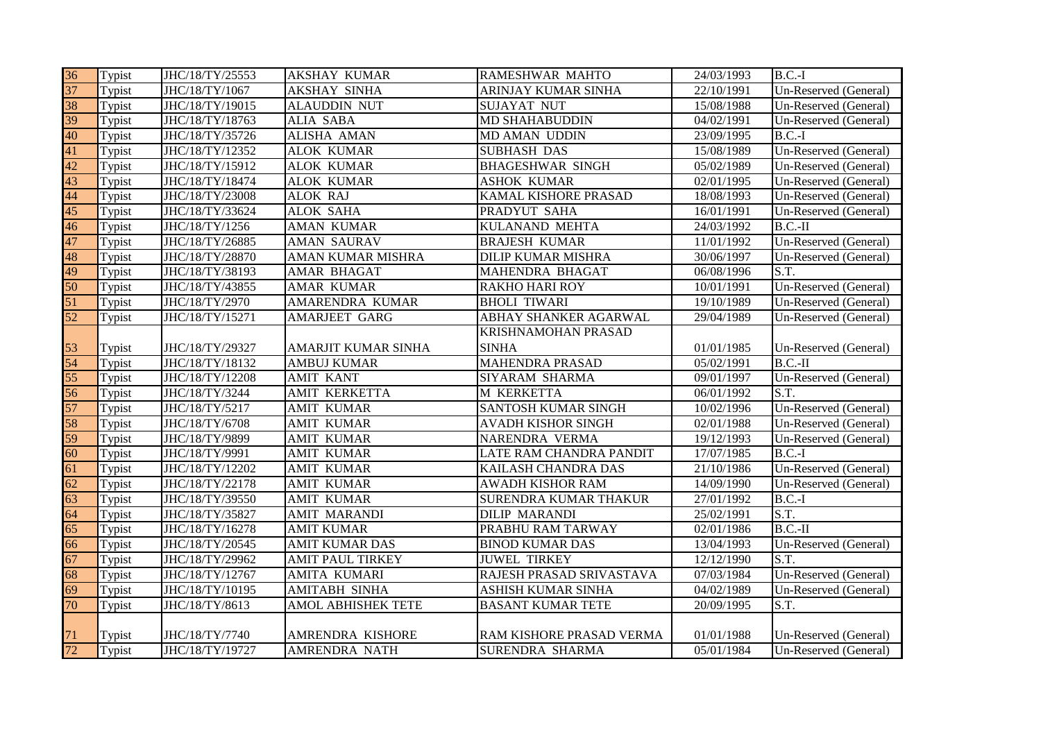| | | | | | | |
|---|---|---|---|---|---|---|
| 36 | Typist | JHC/18/TY/25553 | AKSHAY KUMAR | RAMESHWAR MAHTO | 24/03/1993 | B.C.-I |
| 37 | Typist | JHC/18/TY/1067 | AKSHAY SINHA | ARINJAY KUMAR SINHA | 22/10/1991 | Un-Reserved (General) |
| 38 | Typist | JHC/18/TY/19015 | ALAUDDIN NUT | SUJAYAT NUT | 15/08/1988 | Un-Reserved (General) |
| 39 | Typist | JHC/18/TY/18763 | ALIA SABA | MD SHAHABUDDIN | 04/02/1991 | Un-Reserved (General) |
| 40 | Typist | JHC/18/TY/35726 | ALISHA AMAN | MD AMAN UDDIN | 23/09/1995 | B.C.-I |
| 41 | Typist | JHC/18/TY/12352 | ALOK KUMAR | SUBHASH DAS | 15/08/1989 | Un-Reserved (General) |
| 42 | Typist | JHC/18/TY/15912 | ALOK KUMAR | BHAGESHWAR SINGH | 05/02/1989 | Un-Reserved (General) |
| 43 | Typist | JHC/18/TY/18474 | ALOK KUMAR | ASHOK KUMAR | 02/01/1995 | Un-Reserved (General) |
| 44 | Typist | JHC/18/TY/23008 | ALOK RAJ | KAMAL KISHORE PRASAD | 18/08/1993 | Un-Reserved (General) |
| 45 | Typist | JHC/18/TY/33624 | ALOK SAHA | PRADYUT SAHA | 16/01/1991 | Un-Reserved (General) |
| 46 | Typist | JHC/18/TY/1256 | AMAN KUMAR | KULANAND MEHTA | 24/03/1992 | B.C.-II |
| 47 | Typist | JHC/18/TY/26885 | AMAN SAURAV | BRAJESH KUMAR | 11/01/1992 | Un-Reserved (General) |
| 48 | Typist | JHC/18/TY/28870 | AMAN KUMAR MISHRA | DILIP KUMAR MISHRA | 30/06/1997 | Un-Reserved (General) |
| 49 | Typist | JHC/18/TY/38193 | AMAR BHAGAT | MAHENDRA BHAGAT | 06/08/1996 | S.T. |
| 50 | Typist | JHC/18/TY/43855 | AMAR KUMAR | RAKHO HARI ROY | 10/01/1991 | Un-Reserved (General) |
| 51 | Typist | JHC/18/TY/2970 | AMARENDRA KUMAR | BHOLI TIWARI | 19/10/1989 | Un-Reserved (General) |
| 52 | Typist | JHC/18/TY/15271 | AMARJEET GARG | ABHAY SHANKER AGARWAL | 29/04/1989 | Un-Reserved (General) |
| 53 | Typist | JHC/18/TY/29327 | AMARJIT KUMAR SINHA | KRISHNAMOHAN PRASAD SINHA | 01/01/1985 | Un-Reserved (General) |
| 54 | Typist | JHC/18/TY/18132 | AMBUJ KUMAR | MAHENDRA PRASAD | 05/02/1991 | B.C.-II |
| 55 | Typist | JHC/18/TY/12208 | AMIT KANT | SIYARAM SHARMA | 09/01/1997 | Un-Reserved (General) |
| 56 | Typist | JHC/18/TY/3244 | AMIT KERKETTA | M KERKETTA | 06/01/1992 | S.T. |
| 57 | Typist | JHC/18/TY/5217 | AMIT KUMAR | SANTOSH KUMAR SINGH | 10/02/1996 | Un-Reserved (General) |
| 58 | Typist | JHC/18/TY/6708 | AMIT KUMAR | AVADH KISHOR SINGH | 02/01/1988 | Un-Reserved (General) |
| 59 | Typist | JHC/18/TY/9899 | AMIT KUMAR | NARENDRA VERMA | 19/12/1993 | Un-Reserved (General) |
| 60 | Typist | JHC/18/TY/9991 | AMIT KUMAR | LATE RAM CHANDRA PANDIT | 17/07/1985 | B.C.-I |
| 61 | Typist | JHC/18/TY/12202 | AMIT KUMAR | KAILASH CHANDRA DAS | 21/10/1986 | Un-Reserved (General) |
| 62 | Typist | JHC/18/TY/22178 | AMIT KUMAR | AWADH KISHOR RAM | 14/09/1990 | Un-Reserved (General) |
| 63 | Typist | JHC/18/TY/39550 | AMIT KUMAR | SURENDRA KUMAR THAKUR | 27/01/1992 | B.C.-I |
| 64 | Typist | JHC/18/TY/35827 | AMIT MARANDI | DILIP MARANDI | 25/02/1991 | S.T. |
| 65 | Typist | JHC/18/TY/16278 | AMIT KUMAR | PRABHU RAM TARWAY | 02/01/1986 | B.C.-II |
| 66 | Typist | JHC/18/TY/20545 | AMIT KUMAR DAS | BINOD KUMAR DAS | 13/04/1993 | Un-Reserved (General) |
| 67 | Typist | JHC/18/TY/29962 | AMIT PAUL TIRKEY | JUWEL TIRKEY | 12/12/1990 | S.T. |
| 68 | Typist | JHC/18/TY/12767 | AMITA KUMARI | RAJESH PRASAD SRIVASTAVA | 07/03/1984 | Un-Reserved (General) |
| 69 | Typist | JHC/18/TY/10195 | AMITABH SINHA | ASHISH KUMAR SINHA | 04/02/1989 | Un-Reserved (General) |
| 70 | Typist | JHC/18/TY/8613 | AMOL ABHISHEK TETE | BASANT KUMAR TETE | 20/09/1995 | S.T. |
| 71 | Typist | JHC/18/TY/7740 | AMRENDRA KISHORE | RAM KISHORE PRASAD VERMA | 01/01/1988 | Un-Reserved (General) |
| 72 | Typist | JHC/18/TY/19727 | AMRENDRA NATH | SURENDRA SHARMA | 05/01/1984 | Un-Reserved (General) |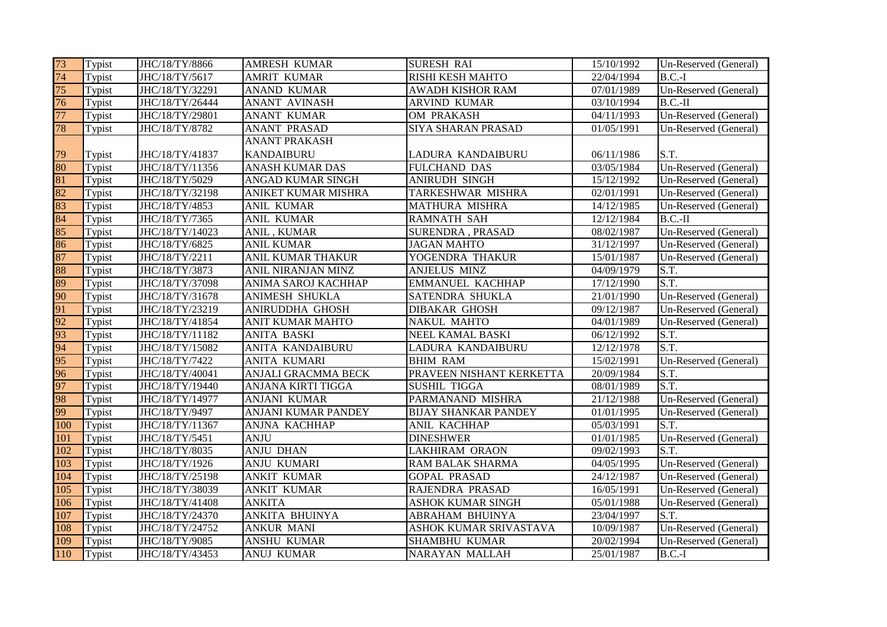| 73 | Typist | JHC/18/TY/8866 | AMRESH KUMAR | SURESH RAI | 15/10/1992 | Un-Reserved (General) |
|---|---|---|---|---|---|---|
| 74 | Typist | JHC/18/TY/5617 | AMRIT KUMAR | RISHI KESH MAHTO | 22/04/1994 | B.C.-I |
| 75 | Typist | JHC/18/TY/32291 | ANAND KUMAR | AWADH KISHOR RAM | 07/01/1989 | Un-Reserved (General) |
| 76 | Typist | JHC/18/TY/26444 | ANANT AVINASH | ARVIND KUMAR | 03/10/1994 | B.C.-II |
| 77 | Typist | JHC/18/TY/29801 | ANANT KUMAR | OM PRAKASH | 04/11/1993 | Un-Reserved (General) |
| 78 | Typist | JHC/18/TY/8782 | ANANT PRASAD | SIYA SHARAN PRASAD | 01/05/1991 | Un-Reserved (General) |
| 79 | Typist | JHC/18/TY/41837 | ANANT PRAKASH KANDAIBURU | LADURA KANDAIBURU | 06/11/1986 | S.T. |
| 80 | Typist | JHC/18/TY/11356 | ANASH KUMAR DAS | FULCHAND DAS | 03/05/1984 | Un-Reserved (General) |
| 81 | Typist | JHC/18/TY/5029 | ANGAD KUMAR SINGH | ANIRUDH SINGH | 15/12/1992 | Un-Reserved (General) |
| 82 | Typist | JHC/18/TY/32198 | ANIKET KUMAR MISHRA | TARKESHWAR MISHRA | 02/01/1991 | Un-Reserved (General) |
| 83 | Typist | JHC/18/TY/4853 | ANIL KUMAR | MATHURA MISHRA | 14/12/1985 | Un-Reserved (General) |
| 84 | Typist | JHC/18/TY/7365 | ANIL KUMAR | RAMNATH SAH | 12/12/1984 | B.C.-II |
| 85 | Typist | JHC/18/TY/14023 | ANIL , KUMAR | SURENDRA , PRASAD | 08/02/1987 | Un-Reserved (General) |
| 86 | Typist | JHC/18/TY/6825 | ANIL KUMAR | JAGAN MAHTO | 31/12/1997 | Un-Reserved (General) |
| 87 | Typist | JHC/18/TY/2211 | ANIL KUMAR THAKUR | YOGENDRA THAKUR | 15/01/1987 | Un-Reserved (General) |
| 88 | Typist | JHC/18/TY/3873 | ANIL NIRANJAN MINZ | ANJELUS MINZ | 04/09/1979 | S.T. |
| 89 | Typist | JHC/18/TY/37098 | ANIMA SAROJ KACHHAP | EMMANUEL KACHHAP | 17/12/1990 | S.T. |
| 90 | Typist | JHC/18/TY/31678 | ANIMESH SHUKLA | SATENDRA SHUKLA | 21/01/1990 | Un-Reserved (General) |
| 91 | Typist | JHC/18/TY/23219 | ANIRUDDHA GHOSH | DIBAKAR GHOSH | 09/12/1987 | Un-Reserved (General) |
| 92 | Typist | JHC/18/TY/41854 | ANIT KUMAR MAHTO | NAKUL MAHTO | 04/01/1989 | Un-Reserved (General) |
| 93 | Typist | JHC/18/TY/11182 | ANITA BASKI | NEEL KAMAL BASKI | 06/12/1992 | S.T. |
| 94 | Typist | JHC/18/TY/15082 | ANITA KANDAIBURU | LADURA KANDAIBURU | 12/12/1978 | S.T. |
| 95 | Typist | JHC/18/TY/7422 | ANITA KUMARI | BHIM RAM | 15/02/1991 | Un-Reserved (General) |
| 96 | Typist | JHC/18/TY/40041 | ANJALI GRACMMA BECK | PRAVEEN NISHANT KERKETTA | 20/09/1984 | S.T. |
| 97 | Typist | JHC/18/TY/19440 | ANJANA KIRTI TIGGA | SUSHIL TIGGA | 08/01/1989 | S.T. |
| 98 | Typist | JHC/18/TY/14977 | ANJANI KUMAR | PARMANAND MISHRA | 21/12/1988 | Un-Reserved (General) |
| 99 | Typist | JHC/18/TY/9497 | ANJANI KUMAR PANDEY | BIJAY SHANKAR PANDEY | 01/01/1995 | Un-Reserved (General) |
| 100 | Typist | JHC/18/TY/11367 | ANJNA KACHHAP | ANIL KACHHAP | 05/03/1991 | S.T. |
| 101 | Typist | JHC/18/TY/5451 | ANJU | DINESHWER | 01/01/1985 | Un-Reserved (General) |
| 102 | Typist | JHC/18/TY/8035 | ANJU DHAN | LAKHIRAM ORAON | 09/02/1993 | S.T. |
| 103 | Typist | JHC/18/TY/1926 | ANJU KUMARI | RAM BALAK SHARMA | 04/05/1995 | Un-Reserved (General) |
| 104 | Typist | JHC/18/TY/25198 | ANKIT KUMAR | GOPAL PRASAD | 24/12/1987 | Un-Reserved (General) |
| 105 | Typist | JHC/18/TY/38039 | ANKIT KUMAR | RAJENDRA PRASAD | 16/05/1991 | Un-Reserved (General) |
| 106 | Typist | JHC/18/TY/41408 | ANKITA | ASHOK KUMAR SINGH | 05/01/1988 | Un-Reserved (General) |
| 107 | Typist | JHC/18/TY/24370 | ANKITA BHUINYA | ABRAHAM BHUINYA | 23/04/1997 | S.T. |
| 108 | Typist | JHC/18/TY/24752 | ANKUR MANI | ASHOK KUMAR SRIVASTAVA | 10/09/1987 | Un-Reserved (General) |
| 109 | Typist | JHC/18/TY/9085 | ANSHU KUMAR | SHAMBHU KUMAR | 20/02/1994 | Un-Reserved (General) |
| 110 | Typist | JHC/18/TY/43453 | ANUJ KUMAR | NARAYAN MALLAH | 25/01/1987 | B.C.-I |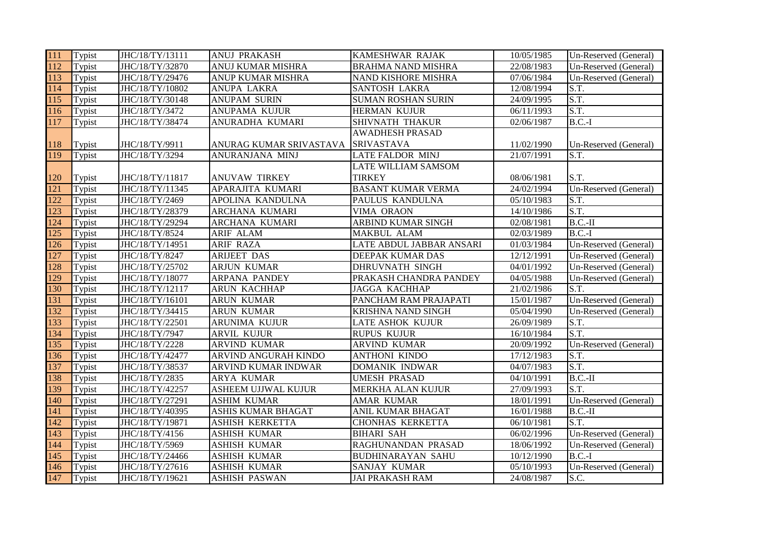| 111 | Typist | JHC/18/TY/13111 | ANUJ PRAKASH | KAMESHWAR RAJAK | 10/05/1985 | Un-Reserved (General) |
|---|---|---|---|---|---|---|
| 112 | Typist | JHC/18/TY/32870 | ANUJ KUMAR MISHRA | BRAHMA NAND MISHRA | 22/08/1983 | Un-Reserved (General) |
| 113 | Typist | JHC/18/TY/29476 | ANUP KUMAR MISHRA | NAND KISHORE MISHRA | 07/06/1984 | Un-Reserved (General) |
| 114 | Typist | JHC/18/TY/10802 | ANUPA LAKRA | SANTOSH LAKRA | 12/08/1994 | S.T. |
| 115 | Typist | JHC/18/TY/30148 | ANUPAM SURIN | SUMAN ROSHAN SURIN | 24/09/1995 | S.T. |
| 116 | Typist | JHC/18/TY/3472 | ANUPAMA KUJUR | HERMAN KUJUR | 06/11/1993 | S.T. |
| 117 | Typist | JHC/18/TY/38474 | ANURADHA KUMARI | SHIVNATH THAKUR | 02/06/1987 | B.C.-I |
| 118 | Typist | JHC/18/TY/9911 | ANURAG KUMAR SRIVASTAVA | AWADHESH PRASAD SRIVASTAVA | 11/02/1990 | Un-Reserved (General) |
| 119 | Typist | JHC/18/TY/3294 | ANURANJANA MINJ | LATE FALDOR MINJ | 21/07/1991 | S.T. |
| 120 | Typist | JHC/18/TY/11817 | ANUVAW TIRKEY | LATE WILLIAM SAMSOM TIRKEY | 08/06/1981 | S.T. |
| 121 | Typist | JHC/18/TY/11345 | APARAJITA KUMARI | BASANT KUMAR VERMA | 24/02/1994 | Un-Reserved (General) |
| 122 | Typist | JHC/18/TY/2469 | APOLINA KANDULNA | PAULUS KANDULNA | 05/10/1983 | S.T. |
| 123 | Typist | JHC/18/TY/28379 | ARCHANA KUMARI | VIMA ORAON | 14/10/1986 | S.T. |
| 124 | Typist | JHC/18/TY/29294 | ARCHANA KUMARI | ARBIND KUMAR SINGH | 02/08/1981 | B.C.-II |
| 125 | Typist | JHC/18/TY/8524 | ARIF ALAM | MAKBUL ALAM | 02/03/1989 | B.C.-I |
| 126 | Typist | JHC/18/TY/14951 | ARIF RAZA | LATE ABDUL JABBAR ANSARI | 01/03/1984 | Un-Reserved (General) |
| 127 | Typist | JHC/18/TY/8247 | ARIJEET DAS | DEEPAK KUMAR DAS | 12/12/1991 | Un-Reserved (General) |
| 128 | Typist | JHC/18/TY/25702 | ARJUN KUMAR | DHRUVNATH SINGH | 04/01/1992 | Un-Reserved (General) |
| 129 | Typist | JHC/18/TY/18077 | ARPANA PANDEY | PRAKASH CHANDRA PANDEY | 04/05/1988 | Un-Reserved (General) |
| 130 | Typist | JHC/18/TY/12117 | ARUN KACHHAP | JAGGA KACHHAP | 21/02/1986 | S.T. |
| 131 | Typist | JHC/18/TY/16101 | ARUN KUMAR | PANCHAM RAM PRAJAPATI | 15/01/1987 | Un-Reserved (General) |
| 132 | Typist | JHC/18/TY/34415 | ARUN KUMAR | KRISHNA NAND SINGH | 05/04/1990 | Un-Reserved (General) |
| 133 | Typist | JHC/18/TY/22501 | ARUNIMA KUJUR | LATE ASHOK KUJUR | 26/09/1989 | S.T. |
| 134 | Typist | JHC/18/TY/7947 | ARVIL KUJUR | RUPUS KUJUR | 16/10/1984 | S.T. |
| 135 | Typist | JHC/18/TY/2228 | ARVIND KUMAR | ARVIND KUMAR | 20/09/1992 | Un-Reserved (General) |
| 136 | Typist | JHC/18/TY/42477 | ARVIND ANGURAH KINDO | ANTHONI KINDO | 17/12/1983 | S.T. |
| 137 | Typist | JHC/18/TY/38537 | ARVIND KUMAR INDWAR | DOMANIK INDWAR | 04/07/1983 | S.T. |
| 138 | Typist | JHC/18/TY/2835 | ARYA KUMAR | UMESH PRASAD | 04/10/1991 | B.C.-II |
| 139 | Typist | JHC/18/TY/42257 | ASHEEM UJJWAL KUJUR | MERKHA ALAN KUJUR | 27/09/1993 | S.T. |
| 140 | Typist | JHC/18/TY/27291 | ASHIM KUMAR | AMAR KUMAR | 18/01/1991 | Un-Reserved (General) |
| 141 | Typist | JHC/18/TY/40395 | ASHIS KUMAR BHAGAT | ANIL KUMAR BHAGAT | 16/01/1988 | B.C.-II |
| 142 | Typist | JHC/18/TY/19871 | ASHISH KERKETTA | CHONHAS KERKETTA | 06/10/1981 | S.T. |
| 143 | Typist | JHC/18/TY/4156 | ASHISH KUMAR | BIHARI SAH | 06/02/1996 | Un-Reserved (General) |
| 144 | Typist | JHC/18/TY/5969 | ASHISH KUMAR | RAGHUNANDAN PRASAD | 18/06/1992 | Un-Reserved (General) |
| 145 | Typist | JHC/18/TY/24466 | ASHISH KUMAR | BUDHINARAYAN SAHU | 10/12/1990 | B.C.-I |
| 146 | Typist | JHC/18/TY/27616 | ASHISH KUMAR | SANJAY KUMAR | 05/10/1993 | Un-Reserved (General) |
| 147 | Typist | JHC/18/TY/19621 | ASHISH PASWAN | JAI PRAKASH RAM | 24/08/1987 | S.C. |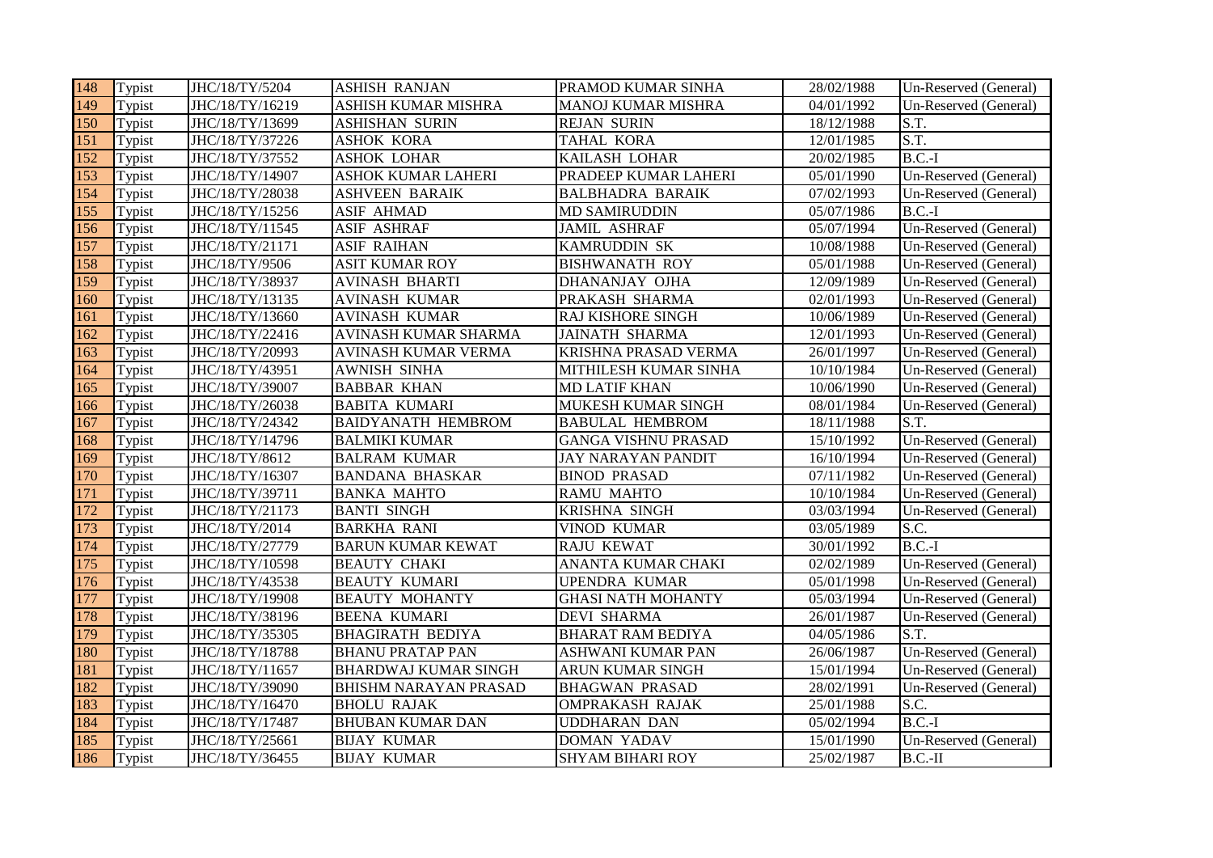| 148 | Typist | JHC/18/TY/5204 | ASHISH RANJAN | PRAMOD KUMAR SINHA | 28/02/1988 | Un-Reserved (General) |
|---|---|---|---|---|---|---|
| 149 | Typist | JHC/18/TY/16219 | ASHISH KUMAR MISHRA | MANOJ KUMAR MISHRA | 04/01/1992 | Un-Reserved (General) |
| 150 | Typist | JHC/18/TY/13699 | ASHISHAN SURIN | REJAN SURIN | 18/12/1988 | S.T. |
| 151 | Typist | JHC/18/TY/37226 | ASHOK KORA | TAHAL KORA | 12/01/1985 | S.T. |
| 152 | Typist | JHC/18/TY/37552 | ASHOK LOHAR | KAILASH LOHAR | 20/02/1985 | B.C.-I |
| 153 | Typist | JHC/18/TY/14907 | ASHOK KUMAR LAHERI | PRADEEP KUMAR LAHERI | 05/01/1990 | Un-Reserved (General) |
| 154 | Typist | JHC/18/TY/28038 | ASHVEEN BARAIK | BALBHADRA BARAIK | 07/02/1993 | Un-Reserved (General) |
| 155 | Typist | JHC/18/TY/15256 | ASIF AHMAD | MD SAMIRUDDIN | 05/07/1986 | B.C.-I |
| 156 | Typist | JHC/18/TY/11545 | ASIF ASHRAF | JAMIL ASHRAF | 05/07/1994 | Un-Reserved (General) |
| 157 | Typist | JHC/18/TY/21171 | ASIF RAIHAN | KAMRUDDIN SK | 10/08/1988 | Un-Reserved (General) |
| 158 | Typist | JHC/18/TY/9506 | ASIT KUMAR ROY | BISHWANATH ROY | 05/01/1988 | Un-Reserved (General) |
| 159 | Typist | JHC/18/TY/38937 | AVINASH BHARTI | DHANANJAY OJHA | 12/09/1989 | Un-Reserved (General) |
| 160 | Typist | JHC/18/TY/13135 | AVINASH KUMAR | PRAKASH SHARMA | 02/01/1993 | Un-Reserved (General) |
| 161 | Typist | JHC/18/TY/13660 | AVINASH KUMAR | RAJ KISHORE SINGH | 10/06/1989 | Un-Reserved (General) |
| 162 | Typist | JHC/18/TY/22416 | AVINASH KUMAR SHARMA | JAINATH SHARMA | 12/01/1993 | Un-Reserved (General) |
| 163 | Typist | JHC/18/TY/20993 | AVINASH KUMAR VERMA | KRISHNA PRASAD VERMA | 26/01/1997 | Un-Reserved (General) |
| 164 | Typist | JHC/18/TY/43951 | AWNISH SINHA | MITHILESH KUMAR SINHA | 10/10/1984 | Un-Reserved (General) |
| 165 | Typist | JHC/18/TY/39007 | BABBAR KHAN | MD LATIF KHAN | 10/06/1990 | Un-Reserved (General) |
| 166 | Typist | JHC/18/TY/26038 | BABITA KUMARI | MUKESH KUMAR SINGH | 08/01/1984 | Un-Reserved (General) |
| 167 | Typist | JHC/18/TY/24342 | BAIDYANATH HEMBROM | BABULAL HEMBROM | 18/11/1988 | S.T. |
| 168 | Typist | JHC/18/TY/14796 | BALMIKI KUMAR | GANGA VISHNU PRASAD | 15/10/1992 | Un-Reserved (General) |
| 169 | Typist | JHC/18/TY/8612 | BALRAM KUMAR | JAY NARAYAN PANDIT | 16/10/1994 | Un-Reserved (General) |
| 170 | Typist | JHC/18/TY/16307 | BANDANA BHASKAR | BINOD PRASAD | 07/11/1982 | Un-Reserved (General) |
| 171 | Typist | JHC/18/TY/39711 | BANKA MAHTO | RAMU MAHTO | 10/10/1984 | Un-Reserved (General) |
| 172 | Typist | JHC/18/TY/21173 | BANTI SINGH | KRISHNA SINGH | 03/03/1994 | Un-Reserved (General) |
| 173 | Typist | JHC/18/TY/2014 | BARKHA RANI | VINOD KUMAR | 03/05/1989 | S.C. |
| 174 | Typist | JHC/18/TY/27779 | BARUN KUMAR KEWAT | RAJU KEWAT | 30/01/1992 | B.C.-I |
| 175 | Typist | JHC/18/TY/10598 | BEAUTY CHAKI | ANANTA KUMAR CHAKI | 02/02/1989 | Un-Reserved (General) |
| 176 | Typist | JHC/18/TY/43538 | BEAUTY KUMARI | UPENDRA KUMAR | 05/01/1998 | Un-Reserved (General) |
| 177 | Typist | JHC/18/TY/19908 | BEAUTY MOHANTY | GHASI NATH MOHANTY | 05/03/1994 | Un-Reserved (General) |
| 178 | Typist | JHC/18/TY/38196 | BEENA KUMARI | DEVI SHARMA | 26/01/1987 | Un-Reserved (General) |
| 179 | Typist | JHC/18/TY/35305 | BHAGIRATH BEDIYA | BHARAT RAM BEDIYA | 04/05/1986 | S.T. |
| 180 | Typist | JHC/18/TY/18788 | BHANU PRATAP PAN | ASHWANI KUMAR PAN | 26/06/1987 | Un-Reserved (General) |
| 181 | Typist | JHC/18/TY/11657 | BHARDWAJ KUMAR SINGH | ARUN KUMAR SINGH | 15/01/1994 | Un-Reserved (General) |
| 182 | Typist | JHC/18/TY/39090 | BHISHM NARAYAN PRASAD | BHAGWAN PRASAD | 28/02/1991 | Un-Reserved (General) |
| 183 | Typist | JHC/18/TY/16470 | BHOLU RAJAK | OMPRAKASH RAJAK | 25/01/1988 | S.C. |
| 184 | Typist | JHC/18/TY/17487 | BHUBAN KUMAR DAN | UDDHARAN DAN | 05/02/1994 | B.C.-I |
| 185 | Typist | JHC/18/TY/25661 | BIJAY KUMAR | DOMAN YADAV | 15/01/1990 | Un-Reserved (General) |
| 186 | Typist | JHC/18/TY/36455 | BIJAY KUMAR | SHYAM BIHARI ROY | 25/02/1987 | B.C.-II |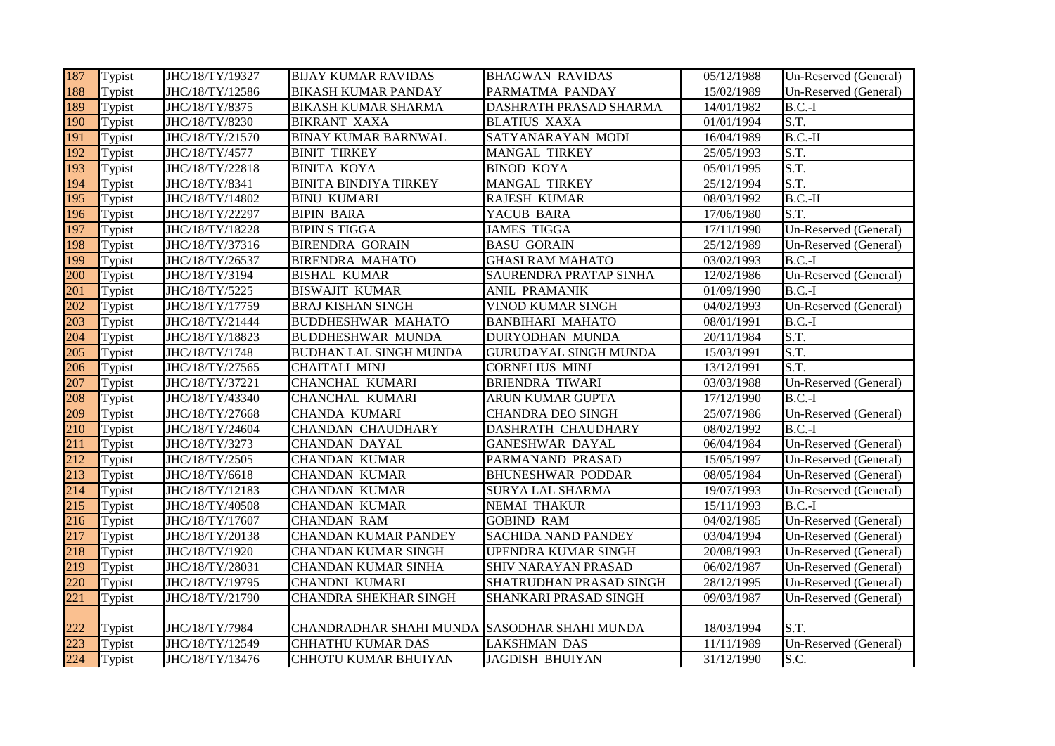| 187 | Typist | JHC/18/TY/19327 | BIJAY KUMAR RAVIDAS | BHAGWAN RAVIDAS | 05/12/1988 | Un-Reserved (General) |
|---|---|---|---|---|---|---|
| 188 | Typist | JHC/18/TY/12586 | BIKASH KUMAR PANDAY | PARMATMA PANDAY | 15/02/1989 | Un-Reserved (General) |
| 189 | Typist | JHC/18/TY/8375 | BIKASH KUMAR SHARMA | DASHRATH PRASAD SHARMA | 14/01/1982 | B.C.-I |
| 190 | Typist | JHC/18/TY/8230 | BIKRANT XAXA | BLATIUS XAXA | 01/01/1994 | S.T. |
| 191 | Typist | JHC/18/TY/21570 | BINAY KUMAR BARNWAL | SATYANARAYAN MODI | 16/04/1989 | B.C.-II |
| 192 | Typist | JHC/18/TY/4577 | BINIT TIRKEY | MANGAL TIRKEY | 25/05/1993 | S.T. |
| 193 | Typist | JHC/18/TY/22818 | BINITA KOYA | BINOD KOYA | 05/01/1995 | S.T. |
| 194 | Typist | JHC/18/TY/8341 | BINITA BINDIYA TIRKEY | MANGAL TIRKEY | 25/12/1994 | S.T. |
| 195 | Typist | JHC/18/TY/14802 | BINU KUMARI | RAJESH KUMAR | 08/03/1992 | B.C.-II |
| 196 | Typist | JHC/18/TY/22297 | BIPIN BARA | YACUB BARA | 17/06/1980 | S.T. |
| 197 | Typist | JHC/18/TY/18228 | BIPIN S TIGGA | JAMES TIGGA | 17/11/1990 | Un-Reserved (General) |
| 198 | Typist | JHC/18/TY/37316 | BIRENDRA GORAIN | BASU GORAIN | 25/12/1989 | Un-Reserved (General) |
| 199 | Typist | JHC/18/TY/26537 | BIRENDRA MAHATO | GHASI RAM MAHATO | 03/02/1993 | B.C.-I |
| 200 | Typist | JHC/18/TY/3194 | BISHAL KUMAR | SAURENDRA PRATAP SINHA | 12/02/1986 | Un-Reserved (General) |
| 201 | Typist | JHC/18/TY/5225 | BISWAJIT KUMAR | ANIL PRAMANIK | 01/09/1990 | B.C.-I |
| 202 | Typist | JHC/18/TY/17759 | BRAJ KISHAN SINGH | VINOD KUMAR SINGH | 04/02/1993 | Un-Reserved (General) |
| 203 | Typist | JHC/18/TY/21444 | BUDDHESHWAR MAHATO | BANBIHARI MAHATO | 08/01/1991 | B.C.-I |
| 204 | Typist | JHC/18/TY/18823 | BUDDHESHWAR MUNDA | DURYODHAN MUNDA | 20/11/1984 | S.T. |
| 205 | Typist | JHC/18/TY/1748 | BUDHAN LAL SINGH MUNDA | GURUDAYAL SINGH MUNDA | 15/03/1991 | S.T. |
| 206 | Typist | JHC/18/TY/27565 | CHAITALI MINJ | CORNELIUS MINJ | 13/12/1991 | S.T. |
| 207 | Typist | JHC/18/TY/37221 | CHANCHAL KUMARI | BRIENDRA TIWARI | 03/03/1988 | Un-Reserved (General) |
| 208 | Typist | JHC/18/TY/43340 | CHANCHAL KUMARI | ARUN KUMAR GUPTA | 17/12/1990 | B.C.-I |
| 209 | Typist | JHC/18/TY/27668 | CHANDA KUMARI | CHANDRA DEO SINGH | 25/07/1986 | Un-Reserved (General) |
| 210 | Typist | JHC/18/TY/24604 | CHANDAN CHAUDHARY | DASHRATH CHAUDHARY | 08/02/1992 | B.C.-I |
| 211 | Typist | JHC/18/TY/3273 | CHANDAN DAYAL | GANESHWAR DAYAL | 06/04/1984 | Un-Reserved (General) |
| 212 | Typist | JHC/18/TY/2505 | CHANDAN KUMAR | PARMANAND PRASAD | 15/05/1997 | Un-Reserved (General) |
| 213 | Typist | JHC/18/TY/6618 | CHANDAN KUMAR | BHUNESHWAR PODDAR | 08/05/1984 | Un-Reserved (General) |
| 214 | Typist | JHC/18/TY/12183 | CHANDAN KUMAR | SURYA LAL SHARMA | 19/07/1993 | Un-Reserved (General) |
| 215 | Typist | JHC/18/TY/40508 | CHANDAN KUMAR | NEMAI THAKUR | 15/11/1993 | B.C.-I |
| 216 | Typist | JHC/18/TY/17607 | CHANDAN RAM | GOBIND RAM | 04/02/1985 | Un-Reserved (General) |
| 217 | Typist | JHC/18/TY/20138 | CHANDAN KUMAR PANDEY | SACHIDA NAND PANDEY | 03/04/1994 | Un-Reserved (General) |
| 218 | Typist | JHC/18/TY/1920 | CHANDAN KUMAR SINGH | UPENDRA KUMAR SINGH | 20/08/1993 | Un-Reserved (General) |
| 219 | Typist | JHC/18/TY/28031 | CHANDAN KUMAR SINHA | SHIV NARAYAN PRASAD | 06/02/1987 | Un-Reserved (General) |
| 220 | Typist | JHC/18/TY/19795 | CHANDNI KUMARI | SHATRUDHAN PRASAD SINGH | 28/12/1995 | Un-Reserved (General) |
| 221 | Typist | JHC/18/TY/21790 | CHANDRA SHEKHAR SINGH | SHANKARI PRASAD SINGH | 09/03/1987 | Un-Reserved (General) |
| 222 | Typist | JHC/18/TY/7984 | CHANDRADHAR SHAHI MUNDA | SASODHAR SHAHI MUNDA | 18/03/1994 | S.T. |
| 223 | Typist | JHC/18/TY/12549 | CHHATHU KUMAR DAS | LAKSHMAN DAS | 11/11/1989 | Un-Reserved (General) |
| 224 | Typist | JHC/18/TY/13476 | CHHOTU KUMAR BHUIYAN | JAGDISH BHUIYAN | 31/12/1990 | S.C. |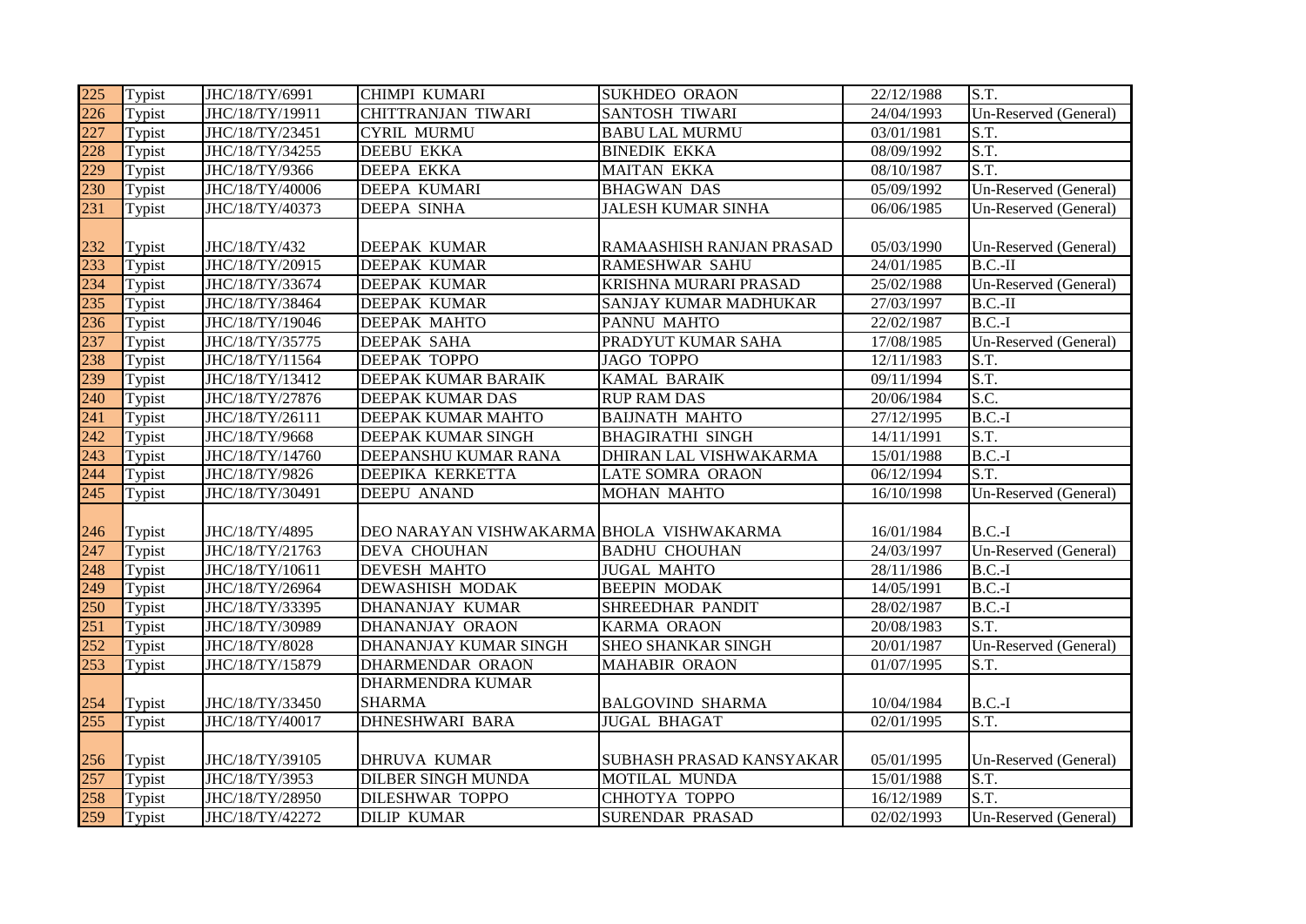| 225 | Typist | JHC/18/TY/6991 | CHIMPI KUMARI | SUKHDEO ORAON | 22/12/1988 | S.T. |
|---|---|---|---|---|---|---|
| 226 | Typist | JHC/18/TY/19911 | CHITTRANJAN TIWARI | SANTOSH TIWARI | 24/04/1993 | Un-Reserved (General) |
| 227 | Typist | JHC/18/TY/23451 | CYRIL MURMU | BABU LAL MURMU | 03/01/1981 | S.T. |
| 228 | Typist | JHC/18/TY/34255 | DEEBU EKKA | BINEDIK EKKA | 08/09/1992 | S.T. |
| 229 | Typist | JHC/18/TY/9366 | DEEPA EKKA | MAITAN EKKA | 08/10/1987 | S.T. |
| 230 | Typist | JHC/18/TY/40006 | DEEPA KUMARI | BHAGWAN DAS | 05/09/1992 | Un-Reserved (General) |
| 231 | Typist | JHC/18/TY/40373 | DEEPA SINHA | JALESH KUMAR SINHA | 06/06/1985 | Un-Reserved (General) |
| 232 | Typist | JHC/18/TY/432 | DEEPAK KUMAR | RAMAASHISH RANJAN PRASAD | 05/03/1990 | Un-Reserved (General) |
| 233 | Typist | JHC/18/TY/20915 | DEEPAK KUMAR | RAMESHWAR SAHU | 24/01/1985 | B.C.-II |
| 234 | Typist | JHC/18/TY/33674 | DEEPAK KUMAR | KRISHNA MURARI PRASAD | 25/02/1988 | Un-Reserved (General) |
| 235 | Typist | JHC/18/TY/38464 | DEEPAK KUMAR | SANJAY KUMAR MADHUKAR | 27/03/1997 | B.C.-II |
| 236 | Typist | JHC/18/TY/19046 | DEEPAK MAHTO | PANNU MAHTO | 22/02/1987 | B.C.-I |
| 237 | Typist | JHC/18/TY/35775 | DEEPAK SAHA | PRADYUT KUMAR SAHA | 17/08/1985 | Un-Reserved (General) |
| 238 | Typist | JHC/18/TY/11564 | DEEPAK TOPPO | JAGO TOPPO | 12/11/1983 | S.T. |
| 239 | Typist | JHC/18/TY/13412 | DEEPAK KUMAR BARAIK | KAMAL BARAIK | 09/11/1994 | S.T. |
| 240 | Typist | JHC/18/TY/27876 | DEEPAK KUMAR DAS | RUP RAM DAS | 20/06/1984 | S.C. |
| 241 | Typist | JHC/18/TY/26111 | DEEPAK KUMAR MAHTO | BAIJNATH MAHTO | 27/12/1995 | B.C.-I |
| 242 | Typist | JHC/18/TY/9668 | DEEPAK KUMAR SINGH | BHAGIRATHI SINGH | 14/11/1991 | S.T. |
| 243 | Typist | JHC/18/TY/14760 | DEEPANSHU KUMAR RANA | DHIRAN LAL VISHWAKARMA | 15/01/1988 | B.C.-I |
| 244 | Typist | JHC/18/TY/9826 | DEEPIKA KERKETTA | LATE SOMRA ORAON | 06/12/1994 | S.T. |
| 245 | Typist | JHC/18/TY/30491 | DEEPU ANAND | MOHAN MAHTO | 16/10/1998 | Un-Reserved (General) |
| 246 | Typist | JHC/18/TY/4895 | DEO NARAYAN VISHWAKARMA | BHOLA VISHWAKARMA | 16/01/1984 | B.C.-I |
| 247 | Typist | JHC/18/TY/21763 | DEVA CHOUHAN | BADHU CHOUHAN | 24/03/1997 | Un-Reserved (General) |
| 248 | Typist | JHC/18/TY/10611 | DEVESH MAHTO | JUGAL MAHTO | 28/11/1986 | B.C.-I |
| 249 | Typist | JHC/18/TY/26964 | DEWASHISH MODAK | BEEPIN MODAK | 14/05/1991 | B.C.-I |
| 250 | Typist | JHC/18/TY/33395 | DHANANJAY KUMAR | SHREEDHAR PANDIT | 28/02/1987 | B.C.-I |
| 251 | Typist | JHC/18/TY/30989 | DHANANJAY ORAON | KARMA ORAON | 20/08/1983 | S.T. |
| 252 | Typist | JHC/18/TY/8028 | DHANANJAY KUMAR SINGH | SHEO SHANKAR SINGH | 20/01/1987 | Un-Reserved (General) |
| 253 | Typist | JHC/18/TY/15879 | DHARMENDAR ORAON | MAHABIR ORAON | 01/07/1995 | S.T. |
| 254 | Typist | JHC/18/TY/33450 | DHARMENDRA KUMAR SHARMA | BALGOVIND SHARMA | 10/04/1984 | B.C.-I |
| 255 | Typist | JHC/18/TY/40017 | DHNESHWARI BARA | JUGAL BHAGAT | 02/01/1995 | S.T. |
| 256 | Typist | JHC/18/TY/39105 | DHRUVA KUMAR | SUBHASH PRASAD KANSYAKAR | 05/01/1995 | Un-Reserved (General) |
| 257 | Typist | JHC/18/TY/3953 | DILBER SINGH MUNDA | MOTILAL MUNDA | 15/01/1988 | S.T. |
| 258 | Typist | JHC/18/TY/28950 | DILESHWAR TOPPO | CHHOTYA TOPPO | 16/12/1989 | S.T. |
| 259 | Typist | JHC/18/TY/42272 | DILIP KUMAR | SURENDAR PRASAD | 02/02/1993 | Un-Reserved (General) |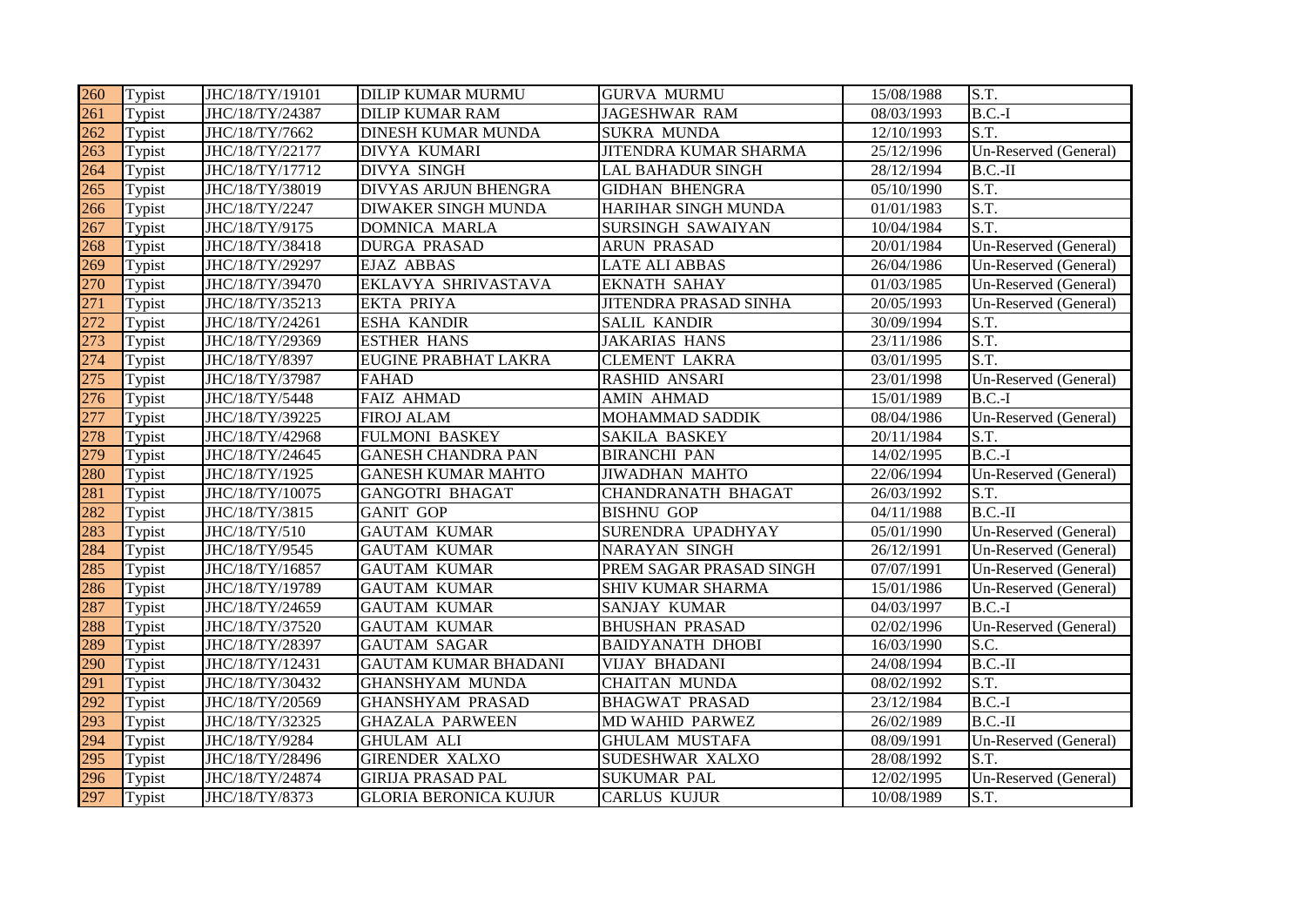| 260 | Typist | JHC/18/TY/19101 | DILIP KUMAR MURMU | GURVA MURMU | 15/08/1988 | S.T. |
|---|---|---|---|---|---|---|
| 261 | Typist | JHC/18/TY/24387 | DILIP KUMAR RAM | JAGESHWAR RAM | 08/03/1993 | B.C.-I |
| 262 | Typist | JHC/18/TY/7662 | DINESH KUMAR MUNDA | SUKRA MUNDA | 12/10/1993 | S.T. |
| 263 | Typist | JHC/18/TY/22177 | DIVYA KUMARI | JITENDRA KUMAR SHARMA | 25/12/1996 | Un-Reserved (General) |
| 264 | Typist | JHC/18/TY/17712 | DIVYA SINGH | LAL BAHADUR SINGH | 28/12/1994 | B.C.-II |
| 265 | Typist | JHC/18/TY/38019 | DIVYAS ARJUN BHENGRA | GIDHAN BHENGRA | 05/10/1990 | S.T. |
| 266 | Typist | JHC/18/TY/2247 | DIWAKER SINGH MUNDA | HARIHAR SINGH MUNDA | 01/01/1983 | S.T. |
| 267 | Typist | JHC/18/TY/9175 | DOMNICA MARLA | SURSINGH SAWAIYAN | 10/04/1984 | S.T. |
| 268 | Typist | JHC/18/TY/38418 | DURGA PRASAD | ARUN PRASAD | 20/01/1984 | Un-Reserved (General) |
| 269 | Typist | JHC/18/TY/29297 | EJAZ ABBAS | LATE ALI ABBAS | 26/04/1986 | Un-Reserved (General) |
| 270 | Typist | JHC/18/TY/39470 | EKLAVYA SHRIVASTAVA | EKNATH SAHAY | 01/03/1985 | Un-Reserved (General) |
| 271 | Typist | JHC/18/TY/35213 | EKTA PRIYA | JITENDRA PRASAD SINHA | 20/05/1993 | Un-Reserved (General) |
| 272 | Typist | JHC/18/TY/24261 | ESHA KANDIR | SALIL KANDIR | 30/09/1994 | S.T. |
| 273 | Typist | JHC/18/TY/29369 | ESTHER HANS | JAKARIAS HANS | 23/11/1986 | S.T. |
| 274 | Typist | JHC/18/TY/8397 | EUGINE PRABHAT LAKRA | CLEMENT LAKRA | 03/01/1995 | S.T. |
| 275 | Typist | JHC/18/TY/37987 | FAHAD | RASHID ANSARI | 23/01/1998 | Un-Reserved (General) |
| 276 | Typist | JHC/18/TY/5448 | FAIZ AHMAD | AMIN AHMAD | 15/01/1989 | B.C.-I |
| 277 | Typist | JHC/18/TY/39225 | FIROJ ALAM | MOHAMMAD SADDIK | 08/04/1986 | Un-Reserved (General) |
| 278 | Typist | JHC/18/TY/42968 | FULMONI BASKEY | SAKILA BASKEY | 20/11/1984 | S.T. |
| 279 | Typist | JHC/18/TY/24645 | GANESH CHANDRA PAN | BIRANCHI PAN | 14/02/1995 | B.C.-I |
| 280 | Typist | JHC/18/TY/1925 | GANESH KUMAR MAHTO | JIWADHAN MAHTO | 22/06/1994 | Un-Reserved (General) |
| 281 | Typist | JHC/18/TY/10075 | GANGOTRI BHAGAT | CHANDRANATH BHAGAT | 26/03/1992 | S.T. |
| 282 | Typist | JHC/18/TY/3815 | GANIT GOP | BISHNU GOP | 04/11/1988 | B.C.-II |
| 283 | Typist | JHC/18/TY/510 | GAUTAM KUMAR | SURENDRA UPADHYAY | 05/01/1990 | Un-Reserved (General) |
| 284 | Typist | JHC/18/TY/9545 | GAUTAM KUMAR | NARAYAN SINGH | 26/12/1991 | Un-Reserved (General) |
| 285 | Typist | JHC/18/TY/16857 | GAUTAM KUMAR | PREM SAGAR PRASAD SINGH | 07/07/1991 | Un-Reserved (General) |
| 286 | Typist | JHC/18/TY/19789 | GAUTAM KUMAR | SHIV KUMAR SHARMA | 15/01/1986 | Un-Reserved (General) |
| 287 | Typist | JHC/18/TY/24659 | GAUTAM KUMAR | SANJAY KUMAR | 04/03/1997 | B.C.-I |
| 288 | Typist | JHC/18/TY/37520 | GAUTAM KUMAR | BHUSHAN PRASAD | 02/02/1996 | Un-Reserved (General) |
| 289 | Typist | JHC/18/TY/28397 | GAUTAM SAGAR | BAIDYANATH DHOBI | 16/03/1990 | S.C. |
| 290 | Typist | JHC/18/TY/12431 | GAUTAM KUMAR BHADANI | VIJAY BHADANI | 24/08/1994 | B.C.-II |
| 291 | Typist | JHC/18/TY/30432 | GHANSHYAM MUNDA | CHAITAN MUNDA | 08/02/1992 | S.T. |
| 292 | Typist | JHC/18/TY/20569 | GHANSHYAM PRASAD | BHAGWAT PRASAD | 23/12/1984 | B.C.-I |
| 293 | Typist | JHC/18/TY/32325 | GHAZALA PARWEEN | MD WAHID PARWEZ | 26/02/1989 | B.C.-II |
| 294 | Typist | JHC/18/TY/9284 | GHULAM ALI | GHULAM MUSTAFA | 08/09/1991 | Un-Reserved (General) |
| 295 | Typist | JHC/18/TY/28496 | GIRENDER XALXO | SUDESHWAR XALXO | 28/08/1992 | S.T. |
| 296 | Typist | JHC/18/TY/24874 | GIRIJA PRASAD PAL | SUKUMAR PAL | 12/02/1995 | Un-Reserved (General) |
| 297 | Typist | JHC/18/TY/8373 | GLORIA BERONICA KUJUR | CARLUS KUJUR | 10/08/1989 | S.T. |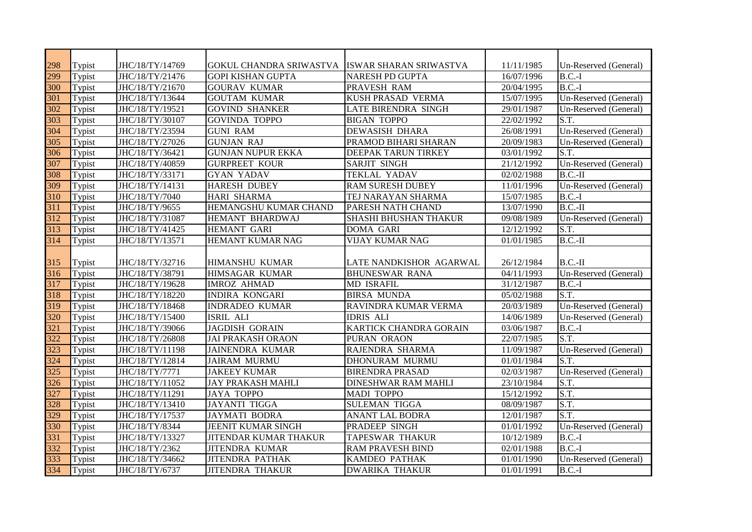| 298 | Typist | JHC/18/TY/14769 | GOKUL CHANDRA SRIWASTVA | ISWAR SHARAN SRIWASTVA | 11/11/1985 | Un-Reserved (General) |
|---|---|---|---|---|---|---|
| 299 | Typist | JHC/18/TY/21476 | GOPI KISHAN GUPTA | NARESH PD GUPTA | 16/07/1996 | B.C.-I |
| 300 | Typist | JHC/18/TY/21670 | GOURAV KUMAR | PRAVESH RAM | 20/04/1995 | B.C.-I |
| 301 | Typist | JHC/18/TY/13644 | GOUTAM KUMAR | KUSH PRASAD VERMA | 15/07/1995 | Un-Reserved (General) |
| 302 | Typist | JHC/18/TY/19521 | GOVIND SHANKER | LATE BIRENDRA SINGH | 29/01/1987 | Un-Reserved (General) |
| 303 | Typist | JHC/18/TY/30107 | GOVINDA TOPPO | BIGAN TOPPO | 22/02/1992 | S.T. |
| 304 | Typist | JHC/18/TY/23594 | GUNI RAM | DEWASISH DHARA | 26/08/1991 | Un-Reserved (General) |
| 305 | Typist | JHC/18/TY/27026 | GUNJAN RAJ | PRAMOD BIHARI SHARAN | 20/09/1983 | Un-Reserved (General) |
| 306 | Typist | JHC/18/TY/36421 | GUNJAN NUPUR EKKA | DEEPAK TARUN TIRKEY | 03/01/1992 | S.T. |
| 307 | Typist | JHC/18/TY/40859 | GURPREET KOUR | SARJIT SINGH | 21/12/1992 | Un-Reserved (General) |
| 308 | Typist | JHC/18/TY/33171 | GYAN YADAV | TEKLAL YADAV | 02/02/1988 | B.C.-II |
| 309 | Typist | JHC/18/TY/14131 | HARESH DUBEY | RAM SURESH DUBEY | 11/01/1996 | Un-Reserved (General) |
| 310 | Typist | JHC/18/TY/7040 | HARI SHARMA | TEJ NARAYAN SHARMA | 15/07/1985 | B.C.-I |
| 311 | Typist | JHC/18/TY/9655 | HEMANGSHU KUMAR CHAND | PARESH NATH CHAND | 13/07/1990 | B.C.-II |
| 312 | Typist | JHC/18/TY/31087 | HEMANT BHARDWAJ | SHASHI BHUSHAN THAKUR | 09/08/1989 | Un-Reserved (General) |
| 313 | Typist | JHC/18/TY/41425 | HEMANT GARI | DOMA GARI | 12/12/1992 | S.T. |
| 314 | Typist | JHC/18/TY/13571 | HEMANT KUMAR NAG | VIJAY KUMAR NAG | 01/01/1985 | B.C.-II |
| 315 | Typist | JHC/18/TY/32716 | HIMANSHU KUMAR | LATE NANDKISHOR AGARWAL | 26/12/1984 | B.C.-II |
| 316 | Typist | JHC/18/TY/38791 | HIMSAGAR KUMAR | BHUNESWAR RANA | 04/11/1993 | Un-Reserved (General) |
| 317 | Typist | JHC/18/TY/19628 | IMROZ AHMAD | MD ISRAFIL | 31/12/1987 | B.C.-I |
| 318 | Typist | JHC/18/TY/18220 | INDIRA KONGARI | BIRSA MUNDA | 05/02/1988 | S.T. |
| 319 | Typist | JHC/18/TY/18468 | INDRADEO KUMAR | RAVINDRA KUMAR VERMA | 20/03/1989 | Un-Reserved (General) |
| 320 | Typist | JHC/18/TY/15400 | ISRIL ALI | IDRIS ALI | 14/06/1989 | Un-Reserved (General) |
| 321 | Typist | JHC/18/TY/39066 | JAGDISH GORAIN | KARTICK CHANDRA GORAIN | 03/06/1987 | B.C.-I |
| 322 | Typist | JHC/18/TY/26808 | JAI PRAKASH ORAON | PURAN ORAON | 22/07/1985 | S.T. |
| 323 | Typist | JHC/18/TY/11198 | JAINENDRA KUMAR | RAJENDRA SHARMA | 11/09/1987 | Un-Reserved (General) |
| 324 | Typist | JHC/18/TY/12814 | JAIRAM MURMU | DHONURAM MURMU | 01/01/1984 | S.T. |
| 325 | Typist | JHC/18/TY/7771 | JAKEEY KUMAR | BIRENDRA PRASAD | 02/03/1987 | Un-Reserved (General) |
| 326 | Typist | JHC/18/TY/11052 | JAY PRAKASH MAHLI | DINESHWAR RAM MAHLI | 23/10/1984 | S.T. |
| 327 | Typist | JHC/18/TY/11291 | JAYA TOPPO | MADI TOPPO | 15/12/1992 | S.T. |
| 328 | Typist | JHC/18/TY/13410 | JAYANTI TIGGA | SULEMAN TIGGA | 08/09/1987 | S.T. |
| 329 | Typist | JHC/18/TY/17537 | JAYMATI BODRA | ANANT LAL BODRA | 12/01/1987 | S.T. |
| 330 | Typist | JHC/18/TY/8344 | JEENIT KUMAR SINGH | PRADEEP SINGH | 01/01/1992 | Un-Reserved (General) |
| 331 | Typist | JHC/18/TY/13327 | JITENDAR KUMAR THAKUR | TAPESWAR THAKUR | 10/12/1989 | B.C.-I |
| 332 | Typist | JHC/18/TY/2362 | JITENDRA KUMAR | RAM PRAVESH BIND | 02/01/1988 | B.C.-I |
| 333 | Typist | JHC/18/TY/34662 | JITENDRA PATHAK | KAMDEO PATHAK | 01/01/1990 | Un-Reserved (General) |
| 334 | Typist | JHC/18/TY/6737 | JITENDRA THAKUR | DWARIKA THAKUR | 01/01/1991 | B.C.-I |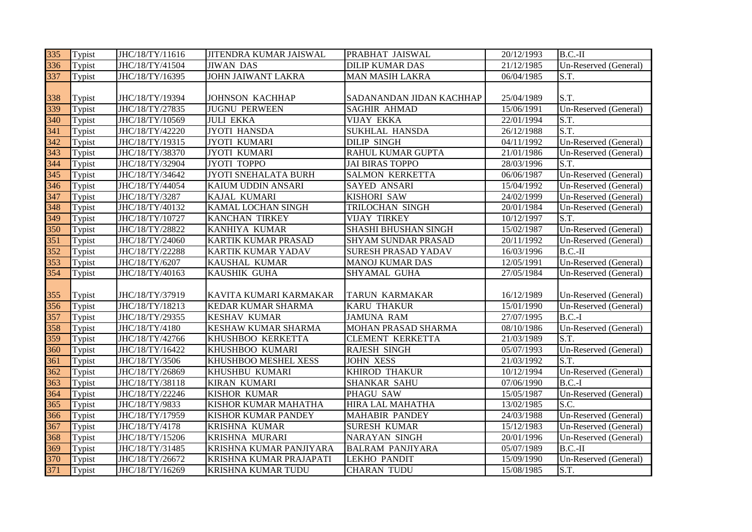| 335 | Typist | JHC/18/TY/11616 | JITENDRA KUMAR JAISWAL | PRABHAT JAISWAL | 20/12/1993 | B.C.-II |
|---|---|---|---|---|---|---|
| 336 | Typist | JHC/18/TY/41504 | JIWAN DAS | DILIP KUMAR DAS | 21/12/1985 | Un-Reserved (General) |
| 337 | Typist | JHC/18/TY/16395 | JOHN JAIWANT LAKRA | MAN MASIH LAKRA | 06/04/1985 | S.T. |
| 338 | Typist | JHC/18/TY/19394 | JOHNSON KACHHAP | SADANANDAN JIDAN KACHHAP | 25/04/1989 | S.T. |
| 339 | Typist | JHC/18/TY/27835 | JUGNU PERWEEN | SAGHIR AHMAD | 15/06/1991 | Un-Reserved (General) |
| 340 | Typist | JHC/18/TY/10569 | JULI EKKA | VIJAY EKKA | 22/01/1994 | S.T. |
| 341 | Typist | JHC/18/TY/42220 | JYOTI HANSDA | SUKHLAL HANSDA | 26/12/1988 | S.T. |
| 342 | Typist | JHC/18/TY/19315 | JYOTI KUMARI | DILIP SINGH | 04/11/1992 | Un-Reserved (General) |
| 343 | Typist | JHC/18/TY/38370 | JYOTI KUMARI | RAHUL KUMAR GUPTA | 21/01/1986 | Un-Reserved (General) |
| 344 | Typist | JHC/18/TY/32904 | JYOTI TOPPO | JAI BIRAS TOPPO | 28/03/1996 | S.T. |
| 345 | Typist | JHC/18/TY/34642 | JYOTI SNEHALATA BURH | SALMON KERKETTA | 06/06/1987 | Un-Reserved (General) |
| 346 | Typist | JHC/18/TY/44054 | KAIUM UDDIN ANSARI | SAYED ANSARI | 15/04/1992 | Un-Reserved (General) |
| 347 | Typist | JHC/18/TY/3287 | KAJAL KUMARI | KISHORI SAW | 24/02/1999 | Un-Reserved (General) |
| 348 | Typist | JHC/18/TY/40132 | KAMAL LOCHAN SINGH | TRILOCHAN SINGH | 20/01/1984 | Un-Reserved (General) |
| 349 | Typist | JHC/18/TY/10727 | KANCHAN TIRKEY | VIJAY TIRKEY | 10/12/1997 | S.T. |
| 350 | Typist | JHC/18/TY/28822 | KANHIYA KUMAR | SHASHI BHUSHAN SINGH | 15/02/1987 | Un-Reserved (General) |
| 351 | Typist | JHC/18/TY/24060 | KARTIK KUMAR PRASAD | SHYAM SUNDAR PRASAD | 20/11/1992 | Un-Reserved (General) |
| 352 | Typist | JHC/18/TY/22288 | KARTIK KUMAR YADAV | SURESH PRASAD YADAV | 16/03/1996 | B.C.-II |
| 353 | Typist | JHC/18/TY/6207 | KAUSHAL KUMAR | MANOJ KUMAR DAS | 12/05/1991 | Un-Reserved (General) |
| 354 | Typist | JHC/18/TY/40163 | KAUSHIK GUHA | SHYAMAL GUHA | 27/05/1984 | Un-Reserved (General) |
| 355 | Typist | JHC/18/TY/37919 | KAVITA KUMARI KARMAKAR | TARUN KARMAKAR | 16/12/1989 | Un-Reserved (General) |
| 356 | Typist | JHC/18/TY/18213 | KEDAR KUMAR SHARMA | KARU THAKUR | 15/01/1990 | Un-Reserved (General) |
| 357 | Typist | JHC/18/TY/29355 | KESHAV KUMAR | JAMUNA RAM | 27/07/1995 | B.C.-I |
| 358 | Typist | JHC/18/TY/4180 | KESHAW KUMAR SHARMA | MOHAN PRASAD SHARMA | 08/10/1986 | Un-Reserved (General) |
| 359 | Typist | JHC/18/TY/42766 | KHUSHBOO KERKETTA | CLEMENT KERKETTA | 21/03/1989 | S.T. |
| 360 | Typist | JHC/18/TY/16422 | KHUSHBOO KUMARI | RAJESH SINGH | 05/07/1993 | Un-Reserved (General) |
| 361 | Typist | JHC/18/TY/3506 | KHUSHBOO MESHEL XESS | JOHN XESS | 21/03/1992 | S.T. |
| 362 | Typist | JHC/18/TY/26869 | KHUSHBU KUMARI | KHIROD THAKUR | 10/12/1994 | Un-Reserved (General) |
| 363 | Typist | JHC/18/TY/38118 | KIRAN KUMARI | SHANKAR SAHU | 07/06/1990 | B.C.-I |
| 364 | Typist | JHC/18/TY/22246 | KISHOR KUMAR | PHAGU SAW | 15/05/1987 | Un-Reserved (General) |
| 365 | Typist | JHC/18/TY/9833 | KISHOR KUMAR MAHATHA | HIRA LAL MAHATHA | 13/02/1985 | S.C. |
| 366 | Typist | JHC/18/TY/17959 | KISHOR KUMAR PANDEY | MAHABIR PANDEY | 24/03/1988 | Un-Reserved (General) |
| 367 | Typist | JHC/18/TY/4178 | KRISHNA KUMAR | SURESH KUMAR | 15/12/1983 | Un-Reserved (General) |
| 368 | Typist | JHC/18/TY/15206 | KRISHNA MURARI | NARAYAN SINGH | 20/01/1996 | Un-Reserved (General) |
| 369 | Typist | JHC/18/TY/31485 | KRISHNA KUMAR PANJIYARA | BALRAM PANJIYARA | 05/07/1989 | B.C.-II |
| 370 | Typist | JHC/18/TY/26672 | KRISHNA KUMAR PRAJAPATI | LEKHO PANDIT | 15/09/1990 | Un-Reserved (General) |
| 371 | Typist | JHC/18/TY/16269 | KRISHNA KUMAR TUDU | CHARAN TUDU | 15/08/1985 | S.T. |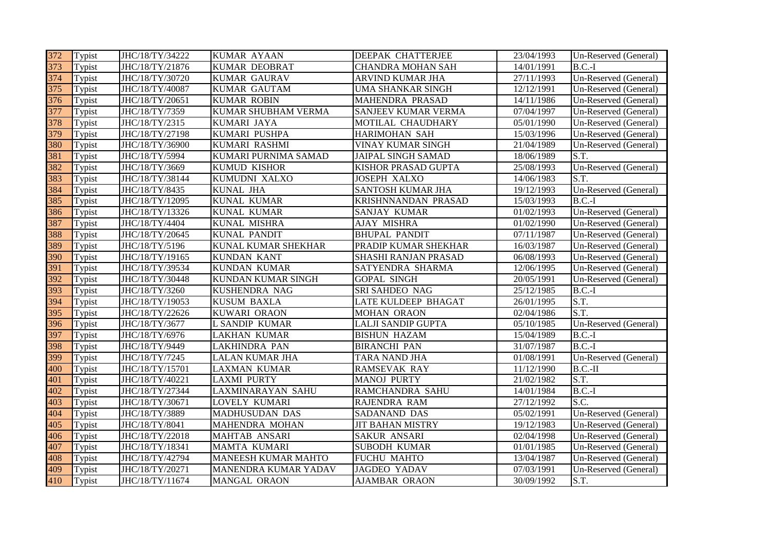| 372 | Typist | JHC/18/TY/34222 | KUMAR AYAAN | DEEPAK CHATTERJEE | 23/04/1993 | Un-Reserved (General) |
|---|---|---|---|---|---|---|
| 373 | Typist | JHC/18/TY/21876 | KUMAR DEOBRAT | CHANDRA MOHAN SAH | 14/01/1991 | B.C.-I |
| 374 | Typist | JHC/18/TY/30720 | KUMAR GAURAV | ARVIND KUMAR JHA | 27/11/1993 | Un-Reserved (General) |
| 375 | Typist | JHC/18/TY/40087 | KUMAR GAUTAM | UMA SHANKAR SINGH | 12/12/1991 | Un-Reserved (General) |
| 376 | Typist | JHC/18/TY/20651 | KUMAR ROBIN | MAHENDRA PRASAD | 14/11/1986 | Un-Reserved (General) |
| 377 | Typist | JHC/18/TY/7359 | KUMAR SHUBHAM VERMA | SANJEEV KUMAR VERMA | 07/04/1997 | Un-Reserved (General) |
| 378 | Typist | JHC/18/TY/2315 | KUMARI JAYA | MOTILAL CHAUDHARY | 05/01/1990 | Un-Reserved (General) |
| 379 | Typist | JHC/18/TY/27198 | KUMARI PUSHPA | HARIMOHAN SAH | 15/03/1996 | Un-Reserved (General) |
| 380 | Typist | JHC/18/TY/36900 | KUMARI RASHMI | VINAY KUMAR SINGH | 21/04/1989 | Un-Reserved (General) |
| 381 | Typist | JHC/18/TY/5994 | KUMARI PURNIMA SAMAD | JAIPAL SINGH SAMAD | 18/06/1989 | S.T. |
| 382 | Typist | JHC/18/TY/3669 | KUMUD KISHOR | KISHOR PRASAD GUPTA | 25/08/1993 | Un-Reserved (General) |
| 383 | Typist | JHC/18/TY/38144 | KUMUDNI XALXO | JOSEPH XALXO | 14/06/1983 | S.T. |
| 384 | Typist | JHC/18/TY/8435 | KUNAL JHA | SANTOSH KUMAR JHA | 19/12/1993 | Un-Reserved (General) |
| 385 | Typist | JHC/18/TY/12095 | KUNAL KUMAR | KRISHNNANDAN PRASAD | 15/03/1993 | B.C.-I |
| 386 | Typist | JHC/18/TY/13326 | KUNAL KUMAR | SANJAY KUMAR | 01/02/1993 | Un-Reserved (General) |
| 387 | Typist | JHC/18/TY/4404 | KUNAL MISHRA | AJAY MISHRA | 01/02/1990 | Un-Reserved (General) |
| 388 | Typist | JHC/18/TY/20645 | KUNAL PANDIT | BHUPAL PANDIT | 07/11/1987 | Un-Reserved (General) |
| 389 | Typist | JHC/18/TY/5196 | KUNAL KUMAR SHEKHAR | PRADIP KUMAR SHEKHAR | 16/03/1987 | Un-Reserved (General) |
| 390 | Typist | JHC/18/TY/19165 | KUNDAN KANT | SHASHI RANJAN PRASAD | 06/08/1993 | Un-Reserved (General) |
| 391 | Typist | JHC/18/TY/39534 | KUNDAN KUMAR | SATYENDRA SHARMA | 12/06/1995 | Un-Reserved (General) |
| 392 | Typist | JHC/18/TY/30448 | KUNDAN KUMAR SINGH | GOPAL SINGH | 20/05/1991 | Un-Reserved (General) |
| 393 | Typist | JHC/18/TY/3260 | KUSHENDRA NAG | SRI SAHDEO NAG | 25/12/1985 | B.C.-I |
| 394 | Typist | JHC/18/TY/19053 | KUSUM BAXLA | LATE KULDEEP BHAGAT | 26/01/1995 | S.T. |
| 395 | Typist | JHC/18/TY/22626 | KUWARI ORAON | MOHAN ORAON | 02/04/1986 | S.T. |
| 396 | Typist | JHC/18/TY/3677 | L SANDIP KUMAR | LALJI SANDIP GUPTA | 05/10/1985 | Un-Reserved (General) |
| 397 | Typist | JHC/18/TY/6976 | LAKHAN KUMAR | BISHUN HAZAM | 15/04/1989 | B.C.-I |
| 398 | Typist | JHC/18/TY/9449 | LAKHINDRA PAN | BIRANCHI PAN | 31/07/1987 | B.C.-I |
| 399 | Typist | JHC/18/TY/7245 | LALAN KUMAR JHA | TARA NAND JHA | 01/08/1991 | Un-Reserved (General) |
| 400 | Typist | JHC/18/TY/15701 | LAXMAN KUMAR | RAMSEVAK RAY | 11/12/1990 | B.C.-II |
| 401 | Typist | JHC/18/TY/40221 | LAXMI PURTY | MANOJ PURTY | 21/02/1982 | S.T. |
| 402 | Typist | JHC/18/TY/27344 | LAXMINARAYAN SAHU | RAMCHANDRA SAHU | 14/01/1984 | B.C.-I |
| 403 | Typist | JHC/18/TY/30671 | LOVELY KUMARI | RAJENDRA RAM | 27/12/1992 | S.C. |
| 404 | Typist | JHC/18/TY/3889 | MADHUSUDAN DAS | SADANAND DAS | 05/02/1991 | Un-Reserved (General) |
| 405 | Typist | JHC/18/TY/8041 | MAHENDRA MOHAN | JIT BAHAN MISTRY | 19/12/1983 | Un-Reserved (General) |
| 406 | Typist | JHC/18/TY/22018 | MAHTAB ANSARI | SAKUR ANSARI | 02/04/1998 | Un-Reserved (General) |
| 407 | Typist | JHC/18/TY/18341 | MAMTA KUMARI | SUBODH KUMAR | 01/01/1985 | Un-Reserved (General) |
| 408 | Typist | JHC/18/TY/42794 | MANEESH KUMAR MAHTO | FUCHU MAHTO | 13/04/1987 | Un-Reserved (General) |
| 409 | Typist | JHC/18/TY/20271 | MANENDRA KUMAR YADAV | JAGDEO YADAV | 07/03/1991 | Un-Reserved (General) |
| 410 | Typist | JHC/18/TY/11674 | MANGAL ORAON | AJAMBAR ORAON | 30/09/1992 | S.T. |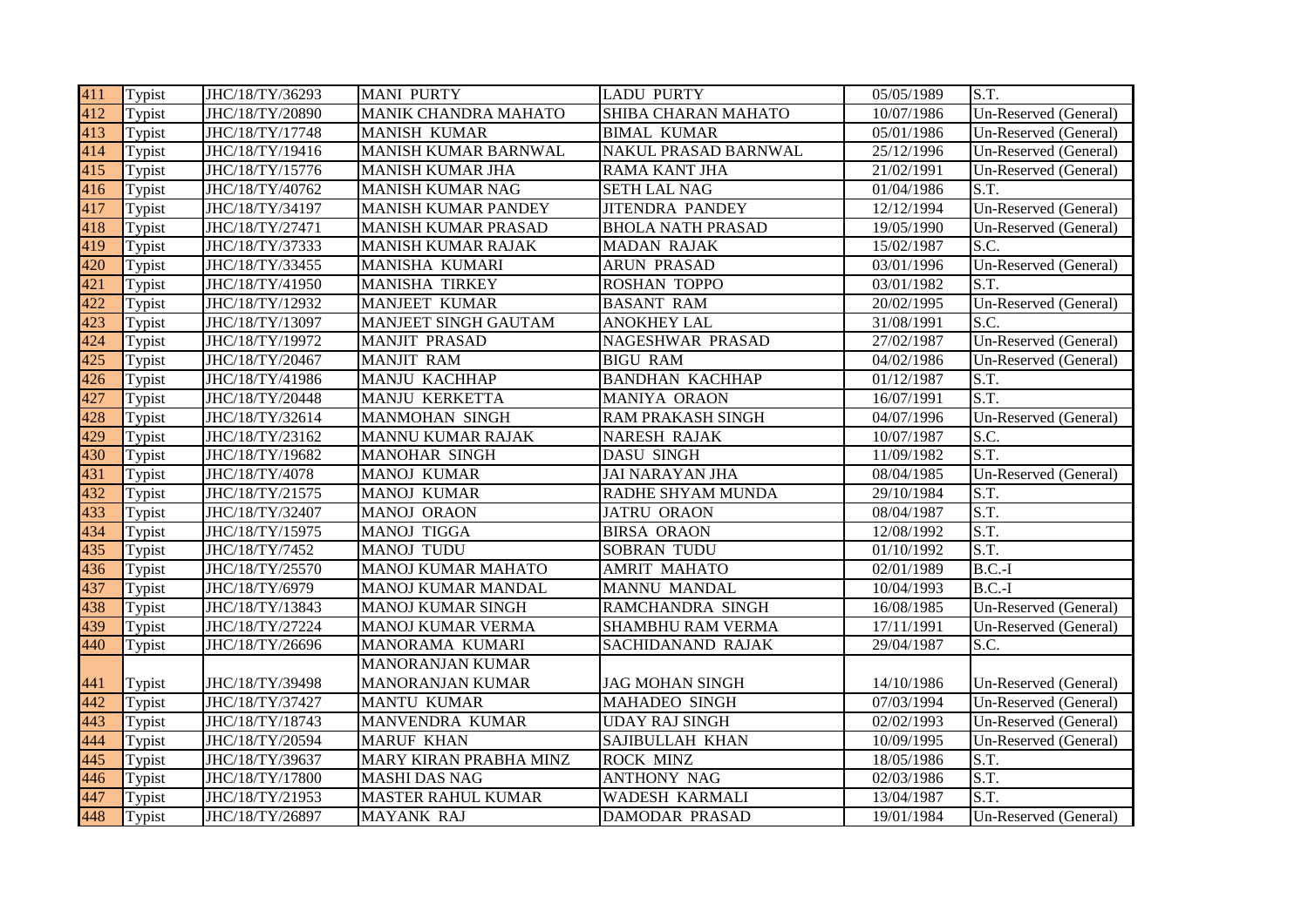| 411 | Typist | JHC/18/TY/36293 | MANI PURTY | LADU PURTY | 05/05/1989 | S.T. |
|---|---|---|---|---|---|---|
| 412 | Typist | JHC/18/TY/20890 | MANIK CHANDRA MAHATO | SHIBA CHARAN MAHATO | 10/07/1986 | Un-Reserved (General) |
| 413 | Typist | JHC/18/TY/17748 | MANISH KUMAR | BIMAL KUMAR | 05/01/1986 | Un-Reserved (General) |
| 414 | Typist | JHC/18/TY/19416 | MANISH KUMAR BARNWAL | NAKUL PRASAD BARNWAL | 25/12/1996 | Un-Reserved (General) |
| 415 | Typist | JHC/18/TY/15776 | MANISH KUMAR JHA | RAMA KANT JHA | 21/02/1991 | Un-Reserved (General) |
| 416 | Typist | JHC/18/TY/40762 | MANISH KUMAR NAG | SETH LAL NAG | 01/04/1986 | S.T. |
| 417 | Typist | JHC/18/TY/34197 | MANISH KUMAR PANDEY | JITENDRA PANDEY | 12/12/1994 | Un-Reserved (General) |
| 418 | Typist | JHC/18/TY/27471 | MANISH KUMAR PRASAD | BHOLA NATH PRASAD | 19/05/1990 | Un-Reserved (General) |
| 419 | Typist | JHC/18/TY/37333 | MANISH KUMAR RAJAK | MADAN RAJAK | 15/02/1987 | S.C. |
| 420 | Typist | JHC/18/TY/33455 | MANISHA KUMARI | ARUN PRASAD | 03/01/1996 | Un-Reserved (General) |
| 421 | Typist | JHC/18/TY/41950 | MANISHA TIRKEY | ROSHAN TOPPO | 03/01/1982 | S.T. |
| 422 | Typist | JHC/18/TY/12932 | MANJEET KUMAR | BASANT RAM | 20/02/1995 | Un-Reserved (General) |
| 423 | Typist | JHC/18/TY/13097 | MANJEET SINGH GAUTAM | ANOKHEY LAL | 31/08/1991 | S.C. |
| 424 | Typist | JHC/18/TY/19972 | MANJIT PRASAD | NAGESHWAR PRASAD | 27/02/1987 | Un-Reserved (General) |
| 425 | Typist | JHC/18/TY/20467 | MANJIT RAM | BIGU RAM | 04/02/1986 | Un-Reserved (General) |
| 426 | Typist | JHC/18/TY/41986 | MANJU KACHHAP | BANDHAN KACHHAP | 01/12/1987 | S.T. |
| 427 | Typist | JHC/18/TY/20448 | MANJU KERKETTA | MANIYA ORAON | 16/07/1991 | S.T. |
| 428 | Typist | JHC/18/TY/32614 | MANMOHAN SINGH | RAM PRAKASH SINGH | 04/07/1996 | Un-Reserved (General) |
| 429 | Typist | JHC/18/TY/23162 | MANNU KUMAR RAJAK | NARESH RAJAK | 10/07/1987 | S.C. |
| 430 | Typist | JHC/18/TY/19682 | MANOHAR SINGH | DASU SINGH | 11/09/1982 | S.T. |
| 431 | Typist | JHC/18/TY/4078 | MANOJ KUMAR | JAI NARAYAN JHA | 08/04/1985 | Un-Reserved (General) |
| 432 | Typist | JHC/18/TY/21575 | MANOJ KUMAR | RADHE SHYAM MUNDA | 29/10/1984 | S.T. |
| 433 | Typist | JHC/18/TY/32407 | MANOJ ORAON | JATRU ORAON | 08/04/1987 | S.T. |
| 434 | Typist | JHC/18/TY/15975 | MANOJ TIGGA | BIRSA ORAON | 12/08/1992 | S.T. |
| 435 | Typist | JHC/18/TY/7452 | MANOJ TUDU | SOBRAN TUDU | 01/10/1992 | S.T. |
| 436 | Typist | JHC/18/TY/25570 | MANOJ KUMAR MAHATO | AMRIT MAHATO | 02/01/1989 | B.C.-I |
| 437 | Typist | JHC/18/TY/6979 | MANOJ KUMAR MANDAL | MANNU MANDAL | 10/04/1993 | B.C.-I |
| 438 | Typist | JHC/18/TY/13843 | MANOJ KUMAR SINGH | RAMCHANDRA SINGH | 16/08/1985 | Un-Reserved (General) |
| 439 | Typist | JHC/18/TY/27224 | MANOJ KUMAR VERMA | SHAMBHU RAM VERMA | 17/11/1991 | Un-Reserved (General) |
| 440 | Typist | JHC/18/TY/26696 | MANORAMA KUMARI | SACHIDANAND RAJAK | 29/04/1987 | S.C. |
| 441 | Typist | JHC/18/TY/39498 | MANORANJAN KUMAR MANORANJAN KUMAR | JAG MOHAN SINGH | 14/10/1986 | Un-Reserved (General) |
| 442 | Typist | JHC/18/TY/37427 | MANTU KUMAR | MAHADEO SINGH | 07/03/1994 | Un-Reserved (General) |
| 443 | Typist | JHC/18/TY/18743 | MANVENDRA KUMAR | UDAY RAJ SINGH | 02/02/1993 | Un-Reserved (General) |
| 444 | Typist | JHC/18/TY/20594 | MARUF KHAN | SAJIBULLAH KHAN | 10/09/1995 | Un-Reserved (General) |
| 445 | Typist | JHC/18/TY/39637 | MARY KIRAN PRABHA MINZ | ROCK MINZ | 18/05/1986 | S.T. |
| 446 | Typist | JHC/18/TY/17800 | MASHI DAS NAG | ANTHONY NAG | 02/03/1986 | S.T. |
| 447 | Typist | JHC/18/TY/21953 | MASTER RAHUL KUMAR | WADESH KARMALI | 13/04/1987 | S.T. |
| 448 | Typist | JHC/18/TY/26897 | MAYANK RAJ | DAMODAR PRASAD | 19/01/1984 | Un-Reserved (General) |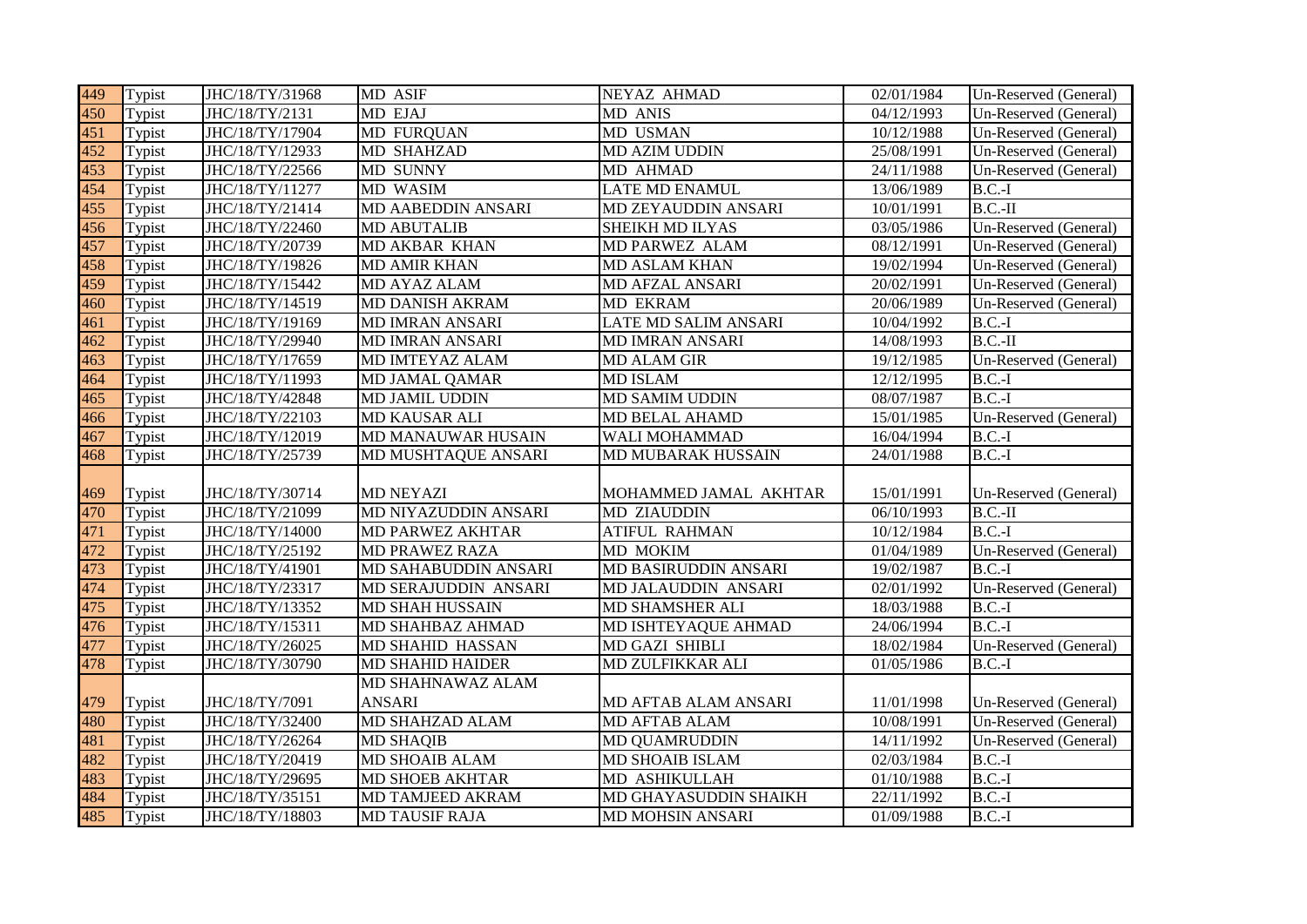| 449 | Typist | JHC/18/TY/31968 | MD ASIF | NEYAZ AHMAD | 02/01/1984 | Un-Reserved (General) |
|---|---|---|---|---|---|---|
| 450 | Typist | JHC/18/TY/2131 | MD EJAJ | MD ANIS | 04/12/1993 | Un-Reserved (General) |
| 451 | Typist | JHC/18/TY/17904 | MD FURQUAN | MD USMAN | 10/12/1988 | Un-Reserved (General) |
| 452 | Typist | JHC/18/TY/12933 | MD SHAHZAD | MD AZIM UDDIN | 25/08/1991 | Un-Reserved (General) |
| 453 | Typist | JHC/18/TY/22566 | MD SUNNY | MD AHMAD | 24/11/1988 | Un-Reserved (General) |
| 454 | Typist | JHC/18/TY/11277 | MD WASIM | LATE MD ENAMUL | 13/06/1989 | B.C.-I |
| 455 | Typist | JHC/18/TY/21414 | MD AABEDDIN ANSARI | MD ZEYAUDDIN ANSARI | 10/01/1991 | B.C.-II |
| 456 | Typist | JHC/18/TY/22460 | MD ABUTALIB | SHEIKH MD ILYAS | 03/05/1986 | Un-Reserved (General) |
| 457 | Typist | JHC/18/TY/20739 | MD AKBAR KHAN | MD PARWEZ ALAM | 08/12/1991 | Un-Reserved (General) |
| 458 | Typist | JHC/18/TY/19826 | MD AMIR KHAN | MD ASLAM KHAN | 19/02/1994 | Un-Reserved (General) |
| 459 | Typist | JHC/18/TY/15442 | MD AYAZ ALAM | MD AFZAL ANSARI | 20/02/1991 | Un-Reserved (General) |
| 460 | Typist | JHC/18/TY/14519 | MD DANISH AKRAM | MD EKRAM | 20/06/1989 | Un-Reserved (General) |
| 461 | Typist | JHC/18/TY/19169 | MD IMRAN ANSARI | LATE MD SALIM ANSARI | 10/04/1992 | B.C.-I |
| 462 | Typist | JHC/18/TY/29940 | MD IMRAN ANSARI | MD IMRAN ANSARI | 14/08/1993 | B.C.-II |
| 463 | Typist | JHC/18/TY/17659 | MD IMTEYAZ ALAM | MD ALAM GIR | 19/12/1985 | Un-Reserved (General) |
| 464 | Typist | JHC/18/TY/11993 | MD JAMAL QAMAR | MD ISLAM | 12/12/1995 | B.C.-I |
| 465 | Typist | JHC/18/TY/42848 | MD JAMIL UDDIN | MD SAMIM UDDIN | 08/07/1987 | B.C.-I |
| 466 | Typist | JHC/18/TY/22103 | MD KAUSAR ALI | MD BELAL AHAMD | 15/01/1985 | Un-Reserved (General) |
| 467 | Typist | JHC/18/TY/12019 | MD MANAUWAR HUSAIN | WALI MOHAMMAD | 16/04/1994 | B.C.-I |
| 468 | Typist | JHC/18/TY/25739 | MD MUSHTAQUE ANSARI | MD MUBARAK HUSSAIN | 24/01/1988 | B.C.-I |
| 469 | Typist | JHC/18/TY/30714 | MD NEYAZI | MOHAMMED JAMAL AKHTAR | 15/01/1991 | Un-Reserved (General) |
| 470 | Typist | JHC/18/TY/21099 | MD NIYAZUDDIN ANSARI | MD ZIAUDDIN | 06/10/1993 | B.C.-II |
| 471 | Typist | JHC/18/TY/14000 | MD PARWEZ AKHTAR | ATIFUL RAHMAN | 10/12/1984 | B.C.-I |
| 472 | Typist | JHC/18/TY/25192 | MD PRAWEZ RAZA | MD MOKIM | 01/04/1989 | Un-Reserved (General) |
| 473 | Typist | JHC/18/TY/41901 | MD SAHABUDDIN ANSARI | MD BASIRUDDIN ANSARI | 19/02/1987 | B.C.-I |
| 474 | Typist | JHC/18/TY/23317 | MD SERAJUDDIN ANSARI | MD JALAUDDIN ANSARI | 02/01/1992 | Un-Reserved (General) |
| 475 | Typist | JHC/18/TY/13352 | MD SHAH HUSSAIN | MD SHAMSHER ALI | 18/03/1988 | B.C.-I |
| 476 | Typist | JHC/18/TY/15311 | MD SHAHBAZ AHMAD | MD ISHTEYAQUE AHMAD | 24/06/1994 | B.C.-I |
| 477 | Typist | JHC/18/TY/26025 | MD SHAHID HASSAN | MD GAZI SHIBLI | 18/02/1984 | Un-Reserved (General) |
| 478 | Typist | JHC/18/TY/30790 | MD SHAHID HAIDER | MD ZULFIKKAR ALI | 01/05/1986 | B.C.-I |
| 479 | Typist | JHC/18/TY/7091 | MD SHAHNAWAZ ALAM ANSARI | MD AFTAB ALAM ANSARI | 11/01/1998 | Un-Reserved (General) |
| 480 | Typist | JHC/18/TY/32400 | MD SHAHZAD ALAM | MD AFTAB ALAM | 10/08/1991 | Un-Reserved (General) |
| 481 | Typist | JHC/18/TY/26264 | MD SHAQIB | MD QUAMRUDDIN | 14/11/1992 | Un-Reserved (General) |
| 482 | Typist | JHC/18/TY/20419 | MD SHOAIB ALAM | MD SHOAIB ISLAM | 02/03/1984 | B.C.-I |
| 483 | Typist | JHC/18/TY/29695 | MD SHOEB AKHTAR | MD ASHIKULLAH | 01/10/1988 | B.C.-I |
| 484 | Typist | JHC/18/TY/35151 | MD TAMJEED AKRAM | MD GHAYASUDDIN SHAIKH | 22/11/1992 | B.C.-I |
| 485 | Typist | JHC/18/TY/18803 | MD TAUSIF RAJA | MD MOHSIN ANSARI | 01/09/1988 | B.C.-I |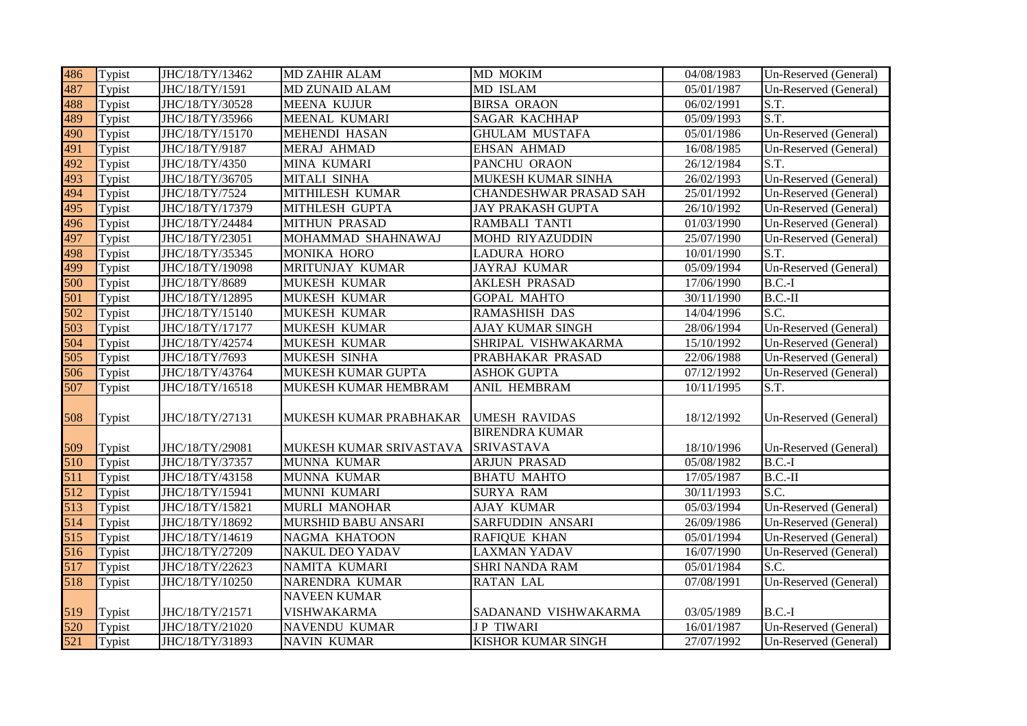| 486 | Typist | JHC/18/TY/13462 | MD ZAHIR ALAM | MD MOKIM | 04/08/1983 | Un-Reserved (General) |
|---|---|---|---|---|---|---|
| 487 | Typist | JHC/18/TY/1591 | MD ZUNAID ALAM | MD ISLAM | 05/01/1987 | Un-Reserved (General) |
| 488 | Typist | JHC/18/TY/30528 | MEENA KUJUR | BIRSA ORAON | 06/02/1991 | S.T. |
| 489 | Typist | JHC/18/TY/35966 | MEENAL KUMARI | SAGAR KACHHAP | 05/09/1993 | S.T. |
| 490 | Typist | JHC/18/TY/15170 | MEHENDI HASAN | GHULAM MUSTAFA | 05/01/1986 | Un-Reserved (General) |
| 491 | Typist | JHC/18/TY/9187 | MERAJ AHMAD | EHSAN AHMAD | 16/08/1985 | Un-Reserved (General) |
| 492 | Typist | JHC/18/TY/4350 | MINA KUMARI | PANCHU ORAON | 26/12/1984 | S.T. |
| 493 | Typist | JHC/18/TY/36705 | MITALI SINHA | MUKESH KUMAR SINHA | 26/02/1993 | Un-Reserved (General) |
| 494 | Typist | JHC/18/TY/7524 | MITHILESH KUMAR | CHANDESHWAR PRASAD SAH | 25/01/1992 | Un-Reserved (General) |
| 495 | Typist | JHC/18/TY/17379 | MITHLESH GUPTA | JAY PRAKASH GUPTA | 26/10/1992 | Un-Reserved (General) |
| 496 | Typist | JHC/18/TY/24484 | MITHUN PRASAD | RAMBALI TANTI | 01/03/1990 | Un-Reserved (General) |
| 497 | Typist | JHC/18/TY/23051 | MOHAMMAD SHAHNAWAJ | MOHD RIYAZUDDIN | 25/07/1990 | Un-Reserved (General) |
| 498 | Typist | JHC/18/TY/35345 | MONIKA HORO | LADURA HORO | 10/01/1990 | S.T. |
| 499 | Typist | JHC/18/TY/19098 | MRITUNJAY KUMAR | JAYRAJ KUMAR | 05/09/1994 | Un-Reserved (General) |
| 500 | Typist | JHC/18/TY/8689 | MUKESH KUMAR | AKLESH PRASAD | 17/06/1990 | B.C.-I |
| 501 | Typist | JHC/18/TY/12895 | MUKESH KUMAR | GOPAL MAHTO | 30/11/1990 | B.C.-II |
| 502 | Typist | JHC/18/TY/15140 | MUKESH KUMAR | RAMASHISH DAS | 14/04/1996 | S.C. |
| 503 | Typist | JHC/18/TY/17177 | MUKESH KUMAR | AJAY KUMAR SINGH | 28/06/1994 | Un-Reserved (General) |
| 504 | Typist | JHC/18/TY/42574 | MUKESH KUMAR | SHRIPAL VISHWAKARMA | 15/10/1992 | Un-Reserved (General) |
| 505 | Typist | JHC/18/TY/7693 | MUKESH SINHA | PRABHAKAR PRASAD | 22/06/1988 | Un-Reserved (General) |
| 506 | Typist | JHC/18/TY/43764 | MUKESH KUMAR GUPTA | ASHOK GUPTA | 07/12/1992 | Un-Reserved (General) |
| 507 | Typist | JHC/18/TY/16518 | MUKESH KUMAR HEMBRAM | ANIL HEMBRAM | 10/11/1995 | S.T. |
| 508 | Typist | JHC/18/TY/27131 | MUKESH KUMAR PRABHAKAR | UMESH RAVIDAS | 18/12/1992 | Un-Reserved (General) |
| 509 | Typist | JHC/18/TY/29081 | MUKESH KUMAR SRIVASTAVA | BIRENDRA KUMAR SRIVASTAVA | 18/10/1996 | Un-Reserved (General) |
| 510 | Typist | JHC/18/TY/37357 | MUNNA KUMAR | ARJUN PRASAD | 05/08/1982 | B.C.-I |
| 511 | Typist | JHC/18/TY/43158 | MUNNA KUMAR | BHATU MAHTO | 17/05/1987 | B.C.-II |
| 512 | Typist | JHC/18/TY/15941 | MUNNI KUMARI | SURYA RAM | 30/11/1993 | S.C. |
| 513 | Typist | JHC/18/TY/15821 | MURLI MANOHAR | AJAY KUMAR | 05/03/1994 | Un-Reserved (General) |
| 514 | Typist | JHC/18/TY/18692 | MURSHID BABU ANSARI | SARFUDDIN ANSARI | 26/09/1986 | Un-Reserved (General) |
| 515 | Typist | JHC/18/TY/14619 | NAGMA KHATOON | RAFIQUE KHAN | 05/01/1994 | Un-Reserved (General) |
| 516 | Typist | JHC/18/TY/27209 | NAKUL DEO YADAV | LAXMAN YADAV | 16/07/1990 | Un-Reserved (General) |
| 517 | Typist | JHC/18/TY/22623 | NAMITA KUMARI | SHRI NANDA RAM | 05/01/1984 | S.C. |
| 518 | Typist | JHC/18/TY/10250 | NARENDRA KUMAR | RATAN LAL | 07/08/1991 | Un-Reserved (General) |
| 519 | Typist | JHC/18/TY/21571 | NAVEEN KUMAR VISHWAKARMA | SADANAND VISHWAKARMA | 03/05/1989 | B.C.-I |
| 520 | Typist | JHC/18/TY/21020 | NAVENDU KUMAR | J P TIWARI | 16/01/1987 | Un-Reserved (General) |
| 521 | Typist | JHC/18/TY/31893 | NAVIN KUMAR | KISHOR KUMAR SINGH | 27/07/1992 | Un-Reserved (General) |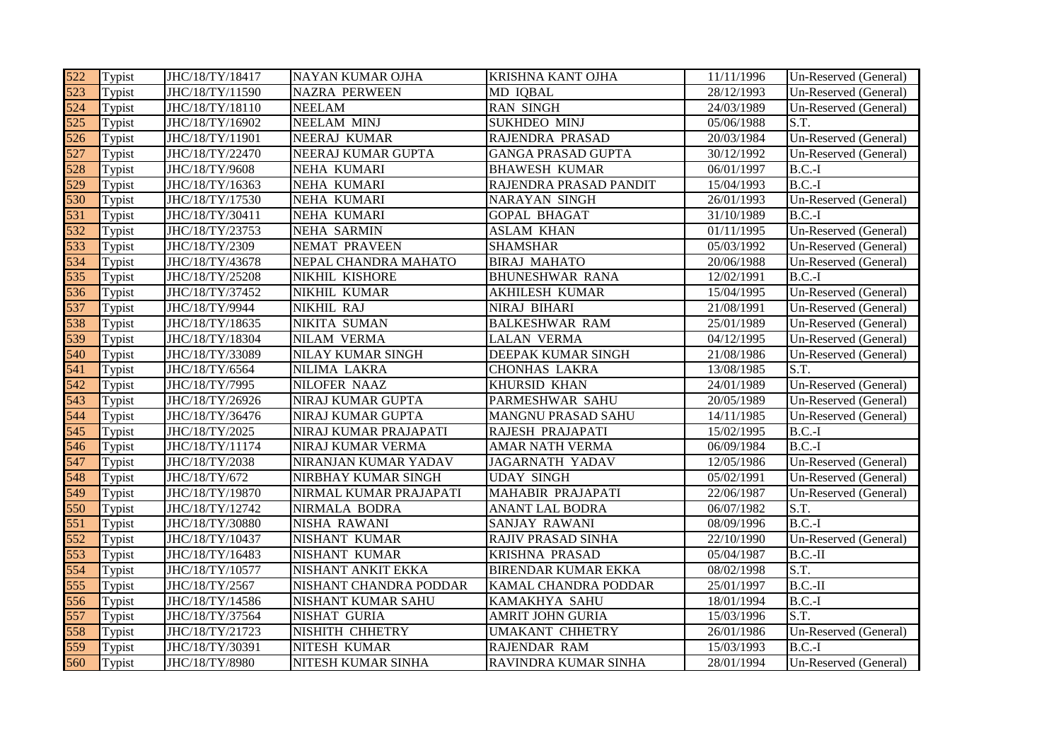| 522 | Typist | JHC/18/TY/18417 | NAYAN KUMAR OJHA | KRISHNA KANT OJHA | 11/11/1996 | Un-Reserved (General) |
|---|---|---|---|---|---|---|
| 523 | Typist | JHC/18/TY/11590 | NAZRA PERWEEN | MD IQBAL | 28/12/1993 | Un-Reserved (General) |
| 524 | Typist | JHC/18/TY/18110 | NEELAM | RAN SINGH | 24/03/1989 | Un-Reserved (General) |
| 525 | Typist | JHC/18/TY/16902 | NEELAM MINJ | SUKHDEO MINJ | 05/06/1988 | S.T. |
| 526 | Typist | JHC/18/TY/11901 | NEERAJ KUMAR | RAJENDRA PRASAD | 20/03/1984 | Un-Reserved (General) |
| 527 | Typist | JHC/18/TY/22470 | NEERAJ KUMAR GUPTA | GANGA PRASAD GUPTA | 30/12/1992 | Un-Reserved (General) |
| 528 | Typist | JHC/18/TY/9608 | NEHA KUMARI | BHAWESH KUMAR | 06/01/1997 | B.C.-I |
| 529 | Typist | JHC/18/TY/16363 | NEHA KUMARI | RAJENDRA PRASAD PANDIT | 15/04/1993 | B.C.-I |
| 530 | Typist | JHC/18/TY/17530 | NEHA KUMARI | NARAYAN SINGH | 26/01/1993 | Un-Reserved (General) |
| 531 | Typist | JHC/18/TY/30411 | NEHA KUMARI | GOPAL BHAGAT | 31/10/1989 | B.C.-I |
| 532 | Typist | JHC/18/TY/23753 | NEHA SARMIN | ASLAM KHAN | 01/11/1995 | Un-Reserved (General) |
| 533 | Typist | JHC/18/TY/2309 | NEMAT PRAVEEN | SHAMSHAR | 05/03/1992 | Un-Reserved (General) |
| 534 | Typist | JHC/18/TY/43678 | NEPAL CHANDRA MAHATO | BIRAJ MAHATO | 20/06/1988 | Un-Reserved (General) |
| 535 | Typist | JHC/18/TY/25208 | NIKHIL KISHORE | BHUNESHWAR RANA | 12/02/1991 | B.C.-I |
| 536 | Typist | JHC/18/TY/37452 | NIKHIL KUMAR | AKHILESH KUMAR | 15/04/1995 | Un-Reserved (General) |
| 537 | Typist | JHC/18/TY/9944 | NIKHIL RAJ | NIRAJ BIHARI | 21/08/1991 | Un-Reserved (General) |
| 538 | Typist | JHC/18/TY/18635 | NIKITA SUMAN | BALKESHWAR RAM | 25/01/1989 | Un-Reserved (General) |
| 539 | Typist | JHC/18/TY/18304 | NILAM VERMA | LALAN VERMA | 04/12/1995 | Un-Reserved (General) |
| 540 | Typist | JHC/18/TY/33089 | NILAY KUMAR SINGH | DEEPAK KUMAR SINGH | 21/08/1986 | Un-Reserved (General) |
| 541 | Typist | JHC/18/TY/6564 | NILIMA LAKRA | CHONHAS LAKRA | 13/08/1985 | S.T. |
| 542 | Typist | JHC/18/TY/7995 | NILOFER NAAZ | KHURSID KHAN | 24/01/1989 | Un-Reserved (General) |
| 543 | Typist | JHC/18/TY/26926 | NIRAJ KUMAR GUPTA | PARMESHWAR SAHU | 20/05/1989 | Un-Reserved (General) |
| 544 | Typist | JHC/18/TY/36476 | NIRAJ KUMAR GUPTA | MANGNU PRASAD SAHU | 14/11/1985 | Un-Reserved (General) |
| 545 | Typist | JHC/18/TY/2025 | NIRAJ KUMAR PRAJAPATI | RAJESH PRAJAPATI | 15/02/1995 | B.C.-I |
| 546 | Typist | JHC/18/TY/11174 | NIRAJ KUMAR VERMA | AMAR NATH VERMA | 06/09/1984 | B.C.-I |
| 547 | Typist | JHC/18/TY/2038 | NIRANJAN KUMAR YADAV | JAGARNATH YADAV | 12/05/1986 | Un-Reserved (General) |
| 548 | Typist | JHC/18/TY/672 | NIRBHAY KUMAR SINGH | UDAY SINGH | 05/02/1991 | Un-Reserved (General) |
| 549 | Typist | JHC/18/TY/19870 | NIRMAL KUMAR PRAJAPATI | MAHABIR PRAJAPATI | 22/06/1987 | Un-Reserved (General) |
| 550 | Typist | JHC/18/TY/12742 | NIRMALA BODRA | ANANT LAL BODRA | 06/07/1982 | S.T. |
| 551 | Typist | JHC/18/TY/30880 | NISHA RAWANI | SANJAY RAWANI | 08/09/1996 | B.C.-I |
| 552 | Typist | JHC/18/TY/10437 | NISHANT KUMAR | RAJIV PRASAD SINHA | 22/10/1990 | Un-Reserved (General) |
| 553 | Typist | JHC/18/TY/16483 | NISHANT KUMAR | KRISHNA PRASAD | 05/04/1987 | B.C.-II |
| 554 | Typist | JHC/18/TY/10577 | NISHANT ANKIT EKKA | BIRENDAR KUMAR EKKA | 08/02/1998 | S.T. |
| 555 | Typist | JHC/18/TY/2567 | NISHANT CHANDRA PODDAR | KAMAL CHANDRA PODDAR | 25/01/1997 | B.C.-II |
| 556 | Typist | JHC/18/TY/14586 | NISHANT KUMAR SAHU | KAMAKHYA SAHU | 18/01/1994 | B.C.-I |
| 557 | Typist | JHC/18/TY/37564 | NISHAT GURIA | AMRIT JOHN GURIA | 15/03/1996 | S.T. |
| 558 | Typist | JHC/18/TY/21723 | NISHITH CHHETRY | UMAKANT CHHETRY | 26/01/1986 | Un-Reserved (General) |
| 559 | Typist | JHC/18/TY/30391 | NITESH KUMAR | RAJENDAR RAM | 15/03/1993 | B.C.-I |
| 560 | Typist | JHC/18/TY/8980 | NITESH KUMAR SINHA | RAVINDRA KUMAR SINHA | 28/01/1994 | Un-Reserved (General) |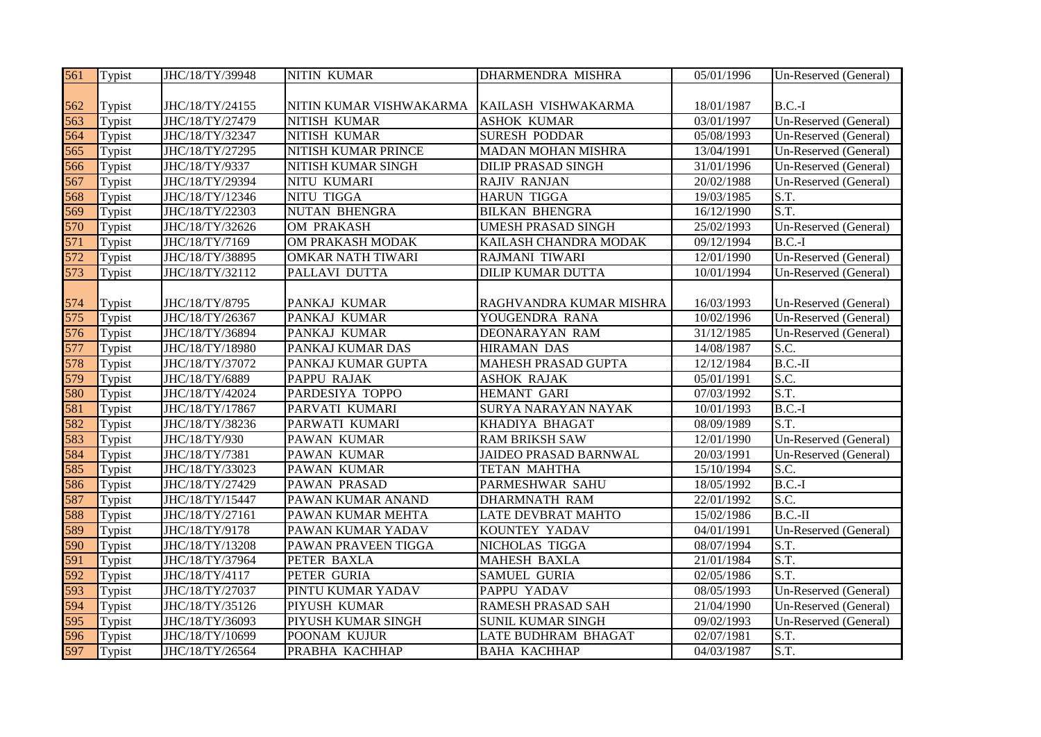| 561 | Typist | JHC/18/TY/39948 | NITIN KUMAR | DHARMENDRA MISHRA | 05/01/1996 | Un-Reserved (General) |
|---|---|---|---|---|---|---|
| 562 | Typist | JHC/18/TY/24155 | NITIN KUMAR VISHWAKARMA | KAILASH VISHWAKARMA | 18/01/1987 | B.C.-I |
| 563 | Typist | JHC/18/TY/27479 | NITISH KUMAR | ASHOK KUMAR | 03/01/1997 | Un-Reserved (General) |
| 564 | Typist | JHC/18/TY/32347 | NITISH KUMAR | SURESH PODDAR | 05/08/1993 | Un-Reserved (General) |
| 565 | Typist | JHC/18/TY/27295 | NITISH KUMAR PRINCE | MADAN MOHAN MISHRA | 13/04/1991 | Un-Reserved (General) |
| 566 | Typist | JHC/18/TY/9337 | NITISH KUMAR SINGH | DILIP PRASAD SINGH | 31/01/1996 | Un-Reserved (General) |
| 567 | Typist | JHC/18/TY/29394 | NITU KUMARI | RAJIV RANJAN | 20/02/1988 | Un-Reserved (General) |
| 568 | Typist | JHC/18/TY/12346 | NITU TIGGA | HARUN TIGGA | 19/03/1985 | S.T. |
| 569 | Typist | JHC/18/TY/22303 | NUTAN BHENGRA | BILKAN BHENGRA | 16/12/1990 | S.T. |
| 570 | Typist | JHC/18/TY/32626 | OM PRAKASH | UMESH PRASAD SINGH | 25/02/1993 | Un-Reserved (General) |
| 571 | Typist | JHC/18/TY/7169 | OM PRAKASH MODAK | KAILASH CHANDRA MODAK | 09/12/1994 | B.C.-I |
| 572 | Typist | JHC/18/TY/38895 | OMKAR NATH TIWARI | RAJMANI TIWARI | 12/01/1990 | Un-Reserved (General) |
| 573 | Typist | JHC/18/TY/32112 | PALLAVI DUTTA | DILIP KUMAR DUTTA | 10/01/1994 | Un-Reserved (General) |
| 574 | Typist | JHC/18/TY/8795 | PANKAJ KUMAR | RAGHVANDRA KUMAR MISHRA | 16/03/1993 | Un-Reserved (General) |
| 575 | Typist | JHC/18/TY/26367 | PANKAJ KUMAR | YOUGENDRA RANA | 10/02/1996 | Un-Reserved (General) |
| 576 | Typist | JHC/18/TY/36894 | PANKAJ KUMAR | DEONARAYAN RAM | 31/12/1985 | Un-Reserved (General) |
| 577 | Typist | JHC/18/TY/18980 | PANKAJ KUMAR DAS | HIRAMAN DAS | 14/08/1987 | S.C. |
| 578 | Typist | JHC/18/TY/37072 | PANKAJ KUMAR GUPTA | MAHESH PRASAD GUPTA | 12/12/1984 | B.C.-II |
| 579 | Typist | JHC/18/TY/6889 | PAPPU RAJAK | ASHOK RAJAK | 05/01/1991 | S.C. |
| 580 | Typist | JHC/18/TY/42024 | PARDESIYA TOPPO | HEMANT GARI | 07/03/1992 | S.T. |
| 581 | Typist | JHC/18/TY/17867 | PARVATI KUMARI | SURYA NARAYAN NAYAK | 10/01/1993 | B.C.-I |
| 582 | Typist | JHC/18/TY/38236 | PARWATI KUMARI | KHADIYA BHAGAT | 08/09/1989 | S.T. |
| 583 | Typist | JHC/18/TY/930 | PAWAN KUMAR | RAM BRIKSH SAW | 12/01/1990 | Un-Reserved (General) |
| 584 | Typist | JHC/18/TY/7381 | PAWAN KUMAR | JAIDEO PRASAD BARNWAL | 20/03/1991 | Un-Reserved (General) |
| 585 | Typist | JHC/18/TY/33023 | PAWAN KUMAR | TETAN MAHTHA | 15/10/1994 | S.C. |
| 586 | Typist | JHC/18/TY/27429 | PAWAN PRASAD | PARMESHWAR SAHU | 18/05/1992 | B.C.-I |
| 587 | Typist | JHC/18/TY/15447 | PAWAN KUMAR ANAND | DHARMNATH RAM | 22/01/1992 | S.C. |
| 588 | Typist | JHC/18/TY/27161 | PAWAN KUMAR MEHTA | LATE DEVBRAT MAHTO | 15/02/1986 | B.C.-II |
| 589 | Typist | JHC/18/TY/9178 | PAWAN KUMAR YADAV | KOUNTEY YADAV | 04/01/1991 | Un-Reserved (General) |
| 590 | Typist | JHC/18/TY/13208 | PAWAN PRAVEEN TIGGA | NICHOLAS TIGGA | 08/07/1994 | S.T. |
| 591 | Typist | JHC/18/TY/37964 | PETER BAXLA | MAHESH BAXLA | 21/01/1984 | S.T. |
| 592 | Typist | JHC/18/TY/4117 | PETER GURIA | SAMUEL GURIA | 02/05/1986 | S.T. |
| 593 | Typist | JHC/18/TY/27037 | PINTU KUMAR YADAV | PAPPU YADAV | 08/05/1993 | Un-Reserved (General) |
| 594 | Typist | JHC/18/TY/35126 | PIYUSH KUMAR | RAMESH PRASAD SAH | 21/04/1990 | Un-Reserved (General) |
| 595 | Typist | JHC/18/TY/36093 | PIYUSH KUMAR SINGH | SUNIL KUMAR SINGH | 09/02/1993 | Un-Reserved (General) |
| 596 | Typist | JHC/18/TY/10699 | POONAM KUJUR | LATE BUDHRAM BHAGAT | 02/07/1981 | S.T. |
| 597 | Typist | JHC/18/TY/26564 | PRABHA KACHHAP | BAHA KACHHAP | 04/03/1987 | S.T. |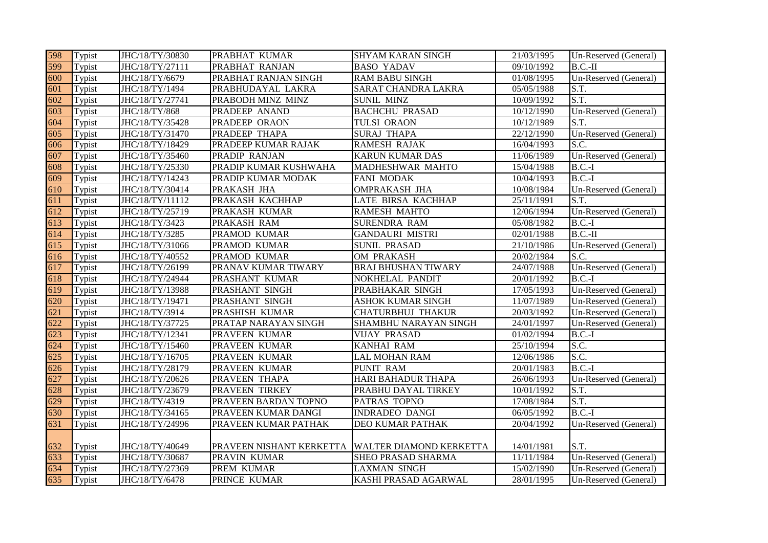| 598 | Typist | JHC/18/TY/30830 | PRABHAT KUMAR | SHYAM KARAN SINGH | 21/03/1995 | Un-Reserved (General) |
|---|---|---|---|---|---|---|
| 599 | Typist | JHC/18/TY/27111 | PRABHAT RANJAN | BASO YADAV | 09/10/1992 | B.C.-II |
| 600 | Typist | JHC/18/TY/6679 | PRABHAT RANJAN SINGH | RAM BABU SINGH | 01/08/1995 | Un-Reserved (General) |
| 601 | Typist | JHC/18/TY/1494 | PRABHUDAYAL LAKRA | SARAT CHANDRA LAKRA | 05/05/1988 | S.T. |
| 602 | Typist | JHC/18/TY/27741 | PRABODH MINZ MINZ | SUNIL MINZ | 10/09/1992 | S.T. |
| 603 | Typist | JHC/18/TY/868 | PRADEEP ANAND | BACHCHU PRASAD | 10/12/1990 | Un-Reserved (General) |
| 604 | Typist | JHC/18/TY/35428 | PRADEEP ORAON | TULSI ORAON | 10/12/1989 | S.T. |
| 605 | Typist | JHC/18/TY/31470 | PRADEEP THAPA | SURAJ THAPA | 22/12/1990 | Un-Reserved (General) |
| 606 | Typist | JHC/18/TY/18429 | PRADEEP KUMAR RAJAK | RAMESH RAJAK | 16/04/1993 | S.C. |
| 607 | Typist | JHC/18/TY/35460 | PRADIP RANJAN | KARUN KUMAR DAS | 11/06/1989 | Un-Reserved (General) |
| 608 | Typist | JHC/18/TY/25330 | PRADIP KUMAR KUSHWAHA | MADHESHWAR MAHTO | 15/04/1988 | B.C.-I |
| 609 | Typist | JHC/18/TY/14243 | PRADIP KUMAR MODAK | FANI MODAK | 10/04/1993 | B.C.-I |
| 610 | Typist | JHC/18/TY/30414 | PRAKASH JHA | OMPRAKASH JHA | 10/08/1984 | Un-Reserved (General) |
| 611 | Typist | JHC/18/TY/11112 | PRAKASH KACHHAP | LATE BIRSA KACHHAP | 25/11/1991 | S.T. |
| 612 | Typist | JHC/18/TY/25719 | PRAKASH KUMAR | RAMESH MAHTO | 12/06/1994 | Un-Reserved (General) |
| 613 | Typist | JHC/18/TY/3423 | PRAKASH RAM | SURENDRA RAM | 05/08/1982 | B.C.-I |
| 614 | Typist | JHC/18/TY/3285 | PRAMOD KUMAR | GANDAURI MISTRI | 02/01/1988 | B.C.-II |
| 615 | Typist | JHC/18/TY/31066 | PRAMOD KUMAR | SUNIL PRASAD | 21/10/1986 | Un-Reserved (General) |
| 616 | Typist | JHC/18/TY/40552 | PRAMOD KUMAR | OM PRAKASH | 20/02/1984 | S.C. |
| 617 | Typist | JHC/18/TY/26199 | PRANAV KUMAR TIWARY | BRAJ BHUSHAN TIWARY | 24/07/1988 | Un-Reserved (General) |
| 618 | Typist | JHC/18/TY/24944 | PRASHANT KUMAR | NOKHELAL PANDIT | 20/01/1992 | B.C.-I |
| 619 | Typist | JHC/18/TY/13988 | PRASHANT SINGH | PRABHAKAR SINGH | 17/05/1993 | Un-Reserved (General) |
| 620 | Typist | JHC/18/TY/19471 | PRASHANT SINGH | ASHOK KUMAR SINGH | 11/07/1989 | Un-Reserved (General) |
| 621 | Typist | JHC/18/TY/3914 | PRASHISH KUMAR | CHATURBHUJ THAKUR | 20/03/1992 | Un-Reserved (General) |
| 622 | Typist | JHC/18/TY/37725 | PRATAP NARAYAN SINGH | SHAMBHU NARAYAN SINGH | 24/01/1997 | Un-Reserved (General) |
| 623 | Typist | JHC/18/TY/12341 | PRAVEEN KUMAR | VIJAY PRASAD | 01/02/1994 | B.C.-I |
| 624 | Typist | JHC/18/TY/15460 | PRAVEEN KUMAR | KANHAI RAM | 25/10/1994 | S.C. |
| 625 | Typist | JHC/18/TY/16705 | PRAVEEN KUMAR | LAL MOHAN RAM | 12/06/1986 | S.C. |
| 626 | Typist | JHC/18/TY/28179 | PRAVEEN KUMAR | PUNIT RAM | 20/01/1983 | B.C.-I |
| 627 | Typist | JHC/18/TY/20626 | PRAVEEN THAPA | HARI BAHADUR THAPA | 26/06/1993 | Un-Reserved (General) |
| 628 | Typist | JHC/18/TY/23679 | PRAVEEN TIRKEY | PRABHU DAYAL TIRKEY | 10/01/1992 | S.T. |
| 629 | Typist | JHC/18/TY/4319 | PRAVEEN BARDAN TOPNO | PATRAS TOPNO | 17/08/1984 | S.T. |
| 630 | Typist | JHC/18/TY/34165 | PRAVEEN KUMAR DANGI | INDRADEO DANGI | 06/05/1992 | B.C.-I |
| 631 | Typist | JHC/18/TY/24996 | PRAVEEN KUMAR PATHAK | DEO KUMAR PATHAK | 20/04/1992 | Un-Reserved (General) |
| 632 | Typist | JHC/18/TY/40649 | PRAVEEN NISHANT KERKETTA | WALTER DIAMOND KERKETTA | 14/01/1981 | S.T. |
| 633 | Typist | JHC/18/TY/30687 | PRAVIN KUMAR | SHEO PRASAD SHARMA | 11/11/1984 | Un-Reserved (General) |
| 634 | Typist | JHC/18/TY/27369 | PREM KUMAR | LAXMAN SINGH | 15/02/1990 | Un-Reserved (General) |
| 635 | Typist | JHC/18/TY/6478 | PRINCE KUMAR | KASHI PRASAD AGARWAL | 28/01/1995 | Un-Reserved (General) |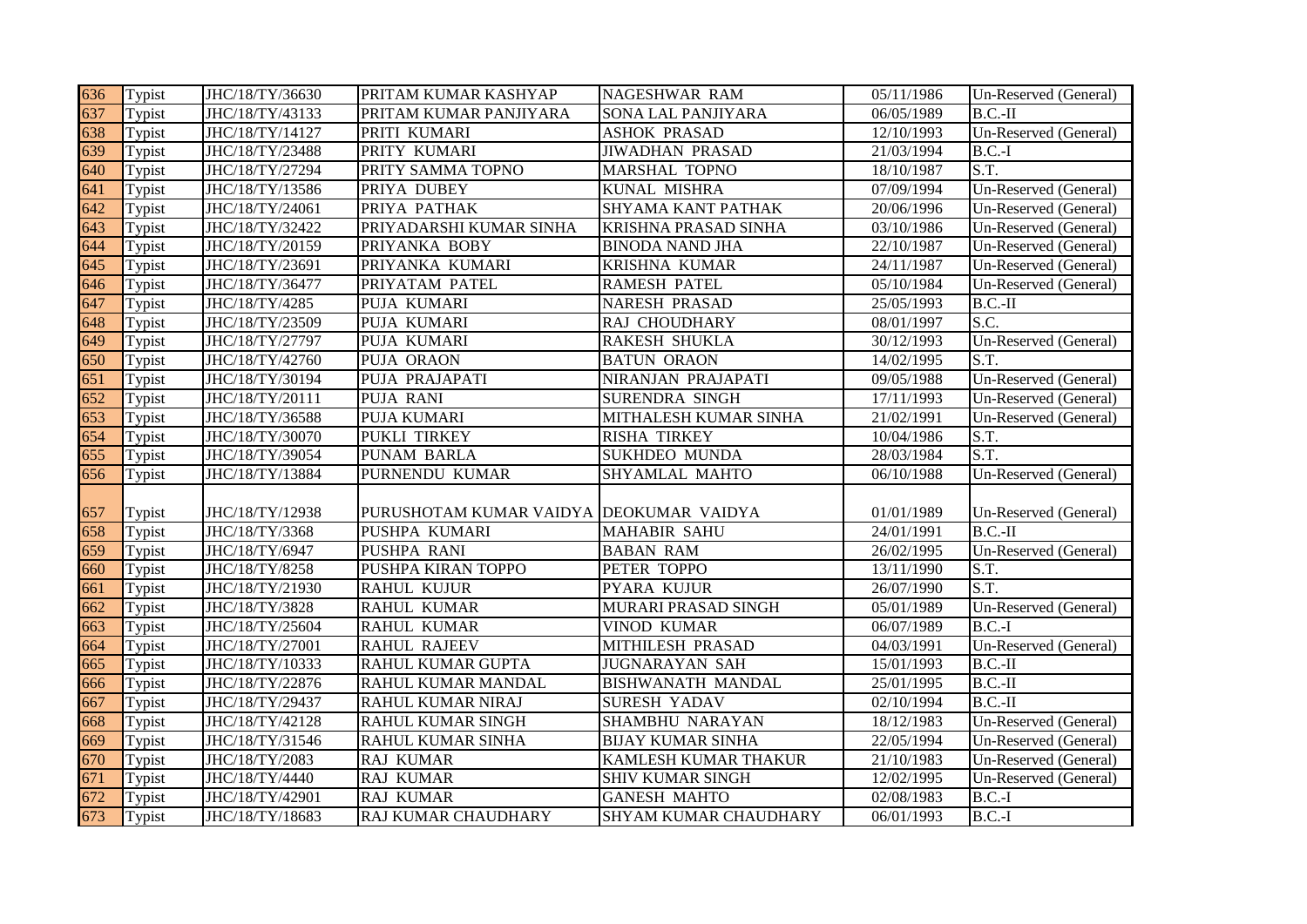| | | | | | | |
|---|---|---|---|---|---|---|
| 636 | Typist | JHC/18/TY/36630 | PRITAM KUMAR KASHYAP | NAGESHWAR RAM | 05/11/1986 | Un-Reserved (General) |
| 637 | Typist | JHC/18/TY/43133 | PRITAM KUMAR PANJIYARA | SONA LAL PANJIYARA | 06/05/1989 | B.C.-II |
| 638 | Typist | JHC/18/TY/14127 | PRITI KUMARI | ASHOK PRASAD | 12/10/1993 | Un-Reserved (General) |
| 639 | Typist | JHC/18/TY/23488 | PRITY KUMARI | JIWADHAN PRASAD | 21/03/1994 | B.C.-I |
| 640 | Typist | JHC/18/TY/27294 | PRITY SAMMA TOPNO | MARSHAL TOPNO | 18/10/1987 | S.T. |
| 641 | Typist | JHC/18/TY/13586 | PRIYA DUBEY | KUNAL MISHRA | 07/09/1994 | Un-Reserved (General) |
| 642 | Typist | JHC/18/TY/24061 | PRIYA PATHAK | SHYAMA KANT PATHAK | 20/06/1996 | Un-Reserved (General) |
| 643 | Typist | JHC/18/TY/32422 | PRIYADARSHI KUMAR SINHA | KRISHNA PRASAD SINHA | 03/10/1986 | Un-Reserved (General) |
| 644 | Typist | JHC/18/TY/20159 | PRIYANKA BOBY | BINODA NAND JHA | 22/10/1987 | Un-Reserved (General) |
| 645 | Typist | JHC/18/TY/23691 | PRIYANKA KUMARI | KRISHNA KUMAR | 24/11/1987 | Un-Reserved (General) |
| 646 | Typist | JHC/18/TY/36477 | PRIYATAM PATEL | RAMESH PATEL | 05/10/1984 | Un-Reserved (General) |
| 647 | Typist | JHC/18/TY/4285 | PUJA KUMARI | NARESH PRASAD | 25/05/1993 | B.C.-II |
| 648 | Typist | JHC/18/TY/23509 | PUJA KUMARI | RAJ CHOUDHARY | 08/01/1997 | S.C. |
| 649 | Typist | JHC/18/TY/27797 | PUJA KUMARI | RAKESH SHUKLA | 30/12/1993 | Un-Reserved (General) |
| 650 | Typist | JHC/18/TY/42760 | PUJA ORAON | BATUN ORAON | 14/02/1995 | S.T. |
| 651 | Typist | JHC/18/TY/30194 | PUJA PRAJAPATI | NIRANJAN PRAJAPATI | 09/05/1988 | Un-Reserved (General) |
| 652 | Typist | JHC/18/TY/20111 | PUJA RANI | SURENDRA SINGH | 17/11/1993 | Un-Reserved (General) |
| 653 | Typist | JHC/18/TY/36588 | PUJA KUMARI | MITHALESH KUMAR SINHA | 21/02/1991 | Un-Reserved (General) |
| 654 | Typist | JHC/18/TY/30070 | PUKLI TIRKEY | RISHA TIRKEY | 10/04/1986 | S.T. |
| 655 | Typist | JHC/18/TY/39054 | PUNAM BARLA | SUKHDEO MUNDA | 28/03/1984 | S.T. |
| 656 | Typist | JHC/18/TY/13884 | PURNENDU KUMAR | SHYAMLAL MAHTO | 06/10/1988 | Un-Reserved (General) |
| 657 | Typist | JHC/18/TY/12938 | PURUSHOTAM KUMAR VAIDYA | DEOKUMAR VAIDYA | 01/01/1989 | Un-Reserved (General) |
| 658 | Typist | JHC/18/TY/3368 | PUSHPA KUMARI | MAHABIR SAHU | 24/01/1991 | B.C.-II |
| 659 | Typist | JHC/18/TY/6947 | PUSHPA RANI | BABAN RAM | 26/02/1995 | Un-Reserved (General) |
| 660 | Typist | JHC/18/TY/8258 | PUSHPA KIRAN TOPPO | PETER TOPPO | 13/11/1990 | S.T. |
| 661 | Typist | JHC/18/TY/21930 | RAHUL KUJUR | PYARA KUJUR | 26/07/1990 | S.T. |
| 662 | Typist | JHC/18/TY/3828 | RAHUL KUMAR | MURARI PRASAD SINGH | 05/01/1989 | Un-Reserved (General) |
| 663 | Typist | JHC/18/TY/25604 | RAHUL KUMAR | VINOD KUMAR | 06/07/1989 | B.C.-I |
| 664 | Typist | JHC/18/TY/27001 | RAHUL RAJEEV | MITHILESH PRASAD | 04/03/1991 | Un-Reserved (General) |
| 665 | Typist | JHC/18/TY/10333 | RAHUL KUMAR GUPTA | JUGNARAYAN SAH | 15/01/1993 | B.C.-II |
| 666 | Typist | JHC/18/TY/22876 | RAHUL KUMAR MANDAL | BISHWANATH MANDAL | 25/01/1995 | B.C.-II |
| 667 | Typist | JHC/18/TY/29437 | RAHUL KUMAR NIRAJ | SURESH YADAV | 02/10/1994 | B.C.-II |
| 668 | Typist | JHC/18/TY/42128 | RAHUL KUMAR SINGH | SHAMBHU NARAYAN | 18/12/1983 | Un-Reserved (General) |
| 669 | Typist | JHC/18/TY/31546 | RAHUL KUMAR SINHA | BIJAY KUMAR SINHA | 22/05/1994 | Un-Reserved (General) |
| 670 | Typist | JHC/18/TY/2083 | RAJ KUMAR | KAMLESH KUMAR THAKUR | 21/10/1983 | Un-Reserved (General) |
| 671 | Typist | JHC/18/TY/4440 | RAJ KUMAR | SHIV KUMAR SINGH | 12/02/1995 | Un-Reserved (General) |
| 672 | Typist | JHC/18/TY/42901 | RAJ KUMAR | GANESH MAHTO | 02/08/1983 | B.C.-I |
| 673 | Typist | JHC/18/TY/18683 | RAJ KUMAR CHAUDHARY | SHYAM KUMAR CHAUDHARY | 06/01/1993 | B.C.-I |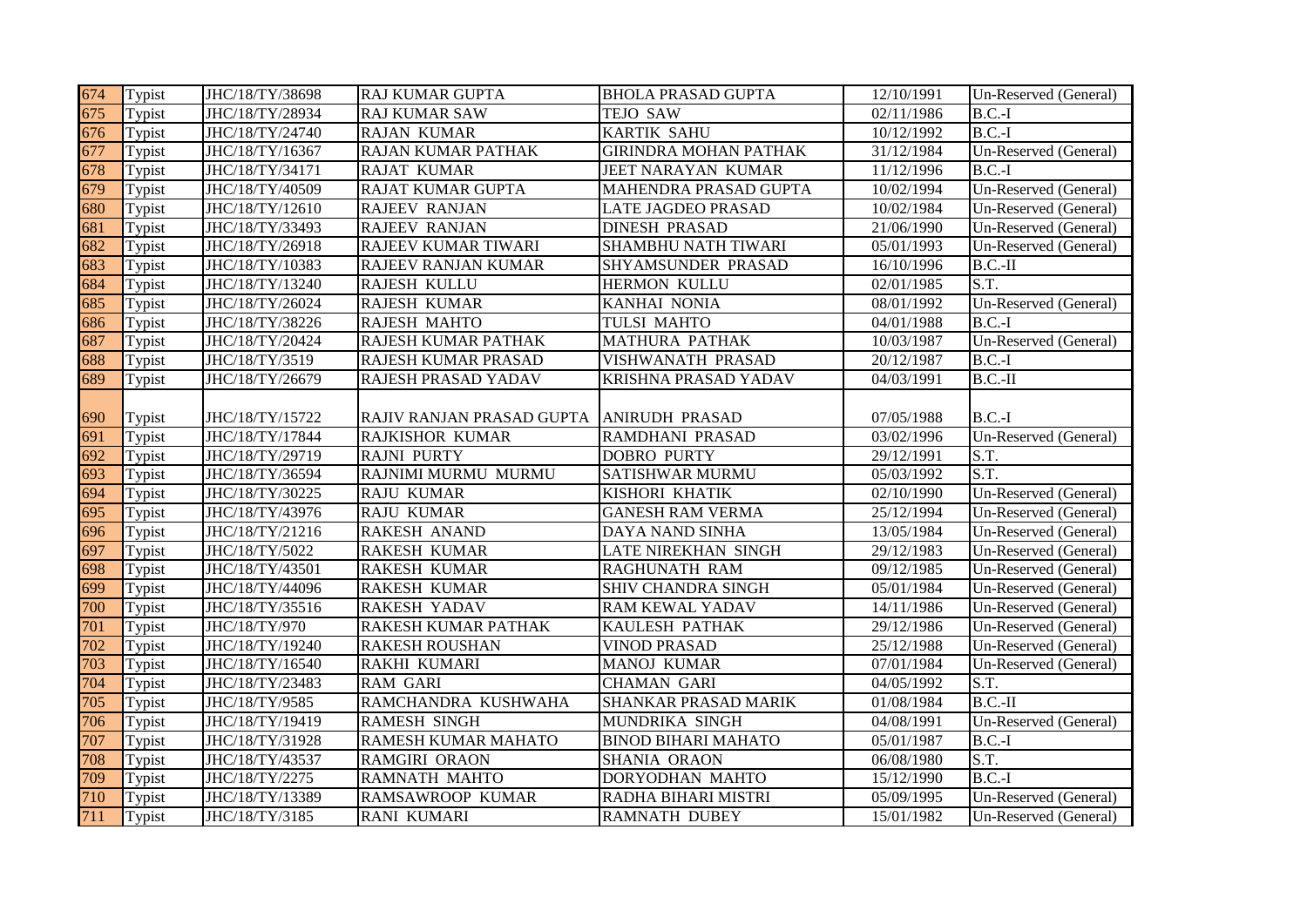| 674 | Typist | JHC/18/TY/38698 | RAJ KUMAR GUPTA | BHOLA PRASAD GUPTA | 12/10/1991 | Un-Reserved (General) |
|---|---|---|---|---|---|---|
| 675 | Typist | JHC/18/TY/28934 | RAJ KUMAR SAW | TEJO SAW | 02/11/1986 | B.C.-I |
| 676 | Typist | JHC/18/TY/24740 | RAJAN KUMAR | KARTIK SAHU | 10/12/1992 | B.C.-I |
| 677 | Typist | JHC/18/TY/16367 | RAJAN KUMAR PATHAK | GIRINDRA MOHAN PATHAK | 31/12/1984 | Un-Reserved (General) |
| 678 | Typist | JHC/18/TY/34171 | RAJAT KUMAR | JEET NARAYAN KUMAR | 11/12/1996 | B.C.-I |
| 679 | Typist | JHC/18/TY/40509 | RAJAT KUMAR GUPTA | MAHENDRA PRASAD GUPTA | 10/02/1994 | Un-Reserved (General) |
| 680 | Typist | JHC/18/TY/12610 | RAJEEV RANJAN | LATE JAGDEO PRASAD | 10/02/1984 | Un-Reserved (General) |
| 681 | Typist | JHC/18/TY/33493 | RAJEEV RANJAN | DINESH PRASAD | 21/06/1990 | Un-Reserved (General) |
| 682 | Typist | JHC/18/TY/26918 | RAJEEV KUMAR TIWARI | SHAMBHU NATH TIWARI | 05/01/1993 | Un-Reserved (General) |
| 683 | Typist | JHC/18/TY/10383 | RAJEEV RANJAN KUMAR | SHYAMSUNDER PRASAD | 16/10/1996 | B.C.-II |
| 684 | Typist | JHC/18/TY/13240 | RAJESH KULLU | HERMON KULLU | 02/01/1985 | S.T. |
| 685 | Typist | JHC/18/TY/26024 | RAJESH KUMAR | KANHAI NONIA | 08/01/1992 | Un-Reserved (General) |
| 686 | Typist | JHC/18/TY/38226 | RAJESH MAHTO | TULSI MAHTO | 04/01/1988 | B.C.-I |
| 687 | Typist | JHC/18/TY/20424 | RAJESH KUMAR PATHAK | MATHURA PATHAK | 10/03/1987 | Un-Reserved (General) |
| 688 | Typist | JHC/18/TY/3519 | RAJESH KUMAR PRASAD | VISHWANATH PRASAD | 20/12/1987 | B.C.-I |
| 689 | Typist | JHC/18/TY/26679 | RAJESH PRASAD YADAV | KRISHNA PRASAD YADAV | 04/03/1991 | B.C.-II |
| 690 | Typist | JHC/18/TY/15722 | RAJIV RANJAN PRASAD GUPTA | ANIRUDH PRASAD | 07/05/1988 | B.C.-I |
| 691 | Typist | JHC/18/TY/17844 | RAJKISHOR KUMAR | RAMDHANI PRASAD | 03/02/1996 | Un-Reserved (General) |
| 692 | Typist | JHC/18/TY/29719 | RAJNI PURTY | DOBRO PURTY | 29/12/1991 | S.T. |
| 693 | Typist | JHC/18/TY/36594 | RAJNIMI MURMU MURMU | SATISHWAR MURMU | 05/03/1992 | S.T. |
| 694 | Typist | JHC/18/TY/30225 | RAJU KUMAR | KISHORI KHATIK | 02/10/1990 | Un-Reserved (General) |
| 695 | Typist | JHC/18/TY/43976 | RAJU KUMAR | GANESH RAM VERMA | 25/12/1994 | Un-Reserved (General) |
| 696 | Typist | JHC/18/TY/21216 | RAKESH ANAND | DAYA NAND SINHA | 13/05/1984 | Un-Reserved (General) |
| 697 | Typist | JHC/18/TY/5022 | RAKESH KUMAR | LATE NIREKHAN SINGH | 29/12/1983 | Un-Reserved (General) |
| 698 | Typist | JHC/18/TY/43501 | RAKESH KUMAR | RAGHUNATH RAM | 09/12/1985 | Un-Reserved (General) |
| 699 | Typist | JHC/18/TY/44096 | RAKESH KUMAR | SHIV CHANDRA SINGH | 05/01/1984 | Un-Reserved (General) |
| 700 | Typist | JHC/18/TY/35516 | RAKESH YADAV | RAM KEWAL YADAV | 14/11/1986 | Un-Reserved (General) |
| 701 | Typist | JHC/18/TY/970 | RAKESH KUMAR PATHAK | KAULESH PATHAK | 29/12/1986 | Un-Reserved (General) |
| 702 | Typist | JHC/18/TY/19240 | RAKESH ROUSHAN | VINOD PRASAD | 25/12/1988 | Un-Reserved (General) |
| 703 | Typist | JHC/18/TY/16540 | RAKHI KUMARI | MANOJ KUMAR | 07/01/1984 | Un-Reserved (General) |
| 704 | Typist | JHC/18/TY/23483 | RAM GARI | CHAMAN GARI | 04/05/1992 | S.T. |
| 705 | Typist | JHC/18/TY/9585 | RAMCHANDRA KUSHWAHA | SHANKAR PRASAD MARIK | 01/08/1984 | B.C.-II |
| 706 | Typist | JHC/18/TY/19419 | RAMESH SINGH | MUNDRIKA SINGH | 04/08/1991 | Un-Reserved (General) |
| 707 | Typist | JHC/18/TY/31928 | RAMESH KUMAR MAHATO | BINOD BIHARI MAHATO | 05/01/1987 | B.C.-I |
| 708 | Typist | JHC/18/TY/43537 | RAMGIRI ORAON | SHANIA ORAON | 06/08/1980 | S.T. |
| 709 | Typist | JHC/18/TY/2275 | RAMNATH MAHTO | DORYODHAN MAHTO | 15/12/1990 | B.C.-I |
| 710 | Typist | JHC/18/TY/13389 | RAMSAWROOP KUMAR | RADHA BIHARI MISTRI | 05/09/1995 | Un-Reserved (General) |
| 711 | Typist | JHC/18/TY/3185 | RANI KUMARI | RAMNATH DUBEY | 15/01/1982 | Un-Reserved (General) |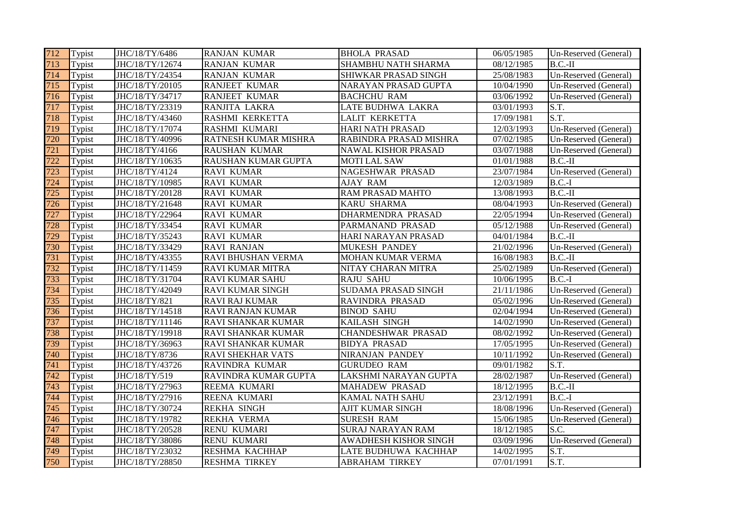| 712 | Typist | JHC/18/TY/6486 | RANJAN KUMAR | BHOLA PRASAD | 06/05/1985 | Un-Reserved (General) |
|---|---|---|---|---|---|---|
| 713 | Typist | JHC/18/TY/12674 | RANJAN KUMAR | SHAMBHU NATH SHARMA | 08/12/1985 | B.C.-II |
| 714 | Typist | JHC/18/TY/24354 | RANJAN KUMAR | SHIWKAR PRASAD SINGH | 25/08/1983 | Un-Reserved (General) |
| 715 | Typist | JHC/18/TY/20105 | RANJEET KUMAR | NARAYAN PRASAD GUPTA | 10/04/1990 | Un-Reserved (General) |
| 716 | Typist | JHC/18/TY/34717 | RANJEET KUMAR | BACHCHU RAM | 03/06/1992 | Un-Reserved (General) |
| 717 | Typist | JHC/18/TY/23319 | RANJITA LAKRA | LATE BUDHWA LAKRA | 03/01/1993 | S.T. |
| 718 | Typist | JHC/18/TY/43460 | RASHMI KERKETTA | LALIT KERKETTA | 17/09/1981 | S.T. |
| 719 | Typist | JHC/18/TY/17074 | RASHMI KUMARI | HARI NATH PRASAD | 12/03/1993 | Un-Reserved (General) |
| 720 | Typist | JHC/18/TY/40996 | RATNESH KUMAR MISHRA | RABINDRA PRASAD MISHRA | 07/02/1985 | Un-Reserved (General) |
| 721 | Typist | JHC/18/TY/4166 | RAUSHAN KUMAR | NAWAL KISHOR PRASAD | 03/07/1988 | Un-Reserved (General) |
| 722 | Typist | JHC/18/TY/10635 | RAUSHAN KUMAR GUPTA | MOTI LAL SAW | 01/01/1988 | B.C.-II |
| 723 | Typist | JHC/18/TY/4124 | RAVI KUMAR | NAGESHWAR PRASAD | 23/07/1984 | Un-Reserved (General) |
| 724 | Typist | JHC/18/TY/10985 | RAVI KUMAR | AJAY RAM | 12/03/1989 | B.C.-I |
| 725 | Typist | JHC/18/TY/20128 | RAVI KUMAR | RAM PRASAD MAHTO | 13/08/1993 | B.C.-II |
| 726 | Typist | JHC/18/TY/21648 | RAVI KUMAR | KARU SHARMA | 08/04/1993 | Un-Reserved (General) |
| 727 | Typist | JHC/18/TY/22964 | RAVI KUMAR | DHARMENDRA PRASAD | 22/05/1994 | Un-Reserved (General) |
| 728 | Typist | JHC/18/TY/33454 | RAVI KUMAR | PARMANAND PRASAD | 05/12/1988 | Un-Reserved (General) |
| 729 | Typist | JHC/18/TY/35243 | RAVI KUMAR | HARI NARAYAN PRASAD | 04/01/1984 | B.C.-II |
| 730 | Typist | JHC/18/TY/33429 | RAVI RANJAN | MUKESH PANDEY | 21/02/1996 | Un-Reserved (General) |
| 731 | Typist | JHC/18/TY/43355 | RAVI BHUSHAN VERMA | MOHAN KUMAR VERMA | 16/08/1983 | B.C.-II |
| 732 | Typist | JHC/18/TY/11459 | RAVI KUMAR MITRA | NITAY CHARAN MITRA | 25/02/1989 | Un-Reserved (General) |
| 733 | Typist | JHC/18/TY/31704 | RAVI KUMAR SAHU | RAJU SAHU | 10/06/1995 | B.C.-I |
| 734 | Typist | JHC/18/TY/42049 | RAVI KUMAR SINGH | SUDAMA PRASAD SINGH | 21/11/1986 | Un-Reserved (General) |
| 735 | Typist | JHC/18/TY/821 | RAVI RAJ KUMAR | RAVINDRA PRASAD | 05/02/1996 | Un-Reserved (General) |
| 736 | Typist | JHC/18/TY/14518 | RAVI RANJAN KUMAR | BINOD SAHU | 02/04/1994 | Un-Reserved (General) |
| 737 | Typist | JHC/18/TY/11146 | RAVI SHANKAR KUMAR | KAILASH SINGH | 14/02/1990 | Un-Reserved (General) |
| 738 | Typist | JHC/18/TY/19918 | RAVI SHANKAR KUMAR | CHANDESHWAR PRASAD | 08/02/1992 | Un-Reserved (General) |
| 739 | Typist | JHC/18/TY/36963 | RAVI SHANKAR KUMAR | BIDYA PRASAD | 17/05/1995 | Un-Reserved (General) |
| 740 | Typist | JHC/18/TY/8736 | RAVI SHEKHAR VATS | NIRANJAN PANDEY | 10/11/1992 | Un-Reserved (General) |
| 741 | Typist | JHC/18/TY/43726 | RAVINDRA KUMAR | GURUDEO RAM | 09/01/1982 | S.T. |
| 742 | Typist | JHC/18/TY/519 | RAVINDRA KUMAR GUPTA | LAKSHMI NARAYAN GUPTA | 28/02/1987 | Un-Reserved (General) |
| 743 | Typist | JHC/18/TY/27963 | REEMA KUMARI | MAHADEW PRASAD | 18/12/1995 | B.C.-II |
| 744 | Typist | JHC/18/TY/27916 | REENA KUMARI | KAMAL NATH SAHU | 23/12/1991 | B.C.-I |
| 745 | Typist | JHC/18/TY/30724 | REKHA SINGH | AJIT KUMAR SINGH | 18/08/1996 | Un-Reserved (General) |
| 746 | Typist | JHC/18/TY/19782 | REKHA VERMA | SURESH RAM | 15/06/1985 | Un-Reserved (General) |
| 747 | Typist | JHC/18/TY/20528 | RENU KUMARI | SURAJ NARAYAN RAM | 18/12/1985 | S.C. |
| 748 | Typist | JHC/18/TY/38086 | RENU KUMARI | AWADHESH KISHOR SINGH | 03/09/1996 | Un-Reserved (General) |
| 749 | Typist | JHC/18/TY/23032 | RESHMA KACHHAP | LATE BUDHUWA KACHHAP | 14/02/1995 | S.T. |
| 750 | Typist | JHC/18/TY/28850 | RESHMA TIRKEY | ABRAHAM TIRKEY | 07/01/1991 | S.T. |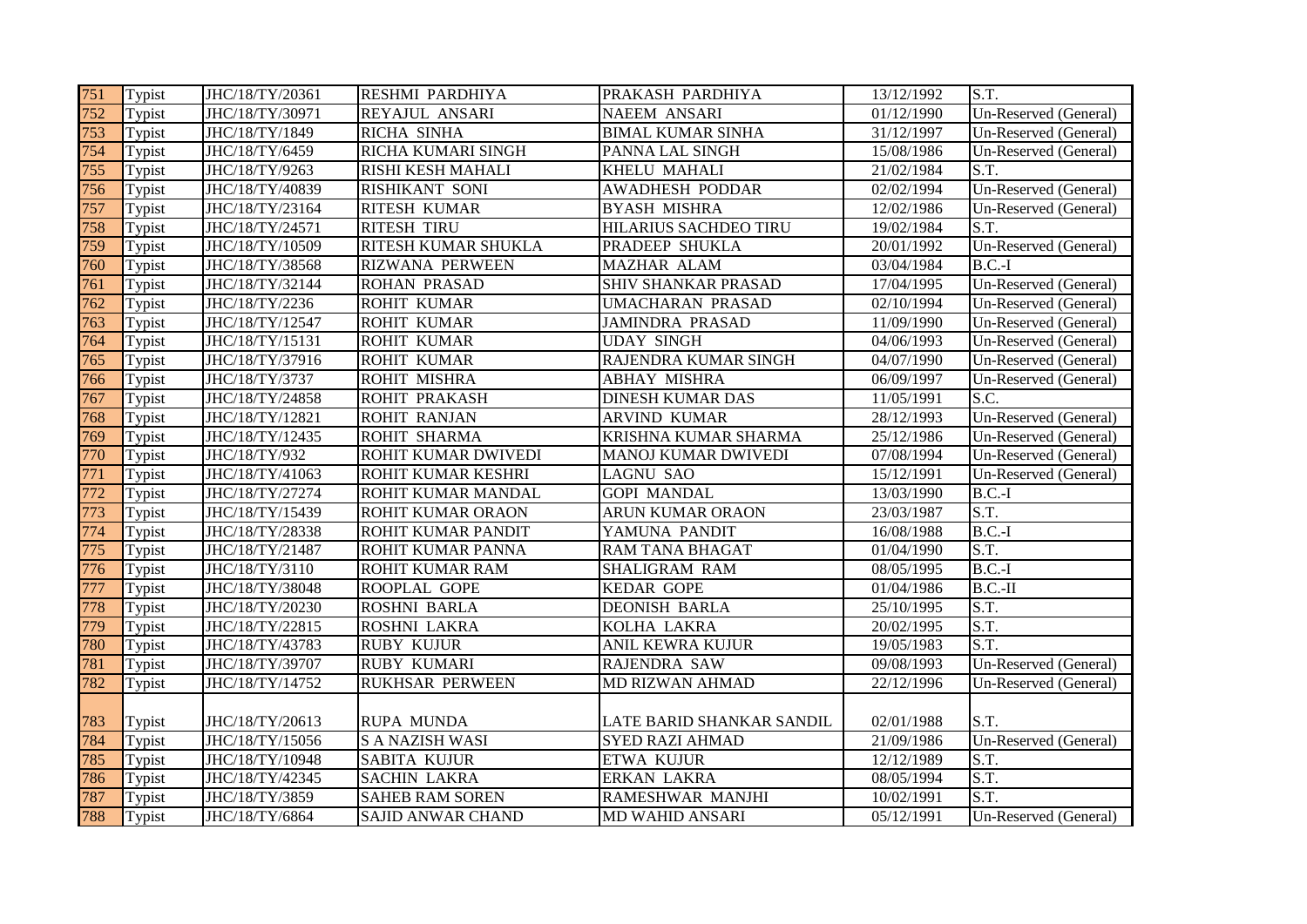| 751 | Typist | JHC/18/TY/20361 | RESHMI PARDHIYA | PRAKASH PARDHIYA | 13/12/1992 | S.T. |
|---|---|---|---|---|---|---|
| 752 | Typist | JHC/18/TY/30971 | REYAJUL ANSARI | NAEEM ANSARI | 01/12/1990 | Un-Reserved (General) |
| 753 | Typist | JHC/18/TY/1849 | RICHA SINHA | BIMAL KUMAR SINHA | 31/12/1997 | Un-Reserved (General) |
| 754 | Typist | JHC/18/TY/6459 | RICHA KUMARI SINGH | PANNA LAL SINGH | 15/08/1986 | Un-Reserved (General) |
| 755 | Typist | JHC/18/TY/9263 | RISHI KESH MAHALI | KHELU MAHALI | 21/02/1984 | S.T. |
| 756 | Typist | JHC/18/TY/40839 | RISHIKANT SONI | AWADHESH PODDAR | 02/02/1994 | Un-Reserved (General) |
| 757 | Typist | JHC/18/TY/23164 | RITESH KUMAR | BYASH MISHRA | 12/02/1986 | Un-Reserved (General) |
| 758 | Typist | JHC/18/TY/24571 | RITESH TIRU | HILARIUS SACHDEO TIRU | 19/02/1984 | S.T. |
| 759 | Typist | JHC/18/TY/10509 | RITESH KUMAR SHUKLA | PRADEEP SHUKLA | 20/01/1992 | Un-Reserved (General) |
| 760 | Typist | JHC/18/TY/38568 | RIZWANA PERWEEN | MAZHAR ALAM | 03/04/1984 | B.C.-I |
| 761 | Typist | JHC/18/TY/32144 | ROHAN PRASAD | SHIV SHANKAR PRASAD | 17/04/1995 | Un-Reserved (General) |
| 762 | Typist | JHC/18/TY/2236 | ROHIT KUMAR | UMACHARAN PRASAD | 02/10/1994 | Un-Reserved (General) |
| 763 | Typist | JHC/18/TY/12547 | ROHIT KUMAR | JAMINDRA PRASAD | 11/09/1990 | Un-Reserved (General) |
| 764 | Typist | JHC/18/TY/15131 | ROHIT KUMAR | UDAY SINGH | 04/06/1993 | Un-Reserved (General) |
| 765 | Typist | JHC/18/TY/37916 | ROHIT KUMAR | RAJENDRA KUMAR SINGH | 04/07/1990 | Un-Reserved (General) |
| 766 | Typist | JHC/18/TY/3737 | ROHIT MISHRA | ABHAY MISHRA | 06/09/1997 | Un-Reserved (General) |
| 767 | Typist | JHC/18/TY/24858 | ROHIT PRAKASH | DINESH KUMAR DAS | 11/05/1991 | S.C. |
| 768 | Typist | JHC/18/TY/12821 | ROHIT RANJAN | ARVIND KUMAR | 28/12/1993 | Un-Reserved (General) |
| 769 | Typist | JHC/18/TY/12435 | ROHIT SHARMA | KRISHNA KUMAR SHARMA | 25/12/1986 | Un-Reserved (General) |
| 770 | Typist | JHC/18/TY/932 | ROHIT KUMAR DWIVEDI | MANOJ KUMAR DWIVEDI | 07/08/1994 | Un-Reserved (General) |
| 771 | Typist | JHC/18/TY/41063 | ROHIT KUMAR KESHRI | LAGNU SAO | 15/12/1991 | Un-Reserved (General) |
| 772 | Typist | JHC/18/TY/27274 | ROHIT KUMAR MANDAL | GOPI MANDAL | 13/03/1990 | B.C.-I |
| 773 | Typist | JHC/18/TY/15439 | ROHIT KUMAR ORAON | ARUN KUMAR ORAON | 23/03/1987 | S.T. |
| 774 | Typist | JHC/18/TY/28338 | ROHIT KUMAR PANDIT | YAMUNA PANDIT | 16/08/1988 | B.C.-I |
| 775 | Typist | JHC/18/TY/21487 | ROHIT KUMAR PANNA | RAM TANA BHAGAT | 01/04/1990 | S.T. |
| 776 | Typist | JHC/18/TY/3110 | ROHIT KUMAR RAM | SHALIGRAM RAM | 08/05/1995 | B.C.-I |
| 777 | Typist | JHC/18/TY/38048 | ROOPLAL GOPE | KEDAR GOPE | 01/04/1986 | B.C.-II |
| 778 | Typist | JHC/18/TY/20230 | ROSHNI BARLA | DEONISH BARLA | 25/10/1995 | S.T. |
| 779 | Typist | JHC/18/TY/22815 | ROSHNI LAKRA | KOLHA LAKRA | 20/02/1995 | S.T. |
| 780 | Typist | JHC/18/TY/43783 | RUBY KUJUR | ANIL KEWRA KUJUR | 19/05/1983 | S.T. |
| 781 | Typist | JHC/18/TY/39707 | RUBY KUMARI | RAJENDRA SAW | 09/08/1993 | Un-Reserved (General) |
| 782 | Typist | JHC/18/TY/14752 | RUKHSAR PERWEEN | MD RIZWAN AHMAD | 22/12/1996 | Un-Reserved (General) |
| 783 | Typist | JHC/18/TY/20613 | RUPA MUNDA | LATE BARID SHANKAR SANDIL | 02/01/1988 | S.T. |
| 784 | Typist | JHC/18/TY/15056 | S A NAZISH WASI | SYED RAZI AHMAD | 21/09/1986 | Un-Reserved (General) |
| 785 | Typist | JHC/18/TY/10948 | SABITA KUJUR | ETWA KUJUR | 12/12/1989 | S.T. |
| 786 | Typist | JHC/18/TY/42345 | SACHIN LAKRA | ERKAN LAKRA | 08/05/1994 | S.T. |
| 787 | Typist | JHC/18/TY/3859 | SAHEB RAM SOREN | RAMESHWAR MANJHI | 10/02/1991 | S.T. |
| 788 | Typist | JHC/18/TY/6864 | SAJID ANWAR CHAND | MD WAHID ANSARI | 05/12/1991 | Un-Reserved (General) |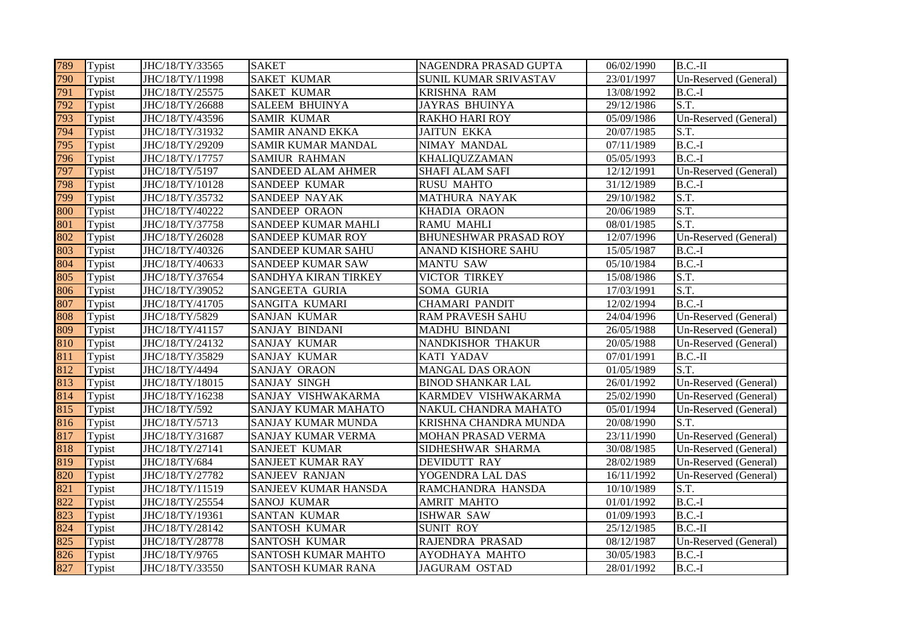| 789 | Typist | JHC/18/TY/33565 | SAKET | NAGENDRA PRASAD GUPTA | 06/02/1990 | B.C.-II |
|---|---|---|---|---|---|---|
| 790 | Typist | JHC/18/TY/11998 | SAKET KUMAR | SUNIL KUMAR SRIVASTAV | 23/01/1997 | Un-Reserved (General) |
| 791 | Typist | JHC/18/TY/25575 | SAKET KUMAR | KRISHNA RAM | 13/08/1992 | B.C.-I |
| 792 | Typist | JHC/18/TY/26688 | SALEEM BHUINYA | JAYRAS BHUINYA | 29/12/1986 | S.T. |
| 793 | Typist | JHC/18/TY/43596 | SAMIR KUMAR | RAKHO HARI ROY | 05/09/1986 | Un-Reserved (General) |
| 794 | Typist | JHC/18/TY/31932 | SAMIR ANAND EKKA | JAITUN EKKA | 20/07/1985 | S.T. |
| 795 | Typist | JHC/18/TY/29209 | SAMIR KUMAR MANDAL | NIMAY MANDAL | 07/11/1989 | B.C.-I |
| 796 | Typist | JHC/18/TY/17757 | SAMIUR RAHMAN | KHALIQUZZAMAN | 05/05/1993 | B.C.-I |
| 797 | Typist | JHC/18/TY/5197 | SANDEED ALAM AHMER | SHAFI ALAM SAFI | 12/12/1991 | Un-Reserved (General) |
| 798 | Typist | JHC/18/TY/10128 | SANDEEP KUMAR | RUSU MAHTO | 31/12/1989 | B.C.-I |
| 799 | Typist | JHC/18/TY/35732 | SANDEEP NAYAK | MATHURA NAYAK | 29/10/1982 | S.T. |
| 800 | Typist | JHC/18/TY/40222 | SANDEEP ORAON | KHADIA ORAON | 20/06/1989 | S.T. |
| 801 | Typist | JHC/18/TY/37758 | SANDEEP KUMAR MAHLI | RAMU MAHLI | 08/01/1985 | S.T. |
| 802 | Typist | JHC/18/TY/26028 | SANDEEP KUMAR ROY | BHUNESHWAR PRASAD ROY | 12/07/1996 | Un-Reserved (General) |
| 803 | Typist | JHC/18/TY/40326 | SANDEEP KUMAR SAHU | ANAND KISHORE SAHU | 15/05/1987 | B.C.-I |
| 804 | Typist | JHC/18/TY/40633 | SANDEEP KUMAR SAW | MANTU SAW | 05/10/1984 | B.C.-I |
| 805 | Typist | JHC/18/TY/37654 | SANDHYA KIRAN TIRKEY | VICTOR TIRKEY | 15/08/1986 | S.T. |
| 806 | Typist | JHC/18/TY/39052 | SANGEETA GURIA | SOMA GURIA | 17/03/1991 | S.T. |
| 807 | Typist | JHC/18/TY/41705 | SANGITA KUMARI | CHAMARI PANDIT | 12/02/1994 | B.C.-I |
| 808 | Typist | JHC/18/TY/5829 | SANJAN KUMAR | RAM PRAVESH SAHU | 24/04/1996 | Un-Reserved (General) |
| 809 | Typist | JHC/18/TY/41157 | SANJAY BINDANI | MADHU BINDANI | 26/05/1988 | Un-Reserved (General) |
| 810 | Typist | JHC/18/TY/24132 | SANJAY KUMAR | NANDKISHOR THAKUR | 20/05/1988 | Un-Reserved (General) |
| 811 | Typist | JHC/18/TY/35829 | SANJAY KUMAR | KATI YADAV | 07/01/1991 | B.C.-II |
| 812 | Typist | JHC/18/TY/4494 | SANJAY ORAON | MANGAL DAS ORAON | 01/05/1989 | S.T. |
| 813 | Typist | JHC/18/TY/18015 | SANJAY SINGH | BINOD SHANKAR LAL | 26/01/1992 | Un-Reserved (General) |
| 814 | Typist | JHC/18/TY/16238 | SANJAY VISHWAKARMA | KARMDEV VISHWAKARMA | 25/02/1990 | Un-Reserved (General) |
| 815 | Typist | JHC/18/TY/592 | SANJAY KUMAR MAHATO | NAKUL CHANDRA MAHATO | 05/01/1994 | Un-Reserved (General) |
| 816 | Typist | JHC/18/TY/5713 | SANJAY KUMAR MUNDA | KRISHNA CHANDRA MUNDA | 20/08/1990 | S.T. |
| 817 | Typist | JHC/18/TY/31687 | SANJAY KUMAR VERMA | MOHAN PRASAD VERMA | 23/11/1990 | Un-Reserved (General) |
| 818 | Typist | JHC/18/TY/27141 | SANJEET KUMAR | SIDHESHWAR SHARMA | 30/08/1985 | Un-Reserved (General) |
| 819 | Typist | JHC/18/TY/684 | SANJEET KUMAR RAY | DEVIDUTT RAY | 28/02/1989 | Un-Reserved (General) |
| 820 | Typist | JHC/18/TY/27782 | SANJEEV RANJAN | YOGENDRA LAL DAS | 16/11/1992 | Un-Reserved (General) |
| 821 | Typist | JHC/18/TY/11519 | SANJEEV KUMAR HANSDA | RAMCHANDRA HANSDA | 10/10/1989 | S.T. |
| 822 | Typist | JHC/18/TY/25554 | SANOJ KUMAR | AMRIT MAHTO | 01/01/1992 | B.C.-I |
| 823 | Typist | JHC/18/TY/19361 | SANTAN KUMAR | ISHWAR SAW | 01/09/1993 | B.C.-I |
| 824 | Typist | JHC/18/TY/28142 | SANTOSH KUMAR | SUNIT ROY | 25/12/1985 | B.C.-II |
| 825 | Typist | JHC/18/TY/28778 | SANTOSH KUMAR | RAJENDRA PRASAD | 08/12/1987 | Un-Reserved (General) |
| 826 | Typist | JHC/18/TY/9765 | SANTOSH KUMAR MAHTO | AYODHAYA MAHTO | 30/05/1983 | B.C.-I |
| 827 | Typist | JHC/18/TY/33550 | SANTOSH KUMAR RANA | JAGURAM OSTAD | 28/01/1992 | B.C.-I |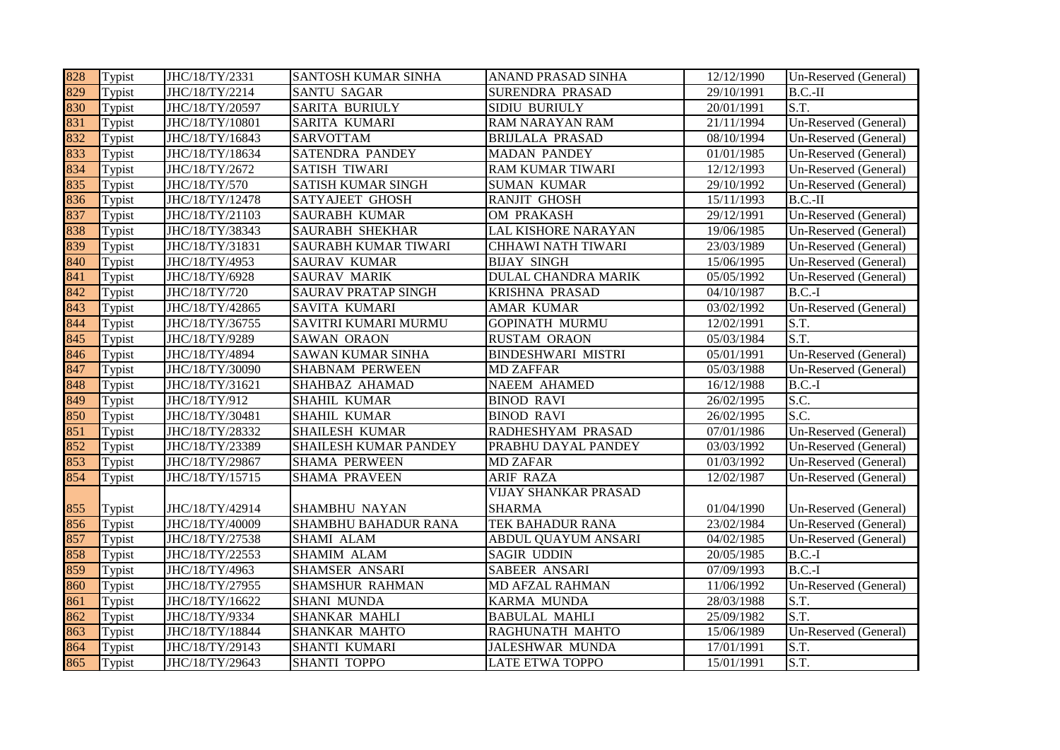| 828 | Typist | JHC/18/TY/2331 | SANTOSH KUMAR SINHA | ANAND PRASAD SINHA | 12/12/1990 | Un-Reserved (General) |
|---|---|---|---|---|---|---|
| 829 | Typist | JHC/18/TY/2214 | SANTU SAGAR | SURENDRA PRASAD | 29/10/1991 | B.C.-II |
| 830 | Typist | JHC/18/TY/20597 | SARITA BURIULY | SIDIU BURIULY | 20/01/1991 | S.T. |
| 831 | Typist | JHC/18/TY/10801 | SARITA KUMARI | RAM NARAYAN RAM | 21/11/1994 | Un-Reserved (General) |
| 832 | Typist | JHC/18/TY/16843 | SARVOTTAM | BRIJLALA PRASAD | 08/10/1994 | Un-Reserved (General) |
| 833 | Typist | JHC/18/TY/18634 | SATENDRA PANDEY | MADAN PANDEY | 01/01/1985 | Un-Reserved (General) |
| 834 | Typist | JHC/18/TY/2672 | SATISH TIWARI | RAM KUMAR TIWARI | 12/12/1993 | Un-Reserved (General) |
| 835 | Typist | JHC/18/TY/570 | SATISH KUMAR SINGH | SUMAN KUMAR | 29/10/1992 | Un-Reserved (General) |
| 836 | Typist | JHC/18/TY/12478 | SATYAJEET GHOSH | RANJIT GHOSH | 15/11/1993 | B.C.-II |
| 837 | Typist | JHC/18/TY/21103 | SAURABH KUMAR | OM PRAKASH | 29/12/1991 | Un-Reserved (General) |
| 838 | Typist | JHC/18/TY/38343 | SAURABH SHEKHAR | LAL KISHORE NARAYAN | 19/06/1985 | Un-Reserved (General) |
| 839 | Typist | JHC/18/TY/31831 | SAURABH KUMAR TIWARI | CHHAWI NATH TIWARI | 23/03/1989 | Un-Reserved (General) |
| 840 | Typist | JHC/18/TY/4953 | SAURAV KUMAR | BIJAY SINGH | 15/06/1995 | Un-Reserved (General) |
| 841 | Typist | JHC/18/TY/6928 | SAURAV MARIK | DULAL CHANDRA MARIK | 05/05/1992 | Un-Reserved (General) |
| 842 | Typist | JHC/18/TY/720 | SAURAV PRATAP SINGH | KRISHNA PRASAD | 04/10/1987 | B.C.-I |
| 843 | Typist | JHC/18/TY/42865 | SAVITA KUMARI | AMAR KUMAR | 03/02/1992 | Un-Reserved (General) |
| 844 | Typist | JHC/18/TY/36755 | SAVITRI KUMARI MURMU | GOPINATH MURMU | 12/02/1991 | S.T. |
| 845 | Typist | JHC/18/TY/9289 | SAWAN ORAON | RUSTAM ORAON | 05/03/1984 | S.T. |
| 846 | Typist | JHC/18/TY/4894 | SAWAN KUMAR SINHA | BINDESHWARI MISTRI | 05/01/1991 | Un-Reserved (General) |
| 847 | Typist | JHC/18/TY/30090 | SHABNAM PERWEEN | MD ZAFFAR | 05/03/1988 | Un-Reserved (General) |
| 848 | Typist | JHC/18/TY/31621 | SHAHBAZ AHAMAD | NAEEM AHAMED | 16/12/1988 | B.C.-I |
| 849 | Typist | JHC/18/TY/912 | SHAHIL KUMAR | BINOD RAVI | 26/02/1995 | S.C. |
| 850 | Typist | JHC/18/TY/30481 | SHAHIL KUMAR | BINOD RAVI | 26/02/1995 | S.C. |
| 851 | Typist | JHC/18/TY/28332 | SHAILESH KUMAR | RADHESHYAM PRASAD | 07/01/1986 | Un-Reserved (General) |
| 852 | Typist | JHC/18/TY/23389 | SHAILESH KUMAR PANDEY | PRABHU DAYAL PANDEY | 03/03/1992 | Un-Reserved (General) |
| 853 | Typist | JHC/18/TY/29867 | SHAMA PERWEEN | MD ZAFAR | 01/03/1992 | Un-Reserved (General) |
| 854 | Typist | JHC/18/TY/15715 | SHAMA PRAVEEN | ARIF RAZA | 12/02/1987 | Un-Reserved (General) |
| 855 | Typist | JHC/18/TY/42914 | SHAMBHU NAYAN | VIJAY SHANKAR PRASAD SHARMA | 01/04/1990 | Un-Reserved (General) |
| 856 | Typist | JHC/18/TY/40009 | SHAMBHU BAHADUR RANA | TEK BAHADUR RANA | 23/02/1984 | Un-Reserved (General) |
| 857 | Typist | JHC/18/TY/27538 | SHAMI ALAM | ABDUL QUAYUM ANSARI | 04/02/1985 | Un-Reserved (General) |
| 858 | Typist | JHC/18/TY/22553 | SHAMIM ALAM | SAGIR UDDIN | 20/05/1985 | B.C.-I |
| 859 | Typist | JHC/18/TY/4963 | SHAMSER ANSARI | SABEER ANSARI | 07/09/1993 | B.C.-I |
| 860 | Typist | JHC/18/TY/27955 | SHAMSHUR RAHMAN | MD AFZAL RAHMAN | 11/06/1992 | Un-Reserved (General) |
| 861 | Typist | JHC/18/TY/16622 | SHANI MUNDA | KARMA MUNDA | 28/03/1988 | S.T. |
| 862 | Typist | JHC/18/TY/9334 | SHANKAR MAHLI | BABULAL MAHLI | 25/09/1982 | S.T. |
| 863 | Typist | JHC/18/TY/18844 | SHANKAR MAHTO | RAGHUNATH MAHTO | 15/06/1989 | Un-Reserved (General) |
| 864 | Typist | JHC/18/TY/29143 | SHANTI KUMARI | JALESHWAR MUNDA | 17/01/1991 | S.T. |
| 865 | Typist | JHC/18/TY/29643 | SHANTI TOPPO | LATE ETWA TOPPO | 15/01/1991 | S.T. |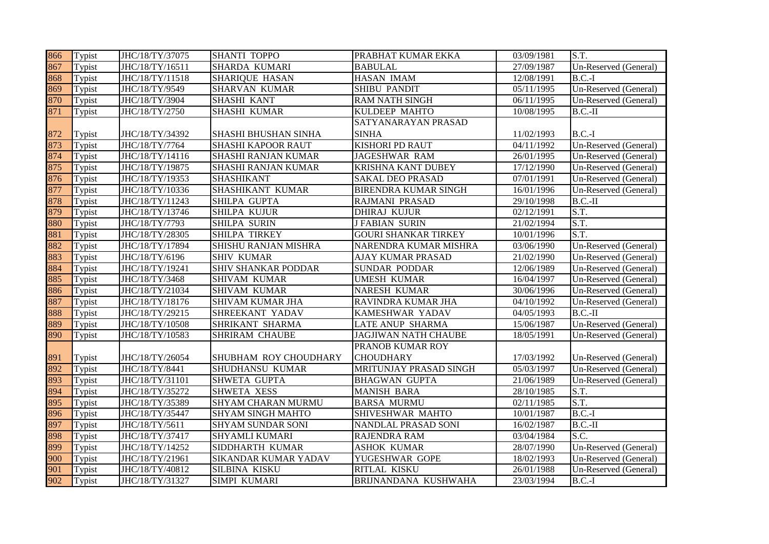| 866 | Typist | JHC/18/TY/37075 | SHANTI TOPPO | PRABHAT KUMAR EKKA | 03/09/1981 | S.T. |
|---|---|---|---|---|---|---|
| 867 | Typist | JHC/18/TY/16511 | SHARDA KUMARI | BABULAL | 27/09/1987 | Un-Reserved (General) |
| 868 | Typist | JHC/18/TY/11518 | SHARIQUE HASAN | HASAN IMAM | 12/08/1991 | B.C.-I |
| 869 | Typist | JHC/18/TY/9549 | SHARVAN KUMAR | SHIBU PANDIT | 05/11/1995 | Un-Reserved (General) |
| 870 | Typist | JHC/18/TY/3904 | SHASHI KANT | RAM NATH SINGH | 06/11/1995 | Un-Reserved (General) |
| 871 | Typist | JHC/18/TY/2750 | SHASHI KUMAR | KULDEEP MAHTO | 10/08/1995 | B.C.-II |
| 872 | Typist | JHC/18/TY/34392 | SHASHI BHUSHAN SINHA | SATYANARAYAN PRASAD SINHA | 11/02/1993 | B.C.-I |
| 873 | Typist | JHC/18/TY/7764 | SHASHI KAPOOR RAUT | KISHORI PD RAUT | 04/11/1992 | Un-Reserved (General) |
| 874 | Typist | JHC/18/TY/14116 | SHASHI RANJAN KUMAR | JAGESHWAR RAM | 26/01/1995 | Un-Reserved (General) |
| 875 | Typist | JHC/18/TY/19875 | SHASHI RANJAN KUMAR | KRISHNA KANT DUBEY | 17/12/1990 | Un-Reserved (General) |
| 876 | Typist | JHC/18/TY/19353 | SHASHIKANT | SAKAL DEO PRASAD | 07/01/1991 | Un-Reserved (General) |
| 877 | Typist | JHC/18/TY/10336 | SHASHIKANT KUMAR | BIRENDRA KUMAR SINGH | 16/01/1996 | Un-Reserved (General) |
| 878 | Typist | JHC/18/TY/11243 | SHILPA GUPTA | RAJMANI PRASAD | 29/10/1998 | B.C.-II |
| 879 | Typist | JHC/18/TY/13746 | SHILPA KUJUR | DHIRAJ KUJUR | 02/12/1991 | S.T. |
| 880 | Typist | JHC/18/TY/7793 | SHILPA SURIN | J FABIAN SURIN | 21/02/1994 | S.T. |
| 881 | Typist | JHC/18/TY/28305 | SHILPA TIRKEY | GOURI SHANKAR TIRKEY | 10/01/1996 | S.T. |
| 882 | Typist | JHC/18/TY/17894 | SHISHU RANJAN MISHRA | NARENDRA KUMAR MISHRA | 03/06/1990 | Un-Reserved (General) |
| 883 | Typist | JHC/18/TY/6196 | SHIV KUMAR | AJAY KUMAR PRASAD | 21/02/1990 | Un-Reserved (General) |
| 884 | Typist | JHC/18/TY/19241 | SHIV SHANKAR PODDAR | SUNDAR PODDAR | 12/06/1989 | Un-Reserved (General) |
| 885 | Typist | JHC/18/TY/3468 | SHIVAM KUMAR | UMESH KUMAR | 16/04/1997 | Un-Reserved (General) |
| 886 | Typist | JHC/18/TY/21034 | SHIVAM KUMAR | NARESH KUMAR | 30/06/1996 | Un-Reserved (General) |
| 887 | Typist | JHC/18/TY/18176 | SHIVAM KUMAR JHA | RAVINDRA KUMAR JHA | 04/10/1992 | Un-Reserved (General) |
| 888 | Typist | JHC/18/TY/29215 | SHREEKANT YADAV | KAMESHWAR YADAV | 04/05/1993 | B.C.-II |
| 889 | Typist | JHC/18/TY/10508 | SHRIKANT SHARMA | LATE ANUP SHARMA | 15/06/1987 | Un-Reserved (General) |
| 890 | Typist | JHC/18/TY/10583 | SHRIRAM CHAUBE | JAGJIWAN NATH CHAUBE | 18/05/1991 | Un-Reserved (General) |
| 891 | Typist | JHC/18/TY/26054 | SHUBHAM ROY CHOUDHARY | PRANOB KUMAR ROY CHOUDHARY | 17/03/1992 | Un-Reserved (General) |
| 892 | Typist | JHC/18/TY/8441 | SHUDHANSU KUMAR | MRITUNJAY PRASAD SINGH | 05/03/1997 | Un-Reserved (General) |
| 893 | Typist | JHC/18/TY/31101 | SHWETA GUPTA | BHAGWAN GUPTA | 21/06/1989 | Un-Reserved (General) |
| 894 | Typist | JHC/18/TY/35272 | SHWETA XESS | MANISH BARA | 28/10/1985 | S.T. |
| 895 | Typist | JHC/18/TY/35389 | SHYAM CHARAN MURMU | BARSA MURMU | 02/11/1985 | S.T. |
| 896 | Typist | JHC/18/TY/35447 | SHYAM SINGH MAHTO | SHIVESHWAR MAHTO | 10/01/1987 | B.C.-I |
| 897 | Typist | JHC/18/TY/5611 | SHYAM SUNDAR SONI | NANDLAL PRASAD SONI | 16/02/1987 | B.C.-II |
| 898 | Typist | JHC/18/TY/37417 | SHYAMLI KUMARI | RAJENDRA RAM | 03/04/1984 | S.C. |
| 899 | Typist | JHC/18/TY/14252 | SIDDHARTH KUMAR | ASHOK KUMAR | 28/07/1990 | Un-Reserved (General) |
| 900 | Typist | JHC/18/TY/21961 | SIKANDAR KUMAR YADAV | YUGESHWAR GOPE | 18/02/1993 | Un-Reserved (General) |
| 901 | Typist | JHC/18/TY/40812 | SILBINA KISKU | RITLAL KISKU | 26/01/1988 | Un-Reserved (General) |
| 902 | Typist | JHC/18/TY/31327 | SIMPI KUMARI | BRIJNANDANA KUSHWAHA | 23/03/1994 | B.C.-I |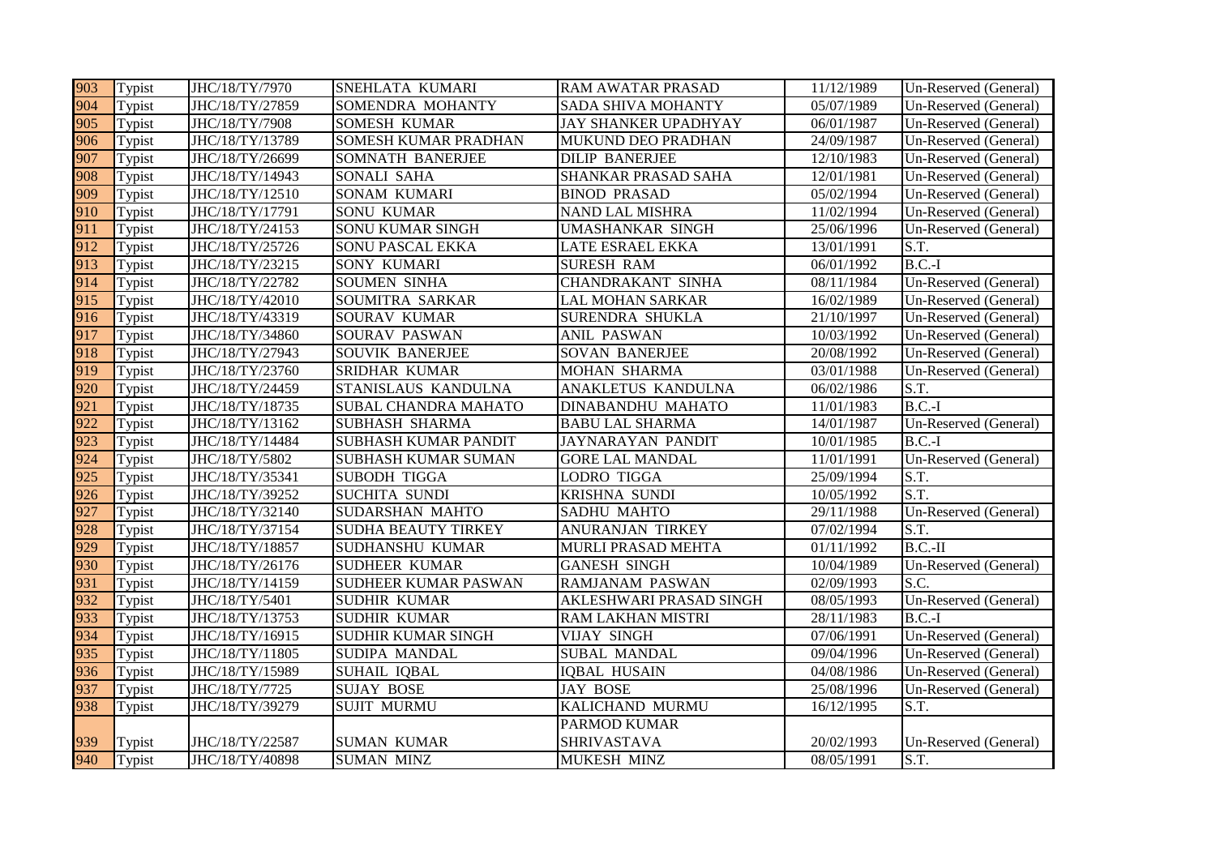| 903 | Typist | JHC/18/TY/7970 | SNEHLATA KUMARI | RAM AWATAR PRASAD | 11/12/1989 | Un-Reserved (General) |
|---|---|---|---|---|---|---|
| 904 | Typist | JHC/18/TY/27859 | SOMENDRA MOHANTY | SADA SHIVA MOHANTY | 05/07/1989 | Un-Reserved (General) |
| 905 | Typist | JHC/18/TY/7908 | SOMESH KUMAR | JAY SHANKER UPADHYAY | 06/01/1987 | Un-Reserved (General) |
| 906 | Typist | JHC/18/TY/13789 | SOMESH KUMAR PRADHAN | MUKUND DEO PRADHAN | 24/09/1987 | Un-Reserved (General) |
| 907 | Typist | JHC/18/TY/26699 | SOMNATH BANERJEE | DILIP BANERJEE | 12/10/1983 | Un-Reserved (General) |
| 908 | Typist | JHC/18/TY/14943 | SONALI SAHA | SHANKAR PRASAD SAHA | 12/01/1981 | Un-Reserved (General) |
| 909 | Typist | JHC/18/TY/12510 | SONAM KUMARI | BINOD PRASAD | 05/02/1994 | Un-Reserved (General) |
| 910 | Typist | JHC/18/TY/17791 | SONU KUMAR | NAND LAL MISHRA | 11/02/1994 | Un-Reserved (General) |
| 911 | Typist | JHC/18/TY/24153 | SONU KUMAR SINGH | UMASHANKAR SINGH | 25/06/1996 | Un-Reserved (General) |
| 912 | Typist | JHC/18/TY/25726 | SONU PASCAL EKKA | LATE ESRAEL EKKA | 13/01/1991 | S.T. |
| 913 | Typist | JHC/18/TY/23215 | SONY KUMARI | SURESH RAM | 06/01/1992 | B.C.-I |
| 914 | Typist | JHC/18/TY/22782 | SOUMEN SINHA | CHANDRAKANT SINHA | 08/11/1984 | Un-Reserved (General) |
| 915 | Typist | JHC/18/TY/42010 | SOUMITRA SARKAR | LAL MOHAN SARKAR | 16/02/1989 | Un-Reserved (General) |
| 916 | Typist | JHC/18/TY/43319 | SOURAV KUMAR | SURENDRA SHUKLA | 21/10/1997 | Un-Reserved (General) |
| 917 | Typist | JHC/18/TY/34860 | SOURAV PASWAN | ANIL PASWAN | 10/03/1992 | Un-Reserved (General) |
| 918 | Typist | JHC/18/TY/27943 | SOUVIK BANERJEE | SOVAN BANERJEE | 20/08/1992 | Un-Reserved (General) |
| 919 | Typist | JHC/18/TY/23760 | SRIDHAR KUMAR | MOHAN SHARMA | 03/01/1988 | Un-Reserved (General) |
| 920 | Typist | JHC/18/TY/24459 | STANISLAUS KANDULNA | ANAKLETUS KANDULNA | 06/02/1986 | S.T. |
| 921 | Typist | JHC/18/TY/18735 | SUBAL CHANDRA MAHATO | DINABANDHU MAHATO | 11/01/1983 | B.C.-I |
| 922 | Typist | JHC/18/TY/13162 | SUBHASH SHARMA | BABU LAL SHARMA | 14/01/1987 | Un-Reserved (General) |
| 923 | Typist | JHC/18/TY/14484 | SUBHASH KUMAR PANDIT | JAYNARAYAN PANDIT | 10/01/1985 | B.C.-I |
| 924 | Typist | JHC/18/TY/5802 | SUBHASH KUMAR SUMAN | GORE LAL MANDAL | 11/01/1991 | Un-Reserved (General) |
| 925 | Typist | JHC/18/TY/35341 | SUBODH TIGGA | LODRO TIGGA | 25/09/1994 | S.T. |
| 926 | Typist | JHC/18/TY/39252 | SUCHITA SUNDI | KRISHNA SUNDI | 10/05/1992 | S.T. |
| 927 | Typist | JHC/18/TY/32140 | SUDARSHAN MAHTO | SADHU MAHTO | 29/11/1988 | Un-Reserved (General) |
| 928 | Typist | JHC/18/TY/37154 | SUDHA BEAUTY TIRKEY | ANURANJAN TIRKEY | 07/02/1994 | S.T. |
| 929 | Typist | JHC/18/TY/18857 | SUDHANSHU KUMAR | MURLI PRASAD MEHTA | 01/11/1992 | B.C.-II |
| 930 | Typist | JHC/18/TY/26176 | SUDHEER KUMAR | GANESH SINGH | 10/04/1989 | Un-Reserved (General) |
| 931 | Typist | JHC/18/TY/14159 | SUDHEER KUMAR PASWAN | RAMJANAM PASWAN | 02/09/1993 | S.C. |
| 932 | Typist | JHC/18/TY/5401 | SUDHIR KUMAR | AKLESHWARI PRASAD SINGH | 08/05/1993 | Un-Reserved (General) |
| 933 | Typist | JHC/18/TY/13753 | SUDHIR KUMAR | RAM LAKHAN MISTRI | 28/11/1983 | B.C.-I |
| 934 | Typist | JHC/18/TY/16915 | SUDHIR KUMAR SINGH | VIJAY SINGH | 07/06/1991 | Un-Reserved (General) |
| 935 | Typist | JHC/18/TY/11805 | SUDIPA MANDAL | SUBAL MANDAL | 09/04/1996 | Un-Reserved (General) |
| 936 | Typist | JHC/18/TY/15989 | SUHAIL IQBAL | IQBAL HUSAIN | 04/08/1986 | Un-Reserved (General) |
| 937 | Typist | JHC/18/TY/7725 | SUJAY BOSE | JAY BOSE | 25/08/1996 | Un-Reserved (General) |
| 938 | Typist | JHC/18/TY/39279 | SUJIT MURMU | KALICHAND MURMU | 16/12/1995 | S.T. |
| 939 | Typist | JHC/18/TY/22587 | SUMAN KUMAR | PARMOD KUMAR SHRIVASTAVA | 20/02/1993 | Un-Reserved (General) |
| 940 | Typist | JHC/18/TY/40898 | SUMAN MINZ | MUKESH MINZ | 08/05/1991 | S.T. |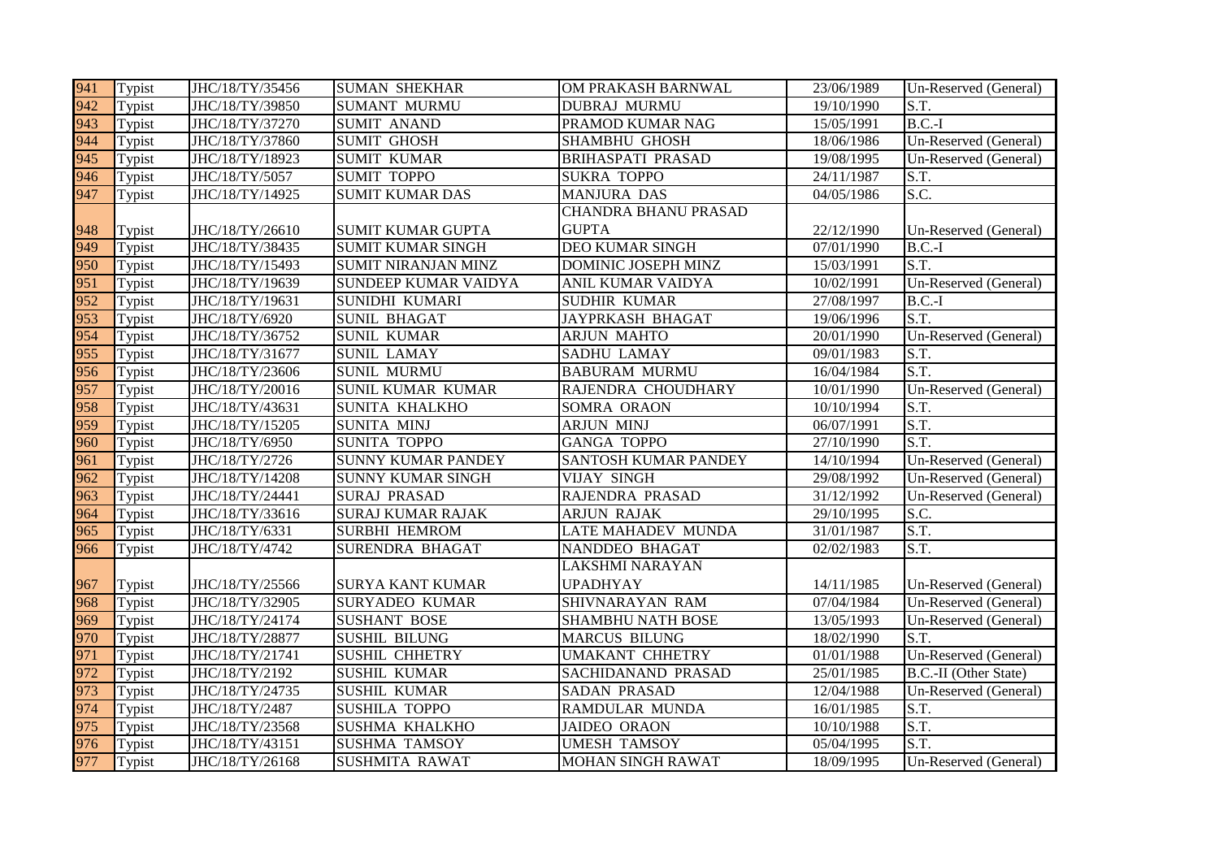| 941 | Typist | JHC/18/TY/35456 | SUMAN SHEKHAR | OM PRAKASH BARNWAL | 23/06/1989 | Un-Reserved (General) |
|---|---|---|---|---|---|---|
| 942 | Typist | JHC/18/TY/39850 | SUMANT MURMU | DUBRAJ MURMU | 19/10/1990 | S.T. |
| 943 | Typist | JHC/18/TY/37270 | SUMIT ANAND | PRAMOD KUMAR NAG | 15/05/1991 | B.C.-I |
| 944 | Typist | JHC/18/TY/37860 | SUMIT GHOSH | SHAMBHU GHOSH | 18/06/1986 | Un-Reserved (General) |
| 945 | Typist | JHC/18/TY/18923 | SUMIT KUMAR | BRIHASPATI PRASAD | 19/08/1995 | Un-Reserved (General) |
| 946 | Typist | JHC/18/TY/5057 | SUMIT TOPPO | SUKRA TOPPO | 24/11/1987 | S.T. |
| 947 | Typist | JHC/18/TY/14925 | SUMIT KUMAR DAS | MANJURA DAS | 04/05/1986 | S.C. |
| 948 | Typist | JHC/18/TY/26610 | SUMIT KUMAR GUPTA | CHANDRA BHANU PRASAD GUPTA | 22/12/1990 | Un-Reserved (General) |
| 949 | Typist | JHC/18/TY/38435 | SUMIT KUMAR SINGH | DEO KUMAR SINGH | 07/01/1990 | B.C.-I |
| 950 | Typist | JHC/18/TY/15493 | SUMIT NIRANJAN MINZ | DOMINIC JOSEPH MINZ | 15/03/1991 | S.T. |
| 951 | Typist | JHC/18/TY/19639 | SUNDEEP KUMAR VAIDYA | ANIL KUMAR VAIDYA | 10/02/1991 | Un-Reserved (General) |
| 952 | Typist | JHC/18/TY/19631 | SUNIDHI KUMARI | SUDHIR KUMAR | 27/08/1997 | B.C.-I |
| 953 | Typist | JHC/18/TY/6920 | SUNIL BHAGAT | JAYPRKASH BHAGAT | 19/06/1996 | S.T. |
| 954 | Typist | JHC/18/TY/36752 | SUNIL KUMAR | ARJUN MAHTO | 20/01/1990 | Un-Reserved (General) |
| 955 | Typist | JHC/18/TY/31677 | SUNIL LAMAY | SADHU LAMAY | 09/01/1983 | S.T. |
| 956 | Typist | JHC/18/TY/23606 | SUNIL MURMU | BABURAM MURMU | 16/04/1984 | S.T. |
| 957 | Typist | JHC/18/TY/20016 | SUNIL KUMAR KUMAR | RAJENDRA CHOUDHARY | 10/01/1990 | Un-Reserved (General) |
| 958 | Typist | JHC/18/TY/43631 | SUNITA KHALKHO | SOMRA ORAON | 10/10/1994 | S.T. |
| 959 | Typist | JHC/18/TY/15205 | SUNITA MINJ | ARJUN MINJ | 06/07/1991 | S.T. |
| 960 | Typist | JHC/18/TY/6950 | SUNITA TOPPO | GANGA TOPPO | 27/10/1990 | S.T. |
| 961 | Typist | JHC/18/TY/2726 | SUNNY KUMAR PANDEY | SANTOSH KUMAR PANDEY | 14/10/1994 | Un-Reserved (General) |
| 962 | Typist | JHC/18/TY/14208 | SUNNY KUMAR SINGH | VIJAY SINGH | 29/08/1992 | Un-Reserved (General) |
| 963 | Typist | JHC/18/TY/24441 | SURAJ PRASAD | RAJENDRA PRASAD | 31/12/1992 | Un-Reserved (General) |
| 964 | Typist | JHC/18/TY/33616 | SURAJ KUMAR RAJAK | ARJUN RAJAK | 29/10/1995 | S.C. |
| 965 | Typist | JHC/18/TY/6331 | SURBHI HEMROM | LATE MAHADEV MUNDA | 31/01/1987 | S.T. |
| 966 | Typist | JHC/18/TY/4742 | SURENDRA BHAGAT | NANDDEO BHAGAT | 02/02/1983 | S.T. |
| 967 | Typist | JHC/18/TY/25566 | SURYA KANT KUMAR | LAKSHMI NARAYAN UPADHYAY | 14/11/1985 | Un-Reserved (General) |
| 968 | Typist | JHC/18/TY/32905 | SURYADEO KUMAR | SHIVNARAYAN RAM | 07/04/1984 | Un-Reserved (General) |
| 969 | Typist | JHC/18/TY/24174 | SUSHANT BOSE | SHAMBHU NATH BOSE | 13/05/1993 | Un-Reserved (General) |
| 970 | Typist | JHC/18/TY/28877 | SUSHIL BILUNG | MARCUS BILUNG | 18/02/1990 | S.T. |
| 971 | Typist | JHC/18/TY/21741 | SUSHIL CHHETRY | UMAKANT CHHETRY | 01/01/1988 | Un-Reserved (General) |
| 972 | Typist | JHC/18/TY/2192 | SUSHIL KUMAR | SACHIDANAND PRASAD | 25/01/1985 | B.C.-II (Other State) |
| 973 | Typist | JHC/18/TY/24735 | SUSHIL KUMAR | SADAN PRASAD | 12/04/1988 | Un-Reserved (General) |
| 974 | Typist | JHC/18/TY/2487 | SUSHILA TOPPO | RAMDULAR MUNDA | 16/01/1985 | S.T. |
| 975 | Typist | JHC/18/TY/23568 | SUSHMA KHALKHO | JAIDEO ORAON | 10/10/1988 | S.T. |
| 976 | Typist | JHC/18/TY/43151 | SUSHMA TAMSOY | UMESH TAMSOY | 05/04/1995 | S.T. |
| 977 | Typist | JHC/18/TY/26168 | SUSHMITA RAWAT | MOHAN SINGH RAWAT | 18/09/1995 | Un-Reserved (General) |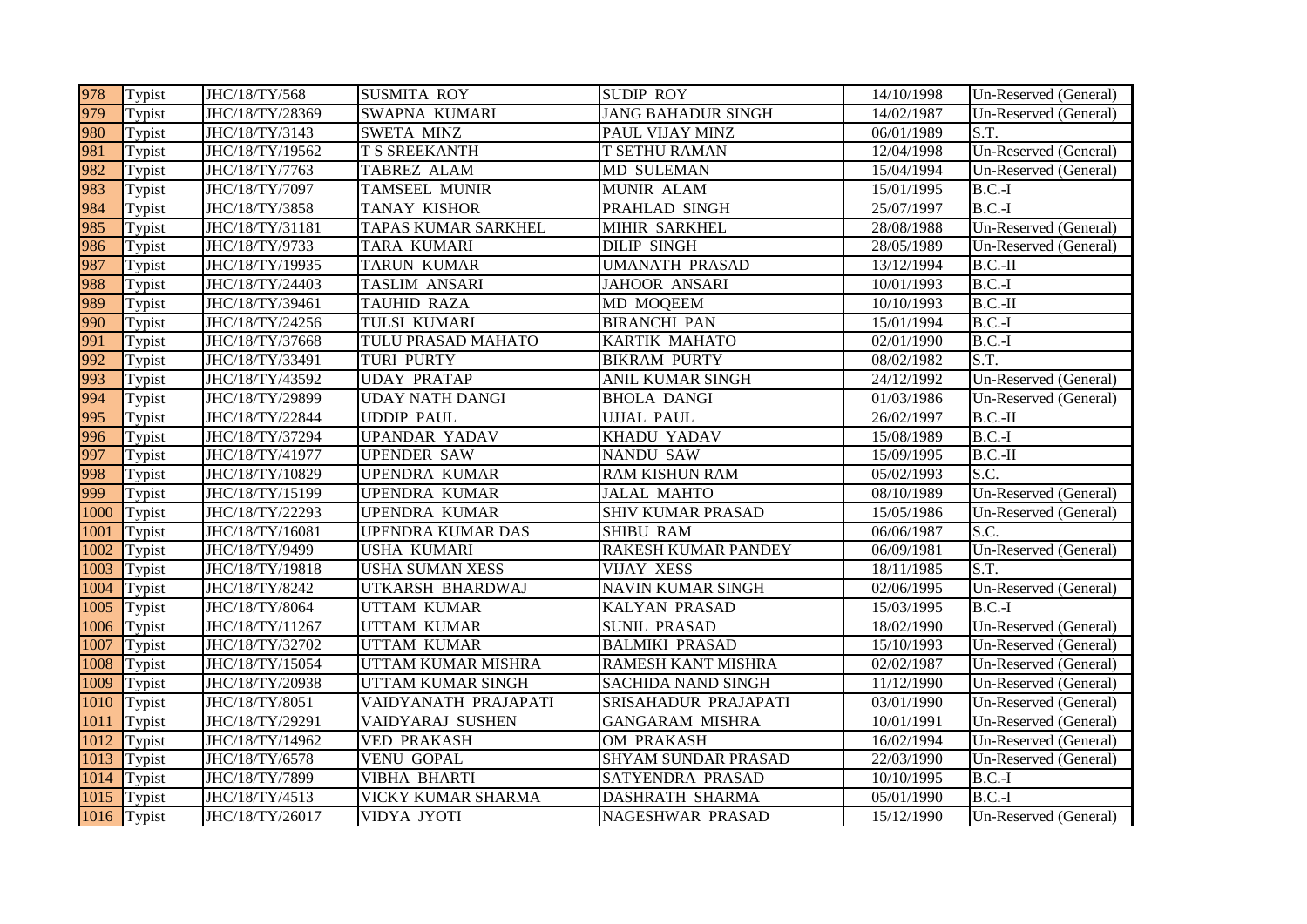| 978 | Typist | JHC/18/TY/568 | SUSMITA ROY | SUDIP ROY | 14/10/1998 | Un-Reserved (General) |
|---|---|---|---|---|---|---|
| 979 | Typist | JHC/18/TY/28369 | SWAPNA KUMARI | JANG BAHADUR SINGH | 14/02/1987 | Un-Reserved (General) |
| 980 | Typist | JHC/18/TY/3143 | SWETA MINZ | PAUL VIJAY MINZ | 06/01/1989 | S.T. |
| 981 | Typist | JHC/18/TY/19562 | T S SREEKANTH | T SETHU RAMAN | 12/04/1998 | Un-Reserved (General) |
| 982 | Typist | JHC/18/TY/7763 | TABREZ ALAM | MD SULEMAN | 15/04/1994 | Un-Reserved (General) |
| 983 | Typist | JHC/18/TY/7097 | TAMSEEL MUNIR | MUNIR ALAM | 15/01/1995 | B.C.-I |
| 984 | Typist | JHC/18/TY/3858 | TANAY KISHOR | PRAHLAD SINGH | 25/07/1997 | B.C.-I |
| 985 | Typist | JHC/18/TY/31181 | TAPAS KUMAR SARKHEL | MIHIR SARKHEL | 28/08/1988 | Un-Reserved (General) |
| 986 | Typist | JHC/18/TY/9733 | TARA KUMARI | DILIP SINGH | 28/05/1989 | Un-Reserved (General) |
| 987 | Typist | JHC/18/TY/19935 | TARUN KUMAR | UMANATH PRASAD | 13/12/1994 | B.C.-II |
| 988 | Typist | JHC/18/TY/24403 | TASLIM ANSARI | JAHOOR ANSARI | 10/01/1993 | B.C.-I |
| 989 | Typist | JHC/18/TY/39461 | TAUHID RAZA | MD MOQEEM | 10/10/1993 | B.C.-II |
| 990 | Typist | JHC/18/TY/24256 | TULSI KUMARI | BIRANCHI PAN | 15/01/1994 | B.C.-I |
| 991 | Typist | JHC/18/TY/37668 | TULU PRASAD MAHATO | KARTIK MAHATO | 02/01/1990 | B.C.-I |
| 992 | Typist | JHC/18/TY/33491 | TURI PURTY | BIKRAM PURTY | 08/02/1982 | S.T. |
| 993 | Typist | JHC/18/TY/43592 | UDAY PRATAP | ANIL KUMAR SINGH | 24/12/1992 | Un-Reserved (General) |
| 994 | Typist | JHC/18/TY/29899 | UDAY NATH DANGI | BHOLA DANGI | 01/03/1986 | Un-Reserved (General) |
| 995 | Typist | JHC/18/TY/22844 | UDDIP PAUL | UJJAL PAUL | 26/02/1997 | B.C.-II |
| 996 | Typist | JHC/18/TY/37294 | UPANDAR YADAV | KHADU YADAV | 15/08/1989 | B.C.-I |
| 997 | Typist | JHC/18/TY/41977 | UPENDER SAW | NANDU SAW | 15/09/1995 | B.C.-II |
| 998 | Typist | JHC/18/TY/10829 | UPENDRA KUMAR | RAM KISHUN RAM | 05/02/1993 | S.C. |
| 999 | Typist | JHC/18/TY/15199 | UPENDRA KUMAR | JALAL MAHTO | 08/10/1989 | Un-Reserved (General) |
| 1000 | Typist | JHC/18/TY/22293 | UPENDRA KUMAR | SHIV KUMAR PRASAD | 15/05/1986 | Un-Reserved (General) |
| 1001 | Typist | JHC/18/TY/16081 | UPENDRA KUMAR DAS | SHIBU RAM | 06/06/1987 | S.C. |
| 1002 | Typist | JHC/18/TY/9499 | USHA KUMARI | RAKESH KUMAR PANDEY | 06/09/1981 | Un-Reserved (General) |
| 1003 | Typist | JHC/18/TY/19818 | USHA SUMAN XESS | VIJAY XESS | 18/11/1985 | S.T. |
| 1004 | Typist | JHC/18/TY/8242 | UTKARSH BHARDWAJ | NAVIN KUMAR SINGH | 02/06/1995 | Un-Reserved (General) |
| 1005 | Typist | JHC/18/TY/8064 | UTTAM KUMAR | KALYAN PRASAD | 15/03/1995 | B.C.-I |
| 1006 | Typist | JHC/18/TY/11267 | UTTAM KUMAR | SUNIL PRASAD | 18/02/1990 | Un-Reserved (General) |
| 1007 | Typist | JHC/18/TY/32702 | UTTAM KUMAR | BALMIKI PRASAD | 15/10/1993 | Un-Reserved (General) |
| 1008 | Typist | JHC/18/TY/15054 | UTTAM KUMAR MISHRA | RAMESH KANT MISHRA | 02/02/1987 | Un-Reserved (General) |
| 1009 | Typist | JHC/18/TY/20938 | UTTAM KUMAR SINGH | SACHIDA NAND SINGH | 11/12/1990 | Un-Reserved (General) |
| 1010 | Typist | JHC/18/TY/8051 | VAIDYANATH PRAJAPATI | SRISAHADUR PRAJAPATI | 03/01/1990 | Un-Reserved (General) |
| 1011 | Typist | JHC/18/TY/29291 | VAIDYARAJ SUSHEN | GANGARAM MISHRA | 10/01/1991 | Un-Reserved (General) |
| 1012 | Typist | JHC/18/TY/14962 | VED PRAKASH | OM PRAKASH | 16/02/1994 | Un-Reserved (General) |
| 1013 | Typist | JHC/18/TY/6578 | VENU GOPAL | SHYAM SUNDAR PRASAD | 22/03/1990 | Un-Reserved (General) |
| 1014 | Typist | JHC/18/TY/7899 | VIBHA BHARTI | SATYENDRA PRASAD | 10/10/1995 | B.C.-I |
| 1015 | Typist | JHC/18/TY/4513 | VICKY KUMAR SHARMA | DASHRATH SHARMA | 05/01/1990 | B.C.-I |
| 1016 | Typist | JHC/18/TY/26017 | VIDYA JYOTI | NAGESHWAR PRASAD | 15/12/1990 | Un-Reserved (General) |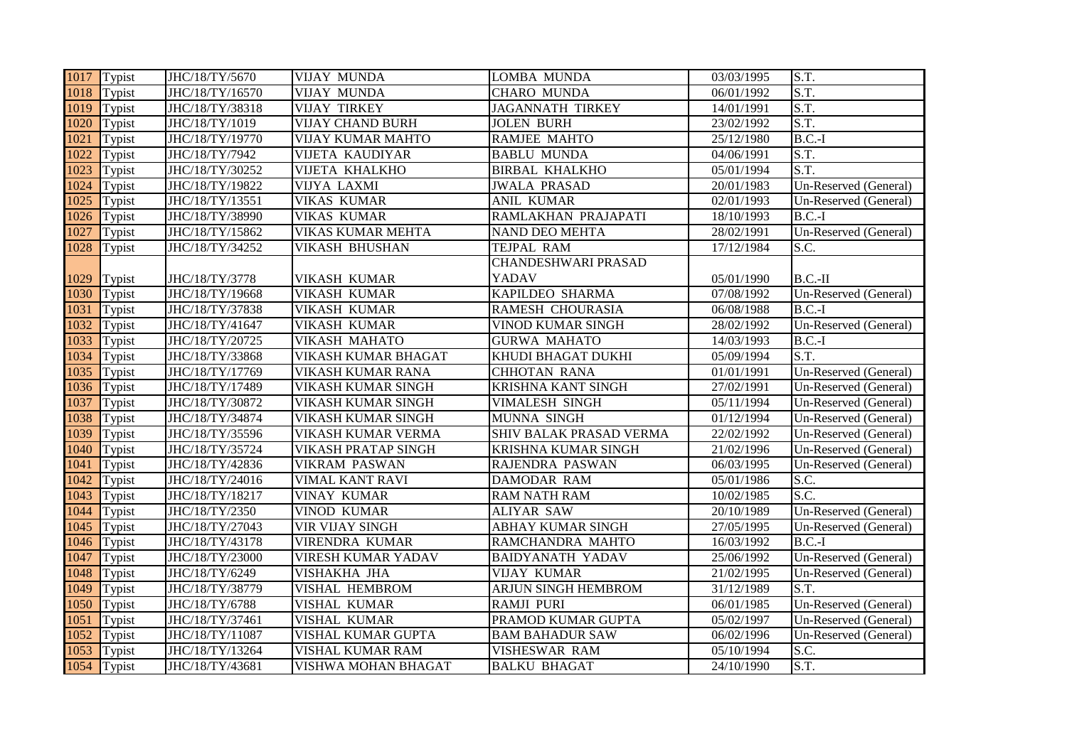| 1017 | Typist | JHC/18/TY/5670 | VIJAY MUNDA | LOMBA MUNDA | 03/03/1995 | S.T. |
|---|---|---|---|---|---|---|
| 1018 | Typist | JHC/18/TY/16570 | VIJAY MUNDA | CHARO MUNDA | 06/01/1992 | S.T. |
| 1019 | Typist | JHC/18/TY/38318 | VIJAY TIRKEY | JAGANNATH TIRKEY | 14/01/1991 | S.T. |
| 1020 | Typist | JHC/18/TY/1019 | VIJAY CHAND BURH | JOLEN BURH | 23/02/1992 | S.T. |
| 1021 | Typist | JHC/18/TY/19770 | VIJAY KUMAR MAHTO | RAMJEE MAHTO | 25/12/1980 | B.C.-I |
| 1022 | Typist | JHC/18/TY/7942 | VIJETA KAUDIYAR | BABLU MUNDA | 04/06/1991 | S.T. |
| 1023 | Typist | JHC/18/TY/30252 | VIJETA KHALKHO | BIRBAL KHALKHO | 05/01/1994 | S.T. |
| 1024 | Typist | JHC/18/TY/19822 | VIJYA LAXMI | JWALA PRASAD | 20/01/1983 | Un-Reserved (General) |
| 1025 | Typist | JHC/18/TY/13551 | VIKAS KUMAR | ANIL KUMAR | 02/01/1993 | Un-Reserved (General) |
| 1026 | Typist | JHC/18/TY/38990 | VIKAS KUMAR | RAMLAKHAN PRAJAPATI | 18/10/1993 | B.C.-I |
| 1027 | Typist | JHC/18/TY/15862 | VIKAS KUMAR MEHTA | NAND DEO MEHTA | 28/02/1991 | Un-Reserved (General) |
| 1028 | Typist | JHC/18/TY/34252 | VIKASH BHUSHAN | TEJPAL RAM | 17/12/1984 | S.C. |
| 1029 | Typist | JHC/18/TY/3778 | VIKASH KUMAR | CHANDESHWARI PRASAD YADAV | 05/01/1990 | B.C.-II |
| 1030 | Typist | JHC/18/TY/19668 | VIKASH KUMAR | KAPILDEO SHARMA | 07/08/1992 | Un-Reserved (General) |
| 1031 | Typist | JHC/18/TY/37838 | VIKASH KUMAR | RAMESH CHOURASIA | 06/08/1988 | B.C.-I |
| 1032 | Typist | JHC/18/TY/41647 | VIKASH KUMAR | VINOD KUMAR SINGH | 28/02/1992 | Un-Reserved (General) |
| 1033 | Typist | JHC/18/TY/20725 | VIKASH MAHATO | GURWA MAHATO | 14/03/1993 | B.C.-I |
| 1034 | Typist | JHC/18/TY/33868 | VIKASH KUMAR BHAGAT | KHUDI BHAGAT DUKHI | 05/09/1994 | S.T. |
| 1035 | Typist | JHC/18/TY/17769 | VIKASH KUMAR RANA | CHHOTAN RANA | 01/01/1991 | Un-Reserved (General) |
| 1036 | Typist | JHC/18/TY/17489 | VIKASH KUMAR SINGH | KRISHNA KANT SINGH | 27/02/1991 | Un-Reserved (General) |
| 1037 | Typist | JHC/18/TY/30872 | VIKASH KUMAR SINGH | VIMALESH SINGH | 05/11/1994 | Un-Reserved (General) |
| 1038 | Typist | JHC/18/TY/34874 | VIKASH KUMAR SINGH | MUNNA SINGH | 01/12/1994 | Un-Reserved (General) |
| 1039 | Typist | JHC/18/TY/35596 | VIKASH KUMAR VERMA | SHIV BALAK PRASAD VERMA | 22/02/1992 | Un-Reserved (General) |
| 1040 | Typist | JHC/18/TY/35724 | VIKASH PRATAP SINGH | KRISHNA KUMAR SINGH | 21/02/1996 | Un-Reserved (General) |
| 1041 | Typist | JHC/18/TY/42836 | VIKRAM PASWAN | RAJENDRA PASWAN | 06/03/1995 | Un-Reserved (General) |
| 1042 | Typist | JHC/18/TY/24016 | VIMAL KANT RAVI | DAMODAR RAM | 05/01/1986 | S.C. |
| 1043 | Typist | JHC/18/TY/18217 | VINAY KUMAR | RAM NATH RAM | 10/02/1985 | S.C. |
| 1044 | Typist | JHC/18/TY/2350 | VINOD KUMAR | ALIYAR SAW | 20/10/1989 | Un-Reserved (General) |
| 1045 | Typist | JHC/18/TY/27043 | VIR VIJAY SINGH | ABHAY KUMAR SINGH | 27/05/1995 | Un-Reserved (General) |
| 1046 | Typist | JHC/18/TY/43178 | VIRENDRA KUMAR | RAMCHANDRA MAHTO | 16/03/1992 | B.C.-I |
| 1047 | Typist | JHC/18/TY/23000 | VIRESH KUMAR YADAV | BAIDYANATH YADAV | 25/06/1992 | Un-Reserved (General) |
| 1048 | Typist | JHC/18/TY/6249 | VISHAKHA JHA | VIJAY KUMAR | 21/02/1995 | Un-Reserved (General) |
| 1049 | Typist | JHC/18/TY/38779 | VISHAL HEMBROM | ARJUN SINGH HEMBROM | 31/12/1989 | S.T. |
| 1050 | Typist | JHC/18/TY/6788 | VISHAL KUMAR | RAMJI PURI | 06/01/1985 | Un-Reserved (General) |
| 1051 | Typist | JHC/18/TY/37461 | VISHAL KUMAR | PRAMOD KUMAR GUPTA | 05/02/1997 | Un-Reserved (General) |
| 1052 | Typist | JHC/18/TY/11087 | VISHAL KUMAR GUPTA | BAM BAHADUR SAW | 06/02/1996 | Un-Reserved (General) |
| 1053 | Typist | JHC/18/TY/13264 | VISHAL KUMAR RAM | VISHESWAR RAM | 05/10/1994 | S.C. |
| 1054 | Typist | JHC/18/TY/43681 | VISHWA MOHAN BHAGAT | BALKU BHAGAT | 24/10/1990 | S.T. |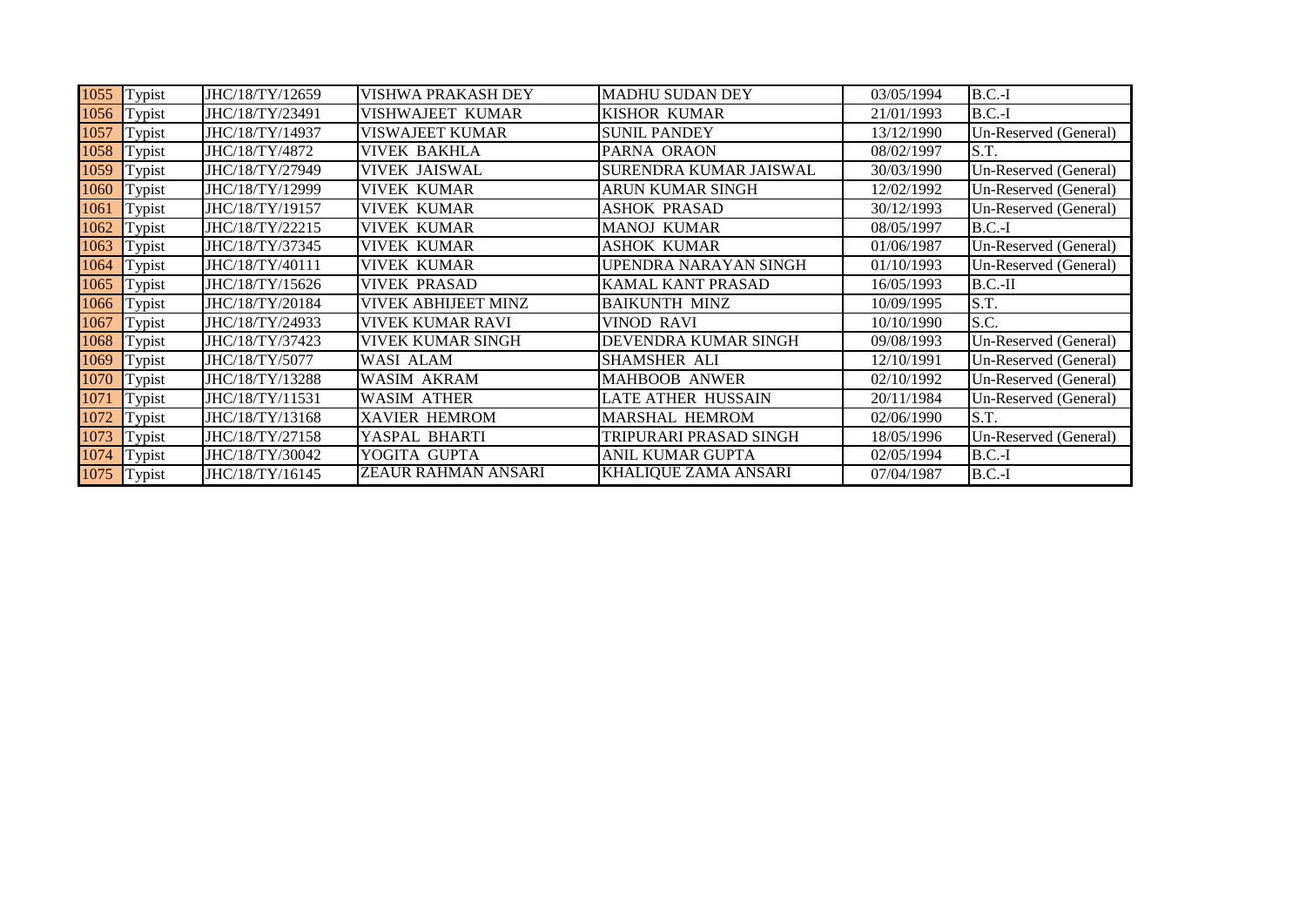| 1055 | Typist | JHC/18/TY/12659 | VISHWA PRAKASH DEY | MADHU SUDAN DEY | 03/05/1994 | B.C.-I |
|---|---|---|---|---|---|---|
| 1056 | Typist | JHC/18/TY/23491 | VISHWAJEET KUMAR | KISHOR KUMAR | 21/01/1993 | B.C.-I |
| 1057 | Typist | JHC/18/TY/14937 | VISWAJEET KUMAR | SUNIL PANDEY | 13/12/1990 | Un-Reserved (General) |
| 1058 | Typist | JHC/18/TY/4872 | VIVEK BAKHLA | PARNA ORAON | 08/02/1997 | S.T. |
| 1059 | Typist | JHC/18/TY/27949 | VIVEK JAISWAL | SURENDRA KUMAR JAISWAL | 30/03/1990 | Un-Reserved (General) |
| 1060 | Typist | JHC/18/TY/12999 | VIVEK KUMAR | ARUN KUMAR SINGH | 12/02/1992 | Un-Reserved (General) |
| 1061 | Typist | JHC/18/TY/19157 | VIVEK KUMAR | ASHOK PRASAD | 30/12/1993 | Un-Reserved (General) |
| 1062 | Typist | JHC/18/TY/22215 | VIVEK KUMAR | MANOJ KUMAR | 08/05/1997 | B.C.-I |
| 1063 | Typist | JHC/18/TY/37345 | VIVEK KUMAR | ASHOK KUMAR | 01/06/1987 | Un-Reserved (General) |
| 1064 | Typist | JHC/18/TY/40111 | VIVEK KUMAR | UPENDRA NARAYAN SINGH | 01/10/1993 | Un-Reserved (General) |
| 1065 | Typist | JHC/18/TY/15626 | VIVEK PRASAD | KAMAL KANT PRASAD | 16/05/1993 | B.C.-II |
| 1066 | Typist | JHC/18/TY/20184 | VIVEK ABHIJEET MINZ | BAIKUNTH MINZ | 10/09/1995 | S.T. |
| 1067 | Typist | JHC/18/TY/24933 | VIVEK KUMAR RAVI | VINOD RAVI | 10/10/1990 | S.C. |
| 1068 | Typist | JHC/18/TY/37423 | VIVEK KUMAR SINGH | DEVENDRA KUMAR SINGH | 09/08/1993 | Un-Reserved (General) |
| 1069 | Typist | JHC/18/TY/5077 | WASI ALAM | SHAMSHER ALI | 12/10/1991 | Un-Reserved (General) |
| 1070 | Typist | JHC/18/TY/13288 | WASIM AKRAM | MAHBOOB ANWER | 02/10/1992 | Un-Reserved (General) |
| 1071 | Typist | JHC/18/TY/11531 | WASIM ATHER | LATE ATHER HUSSAIN | 20/11/1984 | Un-Reserved (General) |
| 1072 | Typist | JHC/18/TY/13168 | XAVIER HEMROM | MARSHAL HEMROM | 02/06/1990 | S.T. |
| 1073 | Typist | JHC/18/TY/27158 | YASPAL BHARTI | TRIPURARI PRASAD SINGH | 18/05/1996 | Un-Reserved (General) |
| 1074 | Typist | JHC/18/TY/30042 | YOGITA GUPTA | ANIL KUMAR GUPTA | 02/05/1994 | B.C.-I |
| 1075 | Typist | JHC/18/TY/16145 | ZEAUR RAHMAN ANSARI | KHALIQUE ZAMA ANSARI | 07/04/1987 | B.C.-I |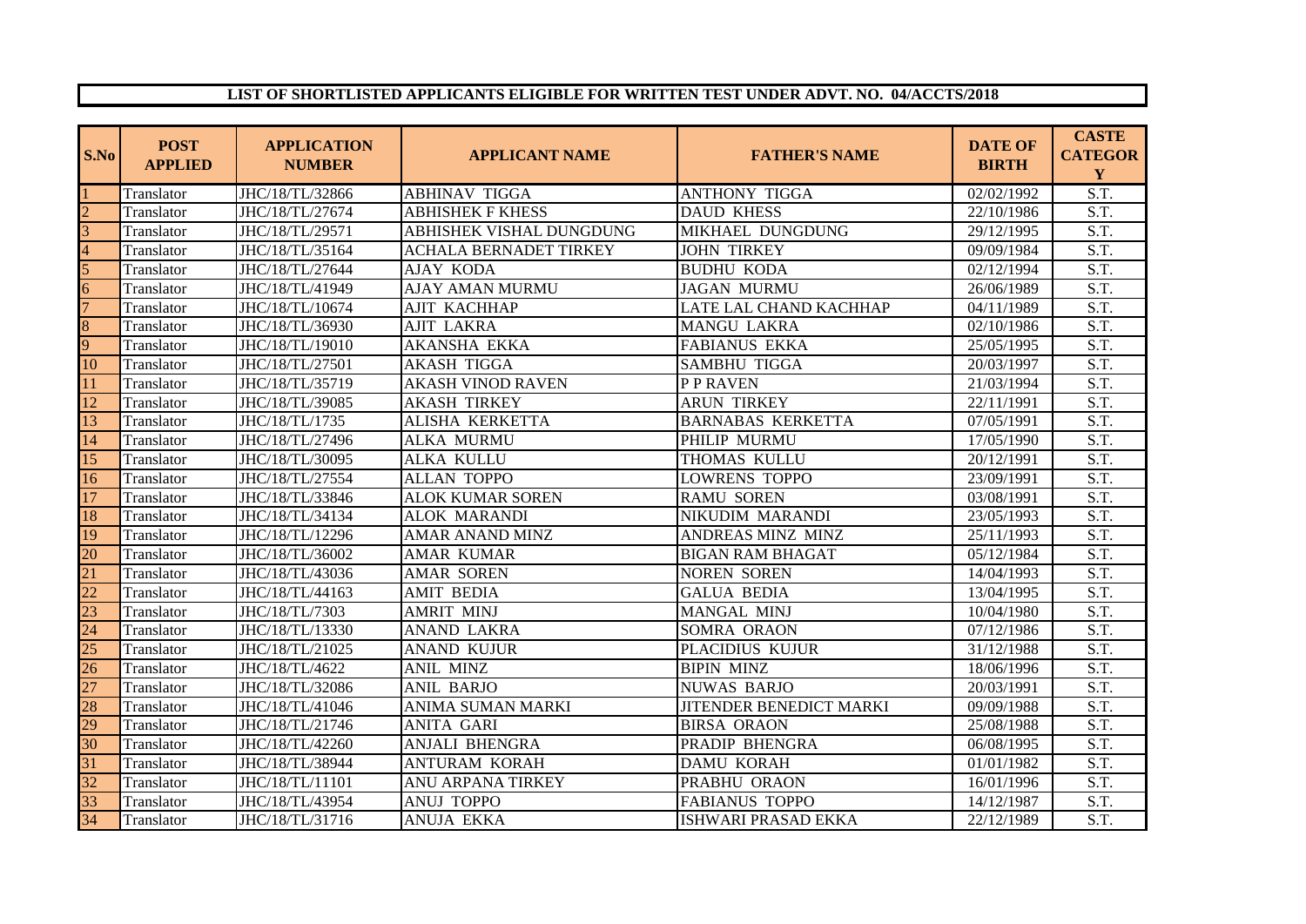## LIST OF SHORTLISTED APPLICANTS ELIGIBLE FOR WRITTEN TEST UNDER ADVT. NO. 04/ACCTS/2018

| S.No | POST APPLIED | APPLICATION NUMBER | APPLICANT NAME | FATHER'S NAME | DATE OF BIRTH | CASTE CATEGORY |
|---|---|---|---|---|---|---|
| 1 | Translator | JHC/18/TL/32866 | ABHINAV TIGGA | ANTHONY TIGGA | 02/02/1992 | S.T. |
| 2 | Translator | JHC/18/TL/27674 | ABHISHEK F KHESS | DAUD KHESS | 22/10/1986 | S.T. |
| 3 | Translator | JHC/18/TL/29571 | ABHISHEK VISHAL DUNGDUNG | MIKHAEL DUNGDUNG | 29/12/1995 | S.T. |
| 4 | Translator | JHC/18/TL/35164 | ACHALA BERNADET TIRKEY | JOHN TIRKEY | 09/09/1984 | S.T. |
| 5 | Translator | JHC/18/TL/27644 | AJAY KODA | BUDHU KODA | 02/12/1994 | S.T. |
| 6 | Translator | JHC/18/TL/41949 | AJAY AMAN MURMU | JAGAN MURMU | 26/06/1989 | S.T. |
| 7 | Translator | JHC/18/TL/10674 | AJIT KACHHAP | LATE LAL CHAND KACHHAP | 04/11/1989 | S.T. |
| 8 | Translator | JHC/18/TL/36930 | AJIT LAKRA | MANGU LAKRA | 02/10/1986 | S.T. |
| 9 | Translator | JHC/18/TL/19010 | AKANSHA EKKA | FABIANUS EKKA | 25/05/1995 | S.T. |
| 10 | Translator | JHC/18/TL/27501 | AKASH TIGGA | SAMBHU TIGGA | 20/03/1997 | S.T. |
| 11 | Translator | JHC/18/TL/35719 | AKASH VINOD RAVEN | P P RAVEN | 21/03/1994 | S.T. |
| 12 | Translator | JHC/18/TL/39085 | AKASH TIRKEY | ARUN TIRKEY | 22/11/1991 | S.T. |
| 13 | Translator | JHC/18/TL/1735 | ALISHA KERKETTA | BARNABAS KERKETTA | 07/05/1991 | S.T. |
| 14 | Translator | JHC/18/TL/27496 | ALKA MURMU | PHILIP MURMU | 17/05/1990 | S.T. |
| 15 | Translator | JHC/18/TL/30095 | ALKA KULLU | THOMAS KULLU | 20/12/1991 | S.T. |
| 16 | Translator | JHC/18/TL/27554 | ALLAN TOPPO | LOWRENS TOPPO | 23/09/1991 | S.T. |
| 17 | Translator | JHC/18/TL/33846 | ALOK KUMAR SOREN | RAMU SOREN | 03/08/1991 | S.T. |
| 18 | Translator | JHC/18/TL/34134 | ALOK MARANDI | NIKUDIM MARANDI | 23/05/1993 | S.T. |
| 19 | Translator | JHC/18/TL/12296 | AMAR ANAND MINZ | ANDREAS MINZ MINZ | 25/11/1993 | S.T. |
| 20 | Translator | JHC/18/TL/36002 | AMAR KUMAR | BIGAN RAM BHAGAT | 05/12/1984 | S.T. |
| 21 | Translator | JHC/18/TL/43036 | AMAR SOREN | NOREN SOREN | 14/04/1993 | S.T. |
| 22 | Translator | JHC/18/TL/44163 | AMIT BEDIA | GALUA BEDIA | 13/04/1995 | S.T. |
| 23 | Translator | JHC/18/TL/7303 | AMRIT MINJ | MANGAL MINJ | 10/04/1980 | S.T. |
| 24 | Translator | JHC/18/TL/13330 | ANAND LAKRA | SOMRA ORAON | 07/12/1986 | S.T. |
| 25 | Translator | JHC/18/TL/21025 | ANAND KUJUR | PLACIDIUS KUJUR | 31/12/1988 | S.T. |
| 26 | Translator | JHC/18/TL/4622 | ANIL MINZ | BIPIN MINZ | 18/06/1996 | S.T. |
| 27 | Translator | JHC/18/TL/32086 | ANIL BARJO | NUWAS BARJO | 20/03/1991 | S.T. |
| 28 | Translator | JHC/18/TL/41046 | ANIMA SUMAN MARKI | JITENDER BENEDICT MARKI | 09/09/1988 | S.T. |
| 29 | Translator | JHC/18/TL/21746 | ANITA GARI | BIRSA ORAON | 25/08/1988 | S.T. |
| 30 | Translator | JHC/18/TL/42260 | ANJALI BHENGRA | PRADIP BHENGRA | 06/08/1995 | S.T. |
| 31 | Translator | JHC/18/TL/38944 | ANTURAM KORAH | DAMU KORAH | 01/01/1982 | S.T. |
| 32 | Translator | JHC/18/TL/11101 | ANU ARPANA TIRKEY | PRABHU ORAON | 16/01/1996 | S.T. |
| 33 | Translator | JHC/18/TL/43954 | ANUJ TOPPO | FABIANUS TOPPO | 14/12/1987 | S.T. |
| 34 | Translator | JHC/18/TL/31716 | ANUJA EKKA | ISHWARI PRASAD EKKA | 22/12/1989 | S.T. |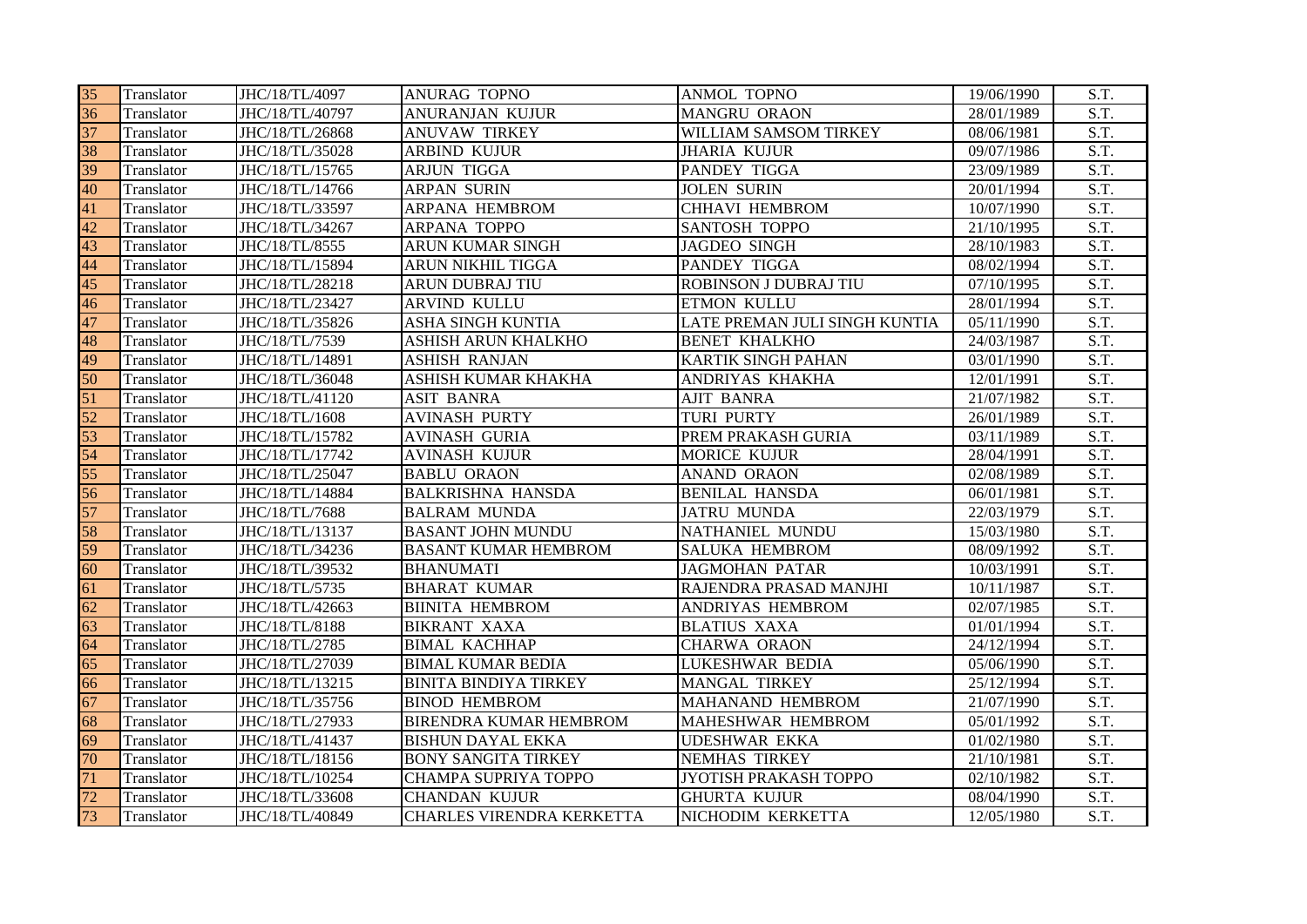| 35 | Translator | JHC/18/TL/4097 | ANURAG TOPNO | ANMOL TOPNO | 19/06/1990 | S.T. |
|---|---|---|---|---|---|---|
| 36 | Translator | JHC/18/TL/40797 | ANURANJAN KUJUR | MANGRU ORAON | 28/01/1989 | S.T. |
| 37 | Translator | JHC/18/TL/26868 | ANUVAW TIRKEY | WILLIAM SAMSOM TIRKEY | 08/06/1981 | S.T. |
| 38 | Translator | JHC/18/TL/35028 | ARBIND KUJUR | JHARIA KUJUR | 09/07/1986 | S.T. |
| 39 | Translator | JHC/18/TL/15765 | ARJUN TIGGA | PANDEY TIGGA | 23/09/1989 | S.T. |
| 40 | Translator | JHC/18/TL/14766 | ARPAN SURIN | JOLEN SURIN | 20/01/1994 | S.T. |
| 41 | Translator | JHC/18/TL/33597 | ARPANA HEMBROM | CHHAVI HEMBROM | 10/07/1990 | S.T. |
| 42 | Translator | JHC/18/TL/34267 | ARPANA TOPPO | SANTOSH TOPPO | 21/10/1995 | S.T. |
| 43 | Translator | JHC/18/TL/8555 | ARUN KUMAR SINGH | JAGDEO SINGH | 28/10/1983 | S.T. |
| 44 | Translator | JHC/18/TL/15894 | ARUN NIKHIL TIGGA | PANDEY TIGGA | 08/02/1994 | S.T. |
| 45 | Translator | JHC/18/TL/28218 | ARUN DUBRAJ TIU | ROBINSON J DUBRAJ TIU | 07/10/1995 | S.T. |
| 46 | Translator | JHC/18/TL/23427 | ARVIND KULLU | ETMON KULLU | 28/01/1994 | S.T. |
| 47 | Translator | JHC/18/TL/35826 | ASHA SINGH KUNTIA | LATE PREMAN JULI SINGH KUNTIA | 05/11/1990 | S.T. |
| 48 | Translator | JHC/18/TL/7539 | ASHISH ARUN KHALKHO | BENET KHALKHO | 24/03/1987 | S.T. |
| 49 | Translator | JHC/18/TL/14891 | ASHISH RANJAN | KARTIK SINGH PAHAN | 03/01/1990 | S.T. |
| 50 | Translator | JHC/18/TL/36048 | ASHISH KUMAR KHAKHA | ANDRIYAS KHAKHA | 12/01/1991 | S.T. |
| 51 | Translator | JHC/18/TL/41120 | ASIT BANRA | AJIT BANRA | 21/07/1982 | S.T. |
| 52 | Translator | JHC/18/TL/1608 | AVINASH PURTY | TURI PURTY | 26/01/1989 | S.T. |
| 53 | Translator | JHC/18/TL/15782 | AVINASH GURIA | PREM PRAKASH GURIA | 03/11/1989 | S.T. |
| 54 | Translator | JHC/18/TL/17742 | AVINASH KUJUR | MORICE KUJUR | 28/04/1991 | S.T. |
| 55 | Translator | JHC/18/TL/25047 | BABLU ORAON | ANAND ORAON | 02/08/1989 | S.T. |
| 56 | Translator | JHC/18/TL/14884 | BALKRISHNA HANSDA | BENILAL HANSDA | 06/01/1981 | S.T. |
| 57 | Translator | JHC/18/TL/7688 | BALRAM MUNDA | JATRU MUNDA | 22/03/1979 | S.T. |
| 58 | Translator | JHC/18/TL/13137 | BASANT JOHN MUNDU | NATHANIEL MUNDU | 15/03/1980 | S.T. |
| 59 | Translator | JHC/18/TL/34236 | BASANT KUMAR HEMBROM | SALUKA HEMBROM | 08/09/1992 | S.T. |
| 60 | Translator | JHC/18/TL/39532 | BHANUMATI | JAGMOHAN PATAR | 10/03/1991 | S.T. |
| 61 | Translator | JHC/18/TL/5735 | BHARAT KUMAR | RAJENDRA PRASAD MANJHI | 10/11/1987 | S.T. |
| 62 | Translator | JHC/18/TL/42663 | BIINITA HEMBROM | ANDRIYAS HEMBROM | 02/07/1985 | S.T. |
| 63 | Translator | JHC/18/TL/8188 | BIKRANT XAXA | BLATIUS XAXA | 01/01/1994 | S.T. |
| 64 | Translator | JHC/18/TL/2785 | BIMAL KACHHAP | CHARWA ORAON | 24/12/1994 | S.T. |
| 65 | Translator | JHC/18/TL/27039 | BIMAL KUMAR BEDIA | LUKESHWAR BEDIA | 05/06/1990 | S.T. |
| 66 | Translator | JHC/18/TL/13215 | BINITA BINDIYA TIRKEY | MANGAL TIRKEY | 25/12/1994 | S.T. |
| 67 | Translator | JHC/18/TL/35756 | BINOD HEMBROM | MAHANAND HEMBROM | 21/07/1990 | S.T. |
| 68 | Translator | JHC/18/TL/27933 | BIRENDRA KUMAR HEMBROM | MAHESHWAR HEMBROM | 05/01/1992 | S.T. |
| 69 | Translator | JHC/18/TL/41437 | BISHUN DAYAL EKKA | UDESHWAR EKKA | 01/02/1980 | S.T. |
| 70 | Translator | JHC/18/TL/18156 | BONY SANGITA TIRKEY | NEMHAS TIRKEY | 21/10/1981 | S.T. |
| 71 | Translator | JHC/18/TL/10254 | CHAMPA SUPRIYA TOPPO | JYOTISH PRAKASH TOPPO | 02/10/1982 | S.T. |
| 72 | Translator | JHC/18/TL/33608 | CHANDAN KUJUR | GHURTA KUJUR | 08/04/1990 | S.T. |
| 73 | Translator | JHC/18/TL/40849 | CHARLES VIRENDRA KERKETTA | NICHODIM KERKETTA | 12/05/1980 | S.T. |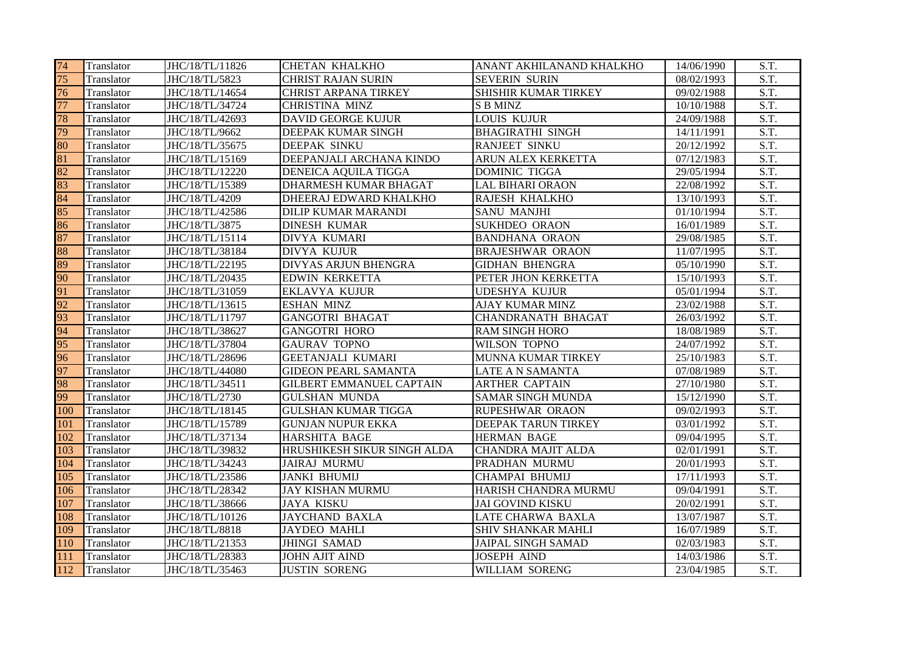| | | | | | | |
|---|---|---|---|---|---|---|
| 74 | Translator | JHC/18/TL/11826 | CHETAN KHALKHO | ANANT AKHILANAND KHALKHO | 14/06/1990 | S.T. |
| 75 | Translator | JHC/18/TL/5823 | CHRIST RAJAN SURIN | SEVERIN SURIN | 08/02/1993 | S.T. |
| 76 | Translator | JHC/18/TL/14654 | CHRIST ARPANA TIRKEY | SHISHIR KUMAR TIRKEY | 09/02/1988 | S.T. |
| 77 | Translator | JHC/18/TL/34724 | CHRISTINA MINZ | S B MINZ | 10/10/1988 | S.T. |
| 78 | Translator | JHC/18/TL/42693 | DAVID GEORGE KUJUR | LOUIS KUJUR | 24/09/1988 | S.T. |
| 79 | Translator | JHC/18/TL/9662 | DEEPAK KUMAR SINGH | BHAGIRATHI SINGH | 14/11/1991 | S.T. |
| 80 | Translator | JHC/18/TL/35675 | DEEPAK SINKU | RANJEET SINKU | 20/12/1992 | S.T. |
| 81 | Translator | JHC/18/TL/15169 | DEEPANJALI ARCHANA KINDO | ARUN ALEX KERKETTA | 07/12/1983 | S.T. |
| 82 | Translator | JHC/18/TL/12220 | DENEICA AQUILA TIGGA | DOMINIC TIGGA | 29/05/1994 | S.T. |
| 83 | Translator | JHC/18/TL/15389 | DHARMESH KUMAR BHAGAT | LAL BIHARI ORAON | 22/08/1992 | S.T. |
| 84 | Translator | JHC/18/TL/4209 | DHEERAJ EDWARD KHALKHO | RAJESH KHALKHO | 13/10/1993 | S.T. |
| 85 | Translator | JHC/18/TL/42586 | DILIP KUMAR MARANDI | SANU MANJHI | 01/10/1994 | S.T. |
| 86 | Translator | JHC/18/TL/3875 | DINESH KUMAR | SUKHDEO ORAON | 16/01/1989 | S.T. |
| 87 | Translator | JHC/18/TL/15114 | DIVYA KUMARI | BANDHANA ORAON | 29/08/1985 | S.T. |
| 88 | Translator | JHC/18/TL/38184 | DIVYA KUJUR | BRAJESHWAR ORAON | 11/07/1995 | S.T. |
| 89 | Translator | JHC/18/TL/22195 | DIVYAS ARJUN BHENGRA | GIDHAN BHENGRA | 05/10/1990 | S.T. |
| 90 | Translator | JHC/18/TL/20435 | EDWIN KERKETTA | PETER JHON KERKETTA | 15/10/1993 | S.T. |
| 91 | Translator | JHC/18/TL/31059 | EKLAVYA KUJUR | UDESHYA KUJUR | 05/01/1994 | S.T. |
| 92 | Translator | JHC/18/TL/13615 | ESHAN MINZ | AJAY KUMAR MINZ | 23/02/1988 | S.T. |
| 93 | Translator | JHC/18/TL/11797 | GANGOTRI BHAGAT | CHANDRANATH BHAGAT | 26/03/1992 | S.T. |
| 94 | Translator | JHC/18/TL/38627 | GANGOTRI HORO | RAM SINGH HORO | 18/08/1989 | S.T. |
| 95 | Translator | JHC/18/TL/37804 | GAURAV TOPNO | WILSON TOPNO | 24/07/1992 | S.T. |
| 96 | Translator | JHC/18/TL/28696 | GEETANJALI KUMARI | MUNNA KUMAR TIRKEY | 25/10/1983 | S.T. |
| 97 | Translator | JHC/18/TL/44080 | GIDEON PEARL SAMANTA | LATE A N SAMANTA | 07/08/1989 | S.T. |
| 98 | Translator | JHC/18/TL/34511 | GILBERT EMMANUEL CAPTAIN | ARTHER CAPTAIN | 27/10/1980 | S.T. |
| 99 | Translator | JHC/18/TL/2730 | GULSHAN MUNDA | SAMAR SINGH MUNDA | 15/12/1990 | S.T. |
| 100 | Translator | JHC/18/TL/18145 | GULSHAN KUMAR TIGGA | RUPESHWAR ORAON | 09/02/1993 | S.T. |
| 101 | Translator | JHC/18/TL/15789 | GUNJAN NUPUR EKKA | DEEPAK TARUN TIRKEY | 03/01/1992 | S.T. |
| 102 | Translator | JHC/18/TL/37134 | HARSHITA BAGE | HERMAN BAGE | 09/04/1995 | S.T. |
| 103 | Translator | JHC/18/TL/39832 | HRUSHIKESH SIKUR SINGH ALDA | CHANDRA MAJIT ALDA | 02/01/1991 | S.T. |
| 104 | Translator | JHC/18/TL/34243 | JAIRAJ MURMU | PRADHAN MURMU | 20/01/1993 | S.T. |
| 105 | Translator | JHC/18/TL/23586 | JANKI BHUMIJ | CHAMPAI BHUMIJ | 17/11/1993 | S.T. |
| 106 | Translator | JHC/18/TL/28342 | JAY KISHAN MURMU | HARISH CHANDRA MURMU | 09/04/1991 | S.T. |
| 107 | Translator | JHC/18/TL/38666 | JAYA KISKU | JAI GOVIND KISKU | 20/02/1991 | S.T. |
| 108 | Translator | JHC/18/TL/10126 | JAYCHAND BAXLA | LATE CHARWA BAXLA | 13/07/1987 | S.T. |
| 109 | Translator | JHC/18/TL/8818 | JAYDEO MAHLI | SHIV SHANKAR MAHLI | 16/07/1989 | S.T. |
| 110 | Translator | JHC/18/TL/21353 | JHINGI SAMAD | JAIPAL SINGH SAMAD | 02/03/1983 | S.T. |
| 111 | Translator | JHC/18/TL/28383 | JOHN AJIT AIND | JOSEPH AIND | 14/03/1986 | S.T. |
| 112 | Translator | JHC/18/TL/35463 | JUSTIN SORENG | WILLIAM SORENG | 23/04/1985 | S.T. |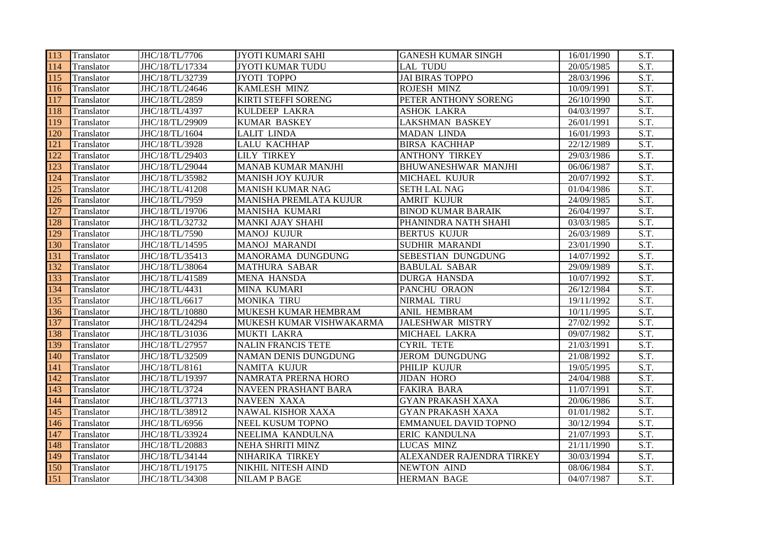| | | | | | | |
|---|---|---|---|---|---|---|
| 113 | Translator | JHC/18/TL/7706 | JYOTI KUMARI SAHI | GANESH KUMAR SINGH | 16/01/1990 | S.T. |
| 114 | Translator | JHC/18/TL/17334 | JYOTI KUMAR TUDU | LAL TUDU | 20/05/1985 | S.T. |
| 115 | Translator | JHC/18/TL/32739 | JYOTI TOPPO | JAI BIRAS TOPPO | 28/03/1996 | S.T. |
| 116 | Translator | JHC/18/TL/24646 | KAMLESH MINZ | ROJESH MINZ | 10/09/1991 | S.T. |
| 117 | Translator | JHC/18/TL/2859 | KIRTI STEFFI SORENG | PETER ANTHONY SORENG | 26/10/1990 | S.T. |
| 118 | Translator | JHC/18/TL/4397 | KULDEEP LAKRA | ASHOK LAKRA | 04/03/1997 | S.T. |
| 119 | Translator | JHC/18/TL/29909 | KUMAR BASKEY | LAKSHMAN BASKEY | 26/01/1991 | S.T. |
| 120 | Translator | JHC/18/TL/1604 | LALIT LINDA | MADAN LINDA | 16/01/1993 | S.T. |
| 121 | Translator | JHC/18/TL/3928 | LALU KACHHAP | BIRSA KACHHAP | 22/12/1989 | S.T. |
| 122 | Translator | JHC/18/TL/29403 | LILY TIRKEY | ANTHONY TIRKEY | 29/03/1986 | S.T. |
| 123 | Translator | JHC/18/TL/29044 | MANAB KUMAR MANJHI | BHUWANESHWAR MANJHI | 06/06/1987 | S.T. |
| 124 | Translator | JHC/18/TL/35982 | MANISH JOY KUJUR | MICHAEL KUJUR | 20/07/1992 | S.T. |
| 125 | Translator | JHC/18/TL/41208 | MANISH KUMAR NAG | SETH LAL NAG | 01/04/1986 | S.T. |
| 126 | Translator | JHC/18/TL/7959 | MANISHA PREMLATA KUJUR | AMRIT KUJUR | 24/09/1985 | S.T. |
| 127 | Translator | JHC/18/TL/19706 | MANISHA KUMARI | BINOD KUMAR BARAIK | 26/04/1997 | S.T. |
| 128 | Translator | JHC/18/TL/32732 | MANKI AJAY SHAHI | PHANINDRA NATH SHAHI | 03/03/1985 | S.T. |
| 129 | Translator | JHC/18/TL/7590 | MANOJ KUJUR | BERTUS KUJUR | 26/03/1989 | S.T. |
| 130 | Translator | JHC/18/TL/14595 | MANOJ MARANDI | SUDHIR MARANDI | 23/01/1990 | S.T. |
| 131 | Translator | JHC/18/TL/35413 | MANORAMA DUNGDUNG | SEBESTIAN DUNGDUNG | 14/07/1992 | S.T. |
| 132 | Translator | JHC/18/TL/38064 | MATHURA SABAR | BABULAL SABAR | 29/09/1989 | S.T. |
| 133 | Translator | JHC/18/TL/41589 | MENA HANSDA | DURGA HANSDA | 10/07/1992 | S.T. |
| 134 | Translator | JHC/18/TL/4431 | MINA KUMARI | PANCHU ORAON | 26/12/1984 | S.T. |
| 135 | Translator | JHC/18/TL/6617 | MONIKA TIRU | NIRMAL TIRU | 19/11/1992 | S.T. |
| 136 | Translator | JHC/18/TL/10880 | MUKESH KUMAR HEMBRAM | ANIL HEMBRAM | 10/11/1995 | S.T. |
| 137 | Translator | JHC/18/TL/24294 | MUKESH KUMAR VISHWAKARMA | JALESHWAR MISTRY | 27/02/1992 | S.T. |
| 138 | Translator | JHC/18/TL/31036 | MUKTI LAKRA | MICHAEL LAKRA | 09/07/1982 | S.T. |
| 139 | Translator | JHC/18/TL/27957 | NALIN FRANCIS TETE | CYRIL TETE | 21/03/1991 | S.T. |
| 140 | Translator | JHC/18/TL/32509 | NAMAN DENIS DUNGDUNG | JEROM DUNGDUNG | 21/08/1992 | S.T. |
| 141 | Translator | JHC/18/TL/8161 | NAMITA KUJUR | PHILIP KUJUR | 19/05/1995 | S.T. |
| 142 | Translator | JHC/18/TL/19397 | NAMRATA PRERNA HORO | JIDAN HORO | 24/04/1988 | S.T. |
| 143 | Translator | JHC/18/TL/3724 | NAVEEN PRASHANT BARA | FAKIRA BARA | 11/07/1991 | S.T. |
| 144 | Translator | JHC/18/TL/37713 | NAVEEN XAXA | GYAN PRAKASH XAXA | 20/06/1986 | S.T. |
| 145 | Translator | JHC/18/TL/38912 | NAWAL KISHOR XAXA | GYAN PRAKASH XAXA | 01/01/1982 | S.T. |
| 146 | Translator | JHC/18/TL/6956 | NEEL KUSUM TOPNO | EMMANUEL DAVID TOPNO | 30/12/1994 | S.T. |
| 147 | Translator | JHC/18/TL/33924 | NEELIMA KANDULNA | ERIC KANDULNA | 21/07/1993 | S.T. |
| 148 | Translator | JHC/18/TL/20883 | NEHA SHRITI MINZ | LUCAS MINZ | 21/11/1990 | S.T. |
| 149 | Translator | JHC/18/TL/34144 | NIHARIKA TIRKEY | ALEXANDER RAJENDRA TIRKEY | 30/03/1994 | S.T. |
| 150 | Translator | JHC/18/TL/19175 | NIKHIL NITESH AIND | NEWTON AIND | 08/06/1984 | S.T. |
| 151 | Translator | JHC/18/TL/34308 | NILAM P BAGE | HERMAN BAGE | 04/07/1987 | S.T. |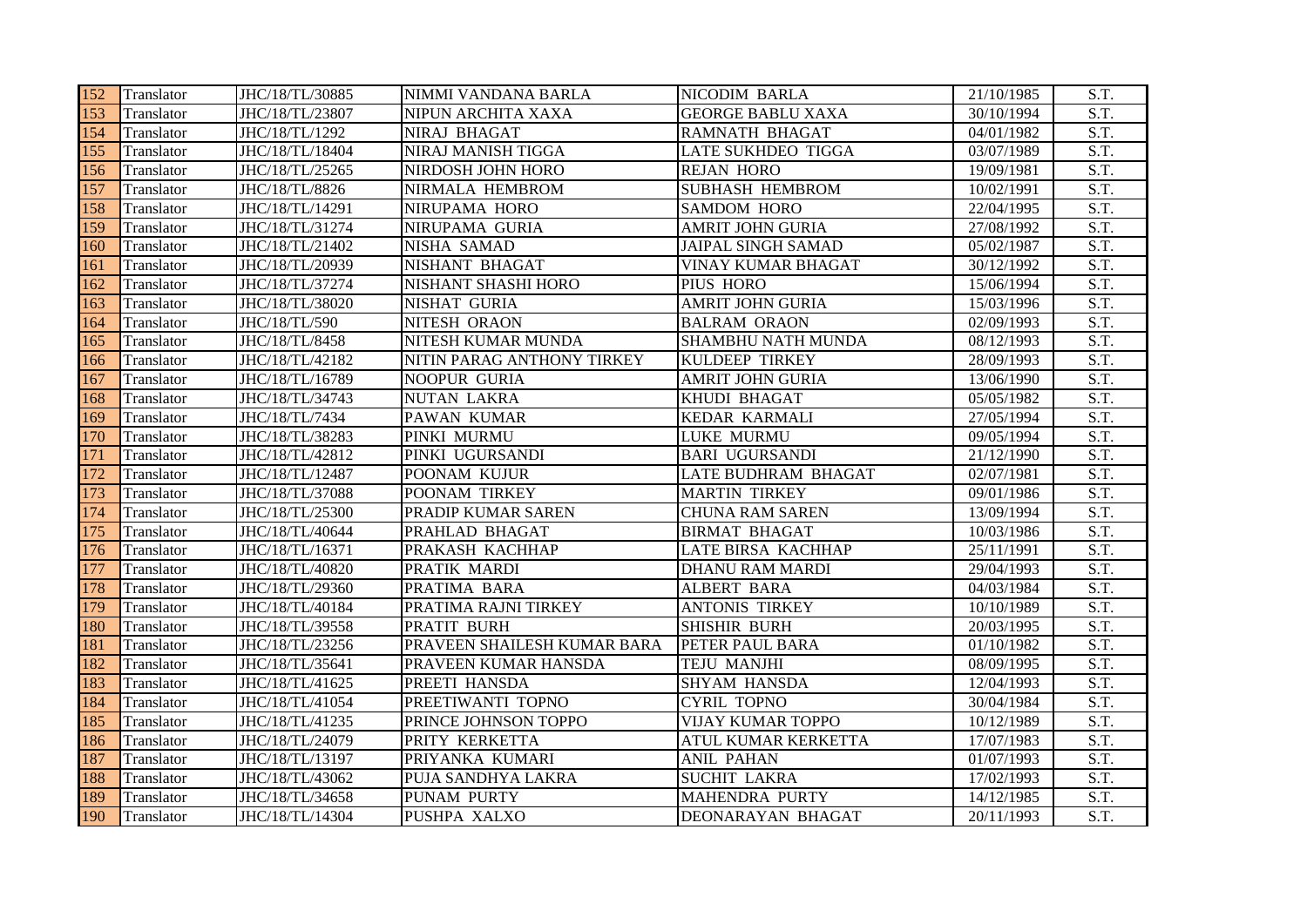| 152 | Translator | JHC/18/TL/30885 | NIMMI VANDANA BARLA | NICODIM BARLA | 21/10/1985 | S.T. |
|---|---|---|---|---|---|---|
| 153 | Translator | JHC/18/TL/23807 | NIPUN ARCHITA XAXA | GEORGE BABLU XAXA | 30/10/1994 | S.T. |
| 154 | Translator | JHC/18/TL/1292 | NIRAJ BHAGAT | RAMNATH BHAGAT | 04/01/1982 | S.T. |
| 155 | Translator | JHC/18/TL/18404 | NIRAJ MANISH TIGGA | LATE SUKHDEO TIGGA | 03/07/1989 | S.T. |
| 156 | Translator | JHC/18/TL/25265 | NIRDOSH JOHN HORO | REJAN HORO | 19/09/1981 | S.T. |
| 157 | Translator | JHC/18/TL/8826 | NIRMALA HEMBROM | SUBHASH HEMBROM | 10/02/1991 | S.T. |
| 158 | Translator | JHC/18/TL/14291 | NIRUPAMA HORO | SAMDOM HORO | 22/04/1995 | S.T. |
| 159 | Translator | JHC/18/TL/31274 | NIRUPAMA GURIA | AMRIT JOHN GURIA | 27/08/1992 | S.T. |
| 160 | Translator | JHC/18/TL/21402 | NISHA SAMAD | JAIPAL SINGH SAMAD | 05/02/1987 | S.T. |
| 161 | Translator | JHC/18/TL/20939 | NISHANT BHAGAT | VINAY KUMAR BHAGAT | 30/12/1992 | S.T. |
| 162 | Translator | JHC/18/TL/37274 | NISHANT SHASHI HORO | PIUS HORO | 15/06/1994 | S.T. |
| 163 | Translator | JHC/18/TL/38020 | NISHAT GURIA | AMRIT JOHN GURIA | 15/03/1996 | S.T. |
| 164 | Translator | JHC/18/TL/590 | NITESH ORAON | BALRAM ORAON | 02/09/1993 | S.T. |
| 165 | Translator | JHC/18/TL/8458 | NITESH KUMAR MUNDA | SHAMBHU NATH MUNDA | 08/12/1993 | S.T. |
| 166 | Translator | JHC/18/TL/42182 | NITIN PARAG ANTHONY TIRKEY | KULDEEP TIRKEY | 28/09/1993 | S.T. |
| 167 | Translator | JHC/18/TL/16789 | NOOPUR GURIA | AMRIT JOHN GURIA | 13/06/1990 | S.T. |
| 168 | Translator | JHC/18/TL/34743 | NUTAN LAKRA | KHUDI BHAGAT | 05/05/1982 | S.T. |
| 169 | Translator | JHC/18/TL/7434 | PAWAN KUMAR | KEDAR KARMALI | 27/05/1994 | S.T. |
| 170 | Translator | JHC/18/TL/38283 | PINKI MURMU | LUKE MURMU | 09/05/1994 | S.T. |
| 171 | Translator | JHC/18/TL/42812 | PINKI UGURSANDI | BARI UGURSANDI | 21/12/1990 | S.T. |
| 172 | Translator | JHC/18/TL/12487 | POONAM KUJUR | LATE BUDHRAM BHAGAT | 02/07/1981 | S.T. |
| 173 | Translator | JHC/18/TL/37088 | POONAM TIRKEY | MARTIN TIRKEY | 09/01/1986 | S.T. |
| 174 | Translator | JHC/18/TL/25300 | PRADIP KUMAR SAREN | CHUNA RAM SAREN | 13/09/1994 | S.T. |
| 175 | Translator | JHC/18/TL/40644 | PRAHLAD BHAGAT | BIRMAT BHAGAT | 10/03/1986 | S.T. |
| 176 | Translator | JHC/18/TL/16371 | PRAKASH KACHHAP | LATE BIRSA KACHHAP | 25/11/1991 | S.T. |
| 177 | Translator | JHC/18/TL/40820 | PRATIK MARDI | DHANU RAM MARDI | 29/04/1993 | S.T. |
| 178 | Translator | JHC/18/TL/29360 | PRATIMA BARA | ALBERT BARA | 04/03/1984 | S.T. |
| 179 | Translator | JHC/18/TL/40184 | PRATIMA RAJNI TIRKEY | ANTONIS TIRKEY | 10/10/1989 | S.T. |
| 180 | Translator | JHC/18/TL/39558 | PRATIT BURH | SHISHIR BURH | 20/03/1995 | S.T. |
| 181 | Translator | JHC/18/TL/23256 | PRAVEEN SHAILESH KUMAR BARA | PETER PAUL BARA | 01/10/1982 | S.T. |
| 182 | Translator | JHC/18/TL/35641 | PRAVEEN KUMAR HANSDA | TEJU MANJHI | 08/09/1995 | S.T. |
| 183 | Translator | JHC/18/TL/41625 | PREETI HANSDA | SHYAM HANSDA | 12/04/1993 | S.T. |
| 184 | Translator | JHC/18/TL/41054 | PREETIWANTI TOPNO | CYRIL TOPNO | 30/04/1984 | S.T. |
| 185 | Translator | JHC/18/TL/41235 | PRINCE JOHNSON TOPPO | VIJAY KUMAR TOPPO | 10/12/1989 | S.T. |
| 186 | Translator | JHC/18/TL/24079 | PRITY KERKETTA | ATUL KUMAR KERKETTA | 17/07/1983 | S.T. |
| 187 | Translator | JHC/18/TL/13197 | PRIYANKA KUMARI | ANIL PAHAN | 01/07/1993 | S.T. |
| 188 | Translator | JHC/18/TL/43062 | PUJA SANDHYA LAKRA | SUCHIT LAKRA | 17/02/1993 | S.T. |
| 189 | Translator | JHC/18/TL/34658 | PUNAM PURTY | MAHENDRA PURTY | 14/12/1985 | S.T. |
| 190 | Translator | JHC/18/TL/14304 | PUSHPA XALXO | DEONARAYAN BHAGAT | 20/11/1993 | S.T. |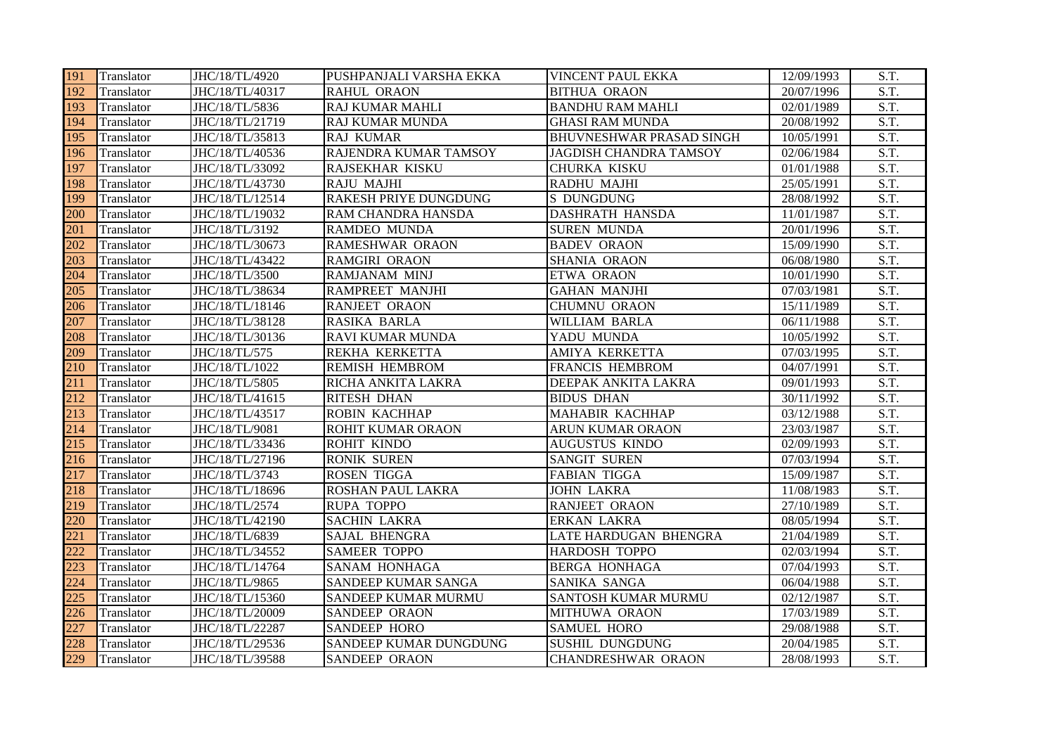| 191 | Translator | JHC/18/TL/4920 | PUSHPANJALI VARSHA EKKA | VINCENT PAUL EKKA | 12/09/1993 | S.T. |
|---|---|---|---|---|---|---|
| 192 | Translator | JHC/18/TL/40317 | RAHUL ORAON | BITHUA ORAON | 20/07/1996 | S.T. |
| 193 | Translator | JHC/18/TL/5836 | RAJ KUMAR MAHLI | BANDHU RAM MAHLI | 02/01/1989 | S.T. |
| 194 | Translator | JHC/18/TL/21719 | RAJ KUMAR MUNDA | GHASI RAM MUNDA | 20/08/1992 | S.T. |
| 195 | Translator | JHC/18/TL/35813 | RAJ KUMAR | BHUVNESHWAR PRASAD SINGH | 10/05/1991 | S.T. |
| 196 | Translator | JHC/18/TL/40536 | RAJENDRA KUMAR TAMSOY | JAGDISH CHANDRA TAMSOY | 02/06/1984 | S.T. |
| 197 | Translator | JHC/18/TL/33092 | RAJSEKHAR KISKU | CHURKA KISKU | 01/01/1988 | S.T. |
| 198 | Translator | JHC/18/TL/43730 | RAJU MAJHI | RADHU MAJHI | 25/05/1991 | S.T. |
| 199 | Translator | JHC/18/TL/12514 | RAKESH PRIYE DUNGDUNG | S DUNGDUNG | 28/08/1992 | S.T. |
| 200 | Translator | JHC/18/TL/19032 | RAM CHANDRA HANSDA | DASHRATH HANSDA | 11/01/1987 | S.T. |
| 201 | Translator | JHC/18/TL/3192 | RAMDEO MUNDA | SUREN MUNDA | 20/01/1996 | S.T. |
| 202 | Translator | JHC/18/TL/30673 | RAMESHWAR ORAON | BADEV ORAON | 15/09/1990 | S.T. |
| 203 | Translator | JHC/18/TL/43422 | RAMGIRI ORAON | SHANIA ORAON | 06/08/1980 | S.T. |
| 204 | Translator | JHC/18/TL/3500 | RAMJANAM MINJ | ETWA ORAON | 10/01/1990 | S.T. |
| 205 | Translator | JHC/18/TL/38634 | RAMPREET MANJHI | GAHAN MANJHI | 07/03/1981 | S.T. |
| 206 | Translator | JHC/18/TL/18146 | RANJEET ORAON | CHUMNU ORAON | 15/11/1989 | S.T. |
| 207 | Translator | JHC/18/TL/38128 | RASIKA BARLA | WILLIAM BARLA | 06/11/1988 | S.T. |
| 208 | Translator | JHC/18/TL/30136 | RAVI KUMAR MUNDA | YADU MUNDA | 10/05/1992 | S.T. |
| 209 | Translator | JHC/18/TL/575 | REKHA KERKETTA | AMIYA KERKETTA | 07/03/1995 | S.T. |
| 210 | Translator | JHC/18/TL/1022 | REMISH HEMBROM | FRANCIS HEMBROM | 04/07/1991 | S.T. |
| 211 | Translator | JHC/18/TL/5805 | RICHA ANKITA LAKRA | DEEPAK ANKITA LAKRA | 09/01/1993 | S.T. |
| 212 | Translator | JHC/18/TL/41615 | RITESH DHAN | BIDUS DHAN | 30/11/1992 | S.T. |
| 213 | Translator | JHC/18/TL/43517 | ROBIN KACHHAP | MAHABIR KACHHAP | 03/12/1988 | S.T. |
| 214 | Translator | JHC/18/TL/9081 | ROHIT KUMAR ORAON | ARUN KUMAR ORAON | 23/03/1987 | S.T. |
| 215 | Translator | JHC/18/TL/33436 | ROHIT KINDO | AUGUSTUS KINDO | 02/09/1993 | S.T. |
| 216 | Translator | JHC/18/TL/27196 | RONIK SUREN | SANGIT SUREN | 07/03/1994 | S.T. |
| 217 | Translator | JHC/18/TL/3743 | ROSEN TIGGA | FABIAN TIGGA | 15/09/1987 | S.T. |
| 218 | Translator | JHC/18/TL/18696 | ROSHAN PAUL LAKRA | JOHN LAKRA | 11/08/1983 | S.T. |
| 219 | Translator | JHC/18/TL/2574 | RUPA TOPPO | RANJEET ORAON | 27/10/1989 | S.T. |
| 220 | Translator | JHC/18/TL/42190 | SACHIN LAKRA | ERKAN LAKRA | 08/05/1994 | S.T. |
| 221 | Translator | JHC/18/TL/6839 | SAJAL BHENGRA | LATE HARDUGAN BHENGRA | 21/04/1989 | S.T. |
| 222 | Translator | JHC/18/TL/34552 | SAMEER TOPPO | HARDOSH TOPPO | 02/03/1994 | S.T. |
| 223 | Translator | JHC/18/TL/14764 | SANAM HONHAGA | BERGA HONHAGA | 07/04/1993 | S.T. |
| 224 | Translator | JHC/18/TL/9865 | SANDEEP KUMAR SANGA | SANIKA SANGA | 06/04/1988 | S.T. |
| 225 | Translator | JHC/18/TL/15360 | SANDEEP KUMAR MURMU | SANTOSH KUMAR MURMU | 02/12/1987 | S.T. |
| 226 | Translator | JHC/18/TL/20009 | SANDEEP ORAON | MITHUWA ORAON | 17/03/1989 | S.T. |
| 227 | Translator | JHC/18/TL/22287 | SANDEEP HORO | SAMUEL HORO | 29/08/1988 | S.T. |
| 228 | Translator | JHC/18/TL/29536 | SANDEEP KUMAR DUNGDUNG | SUSHIL DUNGDUNG | 20/04/1985 | S.T. |
| 229 | Translator | JHC/18/TL/39588 | SANDEEP ORAON | CHANDRESHWAR ORAON | 28/08/1993 | S.T. |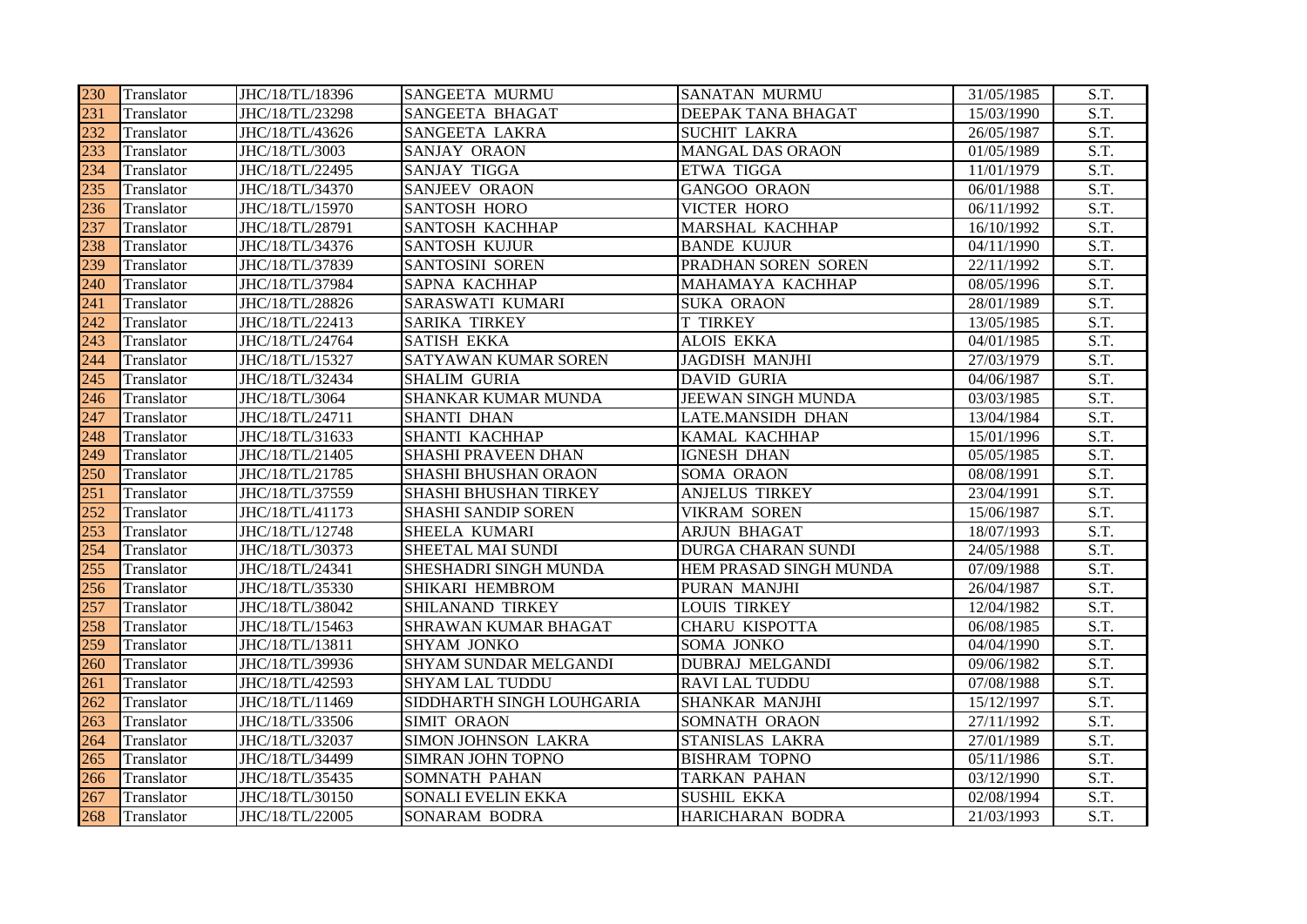| 230 | Translator | JHC/18/TL/18396 | SANGEETA MURMU | SANATAN MURMU | 31/05/1985 | S.T. |
|---|---|---|---|---|---|---|
| 231 | Translator | JHC/18/TL/23298 | SANGEETA BHAGAT | DEEPAK TANA BHAGAT | 15/03/1990 | S.T. |
| 232 | Translator | JHC/18/TL/43626 | SANGEETA LAKRA | SUCHIT LAKRA | 26/05/1987 | S.T. |
| 233 | Translator | JHC/18/TL/3003 | SANJAY ORAON | MANGAL DAS ORAON | 01/05/1989 | S.T. |
| 234 | Translator | JHC/18/TL/22495 | SANJAY TIGGA | ETWA TIGGA | 11/01/1979 | S.T. |
| 235 | Translator | JHC/18/TL/34370 | SANJEEV ORAON | GANGOO ORAON | 06/01/1988 | S.T. |
| 236 | Translator | JHC/18/TL/15970 | SANTOSH HORO | VICTER HORO | 06/11/1992 | S.T. |
| 237 | Translator | JHC/18/TL/28791 | SANTOSH KACHHAP | MARSHAL KACHHAP | 16/10/1992 | S.T. |
| 238 | Translator | JHC/18/TL/34376 | SANTOSH KUJUR | BANDE KUJUR | 04/11/1990 | S.T. |
| 239 | Translator | JHC/18/TL/37839 | SANTOSINI SOREN | PRADHAN SOREN SOREN | 22/11/1992 | S.T. |
| 240 | Translator | JHC/18/TL/37984 | SAPNA KACHHAP | MAHAMAYA KACHHAP | 08/05/1996 | S.T. |
| 241 | Translator | JHC/18/TL/28826 | SARASWATI KUMARI | SUKA ORAON | 28/01/1989 | S.T. |
| 242 | Translator | JHC/18/TL/22413 | SARIKA TIRKEY | T TIRKEY | 13/05/1985 | S.T. |
| 243 | Translator | JHC/18/TL/24764 | SATISH EKKA | ALOIS EKKA | 04/01/1985 | S.T. |
| 244 | Translator | JHC/18/TL/15327 | SATYAWAN KUMAR SOREN | JAGDISH MANJHI | 27/03/1979 | S.T. |
| 245 | Translator | JHC/18/TL/32434 | SHALIM GURIA | DAVID GURIA | 04/06/1987 | S.T. |
| 246 | Translator | JHC/18/TL/3064 | SHANKAR KUMAR MUNDA | JEEWAN SINGH MUNDA | 03/03/1985 | S.T. |
| 247 | Translator | JHC/18/TL/24711 | SHANTI DHAN | LATE.MANSIDH DHAN | 13/04/1984 | S.T. |
| 248 | Translator | JHC/18/TL/31633 | SHANTI KACHHAP | KAMAL KACHHAP | 15/01/1996 | S.T. |
| 249 | Translator | JHC/18/TL/21405 | SHASHI PRAVEEN DHAN | IGNESH DHAN | 05/05/1985 | S.T. |
| 250 | Translator | JHC/18/TL/21785 | SHASHI BHUSHAN ORAON | SOMA ORAON | 08/08/1991 | S.T. |
| 251 | Translator | JHC/18/TL/37559 | SHASHI BHUSHAN TIRKEY | ANJELUS TIRKEY | 23/04/1991 | S.T. |
| 252 | Translator | JHC/18/TL/41173 | SHASHI SANDIP SOREN | VIKRAM SOREN | 15/06/1987 | S.T. |
| 253 | Translator | JHC/18/TL/12748 | SHEELA KUMARI | ARJUN BHAGAT | 18/07/1993 | S.T. |
| 254 | Translator | JHC/18/TL/30373 | SHEETAL MAI SUNDI | DURGA CHARAN SUNDI | 24/05/1988 | S.T. |
| 255 | Translator | JHC/18/TL/24341 | SHESHADRI SINGH MUNDA | HEM PRASAD SINGH MUNDA | 07/09/1988 | S.T. |
| 256 | Translator | JHC/18/TL/35330 | SHIKARI HEMBROM | PURAN MANJHI | 26/04/1987 | S.T. |
| 257 | Translator | JHC/18/TL/38042 | SHILANAND TIRKEY | LOUIS TIRKEY | 12/04/1982 | S.T. |
| 258 | Translator | JHC/18/TL/15463 | SHRAWAN KUMAR BHAGAT | CHARU KISPOTTA | 06/08/1985 | S.T. |
| 259 | Translator | JHC/18/TL/13811 | SHYAM JONKO | SOMA JONKO | 04/04/1990 | S.T. |
| 260 | Translator | JHC/18/TL/39936 | SHYAM SUNDAR MELGANDI | DUBRAJ MELGANDI | 09/06/1982 | S.T. |
| 261 | Translator | JHC/18/TL/42593 | SHYAM LAL TUDDU | RAVI LAL TUDDU | 07/08/1988 | S.T. |
| 262 | Translator | JHC/18/TL/11469 | SIDDHARTH SINGH LOUHGARIA | SHANKAR MANJHI | 15/12/1997 | S.T. |
| 263 | Translator | JHC/18/TL/33506 | SIMIT ORAON | SOMNATH ORAON | 27/11/1992 | S.T. |
| 264 | Translator | JHC/18/TL/32037 | SIMON JOHNSON LAKRA | STANISLAS LAKRA | 27/01/1989 | S.T. |
| 265 | Translator | JHC/18/TL/34499 | SIMRAN JOHN TOPNO | BISHRAM TOPNO | 05/11/1986 | S.T. |
| 266 | Translator | JHC/18/TL/35435 | SOMNATH PAHAN | TARKAN PAHAN | 03/12/1990 | S.T. |
| 267 | Translator | JHC/18/TL/30150 | SONALI EVELIN EKKA | SUSHIL EKKA | 02/08/1994 | S.T. |
| 268 | Translator | JHC/18/TL/22005 | SONARAM BODRA | HARICHARAN BODRA | 21/03/1993 | S.T. |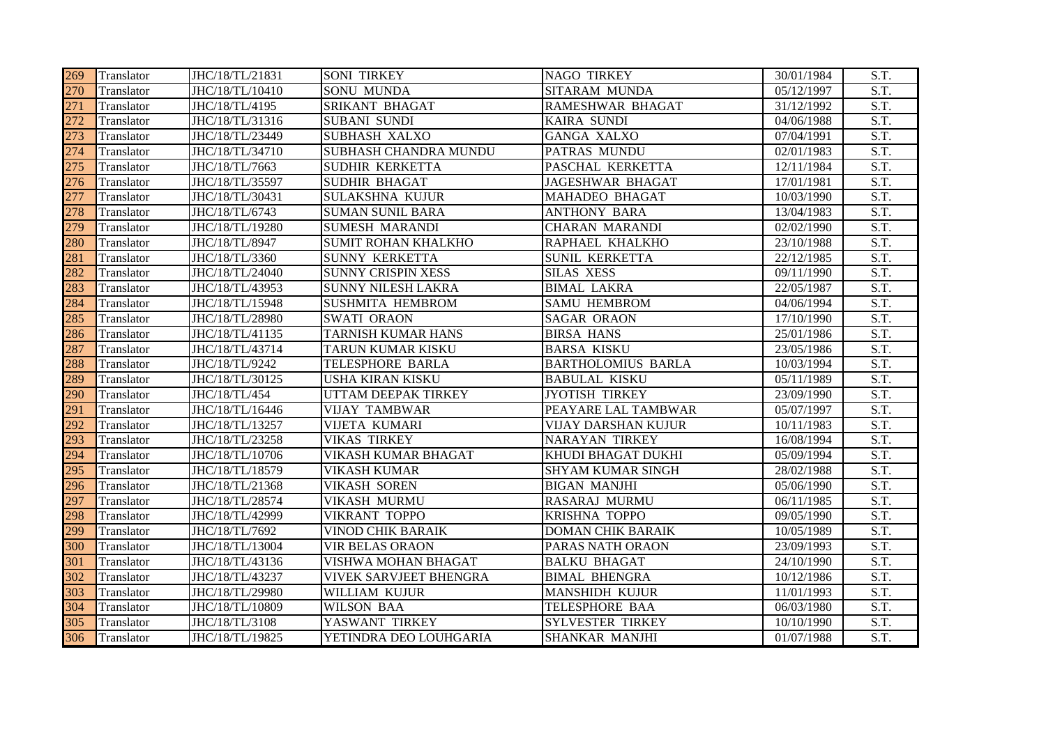| 269 | Translator | JHC/18/TL/21831 | SONI TIRKEY | NAGO TIRKEY | 30/01/1984 | S.T. |
|---|---|---|---|---|---|---|
| 270 | Translator | JHC/18/TL/10410 | SONU MUNDA | SITARAM MUNDA | 05/12/1997 | S.T. |
| 271 | Translator | JHC/18/TL/4195 | SRIKANT BHAGAT | RAMESHWAR BHAGAT | 31/12/1992 | S.T. |
| 272 | Translator | JHC/18/TL/31316 | SUBANI SUNDI | KAIRA SUNDI | 04/06/1988 | S.T. |
| 273 | Translator | JHC/18/TL/23449 | SUBHASH XALXO | GANGA XALXO | 07/04/1991 | S.T. |
| 274 | Translator | JHC/18/TL/34710 | SUBHASH CHANDRA MUNDU | PATRAS MUNDU | 02/01/1983 | S.T. |
| 275 | Translator | JHC/18/TL/7663 | SUDHIR KERKETTA | PASCHAL KERKETTA | 12/11/1984 | S.T. |
| 276 | Translator | JHC/18/TL/35597 | SUDHIR BHAGAT | JAGESHWAR BHAGAT | 17/01/1981 | S.T. |
| 277 | Translator | JHC/18/TL/30431 | SULAKSHNA KUJUR | MAHADEO BHAGAT | 10/03/1990 | S.T. |
| 278 | Translator | JHC/18/TL/6743 | SUMAN SUNIL BARA | ANTHONY BARA | 13/04/1983 | S.T. |
| 279 | Translator | JHC/18/TL/19280 | SUMESH MARANDI | CHARAN MARANDI | 02/02/1990 | S.T. |
| 280 | Translator | JHC/18/TL/8947 | SUMIT ROHAN KHALKHO | RAPHAEL KHALKHO | 23/10/1988 | S.T. |
| 281 | Translator | JHC/18/TL/3360 | SUNNY KERKETTA | SUNIL KERKETTA | 22/12/1985 | S.T. |
| 282 | Translator | JHC/18/TL/24040 | SUNNY CRISPIN XESS | SILAS XESS | 09/11/1990 | S.T. |
| 283 | Translator | JHC/18/TL/43953 | SUNNY NILESH LAKRA | BIMAL LAKRA | 22/05/1987 | S.T. |
| 284 | Translator | JHC/18/TL/15948 | SUSHMITA HEMBROM | SAMU HEMBROM | 04/06/1994 | S.T. |
| 285 | Translator | JHC/18/TL/28980 | SWATI ORAON | SAGAR ORAON | 17/10/1990 | S.T. |
| 286 | Translator | JHC/18/TL/41135 | TARNISH KUMAR HANS | BIRSA HANS | 25/01/1986 | S.T. |
| 287 | Translator | JHC/18/TL/43714 | TARUN KUMAR KISKU | BARSA KISKU | 23/05/1986 | S.T. |
| 288 | Translator | JHC/18/TL/9242 | TELESPHORE BARLA | BARTHOLOMIUS BARLA | 10/03/1994 | S.T. |
| 289 | Translator | JHC/18/TL/30125 | USHA KIRAN KISKU | BABULAL KISKU | 05/11/1989 | S.T. |
| 290 | Translator | JHC/18/TL/454 | UTTAM DEEPAK TIRKEY | JYOTISH TIRKEY | 23/09/1990 | S.T. |
| 291 | Translator | JHC/18/TL/16446 | VIJAY TAMBWAR | PEAYARE LAL TAMBWAR | 05/07/1997 | S.T. |
| 292 | Translator | JHC/18/TL/13257 | VIJETA KUMARI | VIJAY DARSHAN KUJUR | 10/11/1983 | S.T. |
| 293 | Translator | JHC/18/TL/23258 | VIKAS TIRKEY | NARAYAN TIRKEY | 16/08/1994 | S.T. |
| 294 | Translator | JHC/18/TL/10706 | VIKASH KUMAR BHAGAT | KHUDI BHAGAT DUKHI | 05/09/1994 | S.T. |
| 295 | Translator | JHC/18/TL/18579 | VIKASH KUMAR | SHYAM KUMAR SINGH | 28/02/1988 | S.T. |
| 296 | Translator | JHC/18/TL/21368 | VIKASH SOREN | BIGAN MANJHI | 05/06/1990 | S.T. |
| 297 | Translator | JHC/18/TL/28574 | VIKASH MURMU | RASARAJ MURMU | 06/11/1985 | S.T. |
| 298 | Translator | JHC/18/TL/42999 | VIKRANT TOPPO | KRISHNA TOPPO | 09/05/1990 | S.T. |
| 299 | Translator | JHC/18/TL/7692 | VINOD CHIK BARAIK | DOMAN CHIK BARAIK | 10/05/1989 | S.T. |
| 300 | Translator | JHC/18/TL/13004 | VIR BELAS ORAON | PARAS NATH ORAON | 23/09/1993 | S.T. |
| 301 | Translator | JHC/18/TL/43136 | VISHWA MOHAN BHAGAT | BALKU BHAGAT | 24/10/1990 | S.T. |
| 302 | Translator | JHC/18/TL/43237 | VIVEK SARVJEET BHENGRA | BIMAL BHENGRA | 10/12/1986 | S.T. |
| 303 | Translator | JHC/18/TL/29980 | WILLIAM KUJUR | MANSHIDH KUJUR | 11/01/1993 | S.T. |
| 304 | Translator | JHC/18/TL/10809 | WILSON BAA | TELESPHORE BAA | 06/03/1980 | S.T. |
| 305 | Translator | JHC/18/TL/3108 | YASWANT TIRKEY | SYLVESTER TIRKEY | 10/10/1990 | S.T. |
| 306 | Translator | JHC/18/TL/19825 | YETINDRA DEO LOUHGARIA | SHANKAR MANJHI | 01/07/1988 | S.T. |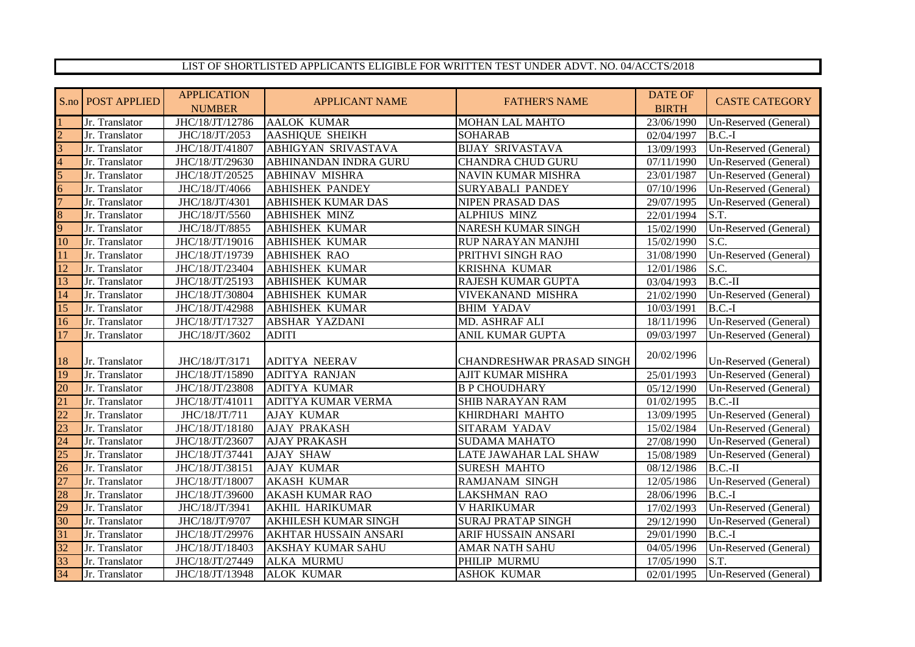LIST OF SHORTLISTED APPLICANTS ELIGIBLE FOR WRITTEN TEST UNDER ADVT. NO. 04/ACCTS/2018

| S.no | POST APPLIED | APPLICATION NUMBER | APPLICANT NAME | FATHER'S NAME | DATE OF BIRTH | CASTE CATEGORY |
|---|---|---|---|---|---|---|
| 1 | Jr. Translator | JHC/18/JT/12786 | AALOK KUMAR | MOHAN LAL MAHTO | 23/06/1990 | Un-Reserved (General) |
| 2 | Jr. Translator | JHC/18/JT/2053 | AASHIQUE SHEIKH | SOHARAB | 02/04/1997 | B.C.-I |
| 3 | Jr. Translator | JHC/18/JT/41807 | ABHIGYAN SRIVASTAVA | BIJAY SRIVASTAVA | 13/09/1993 | Un-Reserved (General) |
| 4 | Jr. Translator | JHC/18/JT/29630 | ABHINANDAN INDRA GURU | CHANDRA CHUD GURU | 07/11/1990 | Un-Reserved (General) |
| 5 | Jr. Translator | JHC/18/JT/20525 | ABHINAV MISHRA | NAVIN KUMAR MISHRA | 23/01/1987 | Un-Reserved (General) |
| 6 | Jr. Translator | JHC/18/JT/4066 | ABHISHEK PANDEY | SURYABALI PANDEY | 07/10/1996 | Un-Reserved (General) |
| 7 | Jr. Translator | JHC/18/JT/4301 | ABHISHEK KUMAR DAS | NIPEN PRASAD DAS | 29/07/1995 | Un-Reserved (General) |
| 8 | Jr. Translator | JHC/18/JT/5560 | ABHISHEK MINZ | ALPHIUS MINZ | 22/01/1994 | S.T. |
| 9 | Jr. Translator | JHC/18/JT/8855 | ABHISHEK KUMAR | NARESH KUMAR SINGH | 15/02/1990 | Un-Reserved (General) |
| 10 | Jr. Translator | JHC/18/JT/19016 | ABHISHEK KUMAR | RUP NARAYAN MANJHI | 15/02/1990 | S.C. |
| 11 | Jr. Translator | JHC/18/JT/19739 | ABHISHEK RAO | PRITHVI SINGH RAO | 31/08/1990 | Un-Reserved (General) |
| 12 | Jr. Translator | JHC/18/JT/23404 | ABHISHEK KUMAR | KRISHNA KUMAR | 12/01/1986 | S.C. |
| 13 | Jr. Translator | JHC/18/JT/25193 | ABHISHEK KUMAR | RAJESH KUMAR GUPTA | 03/04/1993 | B.C.-II |
| 14 | Jr. Translator | JHC/18/JT/30804 | ABHISHEK KUMAR | VIVEKANAND MISHRA | 21/02/1990 | Un-Reserved (General) |
| 15 | Jr. Translator | JHC/18/JT/42988 | ABHISHEK KUMAR | BHIM YADAV | 10/03/1991 | B.C.-I |
| 16 | Jr. Translator | JHC/18/JT/17327 | ABSHAR YAZDANI | MD. ASHRAF ALI | 18/11/1996 | Un-Reserved (General) |
| 17 | Jr. Translator | JHC/18/JT/3602 | ADITI | ANIL KUMAR GUPTA | 09/03/1997 | Un-Reserved (General) |
| 18 | Jr. Translator | JHC/18/JT/3171 | ADITYA NEERAV | CHANDRESHWAR PRASAD SINGH | 20/02/1996 | Un-Reserved (General) |
| 19 | Jr. Translator | JHC/18/JT/15890 | ADITYA RANJAN | AJIT KUMAR MISHRA | 25/01/1993 | Un-Reserved (General) |
| 20 | Jr. Translator | JHC/18/JT/23808 | ADITYA KUMAR | B P CHOUDHARY | 05/12/1990 | Un-Reserved (General) |
| 21 | Jr. Translator | JHC/18/JT/41011 | ADITYA KUMAR VERMA | SHIB NARAYAN RAM | 01/02/1995 | B.C.-II |
| 22 | Jr. Translator | JHC/18/JT/711 | AJAY KUMAR | KHIRDHARI MAHTO | 13/09/1995 | Un-Reserved (General) |
| 23 | Jr. Translator | JHC/18/JT/18180 | AJAY PRAKASH | SITARAM YADAV | 15/02/1984 | Un-Reserved (General) |
| 24 | Jr. Translator | JHC/18/JT/23607 | AJAY PRAKASH | SUDAMA MAHATO | 27/08/1990 | Un-Reserved (General) |
| 25 | Jr. Translator | JHC/18/JT/37441 | AJAY SHAW | LATE JAWAHAR LAL SHAW | 15/08/1989 | Un-Reserved (General) |
| 26 | Jr. Translator | JHC/18/JT/38151 | AJAY KUMAR | SURESH MAHTO | 08/12/1986 | B.C.-II |
| 27 | Jr. Translator | JHC/18/JT/18007 | AKASH KUMAR | RAMJANAM SINGH | 12/05/1986 | Un-Reserved (General) |
| 28 | Jr. Translator | JHC/18/JT/39600 | AKASH KUMAR RAO | LAKSHMAN RAO | 28/06/1996 | B.C.-I |
| 29 | Jr. Translator | JHC/18/JT/3941 | AKHIL HARIKUMAR | V HARIKUMAR | 17/02/1993 | Un-Reserved (General) |
| 30 | Jr. Translator | JHC/18/JT/9707 | AKHILESH KUMAR SINGH | SURAJ PRATAP SINGH | 29/12/1990 | Un-Reserved (General) |
| 31 | Jr. Translator | JHC/18/JT/29976 | AKHTAR HUSSAIN ANSARI | ARIF HUSSAIN ANSARI | 29/01/1990 | B.C.-I |
| 32 | Jr. Translator | JHC/18/JT/18403 | AKSHAY KUMAR SAHU | AMAR NATH SAHU | 04/05/1996 | Un-Reserved (General) |
| 33 | Jr. Translator | JHC/18/JT/27449 | ALKA MURMU | PHILIP MURMU | 17/05/1990 | S.T. |
| 34 | Jr. Translator | JHC/18/JT/13948 | ALOK KUMAR | ASHOK KUMAR | 02/01/1995 | Un-Reserved (General) |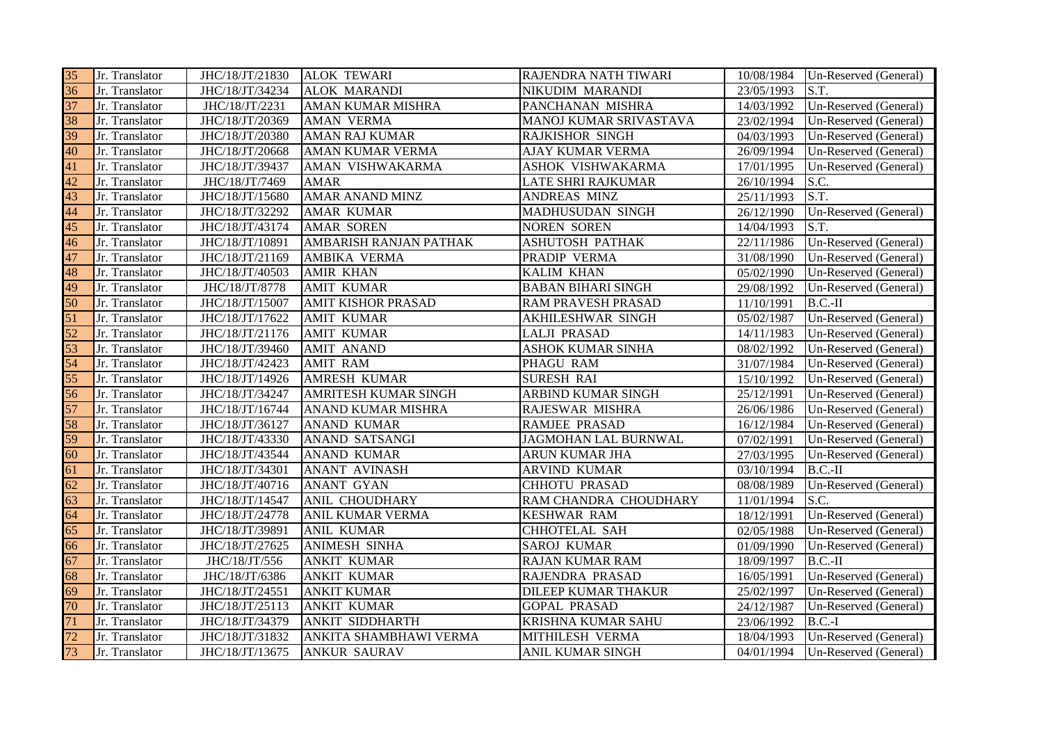| | | | | | | |
|---|---|---|---|---|---|---|
| 35 | Jr. Translator | JHC/18/JT/21830 | ALOK TEWARI | RAJENDRA NATH TIWARI | 10/08/1984 | Un-Reserved (General) |
| 36 | Jr. Translator | JHC/18/JT/34234 | ALOK MARANDI | NIKUDIM MARANDI | 23/05/1993 | S.T. |
| 37 | Jr. Translator | JHC/18/JT/2231 | AMAN KUMAR MISHRA | PANCHANAN MISHRA | 14/03/1992 | Un-Reserved (General) |
| 38 | Jr. Translator | JHC/18/JT/20369 | AMAN VERMA | MANOJ KUMAR SRIVASTAVA | 23/02/1994 | Un-Reserved (General) |
| 39 | Jr. Translator | JHC/18/JT/20380 | AMAN RAJ KUMAR | RAJKISHOR SINGH | 04/03/1993 | Un-Reserved (General) |
| 40 | Jr. Translator | JHC/18/JT/20668 | AMAN KUMAR VERMA | AJAY KUMAR VERMA | 26/09/1994 | Un-Reserved (General) |
| 41 | Jr. Translator | JHC/18/JT/39437 | AMAN VISHWAKARMA | ASHOK VISHWAKARMA | 17/01/1995 | Un-Reserved (General) |
| 42 | Jr. Translator | JHC/18/JT/7469 | AMAR | LATE SHRI RAJKUMAR | 26/10/1994 | S.C. |
| 43 | Jr. Translator | JHC/18/JT/15680 | AMAR ANAND MINZ | ANDREAS MINZ | 25/11/1993 | S.T. |
| 44 | Jr. Translator | JHC/18/JT/32292 | AMAR KUMAR | MADHUSUDAN SINGH | 26/12/1990 | Un-Reserved (General) |
| 45 | Jr. Translator | JHC/18/JT/43174 | AMAR SOREN | NOREN SOREN | 14/04/1993 | S.T. |
| 46 | Jr. Translator | JHC/18/JT/10891 | AMBARISH RANJAN PATHAK | ASHUTOSH PATHAK | 22/11/1986 | Un-Reserved (General) |
| 47 | Jr. Translator | JHC/18/JT/21169 | AMBIKA VERMA | PRADIP VERMA | 31/08/1990 | Un-Reserved (General) |
| 48 | Jr. Translator | JHC/18/JT/40503 | AMIR KHAN | KALIM KHAN | 05/02/1990 | Un-Reserved (General) |
| 49 | Jr. Translator | JHC/18/JT/8778 | AMIT KUMAR | BABAN BIHARI SINGH | 29/08/1992 | Un-Reserved (General) |
| 50 | Jr. Translator | JHC/18/JT/15007 | AMIT KISHOR PRASAD | RAM PRAVESH PRASAD | 11/10/1991 | B.C.-II |
| 51 | Jr. Translator | JHC/18/JT/17622 | AMIT KUMAR | AKHILESHWAR SINGH | 05/02/1987 | Un-Reserved (General) |
| 52 | Jr. Translator | JHC/18/JT/21176 | AMIT KUMAR | LALJI PRASAD | 14/11/1983 | Un-Reserved (General) |
| 53 | Jr. Translator | JHC/18/JT/39460 | AMIT ANAND | ASHOK KUMAR SINHA | 08/02/1992 | Un-Reserved (General) |
| 54 | Jr. Translator | JHC/18/JT/42423 | AMIT RAM | PHAGU RAM | 31/07/1984 | Un-Reserved (General) |
| 55 | Jr. Translator | JHC/18/JT/14926 | AMRESH KUMAR | SURESH RAI | 15/10/1992 | Un-Reserved (General) |
| 56 | Jr. Translator | JHC/18/JT/34247 | AMRITESH KUMAR SINGH | ARBIND KUMAR SINGH | 25/12/1991 | Un-Reserved (General) |
| 57 | Jr. Translator | JHC/18/JT/16744 | ANAND KUMAR MISHRA | RAJESWAR MISHRA | 26/06/1986 | Un-Reserved (General) |
| 58 | Jr. Translator | JHC/18/JT/36127 | ANAND KUMAR | RAMJEE PRASAD | 16/12/1984 | Un-Reserved (General) |
| 59 | Jr. Translator | JHC/18/JT/43330 | ANAND SATSANGI | JAGMOHAN LAL BURNWAL | 07/02/1991 | Un-Reserved (General) |
| 60 | Jr. Translator | JHC/18/JT/43544 | ANAND KUMAR | ARUN KUMAR JHA | 27/03/1995 | Un-Reserved (General) |
| 61 | Jr. Translator | JHC/18/JT/34301 | ANANT AVINASH | ARVIND KUMAR | 03/10/1994 | B.C.-II |
| 62 | Jr. Translator | JHC/18/JT/40716 | ANANT GYAN | CHHOTU PRASAD | 08/08/1989 | Un-Reserved (General) |
| 63 | Jr. Translator | JHC/18/JT/14547 | ANIL CHOUDHARY | RAM CHANDRA CHOUDHARY | 11/01/1994 | S.C. |
| 64 | Jr. Translator | JHC/18/JT/24778 | ANIL KUMAR VERMA | KESHWAR RAM | 18/12/1991 | Un-Reserved (General) |
| 65 | Jr. Translator | JHC/18/JT/39891 | ANIL KUMAR | CHHOTELAL SAH | 02/05/1988 | Un-Reserved (General) |
| 66 | Jr. Translator | JHC/18/JT/27625 | ANIMESH SINHA | SAROJ KUMAR | 01/09/1990 | Un-Reserved (General) |
| 67 | Jr. Translator | JHC/18/JT/556 | ANKIT KUMAR | RAJAN KUMAR RAM | 18/09/1997 | B.C.-II |
| 68 | Jr. Translator | JHC/18/JT/6386 | ANKIT KUMAR | RAJENDRA PRASAD | 16/05/1991 | Un-Reserved (General) |
| 69 | Jr. Translator | JHC/18/JT/24551 | ANKIT KUMAR | DILEEP KUMAR THAKUR | 25/02/1997 | Un-Reserved (General) |
| 70 | Jr. Translator | JHC/18/JT/25113 | ANKIT KUMAR | GOPAL PRASAD | 24/12/1987 | Un-Reserved (General) |
| 71 | Jr. Translator | JHC/18/JT/34379 | ANKIT SIDDHARTH | KRISHNA KUMAR SAHU | 23/06/1992 | B.C.-I |
| 72 | Jr. Translator | JHC/18/JT/31832 | ANKITA SHAMBHAWI VERMA | MITHILESH VERMA | 18/04/1993 | Un-Reserved (General) |
| 73 | Jr. Translator | JHC/18/JT/13675 | ANKUR SAURAV | ANIL KUMAR SINGH | 04/01/1994 | Un-Reserved (General) |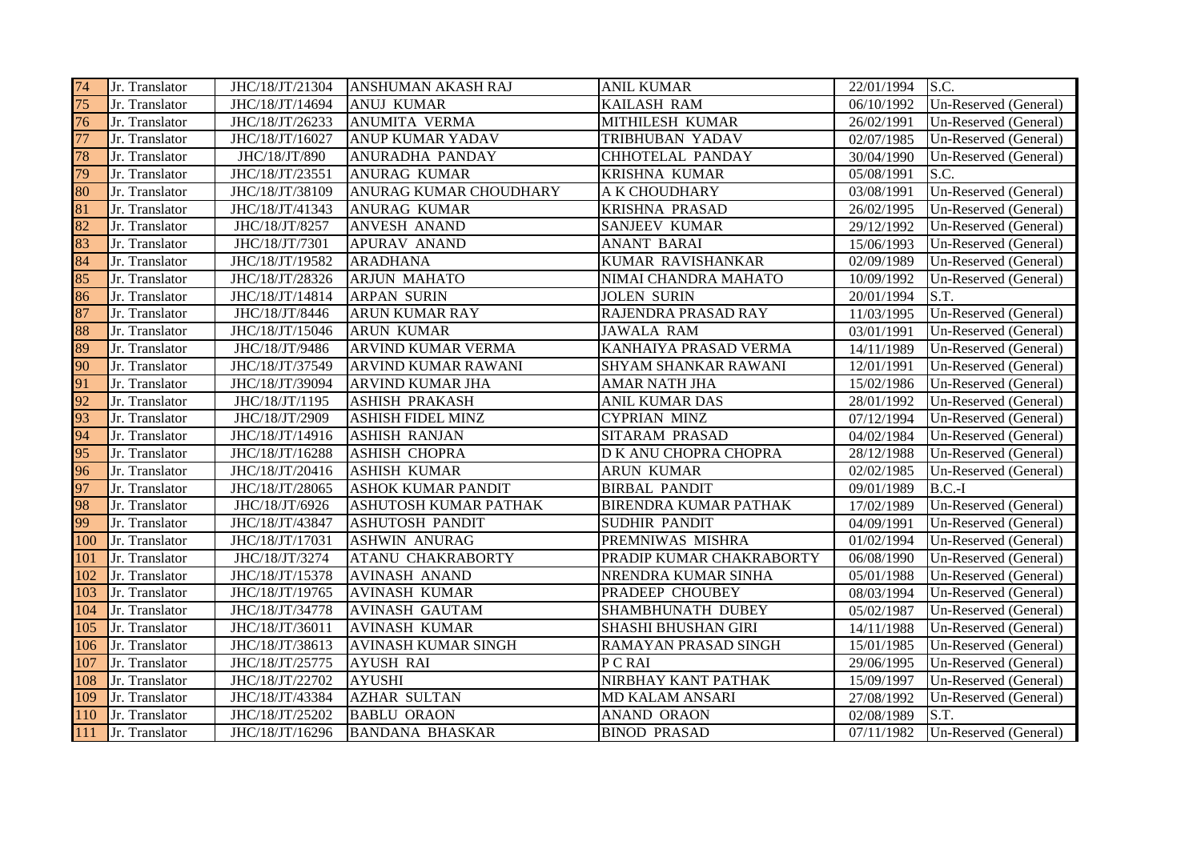| 74 | Jr. Translator | JHC/18/JT/21304 | ANSHUMAN AKASH RAJ | ANIL KUMAR | 22/01/1994 | S.C. |
|---|---|---|---|---|---|---|
| 75 | Jr. Translator | JHC/18/JT/14694 | ANUJ KUMAR | KAILASH RAM | 06/10/1992 | Un-Reserved (General) |
| 76 | Jr. Translator | JHC/18/JT/26233 | ANUMITA VERMA | MITHILESH KUMAR | 26/02/1991 | Un-Reserved (General) |
| 77 | Jr. Translator | JHC/18/JT/16027 | ANUP KUMAR YADAV | TRIBHUBAN YADAV | 02/07/1985 | Un-Reserved (General) |
| 78 | Jr. Translator | JHC/18/JT/890 | ANURADHA PANDAY | CHHOTELAL PANDAY | 30/04/1990 | Un-Reserved (General) |
| 79 | Jr. Translator | JHC/18/JT/23551 | ANURAG KUMAR | KRISHNA KUMAR | 05/08/1991 | S.C. |
| 80 | Jr. Translator | JHC/18/JT/38109 | ANURAG KUMAR CHOUDHARY | A K CHOUDHARY | 03/08/1991 | Un-Reserved (General) |
| 81 | Jr. Translator | JHC/18/JT/41343 | ANURAG KUMAR | KRISHNA PRASAD | 26/02/1995 | Un-Reserved (General) |
| 82 | Jr. Translator | JHC/18/JT/8257 | ANVESH ANAND | SANJEEV KUMAR | 29/12/1992 | Un-Reserved (General) |
| 83 | Jr. Translator | JHC/18/JT/7301 | APURAV ANAND | ANANT BARAI | 15/06/1993 | Un-Reserved (General) |
| 84 | Jr. Translator | JHC/18/JT/19582 | ARADHANA | KUMAR RAVISHANKAR | 02/09/1989 | Un-Reserved (General) |
| 85 | Jr. Translator | JHC/18/JT/28326 | ARJUN MAHATO | NIMAI CHANDRA MAHATO | 10/09/1992 | Un-Reserved (General) |
| 86 | Jr. Translator | JHC/18/JT/14814 | ARPAN SURIN | JOLEN SURIN | 20/01/1994 | S.T. |
| 87 | Jr. Translator | JHC/18/JT/8446 | ARUN KUMAR RAY | RAJENDRA PRASAD RAY | 11/03/1995 | Un-Reserved (General) |
| 88 | Jr. Translator | JHC/18/JT/15046 | ARUN KUMAR | JAWALA RAM | 03/01/1991 | Un-Reserved (General) |
| 89 | Jr. Translator | JHC/18/JT/9486 | ARVIND KUMAR VERMA | KANHAIYA PRASAD VERMA | 14/11/1989 | Un-Reserved (General) |
| 90 | Jr. Translator | JHC/18/JT/37549 | ARVIND KUMAR RAWANI | SHYAM SHANKAR RAWANI | 12/01/1991 | Un-Reserved (General) |
| 91 | Jr. Translator | JHC/18/JT/39094 | ARVIND KUMAR JHA | AMAR NATH JHA | 15/02/1986 | Un-Reserved (General) |
| 92 | Jr. Translator | JHC/18/JT/1195 | ASHISH PRAKASH | ANIL KUMAR DAS | 28/01/1992 | Un-Reserved (General) |
| 93 | Jr. Translator | JHC/18/JT/2909 | ASHISH FIDEL MINZ | CYPRIAN MINZ | 07/12/1994 | Un-Reserved (General) |
| 94 | Jr. Translator | JHC/18/JT/14916 | ASHISH RANJAN | SITARAM PRASAD | 04/02/1984 | Un-Reserved (General) |
| 95 | Jr. Translator | JHC/18/JT/16288 | ASHISH CHOPRA | D K ANU CHOPRA CHOPRA | 28/12/1988 | Un-Reserved (General) |
| 96 | Jr. Translator | JHC/18/JT/20416 | ASHISH KUMAR | ARUN KUMAR | 02/02/1985 | Un-Reserved (General) |
| 97 | Jr. Translator | JHC/18/JT/28065 | ASHOK KUMAR PANDIT | BIRBAL PANDIT | 09/01/1989 | B.C.-I |
| 98 | Jr. Translator | JHC/18/JT/6926 | ASHUTOSH KUMAR PATHAK | BIRENDRA KUMAR PATHAK | 17/02/1989 | Un-Reserved (General) |
| 99 | Jr. Translator | JHC/18/JT/43847 | ASHUTOSH PANDIT | SUDHIR PANDIT | 04/09/1991 | Un-Reserved (General) |
| 100 | Jr. Translator | JHC/18/JT/17031 | ASHWIN ANURAG | PREMNIWAS MISHRA | 01/02/1994 | Un-Reserved (General) |
| 101 | Jr. Translator | JHC/18/JT/3274 | ATANU CHAKRABORTY | PRADIP KUMAR CHAKRABORTY | 06/08/1990 | Un-Reserved (General) |
| 102 | Jr. Translator | JHC/18/JT/15378 | AVINASH ANAND | NRENDRA KUMAR SINHA | 05/01/1988 | Un-Reserved (General) |
| 103 | Jr. Translator | JHC/18/JT/19765 | AVINASH KUMAR | PRADEEP CHOUBEY | 08/03/1994 | Un-Reserved (General) |
| 104 | Jr. Translator | JHC/18/JT/34778 | AVINASH GAUTAM | SHAMBHUNATH DUBEY | 05/02/1987 | Un-Reserved (General) |
| 105 | Jr. Translator | JHC/18/JT/36011 | AVINASH KUMAR | SHASHI BHUSHAN GIRI | 14/11/1988 | Un-Reserved (General) |
| 106 | Jr. Translator | JHC/18/JT/38613 | AVINASH KUMAR SINGH | RAMAYAN PRASAD SINGH | 15/01/1985 | Un-Reserved (General) |
| 107 | Jr. Translator | JHC/18/JT/25775 | AYUSH RAI | P C RAI | 29/06/1995 | Un-Reserved (General) |
| 108 | Jr. Translator | JHC/18/JT/22702 | AYUSHI | NIRBHAY KANT PATHAK | 15/09/1997 | Un-Reserved (General) |
| 109 | Jr. Translator | JHC/18/JT/43384 | AZHAR SULTAN | MD KALAM ANSARI | 27/08/1992 | Un-Reserved (General) |
| 110 | Jr. Translator | JHC/18/JT/25202 | BABLU ORAON | ANAND ORAON | 02/08/1989 | S.T. |
| 111 | Jr. Translator | JHC/18/JT/16296 | BANDANA BHASKAR | BINOD PRASAD | 07/11/1982 | Un-Reserved (General) |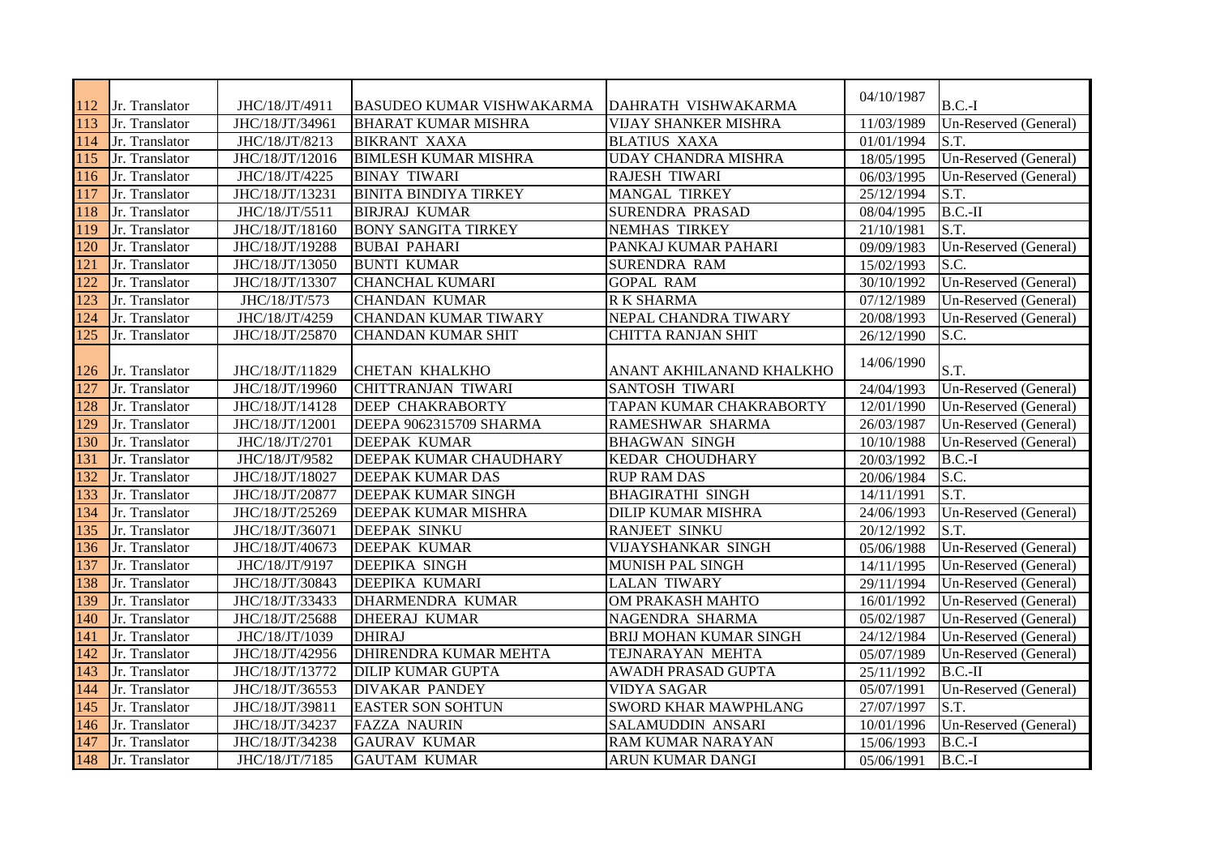| 112 | Jr. Translator | JHC/18/JT/4911 | BASUDEO KUMAR VISHWAKARMA | DAHRATH VISHWAKARMA | 04/10/1987 | B.C.-I |
|---|---|---|---|---|---|---|
| 113 | Jr. Translator | JHC/18/JT/34961 | BHARAT KUMAR MISHRA | VIJAY SHANKER MISHRA | 11/03/1989 | Un-Reserved (General) |
| 114 | Jr. Translator | JHC/18/JT/8213 | BIKRANT XAXA | BLATIUS XAXA | 01/01/1994 | S.T. |
| 115 | Jr. Translator | JHC/18/JT/12016 | BIMLESH KUMAR MISHRA | UDAY CHANDRA MISHRA | 18/05/1995 | Un-Reserved (General) |
| 116 | Jr. Translator | JHC/18/JT/4225 | BINAY TIWARI | RAJESH TIWARI | 06/03/1995 | Un-Reserved (General) |
| 117 | Jr. Translator | JHC/18/JT/13231 | BINITA BINDIYA TIRKEY | MANGAL TIRKEY | 25/12/1994 | S.T. |
| 118 | Jr. Translator | JHC/18/JT/5511 | BIRJRAJ KUMAR | SURENDRA PRASAD | 08/04/1995 | B.C.-II |
| 119 | Jr. Translator | JHC/18/JT/18160 | BONY SANGITA TIRKEY | NEMHAS TIRKEY | 21/10/1981 | S.T. |
| 120 | Jr. Translator | JHC/18/JT/19288 | BUBAI PAHARI | PANKAJ KUMAR PAHARI | 09/09/1983 | Un-Reserved (General) |
| 121 | Jr. Translator | JHC/18/JT/13050 | BUNTI KUMAR | SURENDRA RAM | 15/02/1993 | S.C. |
| 122 | Jr. Translator | JHC/18/JT/13307 | CHANCHAL KUMARI | GOPAL RAM | 30/10/1992 | Un-Reserved (General) |
| 123 | Jr. Translator | JHC/18/JT/573 | CHANDAN KUMAR | R K SHARMA | 07/12/1989 | Un-Reserved (General) |
| 124 | Jr. Translator | JHC/18/JT/4259 | CHANDAN KUMAR TIWARY | NEPAL CHANDRA TIWARY | 20/08/1993 | Un-Reserved (General) |
| 125 | Jr. Translator | JHC/18/JT/25870 | CHANDAN KUMAR SHIT | CHITTA RANJAN SHIT | 26/12/1990 | S.C. |
| 126 | Jr. Translator | JHC/18/JT/11829 | CHETAN KHALKHO | ANANT AKHILANAND KHALKHO | 14/06/1990 | S.T. |
| 127 | Jr. Translator | JHC/18/JT/19960 | CHITTRANJAN TIWARI | SANTOSH TIWARI | 24/04/1993 | Un-Reserved (General) |
| 128 | Jr. Translator | JHC/18/JT/14128 | DEEP CHAKRABORTY | TAPAN KUMAR CHAKRABORTY | 12/01/1990 | Un-Reserved (General) |
| 129 | Jr. Translator | JHC/18/JT/12001 | DEEPA 9062315709 SHARMA | RAMESHWAR SHARMA | 26/03/1987 | Un-Reserved (General) |
| 130 | Jr. Translator | JHC/18/JT/2701 | DEEPAK KUMAR | BHAGWAN SINGH | 10/10/1988 | Un-Reserved (General) |
| 131 | Jr. Translator | JHC/18/JT/9582 | DEEPAK KUMAR CHAUDHARY | KEDAR CHOUDHARY | 20/03/1992 | B.C.-I |
| 132 | Jr. Translator | JHC/18/JT/18027 | DEEPAK KUMAR DAS | RUP RAM DAS | 20/06/1984 | S.C. |
| 133 | Jr. Translator | JHC/18/JT/20877 | DEEPAK KUMAR SINGH | BHAGIRATHI SINGH | 14/11/1991 | S.T. |
| 134 | Jr. Translator | JHC/18/JT/25269 | DEEPAK KUMAR MISHRA | DILIP KUMAR MISHRA | 24/06/1993 | Un-Reserved (General) |
| 135 | Jr. Translator | JHC/18/JT/36071 | DEEPAK SINKU | RANJEET SINKU | 20/12/1992 | S.T. |
| 136 | Jr. Translator | JHC/18/JT/40673 | DEEPAK KUMAR | VIJAYSHANKAR SINGH | 05/06/1988 | Un-Reserved (General) |
| 137 | Jr. Translator | JHC/18/JT/9197 | DEEPIKA SINGH | MUNISH PAL SINGH | 14/11/1995 | Un-Reserved (General) |
| 138 | Jr. Translator | JHC/18/JT/30843 | DEEPIKA KUMARI | LALAN TIWARY | 29/11/1994 | Un-Reserved (General) |
| 139 | Jr. Translator | JHC/18/JT/33433 | DHARMENDRA KUMAR | OM PRAKASH MAHTO | 16/01/1992 | Un-Reserved (General) |
| 140 | Jr. Translator | JHC/18/JT/25688 | DHEERAJ KUMAR | NAGENDRA SHARMA | 05/02/1987 | Un-Reserved (General) |
| 141 | Jr. Translator | JHC/18/JT/1039 | DHIRAJ | BRIJ MOHAN KUMAR SINGH | 24/12/1984 | Un-Reserved (General) |
| 142 | Jr. Translator | JHC/18/JT/42956 | DHIRENDRA KUMAR MEHTA | TEJNARAYAN MEHTA | 05/07/1989 | Un-Reserved (General) |
| 143 | Jr. Translator | JHC/18/JT/13772 | DILIP KUMAR GUPTA | AWADH PRASAD GUPTA | 25/11/1992 | B.C.-II |
| 144 | Jr. Translator | JHC/18/JT/36553 | DIVAKAR PANDEY | VIDYA SAGAR | 05/07/1991 | Un-Reserved (General) |
| 145 | Jr. Translator | JHC/18/JT/39811 | EASTER SON SOHTUN | SWORD KHAR MAWPHLANG | 27/07/1997 | S.T. |
| 146 | Jr. Translator | JHC/18/JT/34237 | FAZZA NAURIN | SALAMUDDIN ANSARI | 10/01/1996 | Un-Reserved (General) |
| 147 | Jr. Translator | JHC/18/JT/34238 | GAURAV KUMAR | RAM KUMAR NARAYAN | 15/06/1993 | B.C.-I |
| 148 | Jr. Translator | JHC/18/JT/7185 | GAUTAM KUMAR | ARUN KUMAR DANGI | 05/06/1991 | B.C.-I |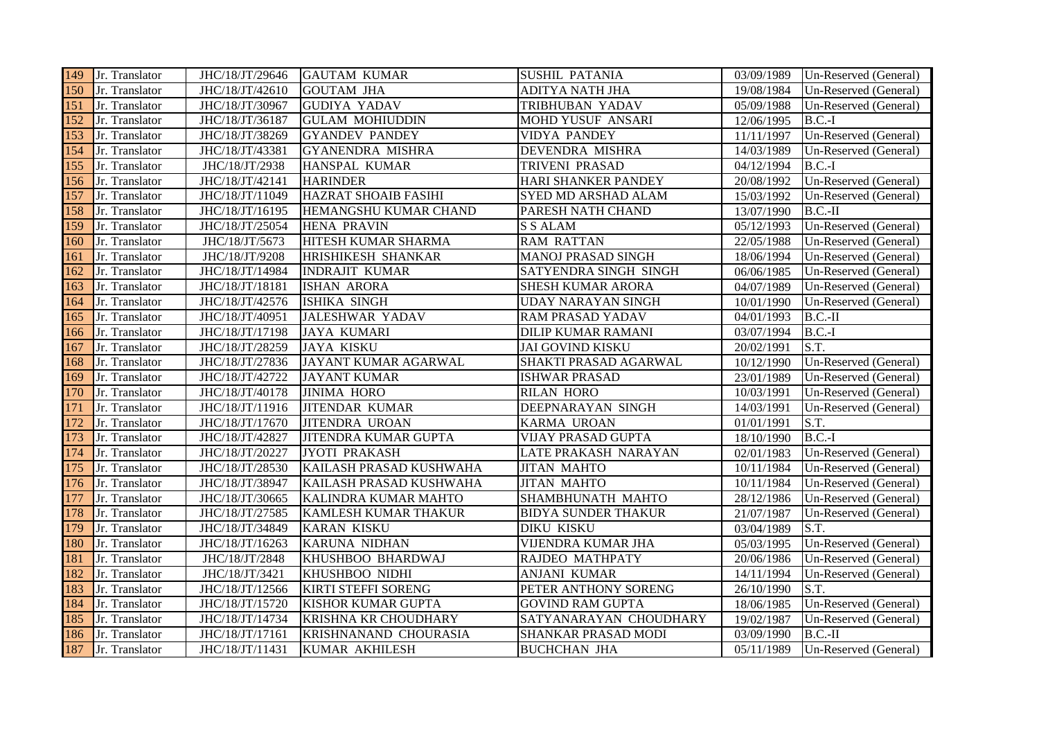| | | | | | | |
|---|---|---|---|---|---|---|
| 149 | Jr. Translator | JHC/18/JT/29646 | GAUTAM KUMAR | SUSHIL PATANIA | 03/09/1989 | Un-Reserved (General) |
| 150 | Jr. Translator | JHC/18/JT/42610 | GOUTAM JHA | ADITYA NATH JHA | 19/08/1984 | Un-Reserved (General) |
| 151 | Jr. Translator | JHC/18/JT/30967 | GUDIYA YADAV | TRIBHUBAN YADAV | 05/09/1988 | Un-Reserved (General) |
| 152 | Jr. Translator | JHC/18/JT/36187 | GULAM MOHIUDDIN | MOHD YUSUF ANSARI | 12/06/1995 | B.C.-I |
| 153 | Jr. Translator | JHC/18/JT/38269 | GYANDEV PANDEY | VIDYA PANDEY | 11/11/1997 | Un-Reserved (General) |
| 154 | Jr. Translator | JHC/18/JT/43381 | GYANENDRA MISHRA | DEVENDRA MISHRA | 14/03/1989 | Un-Reserved (General) |
| 155 | Jr. Translator | JHC/18/JT/2938 | HANSPAL KUMAR | TRIVENI PRASAD | 04/12/1994 | B.C.-I |
| 156 | Jr. Translator | JHC/18/JT/42141 | HARINDER | HARI SHANKER PANDEY | 20/08/1992 | Un-Reserved (General) |
| 157 | Jr. Translator | JHC/18/JT/11049 | HAZRAT SHOAIB FASIHI | SYED MD ARSHAD ALAM | 15/03/1992 | Un-Reserved (General) |
| 158 | Jr. Translator | JHC/18/JT/16195 | HEMANGSHU KUMAR CHAND | PARESH NATH CHAND | 13/07/1990 | B.C.-II |
| 159 | Jr. Translator | JHC/18/JT/25054 | HENA PRAVIN | S S ALAM | 05/12/1993 | Un-Reserved (General) |
| 160 | Jr. Translator | JHC/18/JT/5673 | HITESH KUMAR SHARMA | RAM RATTAN | 22/05/1988 | Un-Reserved (General) |
| 161 | Jr. Translator | JHC/18/JT/9208 | HRISHIKESH SHANKAR | MANOJ PRASAD SINGH | 18/06/1994 | Un-Reserved (General) |
| 162 | Jr. Translator | JHC/18/JT/14984 | INDRAJIT KUMAR | SATYENDRA SINGH SINGH | 06/06/1985 | Un-Reserved (General) |
| 163 | Jr. Translator | JHC/18/JT/18181 | ISHAN ARORA | SHESH KUMAR ARORA | 04/07/1989 | Un-Reserved (General) |
| 164 | Jr. Translator | JHC/18/JT/42576 | ISHIKA SINGH | UDAY NARAYAN SINGH | 10/01/1990 | Un-Reserved (General) |
| 165 | Jr. Translator | JHC/18/JT/40951 | JALESHWAR YADAV | RAM PRASAD YADAV | 04/01/1993 | B.C.-II |
| 166 | Jr. Translator | JHC/18/JT/17198 | JAYA KUMARI | DILIP KUMAR RAMANI | 03/07/1994 | B.C.-I |
| 167 | Jr. Translator | JHC/18/JT/28259 | JAYA KISKU | JAI GOVIND KISKU | 20/02/1991 | S.T. |
| 168 | Jr. Translator | JHC/18/JT/27836 | JAYANT KUMAR AGARWAL | SHAKTI PRASAD AGARWAL | 10/12/1990 | Un-Reserved (General) |
| 169 | Jr. Translator | JHC/18/JT/42722 | JAYANT KUMAR | ISHWAR PRASAD | 23/01/1989 | Un-Reserved (General) |
| 170 | Jr. Translator | JHC/18/JT/40178 | JINIMA HORO | RILAN HORO | 10/03/1991 | Un-Reserved (General) |
| 171 | Jr. Translator | JHC/18/JT/11916 | JITENDAR KUMAR | DEEPNARAYAN SINGH | 14/03/1991 | Un-Reserved (General) |
| 172 | Jr. Translator | JHC/18/JT/17670 | JITENDRA UROAN | KARMA UROAN | 01/01/1991 | S.T. |
| 173 | Jr. Translator | JHC/18/JT/42827 | JITENDRA KUMAR GUPTA | VIJAY PRASAD GUPTA | 18/10/1990 | B.C.-I |
| 174 | Jr. Translator | JHC/18/JT/20227 | JYOTI PRAKASH | LATE PRAKASH NARAYAN | 02/01/1983 | Un-Reserved (General) |
| 175 | Jr. Translator | JHC/18/JT/28530 | KAILASH PRASAD KUSHWAHA | JITAN MAHTO | 10/11/1984 | Un-Reserved (General) |
| 176 | Jr. Translator | JHC/18/JT/38947 | KAILASH PRASAD KUSHWAHA | JITAN MAHTO | 10/11/1984 | Un-Reserved (General) |
| 177 | Jr. Translator | JHC/18/JT/30665 | KALINDRA KUMAR MAHTO | SHAMBHUNATH MAHTO | 28/12/1986 | Un-Reserved (General) |
| 178 | Jr. Translator | JHC/18/JT/27585 | KAMLESH KUMAR THAKUR | BIDYA SUNDER THAKUR | 21/07/1987 | Un-Reserved (General) |
| 179 | Jr. Translator | JHC/18/JT/34849 | KARAN KISKU | DIKU KISKU | 03/04/1989 | S.T. |
| 180 | Jr. Translator | JHC/18/JT/16263 | KARUNA NIDHAN | VIJENDRA KUMAR JHA | 05/03/1995 | Un-Reserved (General) |
| 181 | Jr. Translator | JHC/18/JT/2848 | KHUSHBOO BHARDWAJ | RAJDEO MATHPATY | 20/06/1986 | Un-Reserved (General) |
| 182 | Jr. Translator | JHC/18/JT/3421 | KHUSHBOO NIDHI | ANJANI KUMAR | 14/11/1994 | Un-Reserved (General) |
| 183 | Jr. Translator | JHC/18/JT/12566 | KIRTI STEFFI SORENG | PETER ANTHONY SORENG | 26/10/1990 | S.T. |
| 184 | Jr. Translator | JHC/18/JT/15720 | KISHOR KUMAR GUPTA | GOVIND RAM GUPTA | 18/06/1985 | Un-Reserved (General) |
| 185 | Jr. Translator | JHC/18/JT/14734 | KRISHNA KR CHOUDHARY | SATYANARAYAN CHOUDHARY | 19/02/1987 | Un-Reserved (General) |
| 186 | Jr. Translator | JHC/18/JT/17161 | KRISHNANAND CHOURASIA | SHANKAR PRASAD MODI | 03/09/1990 | B.C.-II |
| 187 | Jr. Translator | JHC/18/JT/11431 | KUMAR AKHILESH | BUCHCHAN JHA | 05/11/1989 | Un-Reserved (General) |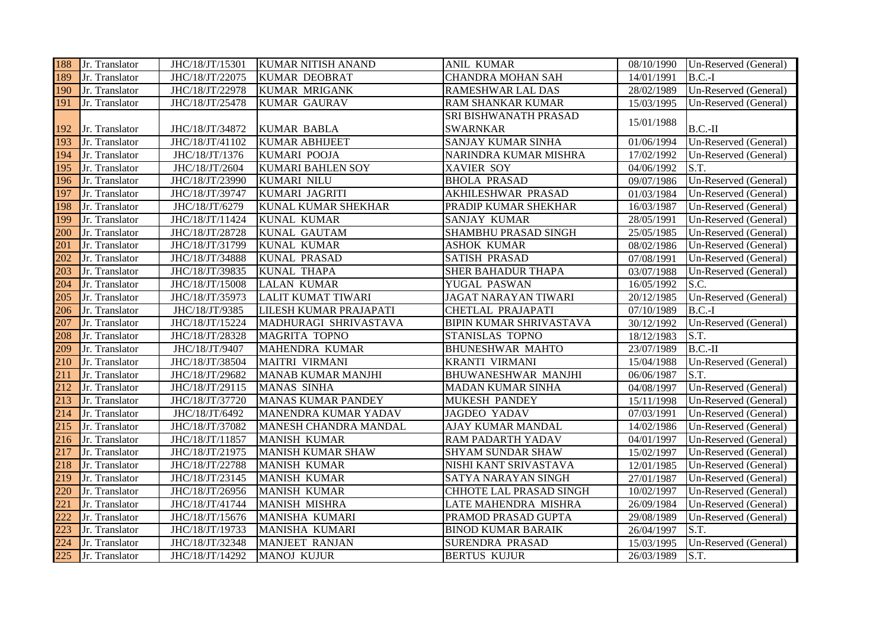| 188 | Jr. Translator | JHC/18/JT/15301 | KUMAR NITISH ANAND | ANIL KUMAR | 08/10/1990 | Un-Reserved (General) |
|---|---|---|---|---|---|---|
| 189 | Jr. Translator | JHC/18/JT/22075 | KUMAR DEOBRAT | CHANDRA MOHAN SAH | 14/01/1991 | B.C.-I |
| 190 | Jr. Translator | JHC/18/JT/22978 | KUMAR MRIGANK | RAMESHWAR LAL DAS | 28/02/1989 | Un-Reserved (General) |
| 191 | Jr. Translator | JHC/18/JT/25478 | KUMAR GAURAV | RAM SHANKAR KUMAR | 15/03/1995 | Un-Reserved (General) |
| 192 | Jr. Translator | JHC/18/JT/34872 | KUMAR BABLA | SRI BISHWANATH PRASAD SWARNKAR | 15/01/1988 | B.C.-II |
| 193 | Jr. Translator | JHC/18/JT/41102 | KUMAR ABHIJEET | SANJAY KUMAR SINHA | 01/06/1994 | Un-Reserved (General) |
| 194 | Jr. Translator | JHC/18/JT/1376 | KUMARI POOJA | NARINDRA KUMAR MISHRA | 17/02/1992 | Un-Reserved (General) |
| 195 | Jr. Translator | JHC/18/JT/2604 | KUMARI BAHLEN SOY | XAVIER SOY | 04/06/1992 | S.T. |
| 196 | Jr. Translator | JHC/18/JT/23990 | KUMARI NILU | BHOLA PRASAD | 09/07/1986 | Un-Reserved (General) |
| 197 | Jr. Translator | JHC/18/JT/39747 | KUMARI JAGRITI | AKHILESHWAR PRASAD | 01/03/1984 | Un-Reserved (General) |
| 198 | Jr. Translator | JHC/18/JT/6279 | KUNAL KUMAR SHEKHAR | PRADIP KUMAR SHEKHAR | 16/03/1987 | Un-Reserved (General) |
| 199 | Jr. Translator | JHC/18/JT/11424 | KUNAL KUMAR | SANJAY KUMAR | 28/05/1991 | Un-Reserved (General) |
| 200 | Jr. Translator | JHC/18/JT/28728 | KUNAL GAUTAM | SHAMBHU PRASAD SINGH | 25/05/1985 | Un-Reserved (General) |
| 201 | Jr. Translator | JHC/18/JT/31799 | KUNAL KUMAR | ASHOK KUMAR | 08/02/1986 | Un-Reserved (General) |
| 202 | Jr. Translator | JHC/18/JT/34888 | KUNAL PRASAD | SATISH PRASAD | 07/08/1991 | Un-Reserved (General) |
| 203 | Jr. Translator | JHC/18/JT/39835 | KUNAL THAPA | SHER BAHADUR THAPA | 03/07/1988 | Un-Reserved (General) |
| 204 | Jr. Translator | JHC/18/JT/15008 | LALAN KUMAR | YUGAL PASWAN | 16/05/1992 | S.C. |
| 205 | Jr. Translator | JHC/18/JT/35973 | LALIT KUMAT TIWARI | JAGAT NARAYAN TIWARI | 20/12/1985 | Un-Reserved (General) |
| 206 | Jr. Translator | JHC/18/JT/9385 | LILESH KUMAR PRAJAPATI | CHETLAL PRAJAPATI | 07/10/1989 | B.C.-I |
| 207 | Jr. Translator | JHC/18/JT/15224 | MADHURAGI SHRIVASTAVA | BIPIN KUMAR SHRIVASTAVA | 30/12/1992 | Un-Reserved (General) |
| 208 | Jr. Translator | JHC/18/JT/28328 | MAGRITA TOPNO | STANISLAS TOPNO | 18/12/1983 | S.T. |
| 209 | Jr. Translator | JHC/18/JT/9407 | MAHENDRA KUMAR | BHUNESHWAR MAHTO | 23/07/1989 | B.C.-II |
| 210 | Jr. Translator | JHC/18/JT/38504 | MAITRI VIRMANI | KRANTI VIRMANI | 15/04/1988 | Un-Reserved (General) |
| 211 | Jr. Translator | JHC/18/JT/29682 | MANAB KUMAR MANJHI | BHUWANESHWAR MANJHI | 06/06/1987 | S.T. |
| 212 | Jr. Translator | JHC/18/JT/29115 | MANAS SINHA | MADAN KUMAR SINHA | 04/08/1997 | Un-Reserved (General) |
| 213 | Jr. Translator | JHC/18/JT/37720 | MANAS KUMAR PANDEY | MUKESH PANDEY | 15/11/1998 | Un-Reserved (General) |
| 214 | Jr. Translator | JHC/18/JT/6492 | MANENDRA KUMAR YADAV | JAGDEO YADAV | 07/03/1991 | Un-Reserved (General) |
| 215 | Jr. Translator | JHC/18/JT/37082 | MANESH CHANDRA MANDAL | AJAY KUMAR MANDAL | 14/02/1986 | Un-Reserved (General) |
| 216 | Jr. Translator | JHC/18/JT/11857 | MANISH KUMAR | RAM PADARTH YADAV | 04/01/1997 | Un-Reserved (General) |
| 217 | Jr. Translator | JHC/18/JT/21975 | MANISH KUMAR SHAW | SHYAM SUNDAR SHAW | 15/02/1997 | Un-Reserved (General) |
| 218 | Jr. Translator | JHC/18/JT/22788 | MANISH KUMAR | NISHI KANT SRIVASTAVA | 12/01/1985 | Un-Reserved (General) |
| 219 | Jr. Translator | JHC/18/JT/23145 | MANISH KUMAR | SATYA NARAYAN SINGH | 27/01/1987 | Un-Reserved (General) |
| 220 | Jr. Translator | JHC/18/JT/26956 | MANISH KUMAR | CHHOTE LAL PRASAD SINGH | 10/02/1997 | Un-Reserved (General) |
| 221 | Jr. Translator | JHC/18/JT/41744 | MANISH MISHRA | LATE MAHENDRA MISHRA | 26/09/1984 | Un-Reserved (General) |
| 222 | Jr. Translator | JHC/18/JT/15676 | MANISHA KUMARI | PRAMOD PRASAD GUPTA | 29/08/1989 | Un-Reserved (General) |
| 223 | Jr. Translator | JHC/18/JT/19733 | MANISHA KUMARI | BINOD KUMAR BARAIK | 26/04/1997 | S.T. |
| 224 | Jr. Translator | JHC/18/JT/32348 | MANJEET RANJAN | SURENDRA PRASAD | 15/03/1995 | Un-Reserved (General) |
| 225 | Jr. Translator | JHC/18/JT/14292 | MANOJ KUJUR | BERTUS KUJUR | 26/03/1989 | S.T. |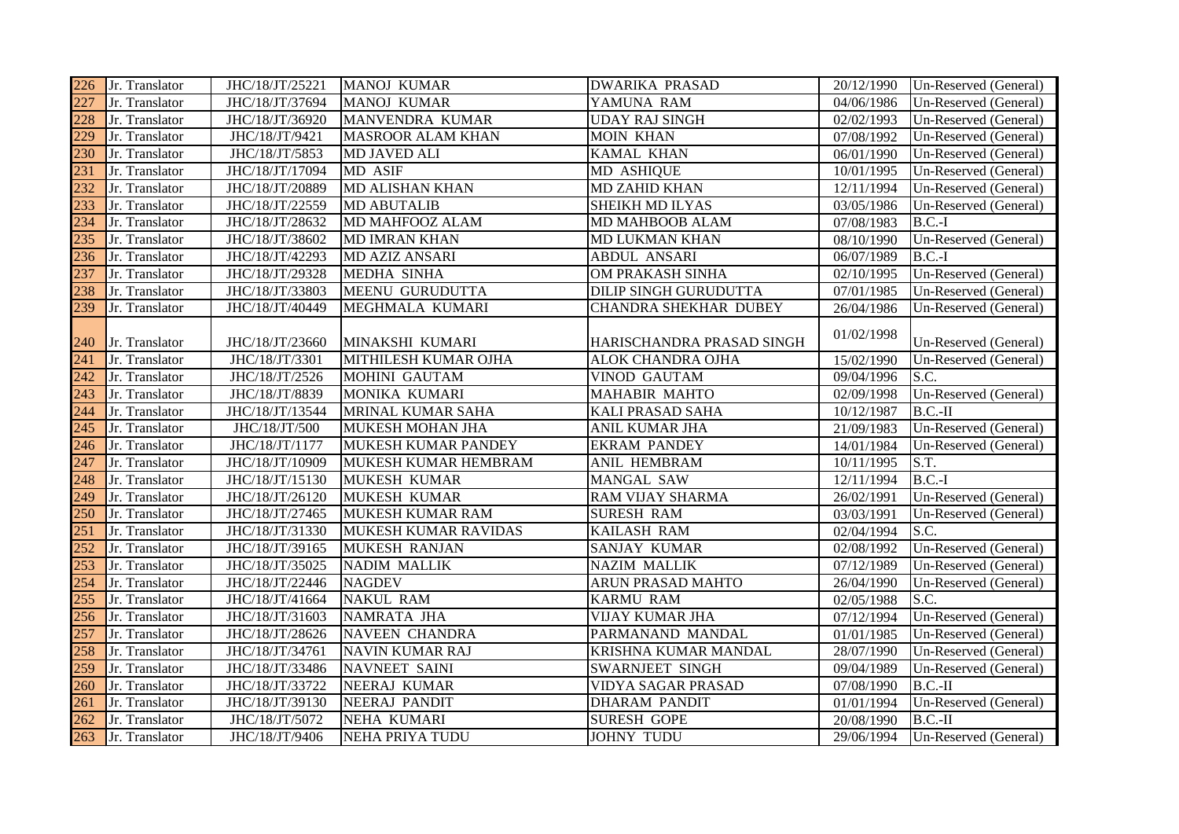| | | | | | | |
|---|---|---|---|---|---|---|
| 226 | Jr. Translator | JHC/18/JT/25221 | MANOJ KUMAR | DWARIKA PRASAD | 20/12/1990 | Un-Reserved (General) |
| 227 | Jr. Translator | JHC/18/JT/37694 | MANOJ KUMAR | YAMUNA RAM | 04/06/1986 | Un-Reserved (General) |
| 228 | Jr. Translator | JHC/18/JT/36920 | MANVENDRA KUMAR | UDAY RAJ SINGH | 02/02/1993 | Un-Reserved (General) |
| 229 | Jr. Translator | JHC/18/JT/9421 | MASROOR ALAM KHAN | MOIN KHAN | 07/08/1992 | Un-Reserved (General) |
| 230 | Jr. Translator | JHC/18/JT/5853 | MD JAVED ALI | KAMAL KHAN | 06/01/1990 | Un-Reserved (General) |
| 231 | Jr. Translator | JHC/18/JT/17094 | MD ASIF | MD ASHIQUE | 10/01/1995 | Un-Reserved (General) |
| 232 | Jr. Translator | JHC/18/JT/20889 | MD ALISHAN KHAN | MD ZAHID KHAN | 12/11/1994 | Un-Reserved (General) |
| 233 | Jr. Translator | JHC/18/JT/22559 | MD ABUTALIB | SHEIKH MD ILYAS | 03/05/1986 | Un-Reserved (General) |
| 234 | Jr. Translator | JHC/18/JT/28632 | MD MAHFOOZ ALAM | MD MAHBOOB ALAM | 07/08/1983 | B.C.-I |
| 235 | Jr. Translator | JHC/18/JT/38602 | MD IMRAN KHAN | MD LUKMAN KHAN | 08/10/1990 | Un-Reserved (General) |
| 236 | Jr. Translator | JHC/18/JT/42293 | MD AZIZ ANSARI | ABDUL ANSARI | 06/07/1989 | B.C.-I |
| 237 | Jr. Translator | JHC/18/JT/29328 | MEDHA SINHA | OM PRAKASH SINHA | 02/10/1995 | Un-Reserved (General) |
| 238 | Jr. Translator | JHC/18/JT/33803 | MEENU GURUDUTTA | DILIP SINGH GURUDUTTA | 07/01/1985 | Un-Reserved (General) |
| 239 | Jr. Translator | JHC/18/JT/40449 | MEGHMALA KUMARI | CHANDRA SHEKHAR DUBEY | 26/04/1986 | Un-Reserved (General) |
| 240 | Jr. Translator | JHC/18/JT/23660 | MINAKSHI KUMARI | HARISCHANDRA PRASAD SINGH | 01/02/1998 | Un-Reserved (General) |
| 241 | Jr. Translator | JHC/18/JT/3301 | MITHILESH KUMAR OJHA | ALOK CHANDRA OJHA | 15/02/1990 | Un-Reserved (General) |
| 242 | Jr. Translator | JHC/18/JT/2526 | MOHINI GAUTAM | VINOD GAUTAM | 09/04/1996 | S.C. |
| 243 | Jr. Translator | JHC/18/JT/8839 | MONIKA KUMARI | MAHABIR MAHTO | 02/09/1998 | Un-Reserved (General) |
| 244 | Jr. Translator | JHC/18/JT/13544 | MRINAL KUMAR SAHA | KALI PRASAD SAHA | 10/12/1987 | B.C.-II |
| 245 | Jr. Translator | JHC/18/JT/500 | MUKESH MOHAN JHA | ANIL KUMAR JHA | 21/09/1983 | Un-Reserved (General) |
| 246 | Jr. Translator | JHC/18/JT/1177 | MUKESH KUMAR PANDEY | EKRAM PANDEY | 14/01/1984 | Un-Reserved (General) |
| 247 | Jr. Translator | JHC/18/JT/10909 | MUKESH KUMAR HEMBRAM | ANIL HEMBRAM | 10/11/1995 | S.T. |
| 248 | Jr. Translator | JHC/18/JT/15130 | MUKESH KUMAR | MANGAL SAW | 12/11/1994 | B.C.-I |
| 249 | Jr. Translator | JHC/18/JT/26120 | MUKESH KUMAR | RAM VIJAY SHARMA | 26/02/1991 | Un-Reserved (General) |
| 250 | Jr. Translator | JHC/18/JT/27465 | MUKESH KUMAR RAM | SURESH RAM | 03/03/1991 | Un-Reserved (General) |
| 251 | Jr. Translator | JHC/18/JT/31330 | MUKESH KUMAR RAVIDAS | KAILASH RAM | 02/04/1994 | S.C. |
| 252 | Jr. Translator | JHC/18/JT/39165 | MUKESH RANJAN | SANJAY KUMAR | 02/08/1992 | Un-Reserved (General) |
| 253 | Jr. Translator | JHC/18/JT/35025 | NADIM MALLIK | NAZIM MALLIK | 07/12/1989 | Un-Reserved (General) |
| 254 | Jr. Translator | JHC/18/JT/22446 | NAGDEV | ARUN PRASAD MAHTO | 26/04/1990 | Un-Reserved (General) |
| 255 | Jr. Translator | JHC/18/JT/41664 | NAKUL RAM | KARMU RAM | 02/05/1988 | S.C. |
| 256 | Jr. Translator | JHC/18/JT/31603 | NAMRATA JHA | VIJAY KUMAR JHA | 07/12/1994 | Un-Reserved (General) |
| 257 | Jr. Translator | JHC/18/JT/28626 | NAVEEN CHANDRA | PARMANAND MANDAL | 01/01/1985 | Un-Reserved (General) |
| 258 | Jr. Translator | JHC/18/JT/34761 | NAVIN KUMAR RAJ | KRISHNA KUMAR MANDAL | 28/07/1990 | Un-Reserved (General) |
| 259 | Jr. Translator | JHC/18/JT/33486 | NAVNEET SAINI | SWARNJEET SINGH | 09/04/1989 | Un-Reserved (General) |
| 260 | Jr. Translator | JHC/18/JT/33722 | NEERAJ KUMAR | VIDYA SAGAR PRASAD | 07/08/1990 | B.C.-II |
| 261 | Jr. Translator | JHC/18/JT/39130 | NEERAJ PANDIT | DHARAM PANDIT | 01/01/1994 | Un-Reserved (General) |
| 262 | Jr. Translator | JHC/18/JT/5072 | NEHA KUMARI | SURESH GOPE | 20/08/1990 | B.C.-II |
| 263 | Jr. Translator | JHC/18/JT/9406 | NEHA PRIYA TUDU | JOHNY TUDU | 29/06/1994 | Un-Reserved (General) |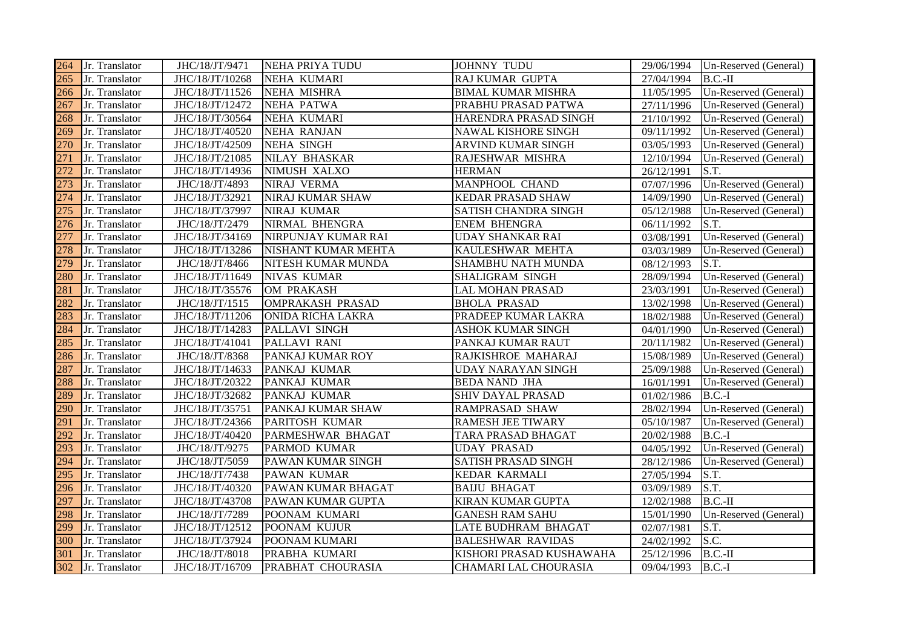| 264 | Jr. Translator | JHC/18/JT/9471 | NEHA PRIYA TUDU | JOHNNY TUDU | 29/06/1994 | Un-Reserved (General) |
|---|---|---|---|---|---|---|
| 265 | Jr. Translator | JHC/18/JT/10268 | NEHA KUMARI | RAJ KUMAR GUPTA | 27/04/1994 | B.C.-II |
| 266 | Jr. Translator | JHC/18/JT/11526 | NEHA MISHRA | BIMAL KUMAR MISHRA | 11/05/1995 | Un-Reserved (General) |
| 267 | Jr. Translator | JHC/18/JT/12472 | NEHA PATWA | PRABHU PRASAD PATWA | 27/11/1996 | Un-Reserved (General) |
| 268 | Jr. Translator | JHC/18/JT/30564 | NEHA KUMARI | HARENDRA PRASAD SINGH | 21/10/1992 | Un-Reserved (General) |
| 269 | Jr. Translator | JHC/18/JT/40520 | NEHA RANJAN | NAWAL KISHORE SINGH | 09/11/1992 | Un-Reserved (General) |
| 270 | Jr. Translator | JHC/18/JT/42509 | NEHA SINGH | ARVIND KUMAR SINGH | 03/05/1993 | Un-Reserved (General) |
| 271 | Jr. Translator | JHC/18/JT/21085 | NILAY BHASKAR | RAJESHWAR MISHRA | 12/10/1994 | Un-Reserved (General) |
| 272 | Jr. Translator | JHC/18/JT/14936 | NIMUSH XALXO | HERMAN | 26/12/1991 | S.T. |
| 273 | Jr. Translator | JHC/18/JT/4893 | NIRAJ VERMA | MANPHOOL CHAND | 07/07/1996 | Un-Reserved (General) |
| 274 | Jr. Translator | JHC/18/JT/32921 | NIRAJ KUMAR SHAW | KEDAR PRASAD SHAW | 14/09/1990 | Un-Reserved (General) |
| 275 | Jr. Translator | JHC/18/JT/37997 | NIRAJ KUMAR | SATISH CHANDRA SINGH | 05/12/1988 | Un-Reserved (General) |
| 276 | Jr. Translator | JHC/18/JT/2479 | NIRMAL BHENGRA | ENEM BHENGRA | 06/11/1992 | S.T. |
| 277 | Jr. Translator | JHC/18/JT/34169 | NIRPUNJAY KUMAR RAI | UDAY SHANKAR RAI | 03/08/1991 | Un-Reserved (General) |
| 278 | Jr. Translator | JHC/18/JT/13286 | NISHANT KUMAR MEHTA | KAULESHWAR MEHTA | 03/03/1989 | Un-Reserved (General) |
| 279 | Jr. Translator | JHC/18/JT/8466 | NITESH KUMAR MUNDA | SHAMBHU NATH MUNDA | 08/12/1993 | S.T. |
| 280 | Jr. Translator | JHC/18/JT/11649 | NIVAS KUMAR | SHALIGRAM SINGH | 28/09/1994 | Un-Reserved (General) |
| 281 | Jr. Translator | JHC/18/JT/35576 | OM PRAKASH | LAL MOHAN PRASAD | 23/03/1991 | Un-Reserved (General) |
| 282 | Jr. Translator | JHC/18/JT/1515 | OMPRAKASH PRASAD | BHOLA PRASAD | 13/02/1998 | Un-Reserved (General) |
| 283 | Jr. Translator | JHC/18/JT/11206 | ONIDA RICHA LAKRA | PRADEEP KUMAR LAKRA | 18/02/1988 | Un-Reserved (General) |
| 284 | Jr. Translator | JHC/18/JT/14283 | PALLAVI SINGH | ASHOK KUMAR SINGH | 04/01/1990 | Un-Reserved (General) |
| 285 | Jr. Translator | JHC/18/JT/41041 | PALLAVI RANI | PANKAJ KUMAR RAUT | 20/11/1982 | Un-Reserved (General) |
| 286 | Jr. Translator | JHC/18/JT/8368 | PANKAJ KUMAR ROY | RAJKISHROE MAHARAJ | 15/08/1989 | Un-Reserved (General) |
| 287 | Jr. Translator | JHC/18/JT/14633 | PANKAJ KUMAR | UDAY NARAYAN SINGH | 25/09/1988 | Un-Reserved (General) |
| 288 | Jr. Translator | JHC/18/JT/20322 | PANKAJ KUMAR | BEDA NAND JHA | 16/01/1991 | Un-Reserved (General) |
| 289 | Jr. Translator | JHC/18/JT/32682 | PANKAJ KUMAR | SHIV DAYAL PRASAD | 01/02/1986 | B.C.-I |
| 290 | Jr. Translator | JHC/18/JT/35751 | PANKAJ KUMAR SHAW | RAMPRASAD SHAW | 28/02/1994 | Un-Reserved (General) |
| 291 | Jr. Translator | JHC/18/JT/24366 | PARITOSH KUMAR | RAMESH JEE TIWARY | 05/10/1987 | Un-Reserved (General) |
| 292 | Jr. Translator | JHC/18/JT/40420 | PARMESHWAR BHAGAT | TARA PRASAD BHAGAT | 20/02/1988 | B.C.-I |
| 293 | Jr. Translator | JHC/18/JT/9275 | PARMOD KUMAR | UDAY PRASAD | 04/05/1992 | Un-Reserved (General) |
| 294 | Jr. Translator | JHC/18/JT/5059 | PAWAN KUMAR SINGH | SATISH PRASAD SINGH | 28/12/1986 | Un-Reserved (General) |
| 295 | Jr. Translator | JHC/18/JT/7438 | PAWAN KUMAR | KEDAR KARMALI | 27/05/1994 | S.T. |
| 296 | Jr. Translator | JHC/18/JT/40320 | PAWAN KUMAR BHAGAT | BAIJU BHAGAT | 03/09/1989 | S.T. |
| 297 | Jr. Translator | JHC/18/JT/43708 | PAWAN KUMAR GUPTA | KIRAN KUMAR GUPTA | 12/02/1988 | B.C.-II |
| 298 | Jr. Translator | JHC/18/JT/7289 | POONAM KUMARI | GANESH RAM SAHU | 15/01/1990 | Un-Reserved (General) |
| 299 | Jr. Translator | JHC/18/JT/12512 | POONAM KUJUR | LATE BUDHRAM BHAGAT | 02/07/1981 | S.T. |
| 300 | Jr. Translator | JHC/18/JT/37924 | POONAM KUMARI | BALESHWAR RAVIDAS | 24/02/1992 | S.C. |
| 301 | Jr. Translator | JHC/18/JT/8018 | PRABHA KUMARI | KISHORI PRASAD KUSHAWAHA | 25/12/1996 | B.C.-II |
| 302 | Jr. Translator | JHC/18/JT/16709 | PRABHAT CHOURASIA | CHAMARI LAL CHOURASIA | 09/04/1993 | B.C.-I |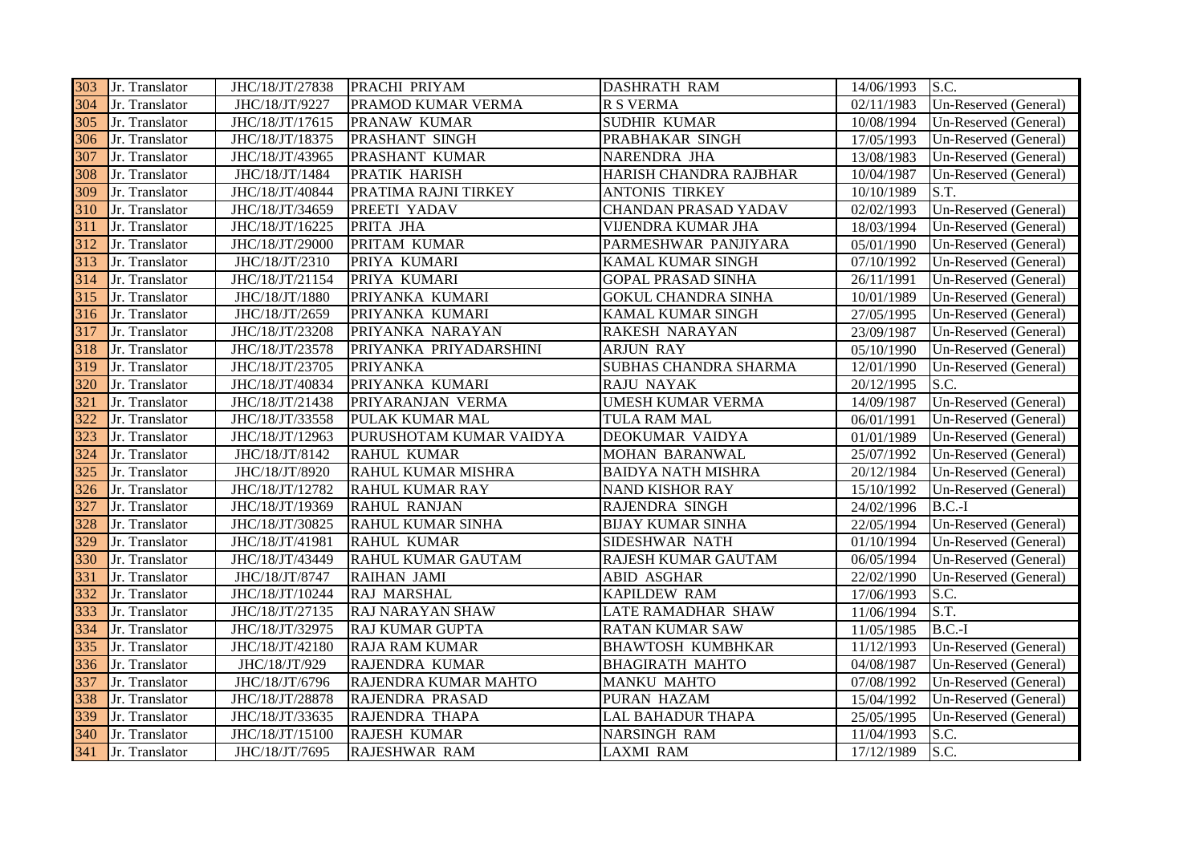| | | | | | | |
|---|---|---|---|---|---|---|
| 303 | Jr. Translator | JHC/18/JT/27838 | PRACHI PRIYAM | DASHRATH RAM | 14/06/1993 | S.C. |
| 304 | Jr. Translator | JHC/18/JT/9227 | PRAMOD KUMAR VERMA | R S VERMA | 02/11/1983 | Un-Reserved (General) |
| 305 | Jr. Translator | JHC/18/JT/17615 | PRANAW KUMAR | SUDHIR KUMAR | 10/08/1994 | Un-Reserved (General) |
| 306 | Jr. Translator | JHC/18/JT/18375 | PRASHANT SINGH | PRABHAKAR SINGH | 17/05/1993 | Un-Reserved (General) |
| 307 | Jr. Translator | JHC/18/JT/43965 | PRASHANT KUMAR | NARENDRA JHA | 13/08/1983 | Un-Reserved (General) |
| 308 | Jr. Translator | JHC/18/JT/1484 | PRATIK HARISH | HARISH CHANDRA RAJBHAR | 10/04/1987 | Un-Reserved (General) |
| 309 | Jr. Translator | JHC/18/JT/40844 | PRATIMA RAJNI TIRKEY | ANTONIS TIRKEY | 10/10/1989 | S.T. |
| 310 | Jr. Translator | JHC/18/JT/34659 | PREETI YADAV | CHANDAN PRASAD YADAV | 02/02/1993 | Un-Reserved (General) |
| 311 | Jr. Translator | JHC/18/JT/16225 | PRITA JHA | VIJENDRA KUMAR JHA | 18/03/1994 | Un-Reserved (General) |
| 312 | Jr. Translator | JHC/18/JT/29000 | PRITAM KUMAR | PARMESHWAR PANJIYARA | 05/01/1990 | Un-Reserved (General) |
| 313 | Jr. Translator | JHC/18/JT/2310 | PRIYA KUMARI | KAMAL KUMAR SINGH | 07/10/1992 | Un-Reserved (General) |
| 314 | Jr. Translator | JHC/18/JT/21154 | PRIYA KUMARI | GOPAL PRASAD SINHA | 26/11/1991 | Un-Reserved (General) |
| 315 | Jr. Translator | JHC/18/JT/1880 | PRIYANKA KUMARI | GOKUL CHANDRA SINHA | 10/01/1989 | Un-Reserved (General) |
| 316 | Jr. Translator | JHC/18/JT/2659 | PRIYANKA KUMARI | KAMAL KUMAR SINGH | 27/05/1995 | Un-Reserved (General) |
| 317 | Jr. Translator | JHC/18/JT/23208 | PRIYANKA NARAYAN | RAKESH NARAYAN | 23/09/1987 | Un-Reserved (General) |
| 318 | Jr. Translator | JHC/18/JT/23578 | PRIYANKA PRIYADARSHINI | ARJUN RAY | 05/10/1990 | Un-Reserved (General) |
| 319 | Jr. Translator | JHC/18/JT/23705 | PRIYANKA | SUBHAS CHANDRA SHARMA | 12/01/1990 | Un-Reserved (General) |
| 320 | Jr. Translator | JHC/18/JT/40834 | PRIYANKA KUMARI | RAJU NAYAK | 20/12/1995 | S.C. |
| 321 | Jr. Translator | JHC/18/JT/21438 | PRIYARANJAN VERMA | UMESH KUMAR VERMA | 14/09/1987 | Un-Reserved (General) |
| 322 | Jr. Translator | JHC/18/JT/33558 | PULAK KUMAR MAL | TULA RAM MAL | 06/01/1991 | Un-Reserved (General) |
| 323 | Jr. Translator | JHC/18/JT/12963 | PURUSHOTAM KUMAR VAIDYA | DEOKUMAR VAIDYA | 01/01/1989 | Un-Reserved (General) |
| 324 | Jr. Translator | JHC/18/JT/8142 | RAHUL KUMAR | MOHAN BARANWAL | 25/07/1992 | Un-Reserved (General) |
| 325 | Jr. Translator | JHC/18/JT/8920 | RAHUL KUMAR MISHRA | BAIDYA NATH MISHRA | 20/12/1984 | Un-Reserved (General) |
| 326 | Jr. Translator | JHC/18/JT/12782 | RAHUL KUMAR RAY | NAND KISHOR RAY | 15/10/1992 | Un-Reserved (General) |
| 327 | Jr. Translator | JHC/18/JT/19369 | RAHUL RANJAN | RAJENDRA SINGH | 24/02/1996 | B.C.-I |
| 328 | Jr. Translator | JHC/18/JT/30825 | RAHUL KUMAR SINHA | BIJAY KUMAR SINHA | 22/05/1994 | Un-Reserved (General) |
| 329 | Jr. Translator | JHC/18/JT/41981 | RAHUL KUMAR | SIDESHWAR NATH | 01/10/1994 | Un-Reserved (General) |
| 330 | Jr. Translator | JHC/18/JT/43449 | RAHUL KUMAR GAUTAM | RAJESH KUMAR GAUTAM | 06/05/1994 | Un-Reserved (General) |
| 331 | Jr. Translator | JHC/18/JT/8747 | RAIHAN JAMI | ABID ASGHAR | 22/02/1990 | Un-Reserved (General) |
| 332 | Jr. Translator | JHC/18/JT/10244 | RAJ MARSHAL | KAPILDEW RAM | 17/06/1993 | S.C. |
| 333 | Jr. Translator | JHC/18/JT/27135 | RAJ NARAYAN SHAW | LATE RAMADHAR SHAW | 11/06/1994 | S.T. |
| 334 | Jr. Translator | JHC/18/JT/32975 | RAJ KUMAR GUPTA | RATAN KUMAR SAW | 11/05/1985 | B.C.-I |
| 335 | Jr. Translator | JHC/18/JT/42180 | RAJA RAM KUMAR | BHAWTOSH KUMBHKAR | 11/12/1993 | Un-Reserved (General) |
| 336 | Jr. Translator | JHC/18/JT/929 | RAJENDRA KUMAR | BHAGIRATH MAHTO | 04/08/1987 | Un-Reserved (General) |
| 337 | Jr. Translator | JHC/18/JT/6796 | RAJENDRA KUMAR MAHTO | MANKU MAHTO | 07/08/1992 | Un-Reserved (General) |
| 338 | Jr. Translator | JHC/18/JT/28878 | RAJENDRA PRASAD | PURAN HAZAM | 15/04/1992 | Un-Reserved (General) |
| 339 | Jr. Translator | JHC/18/JT/33635 | RAJENDRA THAPA | LAL BAHADUR THAPA | 25/05/1995 | Un-Reserved (General) |
| 340 | Jr. Translator | JHC/18/JT/15100 | RAJESH KUMAR | NARSINGH RAM | 11/04/1993 | S.C. |
| 341 | Jr. Translator | JHC/18/JT/7695 | RAJESHWAR RAM | LAXMI RAM | 17/12/1989 | S.C. |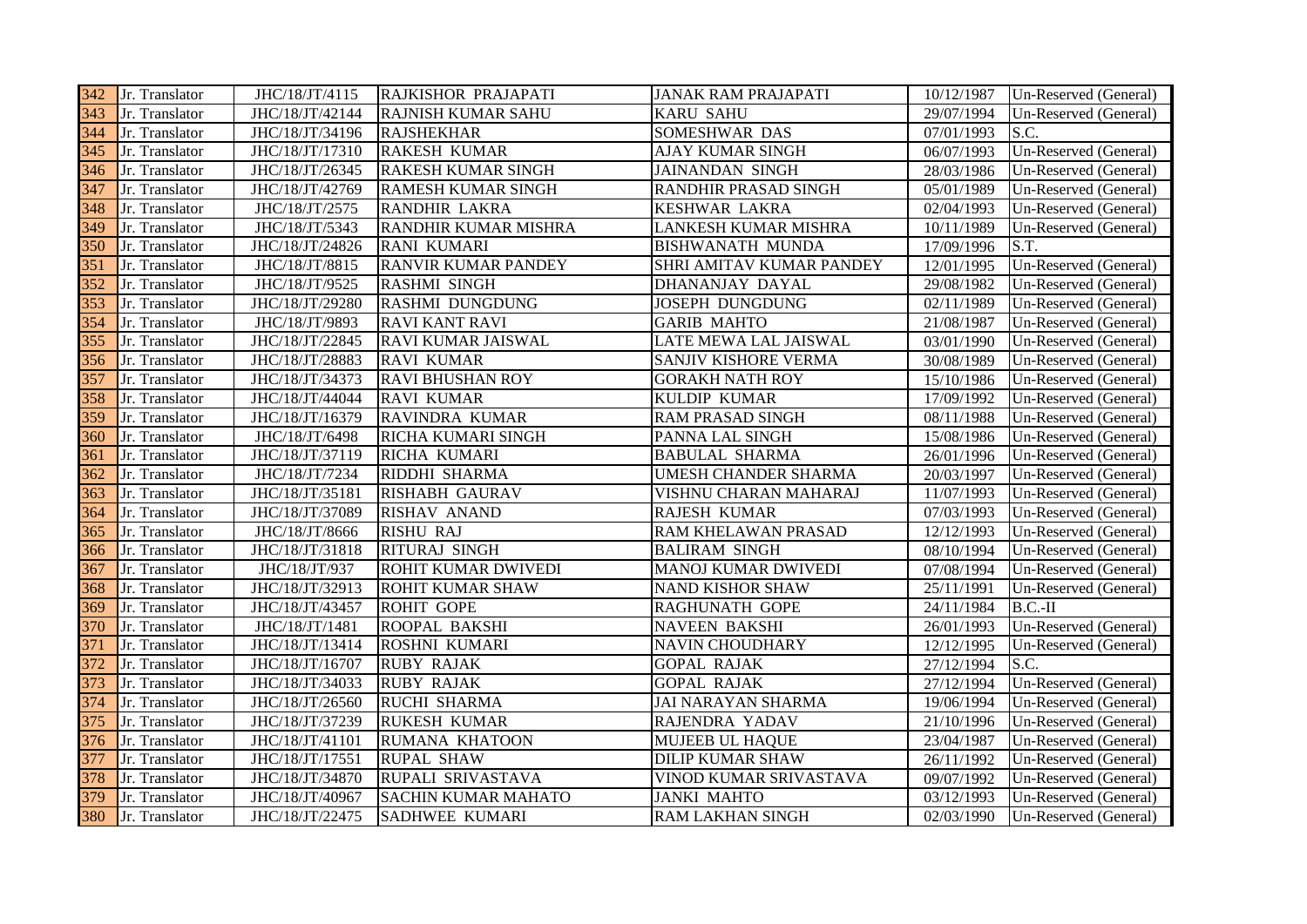| 342 | Jr. Translator | JHC/18/JT/4115 | RAJKISHOR PRAJAPATI | JANAK RAM PRAJAPATI | 10/12/1987 | Un-Reserved (General) |
|---|---|---|---|---|---|---|
| 343 | Jr. Translator | JHC/18/JT/42144 | RAJNISH KUMAR SAHU | KARU SAHU | 29/07/1994 | Un-Reserved (General) |
| 344 | Jr. Translator | JHC/18/JT/34196 | RAJSHEKHAR | SOMESHWAR DAS | 07/01/1993 | S.C. |
| 345 | Jr. Translator | JHC/18/JT/17310 | RAKESH KUMAR | AJAY KUMAR SINGH | 06/07/1993 | Un-Reserved (General) |
| 346 | Jr. Translator | JHC/18/JT/26345 | RAKESH KUMAR SINGH | JAINANDAN SINGH | 28/03/1986 | Un-Reserved (General) |
| 347 | Jr. Translator | JHC/18/JT/42769 | RAMESH KUMAR SINGH | RANDHIR PRASAD SINGH | 05/01/1989 | Un-Reserved (General) |
| 348 | Jr. Translator | JHC/18/JT/2575 | RANDHIR LAKRA | KESHWAR LAKRA | 02/04/1993 | Un-Reserved (General) |
| 349 | Jr. Translator | JHC/18/JT/5343 | RANDHIR KUMAR MISHRA | LANKESH KUMAR MISHRA | 10/11/1989 | Un-Reserved (General) |
| 350 | Jr. Translator | JHC/18/JT/24826 | RANI KUMARI | BISHWANATH MUNDA | 17/09/1996 | S.T. |
| 351 | Jr. Translator | JHC/18/JT/8815 | RANVIR KUMAR PANDEY | SHRI AMITAV KUMAR PANDEY | 12/01/1995 | Un-Reserved (General) |
| 352 | Jr. Translator | JHC/18/JT/9525 | RASHMI SINGH | DHANANJAY DAYAL | 29/08/1982 | Un-Reserved (General) |
| 353 | Jr. Translator | JHC/18/JT/29280 | RASHMI DUNGDUNG | JOSEPH DUNGDUNG | 02/11/1989 | Un-Reserved (General) |
| 354 | Jr. Translator | JHC/18/JT/9893 | RAVI KANT RAVI | GARIB MAHTO | 21/08/1987 | Un-Reserved (General) |
| 355 | Jr. Translator | JHC/18/JT/22845 | RAVI KUMAR JAISWAL | LATE MEWA LAL JAISWAL | 03/01/1990 | Un-Reserved (General) |
| 356 | Jr. Translator | JHC/18/JT/28883 | RAVI KUMAR | SANJIV KISHORE VERMA | 30/08/1989 | Un-Reserved (General) |
| 357 | Jr. Translator | JHC/18/JT/34373 | RAVI BHUSHAN ROY | GORAKH NATH ROY | 15/10/1986 | Un-Reserved (General) |
| 358 | Jr. Translator | JHC/18/JT/44044 | RAVI KUMAR | KULDIP KUMAR | 17/09/1992 | Un-Reserved (General) |
| 359 | Jr. Translator | JHC/18/JT/16379 | RAVINDRA KUMAR | RAM PRASAD SINGH | 08/11/1988 | Un-Reserved (General) |
| 360 | Jr. Translator | JHC/18/JT/6498 | RICHA KUMARI SINGH | PANNA LAL SINGH | 15/08/1986 | Un-Reserved (General) |
| 361 | Jr. Translator | JHC/18/JT/37119 | RICHA KUMARI | BABULAL SHARMA | 26/01/1996 | Un-Reserved (General) |
| 362 | Jr. Translator | JHC/18/JT/7234 | RIDDHI SHARMA | UMESH CHANDER SHARMA | 20/03/1997 | Un-Reserved (General) |
| 363 | Jr. Translator | JHC/18/JT/35181 | RISHABH GAURAV | VISHNU CHARAN MAHARAJ | 11/07/1993 | Un-Reserved (General) |
| 364 | Jr. Translator | JHC/18/JT/37089 | RISHAV ANAND | RAJESH KUMAR | 07/03/1993 | Un-Reserved (General) |
| 365 | Jr. Translator | JHC/18/JT/8666 | RISHU RAJ | RAM KHELAWAN PRASAD | 12/12/1993 | Un-Reserved (General) |
| 366 | Jr. Translator | JHC/18/JT/31818 | RITURAJ SINGH | BALIRAM SINGH | 08/10/1994 | Un-Reserved (General) |
| 367 | Jr. Translator | JHC/18/JT/937 | ROHIT KUMAR DWIVEDI | MANOJ KUMAR DWIVEDI | 07/08/1994 | Un-Reserved (General) |
| 368 | Jr. Translator | JHC/18/JT/32913 | ROHIT KUMAR SHAW | NAND KISHOR SHAW | 25/11/1991 | Un-Reserved (General) |
| 369 | Jr. Translator | JHC/18/JT/43457 | ROHIT GOPE | RAGHUNATH GOPE | 24/11/1984 | B.C.-II |
| 370 | Jr. Translator | JHC/18/JT/1481 | ROOPAL BAKSHI | NAVEEN BAKSHI | 26/01/1993 | Un-Reserved (General) |
| 371 | Jr. Translator | JHC/18/JT/13414 | ROSHNI KUMARI | NAVIN CHOUDHARY | 12/12/1995 | Un-Reserved (General) |
| 372 | Jr. Translator | JHC/18/JT/16707 | RUBY RAJAK | GOPAL RAJAK | 27/12/1994 | S.C. |
| 373 | Jr. Translator | JHC/18/JT/34033 | RUBY RAJAK | GOPAL RAJAK | 27/12/1994 | Un-Reserved (General) |
| 374 | Jr. Translator | JHC/18/JT/26560 | RUCHI SHARMA | JAI NARAYAN SHARMA | 19/06/1994 | Un-Reserved (General) |
| 375 | Jr. Translator | JHC/18/JT/37239 | RUKESH KUMAR | RAJENDRA YADAV | 21/10/1996 | Un-Reserved (General) |
| 376 | Jr. Translator | JHC/18/JT/41101 | RUMANA KHATOON | MUJEEB UL HAQUE | 23/04/1987 | Un-Reserved (General) |
| 377 | Jr. Translator | JHC/18/JT/17551 | RUPAL SHAW | DILIP KUMAR SHAW | 26/11/1992 | Un-Reserved (General) |
| 378 | Jr. Translator | JHC/18/JT/34870 | RUPALI SRIVASTAVA | VINOD KUMAR SRIVASTAVA | 09/07/1992 | Un-Reserved (General) |
| 379 | Jr. Translator | JHC/18/JT/40967 | SACHIN KUMAR MAHATO | JANKI MAHTO | 03/12/1993 | Un-Reserved (General) |
| 380 | Jr. Translator | JHC/18/JT/22475 | SADHWEE KUMARI | RAM LAKHAN SINGH | 02/03/1990 | Un-Reserved (General) |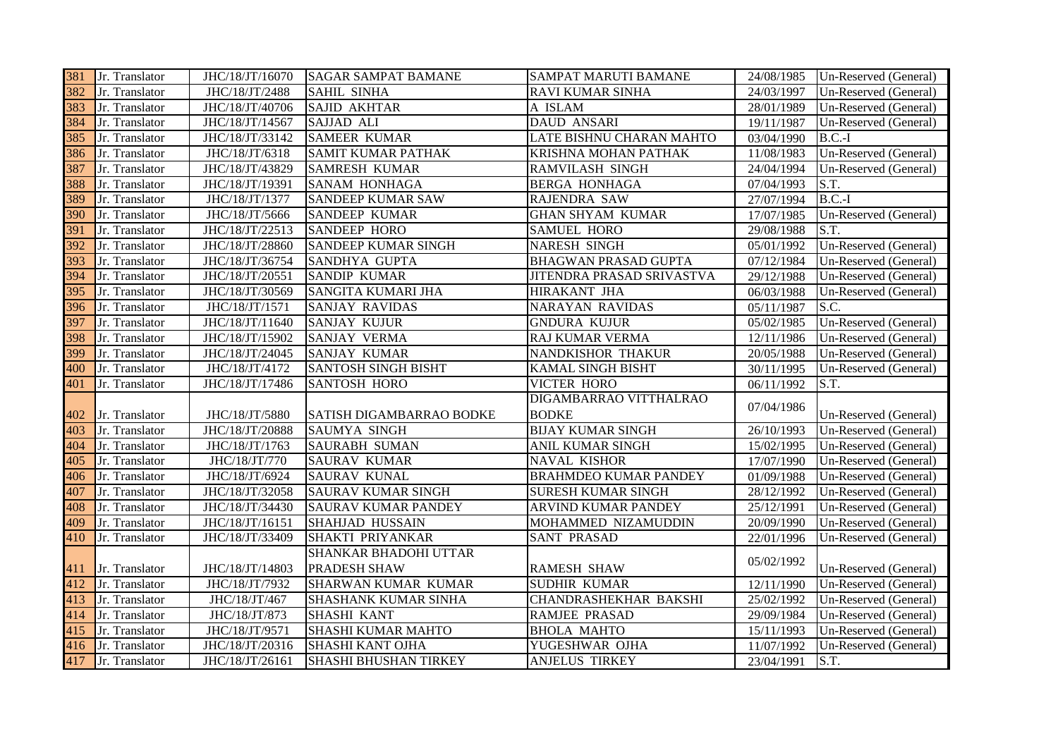| 381 | Jr. Translator | JHC/18/JT/16070 | SAGAR SAMPAT BAMANE | SAMPAT MARUTI BAMANE | 24/08/1985 | Un-Reserved (General) |
|---|---|---|---|---|---|---|
| 382 | Jr. Translator | JHC/18/JT/2488 | SAHIL SINHA | RAVI KUMAR SINHA | 24/03/1997 | Un-Reserved (General) |
| 383 | Jr. Translator | JHC/18/JT/40706 | SAJID AKHTAR | A ISLAM | 28/01/1989 | Un-Reserved (General) |
| 384 | Jr. Translator | JHC/18/JT/14567 | SAJJAD ALI | DAUD ANSARI | 19/11/1987 | Un-Reserved (General) |
| 385 | Jr. Translator | JHC/18/JT/33142 | SAMEER KUMAR | LATE BISHNU CHARAN MAHTO | 03/04/1990 | B.C.-I |
| 386 | Jr. Translator | JHC/18/JT/6318 | SAMIT KUMAR PATHAK | KRISHNA MOHAN PATHAK | 11/08/1983 | Un-Reserved (General) |
| 387 | Jr. Translator | JHC/18/JT/43829 | SAMRESH KUMAR | RAMVILASH SINGH | 24/04/1994 | Un-Reserved (General) |
| 388 | Jr. Translator | JHC/18/JT/19391 | SANAM HONHAGA | BERGA HONHAGA | 07/04/1993 | S.T. |
| 389 | Jr. Translator | JHC/18/JT/1377 | SANDEEP KUMAR SAW | RAJENDRA SAW | 27/07/1994 | B.C.-I |
| 390 | Jr. Translator | JHC/18/JT/5666 | SANDEEP KUMAR | GHAN SHYAM KUMAR | 17/07/1985 | Un-Reserved (General) |
| 391 | Jr. Translator | JHC/18/JT/22513 | SANDEEP HORO | SAMUEL HORO | 29/08/1988 | S.T. |
| 392 | Jr. Translator | JHC/18/JT/28860 | SANDEEP KUMAR SINGH | NARESH SINGH | 05/01/1992 | Un-Reserved (General) |
| 393 | Jr. Translator | JHC/18/JT/36754 | SANDHYA GUPTA | BHAGWAN PRASAD GUPTA | 07/12/1984 | Un-Reserved (General) |
| 394 | Jr. Translator | JHC/18/JT/20551 | SANDIP KUMAR | JITENDRA PRASAD SRIVASTVA | 29/12/1988 | Un-Reserved (General) |
| 395 | Jr. Translator | JHC/18/JT/30569 | SANGITA KUMARI JHA | HIRAKANT JHA | 06/03/1988 | Un-Reserved (General) |
| 396 | Jr. Translator | JHC/18/JT/1571 | SANJAY RAVIDAS | NARAYAN RAVIDAS | 05/11/1987 | S.C. |
| 397 | Jr. Translator | JHC/18/JT/11640 | SANJAY KUJUR | GNDURA KUJUR | 05/02/1985 | Un-Reserved (General) |
| 398 | Jr. Translator | JHC/18/JT/15902 | SANJAY VERMA | RAJ KUMAR VERMA | 12/11/1986 | Un-Reserved (General) |
| 399 | Jr. Translator | JHC/18/JT/24045 | SANJAY KUMAR | NANDKISHOR THAKUR | 20/05/1988 | Un-Reserved (General) |
| 400 | Jr. Translator | JHC/18/JT/4172 | SANTOSH SINGH BISHT | KAMAL SINGH BISHT | 30/11/1995 | Un-Reserved (General) |
| 401 | Jr. Translator | JHC/18/JT/17486 | SANTOSH HORO | VICTER HORO | 06/11/1992 | S.T. |
| 402 | Jr. Translator | JHC/18/JT/5880 | SATISH DIGAMBARRAO BODKE | DIGAMBARRAO VITTHALRAO BODKE | 07/04/1986 | Un-Reserved (General) |
| 403 | Jr. Translator | JHC/18/JT/20888 | SAUMYA SINGH | BIJAY KUMAR SINGH | 26/10/1993 | Un-Reserved (General) |
| 404 | Jr. Translator | JHC/18/JT/1763 | SAURABH SUMAN | ANIL KUMAR SINGH | 15/02/1995 | Un-Reserved (General) |
| 405 | Jr. Translator | JHC/18/JT/770 | SAURAV KUMAR | NAVAL KISHOR | 17/07/1990 | Un-Reserved (General) |
| 406 | Jr. Translator | JHC/18/JT/6924 | SAURAV KUNAL | BRAHMDEO KUMAR PANDEY | 01/09/1988 | Un-Reserved (General) |
| 407 | Jr. Translator | JHC/18/JT/32058 | SAURAV KUMAR SINGH | SURESH KUMAR SINGH | 28/12/1992 | Un-Reserved (General) |
| 408 | Jr. Translator | JHC/18/JT/34430 | SAURAV KUMAR PANDEY | ARVIND KUMAR PANDEY | 25/12/1991 | Un-Reserved (General) |
| 409 | Jr. Translator | JHC/18/JT/16151 | SHAHJAD HUSSAIN | MOHAMMED NIZAMUDDIN | 20/09/1990 | Un-Reserved (General) |
| 410 | Jr. Translator | JHC/18/JT/33409 | SHAKTI PRIYANKAR | SANT PRASAD | 22/01/1996 | Un-Reserved (General) |
| 411 | Jr. Translator | JHC/18/JT/14803 | SHANKAR BHADOHI UTTAR PRADESH SHAW | RAMESH SHAW | 05/02/1992 | Un-Reserved (General) |
| 412 | Jr. Translator | JHC/18/JT/7932 | SHARWAN KUMAR KUMAR | SUDHIR KUMAR | 12/11/1990 | Un-Reserved (General) |
| 413 | Jr. Translator | JHC/18/JT/467 | SHASHANK KUMAR SINHA | CHANDRASHEKHAR BAKSHI | 25/02/1992 | Un-Reserved (General) |
| 414 | Jr. Translator | JHC/18/JT/873 | SHASHI KANT | RAMJEE PRASAD | 29/09/1984 | Un-Reserved (General) |
| 415 | Jr. Translator | JHC/18/JT/9571 | SHASHI KUMAR MAHTO | BHOLA MAHTO | 15/11/1993 | Un-Reserved (General) |
| 416 | Jr. Translator | JHC/18/JT/20316 | SHASHI KANT OJHA | YUGESHWAR OJHA | 11/07/1992 | Un-Reserved (General) |
| 417 | Jr. Translator | JHC/18/JT/26161 | SHASHI BHUSHAN TIRKEY | ANJELUS TIRKEY | 23/04/1991 | S.T. |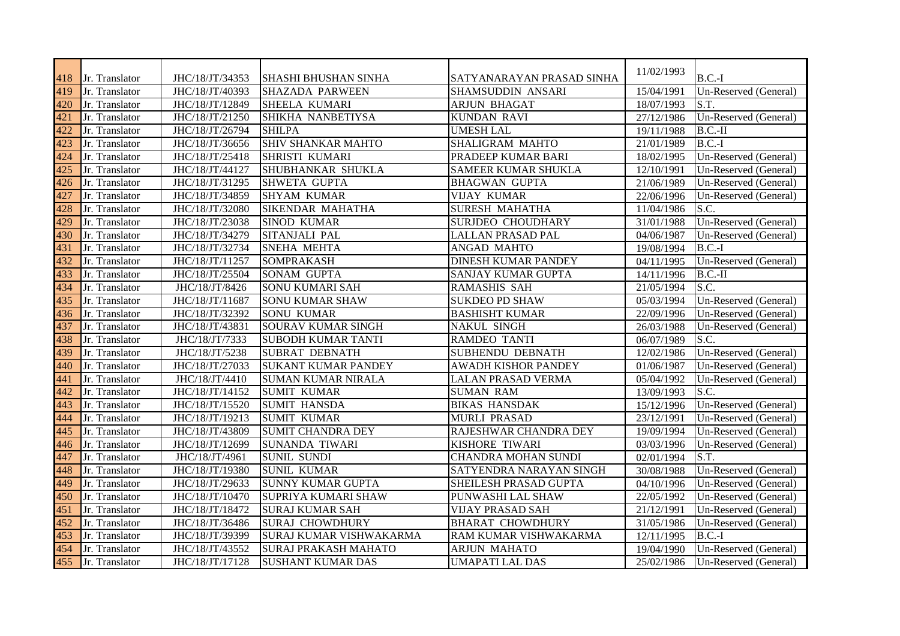| 418 | Jr. Translator | JHC/18/JT/34353 | SHASHI BHUSHAN SINHA | SATYANARAYAN PRASAD SINHA | 11/02/1993 | B.C.-I |
|---|---|---|---|---|---|---|
| 419 | Jr. Translator | JHC/18/JT/40393 | SHAZADA PARWEEN | SHAMSUDDIN ANSARI | 15/04/1991 | Un-Reserved (General) |
| 420 | Jr. Translator | JHC/18/JT/12849 | SHEELA KUMARI | ARJUN BHAGAT | 18/07/1993 | S.T. |
| 421 | Jr. Translator | JHC/18/JT/21250 | SHIKHA NANBETIYSA | KUNDAN RAVI | 27/12/1986 | Un-Reserved (General) |
| 422 | Jr. Translator | JHC/18/JT/26794 | SHILPA | UMESH LAL | 19/11/1988 | B.C.-II |
| 423 | Jr. Translator | JHC/18/JT/36656 | SHIV SHANKAR MAHTO | SHALIGRAM MAHTO | 21/01/1989 | B.C.-I |
| 424 | Jr. Translator | JHC/18/JT/25418 | SHRISTI KUMARI | PRADEEP KUMAR BARI | 18/02/1995 | Un-Reserved (General) |
| 425 | Jr. Translator | JHC/18/JT/44127 | SHUBHANKAR SHUKLA | SAMEER KUMAR SHUKLA | 12/10/1991 | Un-Reserved (General) |
| 426 | Jr. Translator | JHC/18/JT/31295 | SHWETA GUPTA | BHAGWAN GUPTA | 21/06/1989 | Un-Reserved (General) |
| 427 | Jr. Translator | JHC/18/JT/34859 | SHYAM KUMAR | VIJAY KUMAR | 22/06/1996 | Un-Reserved (General) |
| 428 | Jr. Translator | JHC/18/JT/32080 | SIKENDAR MAHATHA | SURESH MAHATHA | 11/04/1986 | S.C. |
| 429 | Jr. Translator | JHC/18/JT/23038 | SINOD KUMAR | SURJDEO CHOUDHARY | 31/01/1988 | Un-Reserved (General) |
| 430 | Jr. Translator | JHC/18/JT/34279 | SITANJALI PAL | LALLAN PRASAD PAL | 04/06/1987 | Un-Reserved (General) |
| 431 | Jr. Translator | JHC/18/JT/32734 | SNEHA MEHTA | ANGAD MAHTO | 19/08/1994 | B.C.-I |
| 432 | Jr. Translator | JHC/18/JT/11257 | SOMPRAKASH | DINESH KUMAR PANDEY | 04/11/1995 | Un-Reserved (General) |
| 433 | Jr. Translator | JHC/18/JT/25504 | SONAM GUPTA | SANJAY KUMAR GUPTA | 14/11/1996 | B.C.-II |
| 434 | Jr. Translator | JHC/18/JT/8426 | SONU KUMARI SAH | RAMASHIS SAH | 21/05/1994 | S.C. |
| 435 | Jr. Translator | JHC/18/JT/11687 | SONU KUMAR SHAW | SUKDEO PD SHAW | 05/03/1994 | Un-Reserved (General) |
| 436 | Jr. Translator | JHC/18/JT/32392 | SONU KUMAR | BASHISHT KUMAR | 22/09/1996 | Un-Reserved (General) |
| 437 | Jr. Translator | JHC/18/JT/43831 | SOURAV KUMAR SINGH | NAKUL SINGH | 26/03/1988 | Un-Reserved (General) |
| 438 | Jr. Translator | JHC/18/JT/7333 | SUBODH KUMAR TANTI | RAMDEO TANTI | 06/07/1989 | S.C. |
| 439 | Jr. Translator | JHC/18/JT/5238 | SUBRAT DEBNATH | SUBHENDU DEBNATH | 12/02/1986 | Un-Reserved (General) |
| 440 | Jr. Translator | JHC/18/JT/27033 | SUKANT KUMAR PANDEY | AWADH KISHOR PANDEY | 01/06/1987 | Un-Reserved (General) |
| 441 | Jr. Translator | JHC/18/JT/4410 | SUMAN KUMAR NIRALA | LALAN PRASAD VERMA | 05/04/1992 | Un-Reserved (General) |
| 442 | Jr. Translator | JHC/18/JT/14152 | SUMIT KUMAR | SUMAN RAM | 13/09/1993 | S.C. |
| 443 | Jr. Translator | JHC/18/JT/15520 | SUMIT HANSDA | BIKAS HANSDAK | 15/12/1996 | Un-Reserved (General) |
| 444 | Jr. Translator | JHC/18/JT/19213 | SUMIT KUMAR | MURLI PRASAD | 23/12/1991 | Un-Reserved (General) |
| 445 | Jr. Translator | JHC/18/JT/43809 | SUMIT CHANDRA DEY | RAJESHWAR CHANDRA DEY | 19/09/1994 | Un-Reserved (General) |
| 446 | Jr. Translator | JHC/18/JT/12699 | SUNANDA TIWARI | KISHORE TIWARI | 03/03/1996 | Un-Reserved (General) |
| 447 | Jr. Translator | JHC/18/JT/4961 | SUNIL SUNDI | CHANDRA MOHAN SUNDI | 02/01/1994 | S.T. |
| 448 | Jr. Translator | JHC/18/JT/19380 | SUNIL KUMAR | SATYENDRA NARAYAN SINGH | 30/08/1988 | Un-Reserved (General) |
| 449 | Jr. Translator | JHC/18/JT/29633 | SUNNY KUMAR GUPTA | SHEILESH PRASAD GUPTA | 04/10/1996 | Un-Reserved (General) |
| 450 | Jr. Translator | JHC/18/JT/10470 | SUPRIYA KUMARI SHAW | PUNWASHI LAL SHAW | 22/05/1992 | Un-Reserved (General) |
| 451 | Jr. Translator | JHC/18/JT/18472 | SURAJ KUMAR SAH | VIJAY PRASAD SAH | 21/12/1991 | Un-Reserved (General) |
| 452 | Jr. Translator | JHC/18/JT/36486 | SURAJ CHOWDHURY | BHARAT CHOWDHURY | 31/05/1986 | Un-Reserved (General) |
| 453 | Jr. Translator | JHC/18/JT/39399 | SURAJ KUMAR VISHWAKARMA | RAM KUMAR VISHWAKARMA | 12/11/1995 | B.C.-I |
| 454 | Jr. Translator | JHC/18/JT/43552 | SURAJ PRAKASH MAHATO | ARJUN MAHATO | 19/04/1990 | Un-Reserved (General) |
| 455 | Jr. Translator | JHC/18/JT/17128 | SUSHANT KUMAR DAS | UMAPATI LAL DAS | 25/02/1986 | Un-Reserved (General) |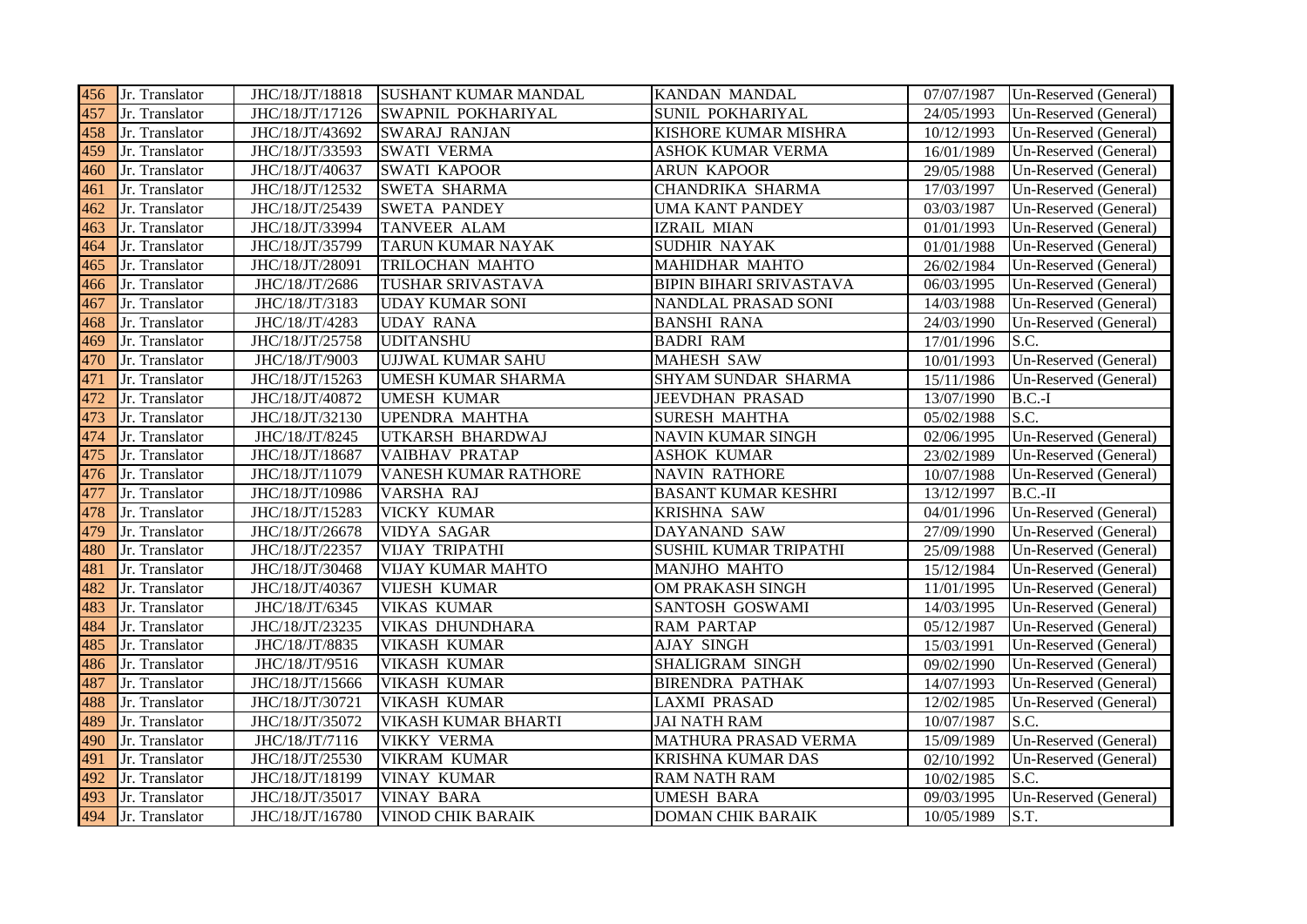| | | | | | | |
|---|---|---|---|---|---|---|
| 456 | Jr. Translator | JHC/18/JT/18818 | SUSHANT KUMAR MANDAL | KANDAN MANDAL | 07/07/1987 | Un-Reserved (General) |
| 457 | Jr. Translator | JHC/18/JT/17126 | SWAPNIL POKHARIYAL | SUNIL POKHARIYAL | 24/05/1993 | Un-Reserved (General) |
| 458 | Jr. Translator | JHC/18/JT/43692 | SWARAJ RANJAN | KISHORE KUMAR MISHRA | 10/12/1993 | Un-Reserved (General) |
| 459 | Jr. Translator | JHC/18/JT/33593 | SWATI VERMA | ASHOK KUMAR VERMA | 16/01/1989 | Un-Reserved (General) |
| 460 | Jr. Translator | JHC/18/JT/40637 | SWATI KAPOOR | ARUN KAPOOR | 29/05/1988 | Un-Reserved (General) |
| 461 | Jr. Translator | JHC/18/JT/12532 | SWETA SHARMA | CHANDRIKA SHARMA | 17/03/1997 | Un-Reserved (General) |
| 462 | Jr. Translator | JHC/18/JT/25439 | SWETA PANDEY | UMA KANT PANDEY | 03/03/1987 | Un-Reserved (General) |
| 463 | Jr. Translator | JHC/18/JT/33994 | TANVEER ALAM | IZRAIL MIAN | 01/01/1993 | Un-Reserved (General) |
| 464 | Jr. Translator | JHC/18/JT/35799 | TARUN KUMAR NAYAK | SUDHIR NAYAK | 01/01/1988 | Un-Reserved (General) |
| 465 | Jr. Translator | JHC/18/JT/28091 | TRILOCHAN MAHTO | MAHIDHAR MAHTO | 26/02/1984 | Un-Reserved (General) |
| 466 | Jr. Translator | JHC/18/JT/2686 | TUSHAR SRIVASTAVA | BIPIN BIHARI SRIVASTAVA | 06/03/1995 | Un-Reserved (General) |
| 467 | Jr. Translator | JHC/18/JT/3183 | UDAY KUMAR SONI | NANDLAL PRASAD SONI | 14/03/1988 | Un-Reserved (General) |
| 468 | Jr. Translator | JHC/18/JT/4283 | UDAY RANA | BANSHI RANA | 24/03/1990 | Un-Reserved (General) |
| 469 | Jr. Translator | JHC/18/JT/25758 | UDITANSHU | BADRI RAM | 17/01/1996 | S.C. |
| 470 | Jr. Translator | JHC/18/JT/9003 | UJJWAL KUMAR SAHU | MAHESH SAW | 10/01/1993 | Un-Reserved (General) |
| 471 | Jr. Translator | JHC/18/JT/15263 | UMESH KUMAR SHARMA | SHYAM SUNDAR SHARMA | 15/11/1986 | Un-Reserved (General) |
| 472 | Jr. Translator | JHC/18/JT/40872 | UMESH KUMAR | JEEVDHAN PRASAD | 13/07/1990 | B.C.-I |
| 473 | Jr. Translator | JHC/18/JT/32130 | UPENDRA MAHTHA | SURESH MAHTHA | 05/02/1988 | S.C. |
| 474 | Jr. Translator | JHC/18/JT/8245 | UTKARSH BHARDWAJ | NAVIN KUMAR SINGH | 02/06/1995 | Un-Reserved (General) |
| 475 | Jr. Translator | JHC/18/JT/18687 | VAIBHAV PRATAP | ASHOK KUMAR | 23/02/1989 | Un-Reserved (General) |
| 476 | Jr. Translator | JHC/18/JT/11079 | VANESH KUMAR RATHORE | NAVIN RATHORE | 10/07/1988 | Un-Reserved (General) |
| 477 | Jr. Translator | JHC/18/JT/10986 | VARSHA RAJ | BASANT KUMAR KESHRI | 13/12/1997 | B.C.-II |
| 478 | Jr. Translator | JHC/18/JT/15283 | VICKY KUMAR | KRISHNA SAW | 04/01/1996 | Un-Reserved (General) |
| 479 | Jr. Translator | JHC/18/JT/26678 | VIDYA SAGAR | DAYANAND SAW | 27/09/1990 | Un-Reserved (General) |
| 480 | Jr. Translator | JHC/18/JT/22357 | VIJAY TRIPATHI | SUSHIL KUMAR TRIPATHI | 25/09/1988 | Un-Reserved (General) |
| 481 | Jr. Translator | JHC/18/JT/30468 | VIJAY KUMAR MAHTO | MANJHO MAHTO | 15/12/1984 | Un-Reserved (General) |
| 482 | Jr. Translator | JHC/18/JT/40367 | VIJESH KUMAR | OM PRAKASH SINGH | 11/01/1995 | Un-Reserved (General) |
| 483 | Jr. Translator | JHC/18/JT/6345 | VIKAS KUMAR | SANTOSH GOSWAMI | 14/03/1995 | Un-Reserved (General) |
| 484 | Jr. Translator | JHC/18/JT/23235 | VIKAS DHUNDHARA | RAM PARTAP | 05/12/1987 | Un-Reserved (General) |
| 485 | Jr. Translator | JHC/18/JT/8835 | VIKASH KUMAR | AJAY SINGH | 15/03/1991 | Un-Reserved (General) |
| 486 | Jr. Translator | JHC/18/JT/9516 | VIKASH KUMAR | SHALIGRAM SINGH | 09/02/1990 | Un-Reserved (General) |
| 487 | Jr. Translator | JHC/18/JT/15666 | VIKASH KUMAR | BIRENDRA PATHAK | 14/07/1993 | Un-Reserved (General) |
| 488 | Jr. Translator | JHC/18/JT/30721 | VIKASH KUMAR | LAXMI PRASAD | 12/02/1985 | Un-Reserved (General) |
| 489 | Jr. Translator | JHC/18/JT/35072 | VIKASH KUMAR BHARTI | JAI NATH RAM | 10/07/1987 | S.C. |
| 490 | Jr. Translator | JHC/18/JT/7116 | VIKKY VERMA | MATHURA PRASAD VERMA | 15/09/1989 | Un-Reserved (General) |
| 491 | Jr. Translator | JHC/18/JT/25530 | VIKRAM KUMAR | KRISHNA KUMAR DAS | 02/10/1992 | Un-Reserved (General) |
| 492 | Jr. Translator | JHC/18/JT/18199 | VINAY KUMAR | RAM NATH RAM | 10/02/1985 | S.C. |
| 493 | Jr. Translator | JHC/18/JT/35017 | VINAY BARA | UMESH BARA | 09/03/1995 | Un-Reserved (General) |
| 494 | Jr. Translator | JHC/18/JT/16780 | VINOD CHIK BARAIK | DOMAN CHIK BARAIK | 10/05/1989 | S.T. |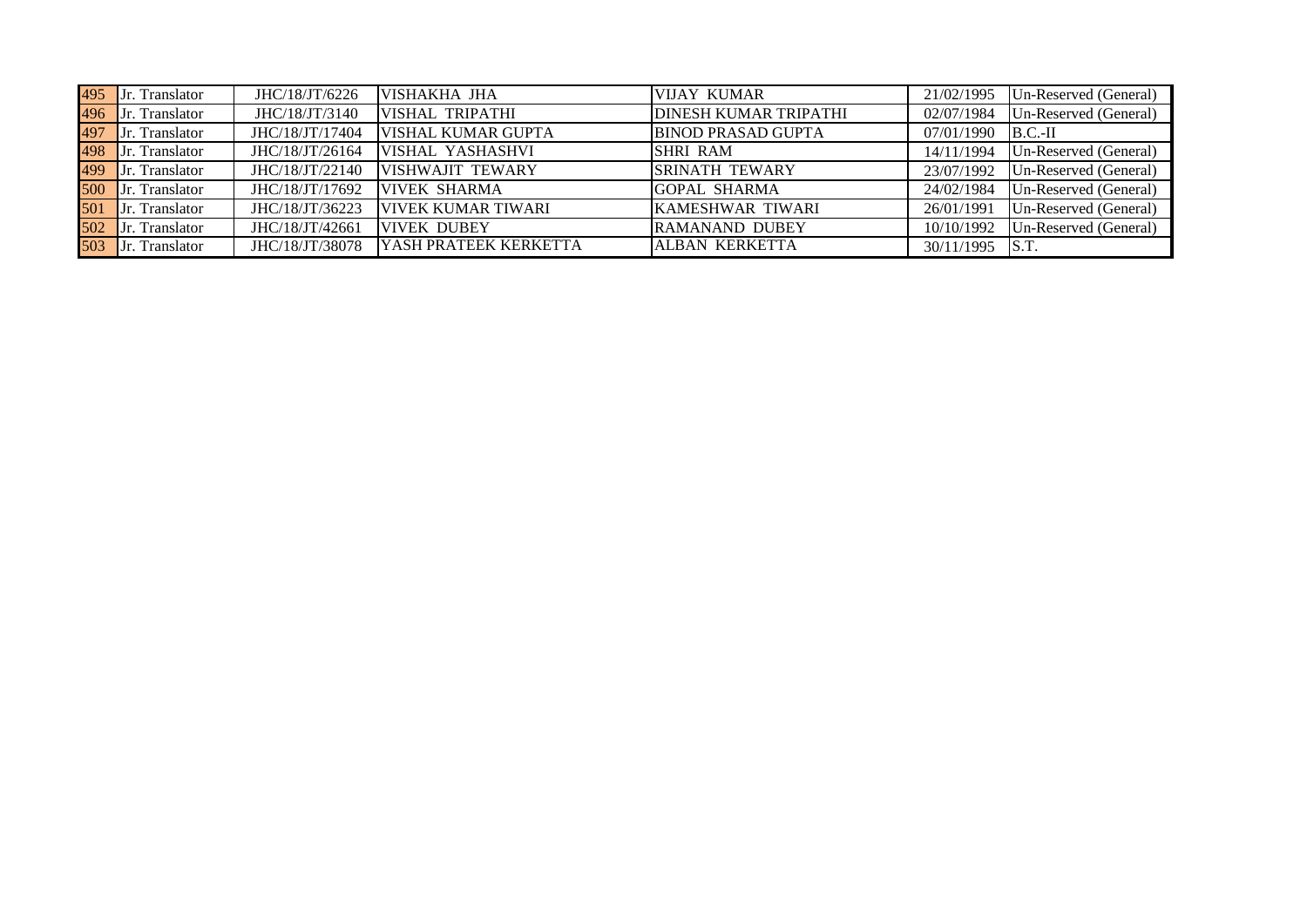| | | | | | | |
|---|---|---|---|---|---|---|
| 495 | Jr. Translator | JHC/18/JT/6226 | VISHAKHA JHA | VIJAY KUMAR | 21/02/1995 | Un-Reserved (General) |
| 496 | Jr. Translator | JHC/18/JT/3140 | VISHAL TRIPATHI | DINESH KUMAR TRIPATHI | 02/07/1984 | Un-Reserved (General) |
| 497 | Jr. Translator | JHC/18/JT/17404 | VISHAL KUMAR GUPTA | BINOD PRASAD GUPTA | 07/01/1990 | B.C.-II |
| 498 | Jr. Translator | JHC/18/JT/26164 | VISHAL YASHASHVI | SHRI RAM | 14/11/1994 | Un-Reserved (General) |
| 499 | Jr. Translator | JHC/18/JT/22140 | VISHWAJIT TEWARY | SRINATH TEWARY | 23/07/1992 | Un-Reserved (General) |
| 500 | Jr. Translator | JHC/18/JT/17692 | VIVEK SHARMA | GOPAL SHARMA | 24/02/1984 | Un-Reserved (General) |
| 501 | Jr. Translator | JHC/18/JT/36223 | VIVEK KUMAR TIWARI | KAMESHWAR TIWARI | 26/01/1991 | Un-Reserved (General) |
| 502 | Jr. Translator | JHC/18/JT/42661 | VIVEK DUBEY | RAMANAND DUBEY | 10/10/1992 | Un-Reserved (General) |
| 503 | Jr. Translator | JHC/18/JT/38078 | YASH PRATEEK KERKETTA | ALBAN KERKETTA | 30/11/1995 | S.T. |